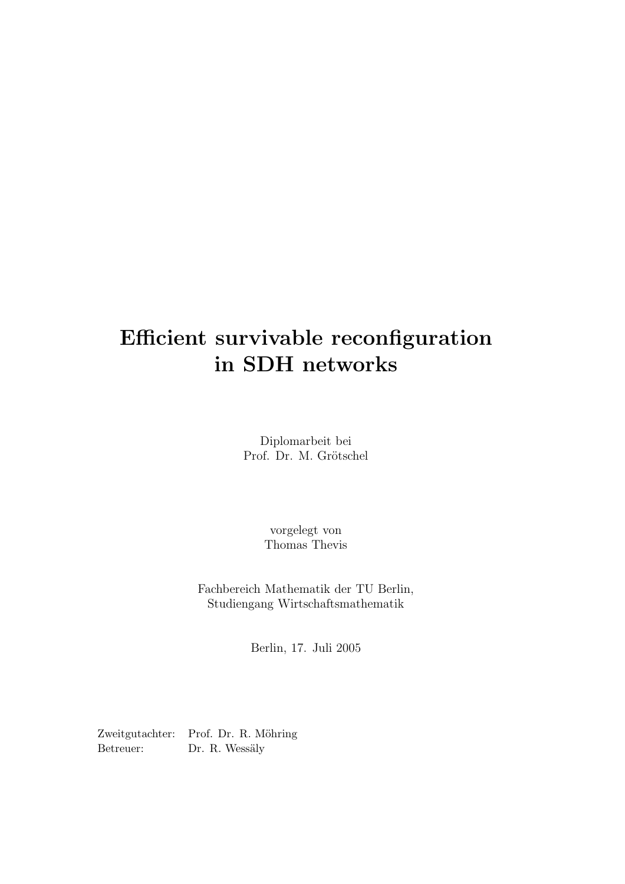# Efficient survivable reconfiguration in SDH networks

Diplomarbeit bei
Prof. Dr. M. Grötschel

vorgelegt von
Thomas Thevis

Fachbereich Mathematik der TU Berlin,
Studiengang Wirtschaftsmathematik

Berlin, 17. Juli 2005

Zweitgutachter: Prof. Dr. R. Möhring
Betreuer: Dr. R. Wessäly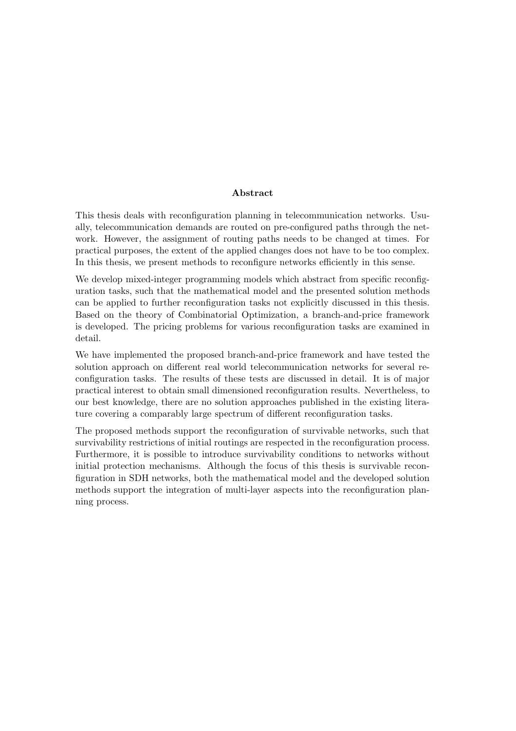## Abstract

This thesis deals with reconfiguration planning in telecommunication networks. Usually, telecommunication demands are routed on pre-configured paths through the network. However, the assignment of routing paths needs to be changed at times. For practical purposes, the extent of the applied changes does not have to be too complex. In this thesis, we present methods to reconfigure networks efficiently in this sense.

We develop mixed-integer programming models which abstract from specific reconfiguration tasks, such that the mathematical model and the presented solution methods can be applied to further reconfiguration tasks not explicitly discussed in this thesis. Based on the theory of Combinatorial Optimization, a branch-and-price framework is developed. The pricing problems for various reconfiguration tasks are examined in detail.

We have implemented the proposed branch-and-price framework and have tested the solution approach on different real world telecommunication networks for several reconfiguration tasks. The results of these tests are discussed in detail. It is of major practical interest to obtain small dimensioned reconfiguration results. Nevertheless, to our best knowledge, there are no solution approaches published in the existing literature covering a comparably large spectrum of different reconfiguration tasks.

The proposed methods support the reconfiguration of survivable networks, such that survivability restrictions of initial routings are respected in the reconfiguration process. Furthermore, it is possible to introduce survivability conditions to networks without initial protection mechanisms. Although the focus of this thesis is survivable reconfiguration in SDH networks, both the mathematical model and the developed solution methods support the integration of multi-layer aspects into the reconfiguration planning process.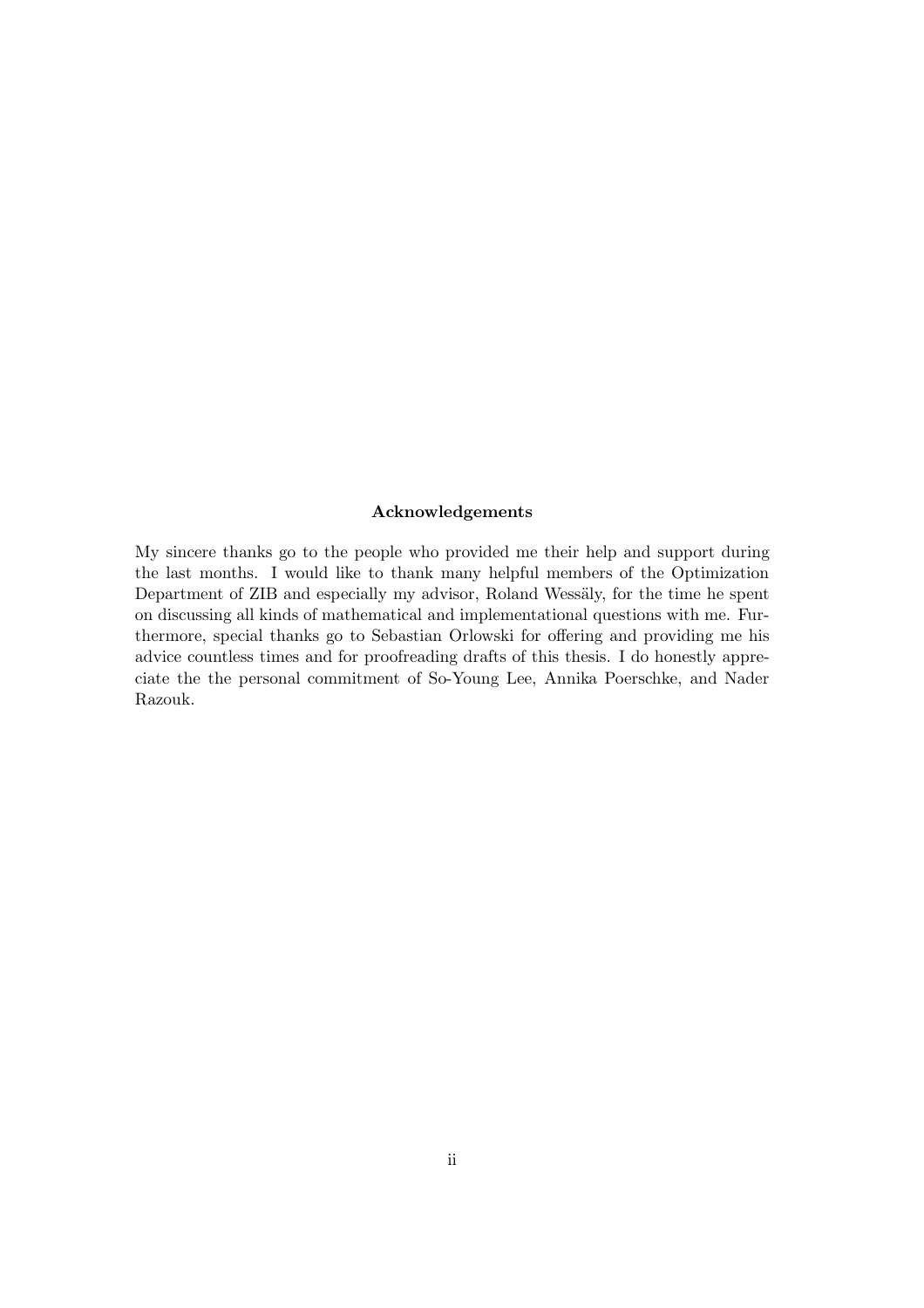**Acknowledgements**

My sincere thanks go to the people who provided me their help and support during the last months. I would like to thank many helpful members of the Optimization Department of ZIB and especially my advisor, Roland Wessäly, for the time he spent on discussing all kinds of mathematical and implementational questions with me. Furthermore, special thanks go to Sebastian Orlowski for offering and providing me his advice countless times and for proofreading drafts of this thesis. I do honestly appreciate the the personal commitment of So-Young Lee, Annika Poerschke, and Nader Razouk.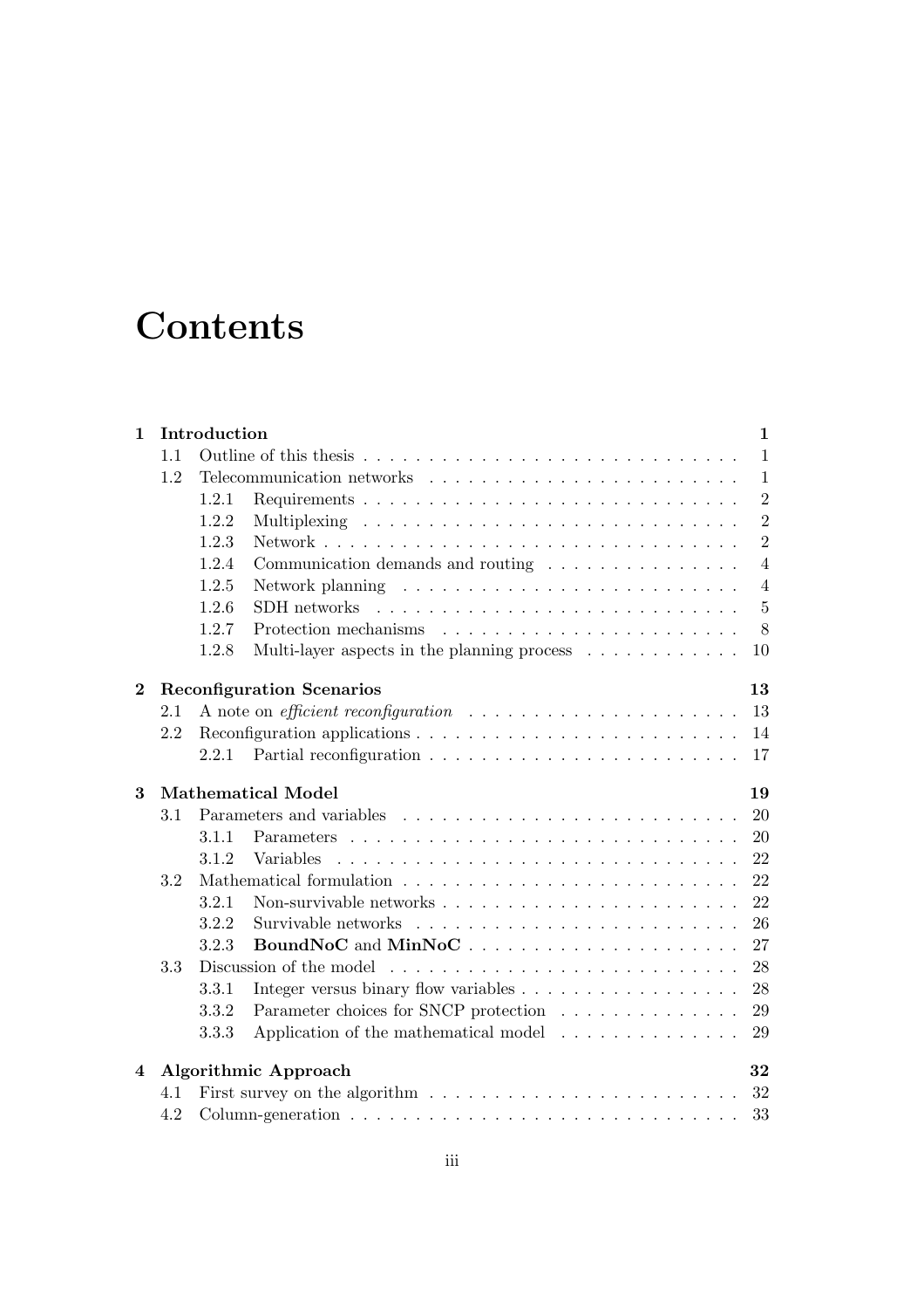# Contents

| | | | |
|---|---|---|---|
| **1** | **Introduction** | | **1** |
| | 1.1 | Outline of this thesis | 1 |
| | 1.2 | Telecommunication networks | 1 |
| | | 1.2.1 Requirements | 2 |
| | | 1.2.2 Multiplexing | 2 |
| | | 1.2.3 Network | 2 |
| | | 1.2.4 Communication demands and routing | 4 |
| | | 1.2.5 Network planning | 4 |
| | | 1.2.6 SDH networks | 5 |
| | | 1.2.7 Protection mechanisms | 8 |
| | | 1.2.8 Multi-layer aspects in the planning process | 10 |
| **2** | **Reconfiguration Scenarios** | | **13** |
| | 2.1 | A note on *efficient reconfiguration* | 13 |
| | 2.2 | Reconfiguration applications | 14 |
| | | 2.2.1 Partial reconfiguration | 17 |
| **3** | **Mathematical Model** | | **19** |
| | 3.1 | Parameters and variables | 20 |
| | | 3.1.1 Parameters | 20 |
| | | 3.1.2 Variables | 22 |
| | 3.2 | Mathematical formulation | 22 |
| | | 3.2.1 Non-survivable networks | 22 |
| | | 3.2.2 Survivable networks | 26 |
| | | 3.2.3 **BoundNoC** and **MinNoC** | 27 |
| | 3.3 | Discussion of the model | 28 |
| | | 3.3.1 Integer versus binary flow variables | 28 |
| | | 3.3.2 Parameter choices for SNCP protection | 29 |
| | | 3.3.3 Application of the mathematical model | 29 |
| **4** | **Algorithmic Approach** | | **32** |
| | 4.1 | First survey on the algorithm | 32 |
| | 4.2 | Column-generation | 33 |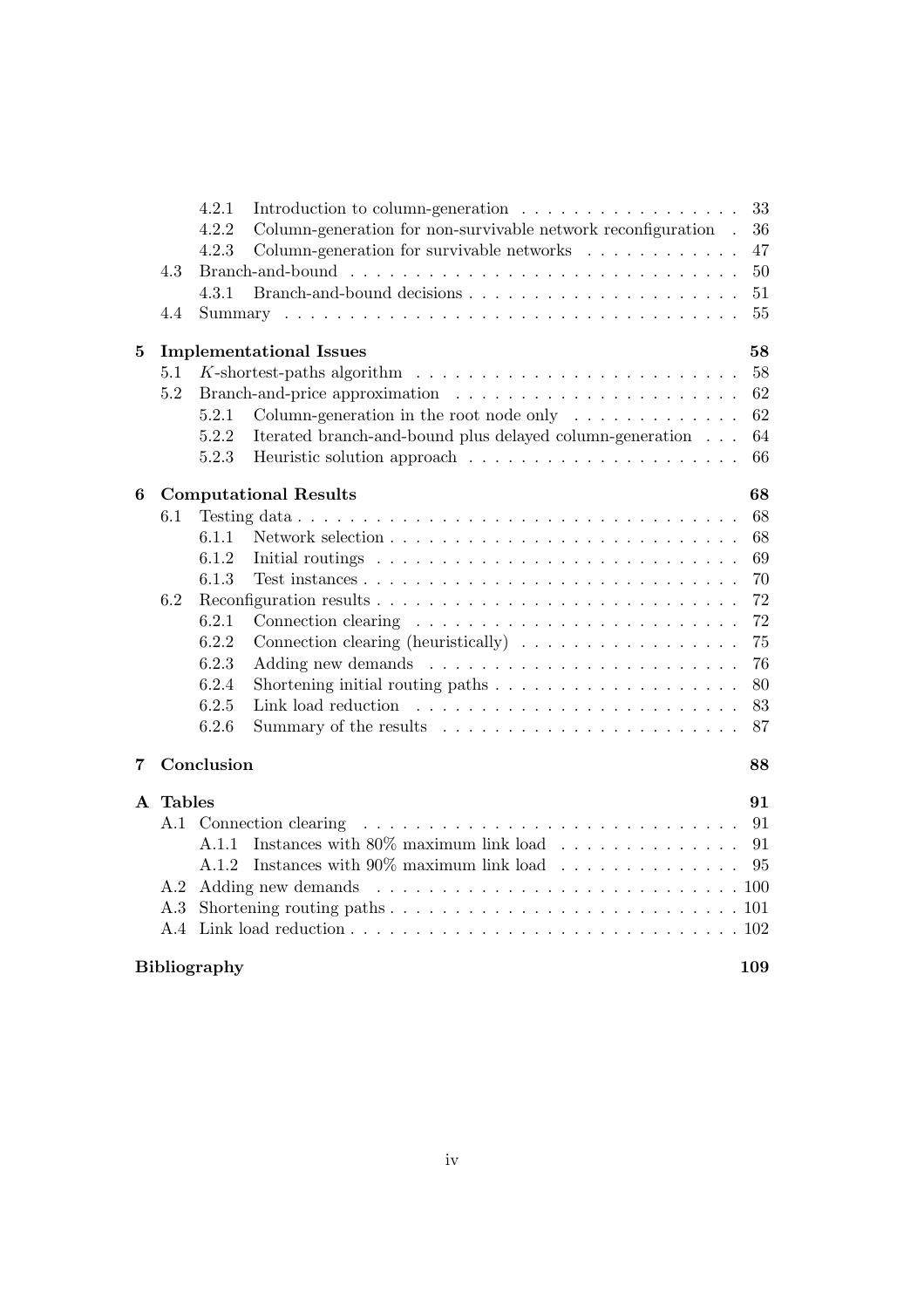- 4.2.1 Introduction to column-generation . . . 33
- 4.2.2 Column-generation for non-survivable network reconfiguration . 36
- 4.2.3 Column-generation for survivable networks . . . 47
- 4.3 Branch-and-bound . . . 50
  - 4.3.1 Branch-and-bound decisions . . . 51
- 4.4 Summary . . . 55

**5 Implementational Issues** **58**
- 5.1 $K$-shortest-paths algorithm . . . 58
- 5.2 Branch-and-price approximation . . . 62
  - 5.2.1 Column-generation in the root node only . . . 62
  - 5.2.2 Iterated branch-and-bound plus delayed column-generation . . . 64
  - 5.2.3 Heuristic solution approach . . . 66

**6 Computational Results** **68**
- 6.1 Testing data . . . 68
  - 6.1.1 Network selection . . . 68
  - 6.1.2 Initial routings . . . 69
  - 6.1.3 Test instances . . . 70
- 6.2 Reconfiguration results . . . 72
  - 6.2.1 Connection clearing . . . 72
  - 6.2.2 Connection clearing (heuristically) . . . 75
  - 6.2.3 Adding new demands . . . 76
  - 6.2.4 Shortening initial routing paths . . . 80
  - 6.2.5 Link load reduction . . . 83
  - 6.2.6 Summary of the results . . . 87

**7 Conclusion** **88**

**A Tables** **91**
- A.1 Connection clearing . . . 91
  - A.1.1 Instances with 80% maximum link load . . . 91
  - A.1.2 Instances with 90% maximum link load . . . 95
- A.2 Adding new demands . . . 100
- A.3 Shortening routing paths . . . 101
- A.4 Link load reduction . . . 102

**Bibliography** **109**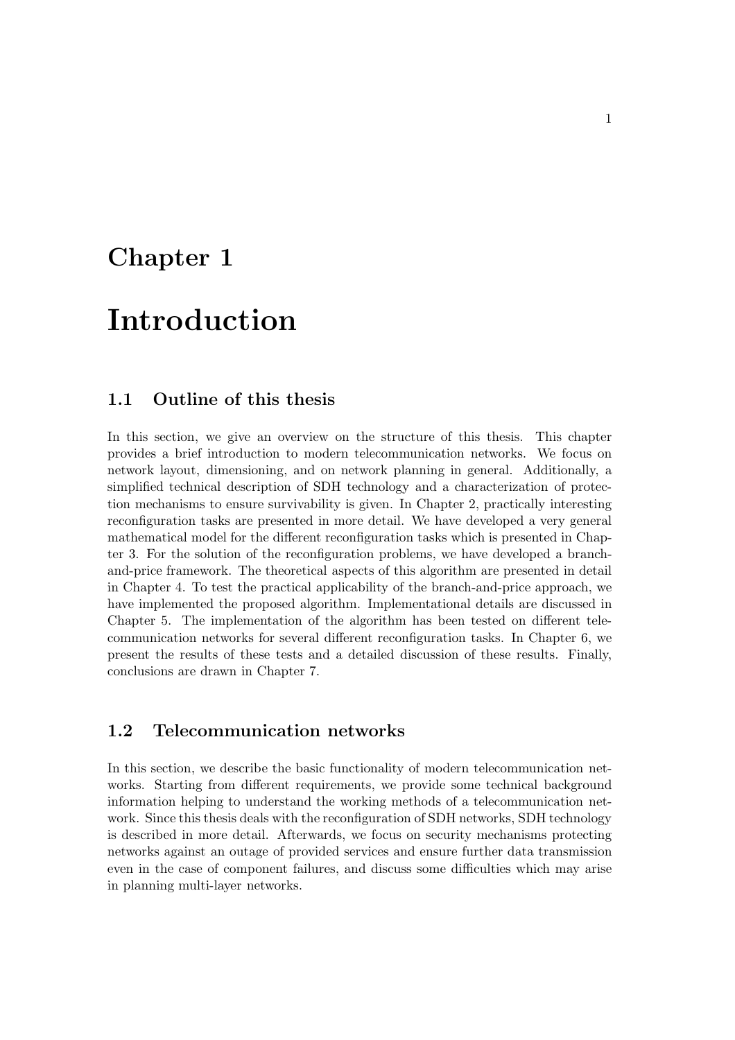# Chapter 1

# Introduction

## 1.1 Outline of this thesis

In this section, we give an overview on the structure of this thesis. This chapter provides a brief introduction to modern telecommunication networks. We focus on network layout, dimensioning, and on network planning in general. Additionally, a simplified technical description of SDH technology and a characterization of protection mechanisms to ensure survivability is given. In Chapter 2, practically interesting reconfiguration tasks are presented in more detail. We have developed a very general mathematical model for the different reconfiguration tasks which is presented in Chapter 3. For the solution of the reconfiguration problems, we have developed a branch-and-price framework. The theoretical aspects of this algorithm are presented in detail in Chapter 4. To test the practical applicability of the branch-and-price approach, we have implemented the proposed algorithm. Implementational details are discussed in Chapter 5. The implementation of the algorithm has been tested on different telecommunication networks for several different reconfiguration tasks. In Chapter 6, we present the results of these tests and a detailed discussion of these results. Finally, conclusions are drawn in Chapter 7.

## 1.2 Telecommunication networks

In this section, we describe the basic functionality of modern telecommunication networks. Starting from different requirements, we provide some technical background information helping to understand the working methods of a telecommunication network. Since this thesis deals with the reconfiguration of SDH networks, SDH technology is described in more detail. Afterwards, we focus on security mechanisms protecting networks against an outage of provided services and ensure further data transmission even in the case of component failures, and discuss some difficulties which may arise in planning multi-layer networks.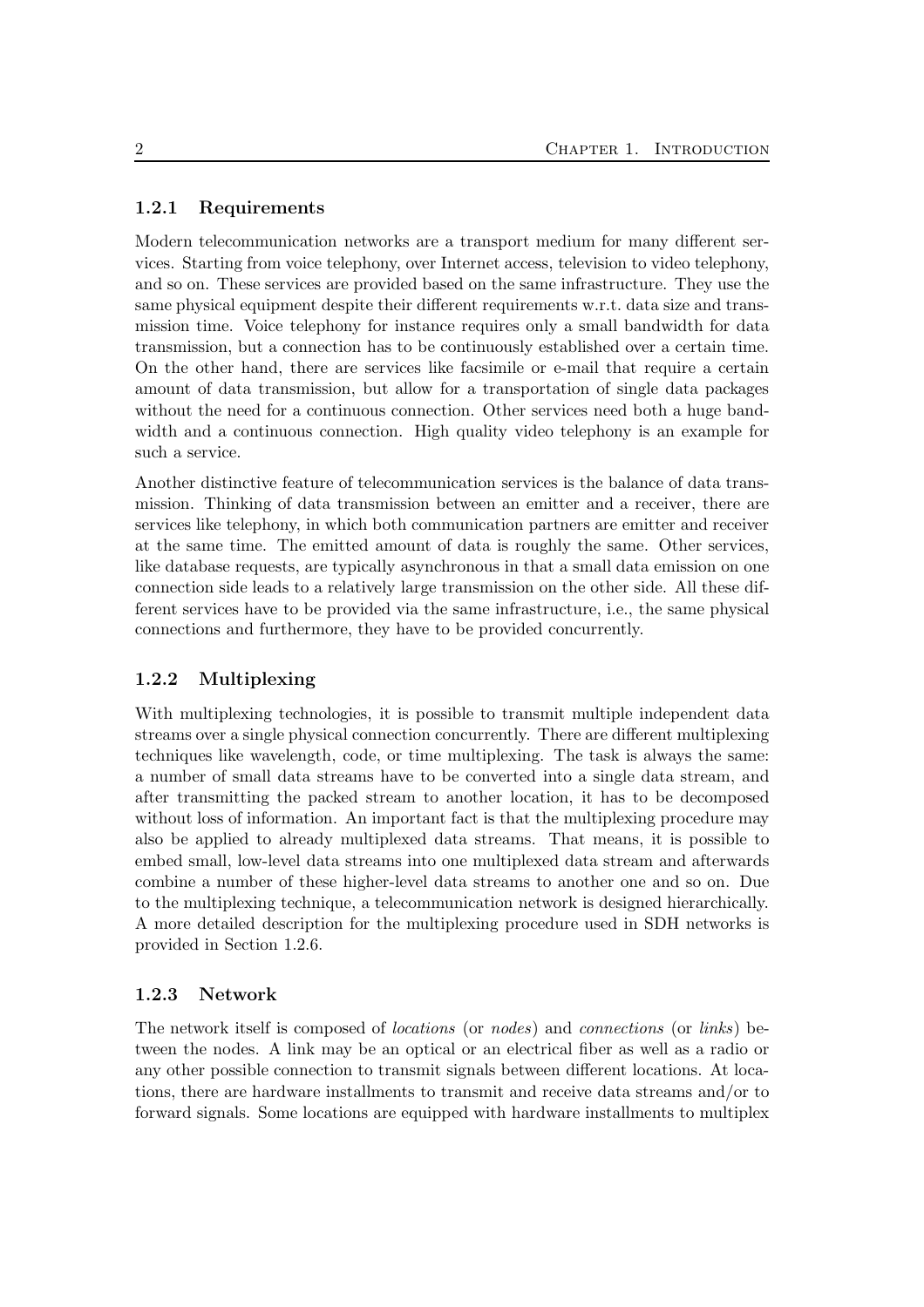### 1.2.1 Requirements

Modern telecommunication networks are a transport medium for many different services. Starting from voice telephony, over Internet access, television to video telephony, and so on. These services are provided based on the same infrastructure. They use the same physical equipment despite their different requirements w.r.t. data size and transmission time. Voice telephony for instance requires only a small bandwidth for data transmission, but a connection has to be continuously established over a certain time. On the other hand, there are services like facsimile or e-mail that require a certain amount of data transmission, but allow for a transportation of single data packages without the need for a continuous connection. Other services need both a huge bandwidth and a continuous connection. High quality video telephony is an example for such a service.

Another distinctive feature of telecommunication services is the balance of data transmission. Thinking of data transmission between an emitter and a receiver, there are services like telephony, in which both communication partners are emitter and receiver at the same time. The emitted amount of data is roughly the same. Other services, like database requests, are typically asynchronous in that a small data emission on one connection side leads to a relatively large transmission on the other side. All these different services have to be provided via the same infrastructure, i.e., the same physical connections and furthermore, they have to be provided concurrently.

### 1.2.2 Multiplexing

With multiplexing technologies, it is possible to transmit multiple independent data streams over a single physical connection concurrently. There are different multiplexing techniques like wavelength, code, or time multiplexing. The task is always the same: a number of small data streams have to be converted into a single data stream, and after transmitting the packed stream to another location, it has to be decomposed without loss of information. An important fact is that the multiplexing procedure may also be applied to already multiplexed data streams. That means, it is possible to embed small, low-level data streams into one multiplexed data stream and afterwards combine a number of these higher-level data streams to another one and so on. Due to the multiplexing technique, a telecommunication network is designed hierarchically. A more detailed description for the multiplexing procedure used in SDH networks is provided in Section 1.2.6.

### 1.2.3 Network

The network itself is composed of *locations* (or *nodes*) and *connections* (or *links*) between the nodes. A link may be an optical or an electrical fiber as well as a radio or any other possible connection to transmit signals between different locations. At locations, there are hardware installments to transmit and receive data streams and/or to forward signals. Some locations are equipped with hardware installments to multiplex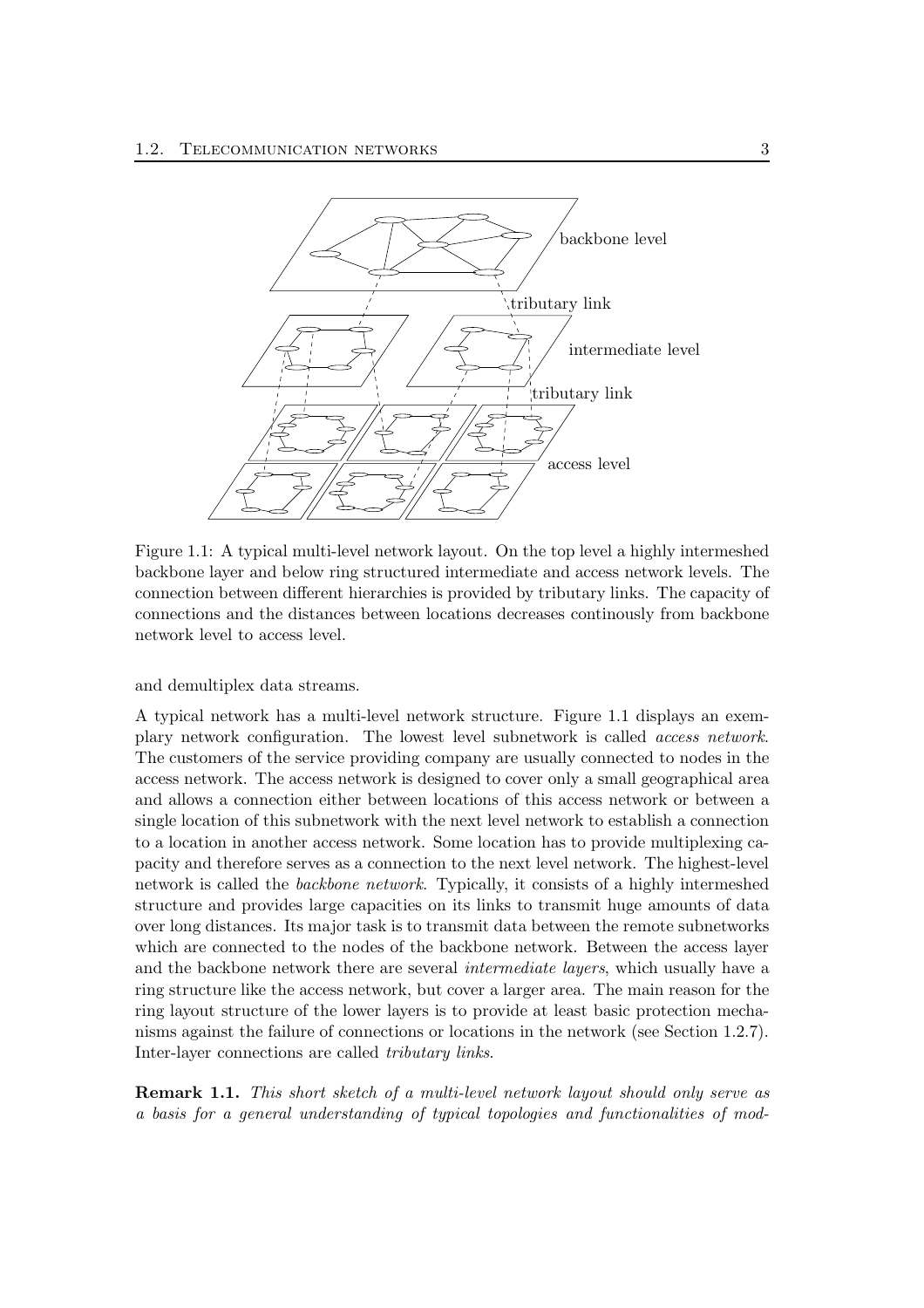Figure 1.1: A typical multi-level network layout. On the top level a highly intermeshed backbone layer and below ring structured intermediate and access network levels. The connection between different hierarchies is provided by tributary links. The capacity of connections and the distances between locations decreases continously from backbone network level to access level.

and demultiplex data streams.

A typical network has a multi-level network structure. Figure 1.1 displays an exemplary network configuration. The lowest level subnetwork is called *access network*. The customers of the service providing company are usually connected to nodes in the access network. The access network is designed to cover only a small geographical area and allows a connection either between locations of this access network or between a single location of this subnetwork with the next level network to establish a connection to a location in another access network. Some location has to provide multiplexing capacity and therefore serves as a connection to the next level network. The highest-level network is called the *backbone network*. Typically, it consists of a highly intermeshed structure and provides large capacities on its links to transmit huge amounts of data over long distances. Its major task is to transmit data between the remote subnetworks which are connected to the nodes of the backbone network. Between the access layer and the backbone network there are several *intermediate layers*, which usually have a ring structure like the access network, but cover a larger area. The main reason for the ring layout structure of the lower layers is to provide at least basic protection mechanisms against the failure of connections or locations in the network (see Section 1.2.7). Inter-layer connections are called *tributary links*.

**Remark 1.1.** *This short sketch of a multi-level network layout should only serve as a basis for a general understanding of typical topologies and functionalities of mod-*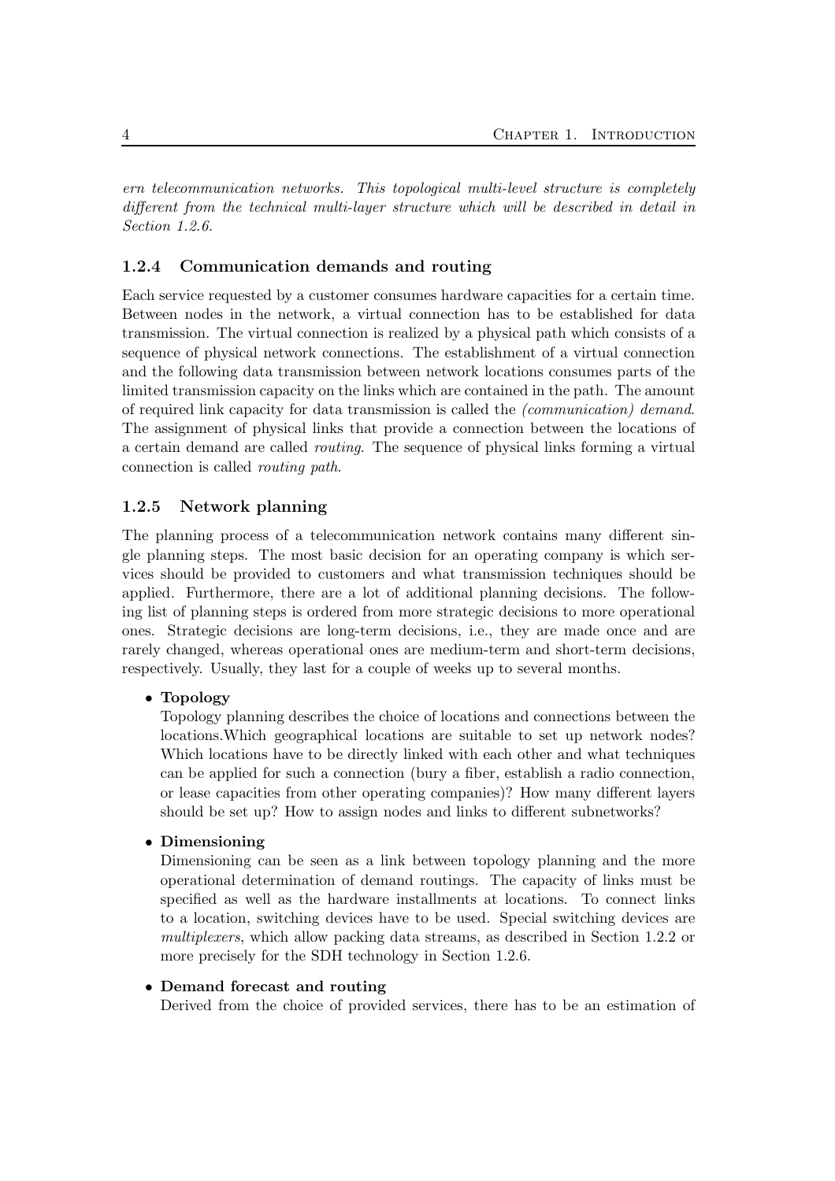*ern telecommunication networks. This topological multi-level structure is completely different from the technical multi-layer structure which will be described in detail in Section 1.2.6.*

### 1.2.4 Communication demands and routing

Each service requested by a customer consumes hardware capacities for a certain time. Between nodes in the network, a virtual connection has to be established for data transmission. The virtual connection is realized by a physical path which consists of a sequence of physical network connections. The establishment of a virtual connection and the following data transmission between network locations consumes parts of the limited transmission capacity on the links which are contained in the path. The amount of required link capacity for data transmission is called the *(communication) demand*. The assignment of physical links that provide a connection between the locations of a certain demand are called *routing*. The sequence of physical links forming a virtual connection is called *routing path*.

### 1.2.5 Network planning

The planning process of a telecommunication network contains many different single planning steps. The most basic decision for an operating company is which services should be provided to customers and what transmission techniques should be applied. Furthermore, there are a lot of additional planning decisions. The following list of planning steps is ordered from more strategic decisions to more operational ones. Strategic decisions are long-term decisions, i.e., they are made once and are rarely changed, whereas operational ones are medium-term and short-term decisions, respectively. Usually, they last for a couple of weeks up to several months.

- **Topology**
  Topology planning describes the choice of locations and connections between the locations.Which geographical locations are suitable to set up network nodes? Which locations have to be directly linked with each other and what techniques can be applied for such a connection (bury a fiber, establish a radio connection, or lease capacities from other operating companies)? How many different layers should be set up? How to assign nodes and links to different subnetworks?

- **Dimensioning**
  Dimensioning can be seen as a link between topology planning and the more operational determination of demand routings. The capacity of links must be specified as well as the hardware installments at locations. To connect links to a location, switching devices have to be used. Special switching devices are *multiplexers*, which allow packing data streams, as described in Section 1.2.2 or more precisely for the SDH technology in Section 1.2.6.

- **Demand forecast and routing**
  Derived from the choice of provided services, there has to be an estimation of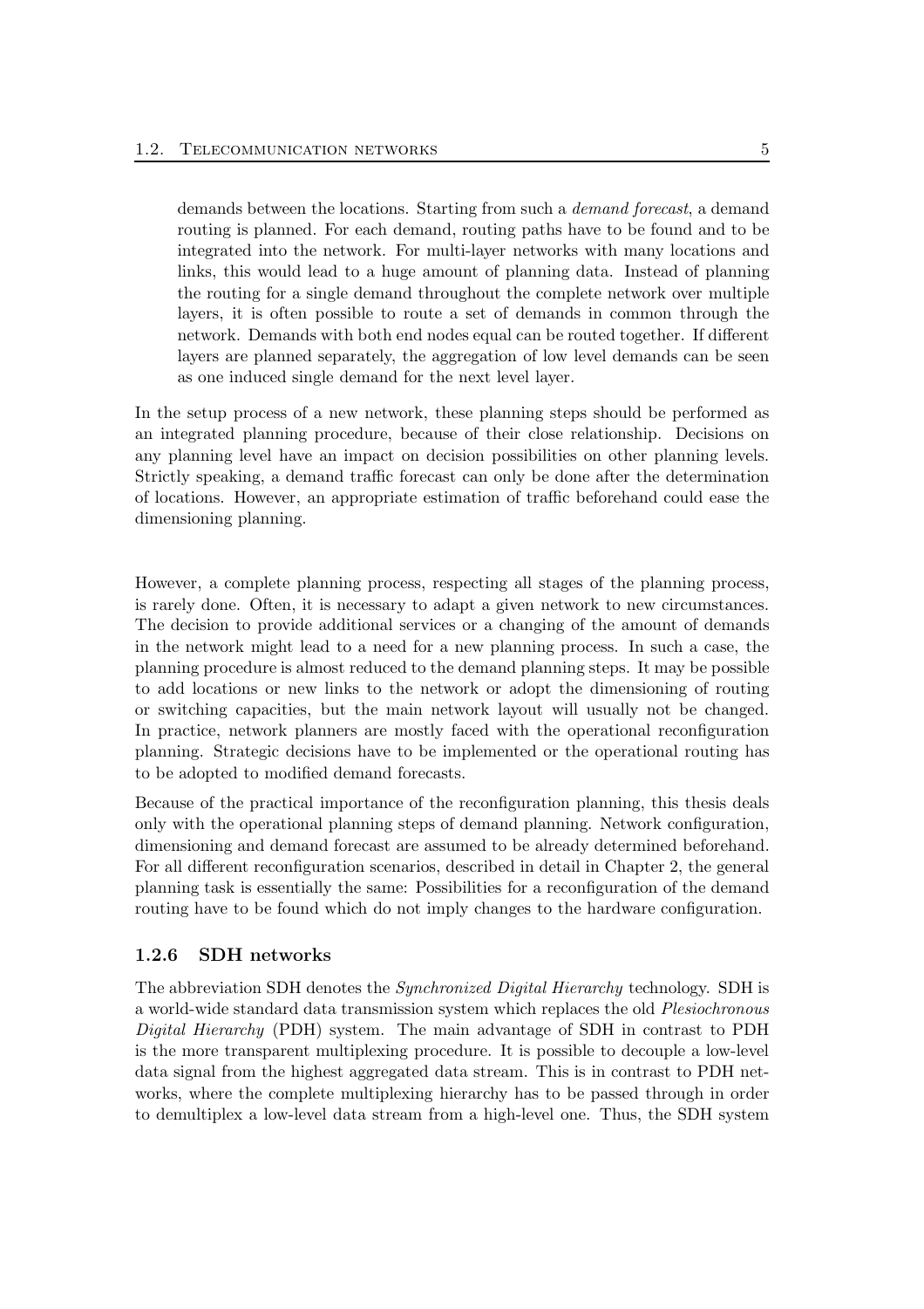demands between the locations. Starting from such a *demand forecast*, a demand routing is planned. For each demand, routing paths have to be found and to be integrated into the network. For multi-layer networks with many locations and links, this would lead to a huge amount of planning data. Instead of planning the routing for a single demand throughout the complete network over multiple layers, it is often possible to route a set of demands in common through the network. Demands with both end nodes equal can be routed together. If different layers are planned separately, the aggregation of low level demands can be seen as one induced single demand for the next level layer.

In the setup process of a new network, these planning steps should be performed as an integrated planning procedure, because of their close relationship. Decisions on any planning level have an impact on decision possibilities on other planning levels. Strictly speaking, a demand traffic forecast can only be done after the determination of locations. However, an appropriate estimation of traffic beforehand could ease the dimensioning planning.

However, a complete planning process, respecting all stages of the planning process, is rarely done. Often, it is necessary to adapt a given network to new circumstances. The decision to provide additional services or a changing of the amount of demands in the network might lead to a need for a new planning process. In such a case, the planning procedure is almost reduced to the demand planning steps. It may be possible to add locations or new links to the network or adopt the dimensioning of routing or switching capacities, but the main network layout will usually not be changed. In practice, network planners are mostly faced with the operational reconfiguration planning. Strategic decisions have to be implemented or the operational routing has to be adopted to modified demand forecasts.

Because of the practical importance of the reconfiguration planning, this thesis deals only with the operational planning steps of demand planning. Network configuration, dimensioning and demand forecast are assumed to be already determined beforehand. For all different reconfiguration scenarios, described in detail in Chapter 2, the general planning task is essentially the same: Possibilities for a reconfiguration of the demand routing have to be found which do not imply changes to the hardware configuration.

### 1.2.6 SDH networks

The abbreviation SDH denotes the *Synchronized Digital Hierarchy* technology. SDH is a world-wide standard data transmission system which replaces the old *Plesiochronous Digital Hierarchy* (PDH) system. The main advantage of SDH in contrast to PDH is the more transparent multiplexing procedure. It is possible to decouple a low-level data signal from the highest aggregated data stream. This is in contrast to PDH networks, where the complete multiplexing hierarchy has to be passed through in order to demultiplex a low-level data stream from a high-level one. Thus, the SDH system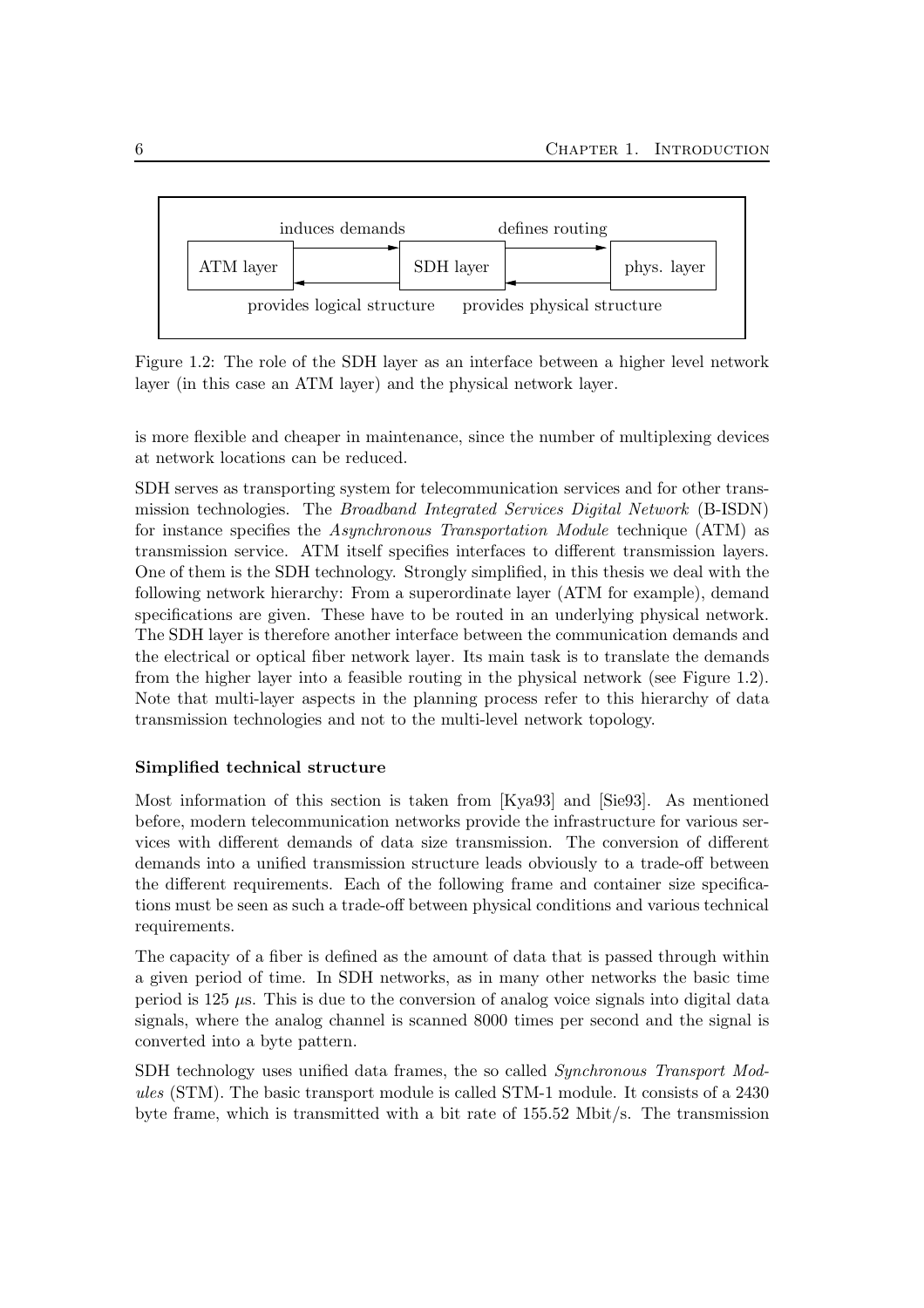Figure 1.2: The role of the SDH layer as an interface between a higher level network layer (in this case an ATM layer) and the physical network layer.

is more flexible and cheaper in maintenance, since the number of multiplexing devices at network locations can be reduced.

SDH serves as transporting system for telecommunication services and for other transmission technologies. The *Broadband Integrated Services Digital Network* (B-ISDN) for instance specifies the *Asynchronous Transportation Module* technique (ATM) as transmission service. ATM itself specifies interfaces to different transmission layers. One of them is the SDH technology. Strongly simplified, in this thesis we deal with the following network hierarchy: From a superordinate layer (ATM for example), demand specifications are given. These have to be routed in an underlying physical network. The SDH layer is therefore another interface between the communication demands and the electrical or optical fiber network layer. Its main task is to translate the demands from the higher layer into a feasible routing in the physical network (see Figure 1.2). Note that multi-layer aspects in the planning process refer to this hierarchy of data transmission technologies and not to the multi-level network topology.

**Simplified technical structure**

Most information of this section is taken from [Kya93] and [Sie93]. As mentioned before, modern telecommunication networks provide the infrastructure for various services with different demands of data size transmission. The conversion of different demands into a unified transmission structure leads obviously to a trade-off between the different requirements. Each of the following frame and container size specifications must be seen as such a trade-off between physical conditions and various technical requirements.

The capacity of a fiber is defined as the amount of data that is passed through within a given period of time. In SDH networks, as in many other networks the basic time period is 125 $\mu$s. This is due to the conversion of analog voice signals into digital data signals, where the analog channel is scanned 8000 times per second and the signal is converted into a byte pattern.

SDH technology uses unified data frames, the so called *Synchronous Transport Modules* (STM). The basic transport module is called STM-1 module. It consists of a 2430 byte frame, which is transmitted with a bit rate of 155.52 Mbit/s. The transmission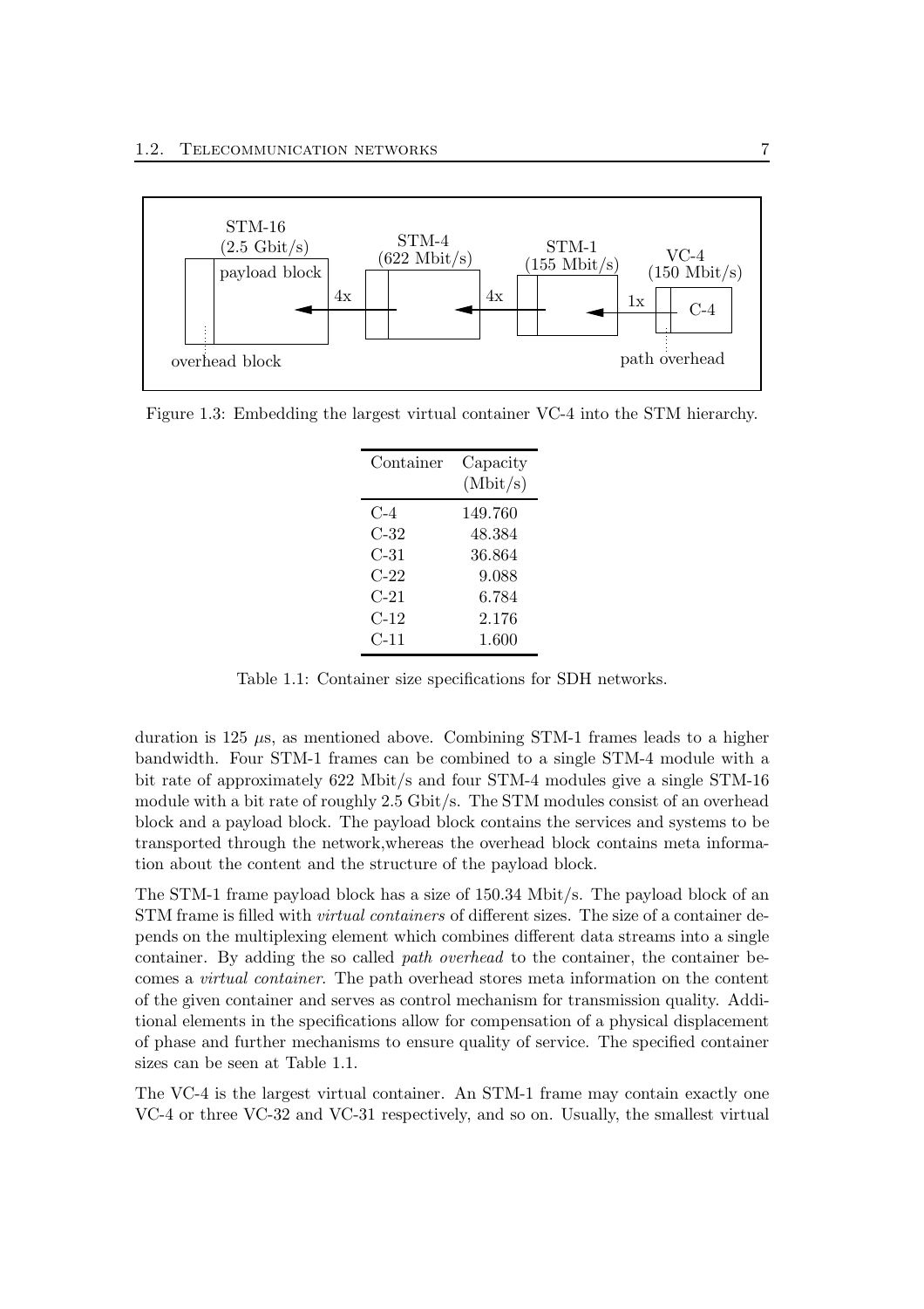Figure 1.3: Embedding the largest virtual container VC-4 into the STM hierarchy.

| Container | Capacity (Mbit/s) |
|---|---|
| C-4 | 149.760 |
| C-32 | 48.384 |
| C-31 | 36.864 |
| C-22 | 9.088 |
| C-21 | 6.784 |
| C-12 | 2.176 |
| C-11 | 1.600 |

Table 1.1: Container size specifications for SDH networks.

duration is 125 $\mu$s, as mentioned above. Combining STM-1 frames leads to a higher bandwidth. Four STM-1 frames can be combined to a single STM-4 module with a bit rate of approximately 622 Mbit/s and four STM-4 modules give a single STM-16 module with a bit rate of roughly 2.5 Gbit/s. The STM modules consist of an overhead block and a payload block. The payload block contains the services and systems to be transported through the network,whereas the overhead block contains meta information about the content and the structure of the payload block.

The STM-1 frame payload block has a size of 150.34 Mbit/s. The payload block of an STM frame is filled with *virtual containers* of different sizes. The size of a container depends on the multiplexing element which combines different data streams into a single container. By adding the so called *path overhead* to the container, the container becomes a *virtual container*. The path overhead stores meta information on the content of the given container and serves as control mechanism for transmission quality. Additional elements in the specifications allow for compensation of a physical displacement of phase and further mechanisms to ensure quality of service. The specified container sizes can be seen at Table 1.1.

The VC-4 is the largest virtual container. An STM-1 frame may contain exactly one VC-4 or three VC-32 and VC-31 respectively, and so on. Usually, the smallest virtual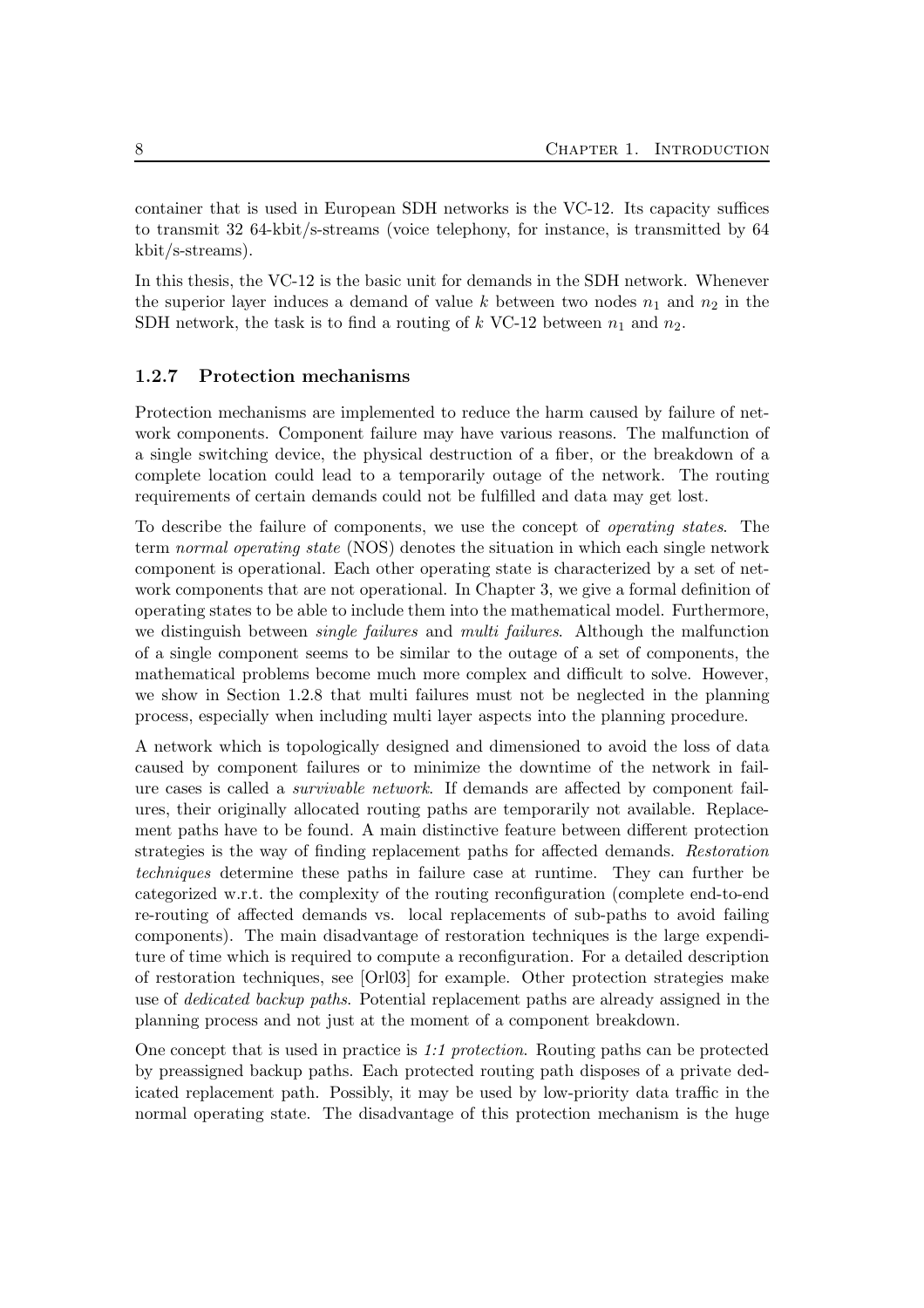container that is used in European SDH networks is the VC-12. Its capacity suffices to transmit 32 64-kbit/s-streams (voice telephony, for instance, is transmitted by 64 kbit/s-streams).

In this thesis, the VC-12 is the basic unit for demands in the SDH network. Whenever the superior layer induces a demand of value $k$ between two nodes $n_1$ and $n_2$ in the SDH network, the task is to find a routing of $k$ VC-12 between $n_1$ and $n_2$.

### 1.2.7 Protection mechanisms

Protection mechanisms are implemented to reduce the harm caused by failure of network components. Component failure may have various reasons. The malfunction of a single switching device, the physical destruction of a fiber, or the breakdown of a complete location could lead to a temporarily outage of the network. The routing requirements of certain demands could not be fulfilled and data may get lost.

To describe the failure of components, we use the concept of *operating states*. The term *normal operating state* (NOS) denotes the situation in which each single network component is operational. Each other operating state is characterized by a set of network components that are not operational. In Chapter 3, we give a formal definition of operating states to be able to include them into the mathematical model. Furthermore, we distinguish between *single failures* and *multi failures*. Although the malfunction of a single component seems to be similar to the outage of a set of components, the mathematical problems become much more complex and difficult to solve. However, we show in Section 1.2.8 that multi failures must not be neglected in the planning process, especially when including multi layer aspects into the planning procedure.

A network which is topologically designed and dimensioned to avoid the loss of data caused by component failures or to minimize the downtime of the network in failure cases is called a *survivable network*. If demands are affected by component failures, their originally allocated routing paths are temporarily not available. Replacement paths have to be found. A main distinctive feature between different protection strategies is the way of finding replacement paths for affected demands. *Restoration techniques* determine these paths in failure case at runtime. They can further be categorized w.r.t. the complexity of the routing reconfiguration (complete end-to-end re-routing of affected demands vs. local replacements of sub-paths to avoid failing components). The main disadvantage of restoration techniques is the large expenditure of time which is required to compute a reconfiguration. For a detailed description of restoration techniques, see [Orl03] for example. Other protection strategies make use of *dedicated backup paths*. Potential replacement paths are already assigned in the planning process and not just at the moment of a component breakdown.

One concept that is used in practice is *1:1 protection*. Routing paths can be protected by preassigned backup paths. Each protected routing path disposes of a private dedicated replacement path. Possibly, it may be used by low-priority data traffic in the normal operating state. The disadvantage of this protection mechanism is the huge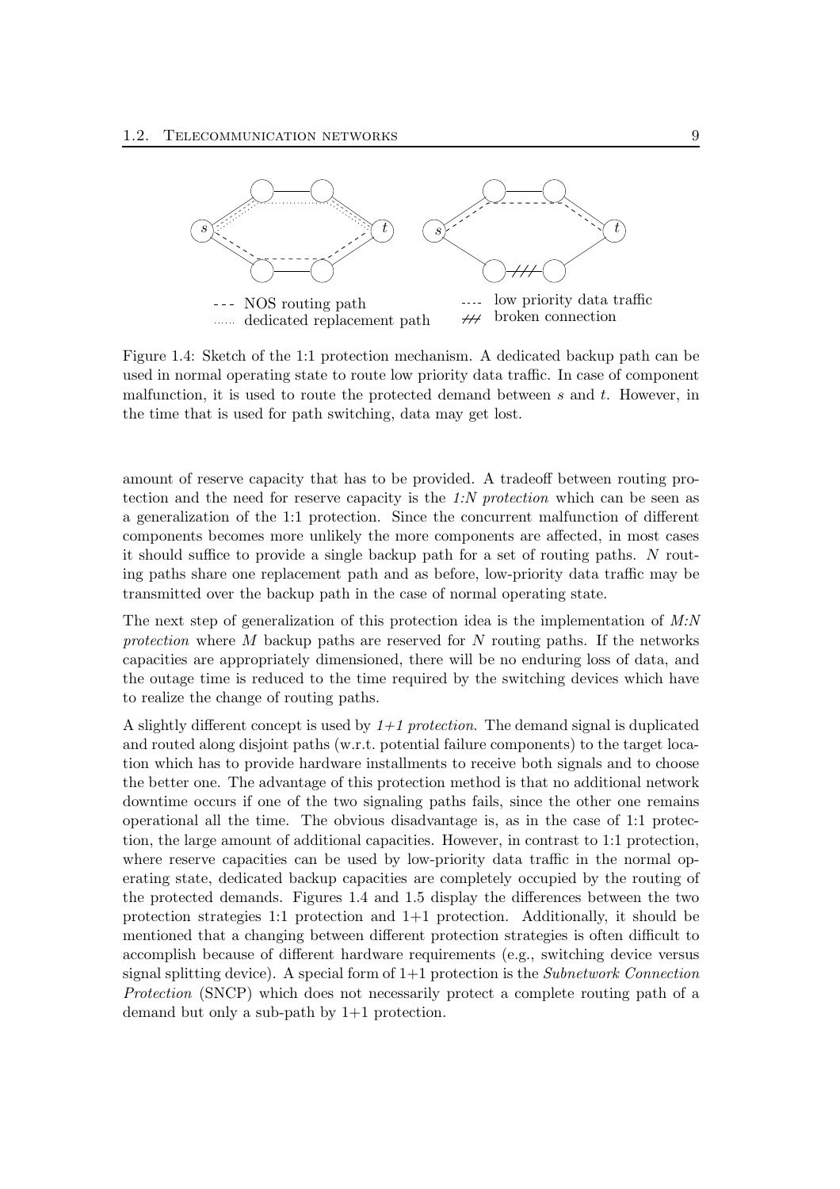--- NOS routing path
...... dedicated replacement path
---- low priority data traffic
/// broken connection

Figure 1.4: Sketch of the 1:1 protection mechanism. A dedicated backup path can be used in normal operating state to route low priority data traffic. In case of component malfunction, it is used to route the protected demand between $s$ and $t$. However, in the time that is used for path switching, data may get lost.

amount of reserve capacity that has to be provided. A tradeoff between routing protection and the need for reserve capacity is the *1:N protection* which can be seen as a generalization of the 1:1 protection. Since the concurrent malfunction of different components becomes more unlikely the more components are affected, in most cases it should suffice to provide a single backup path for a set of routing paths. $N$ routing paths share one replacement path and as before, low-priority data traffic may be transmitted over the backup path in the case of normal operating state.

The next step of generalization of this protection idea is the implementation of *M:N protection* where $M$ backup paths are reserved for $N$ routing paths. If the networks capacities are appropriately dimensioned, there will be no enduring loss of data, and the outage time is reduced to the time required by the switching devices which have to realize the change of routing paths.

A slightly different concept is used by *1+1 protection*. The demand signal is duplicated and routed along disjoint paths (w.r.t. potential failure components) to the target location which has to provide hardware installments to receive both signals and to choose the better one. The advantage of this protection method is that no additional network downtime occurs if one of the two signaling paths fails, since the other one remains operational all the time. The obvious disadvantage is, as in the case of 1:1 protection, the large amount of additional capacities. However, in contrast to 1:1 protection, where reserve capacities can be used by low-priority data traffic in the normal operating state, dedicated backup capacities are completely occupied by the routing of the protected demands. Figures 1.4 and 1.5 display the differences between the two protection strategies 1:1 protection and 1+1 protection. Additionally, it should be mentioned that a changing between different protection strategies is often difficult to accomplish because of different hardware requirements (e.g., switching device versus signal splitting device). A special form of 1+1 protection is the *Subnetwork Connection Protection* (SNCP) which does not necessarily protect a complete routing path of a demand but only a sub-path by 1+1 protection.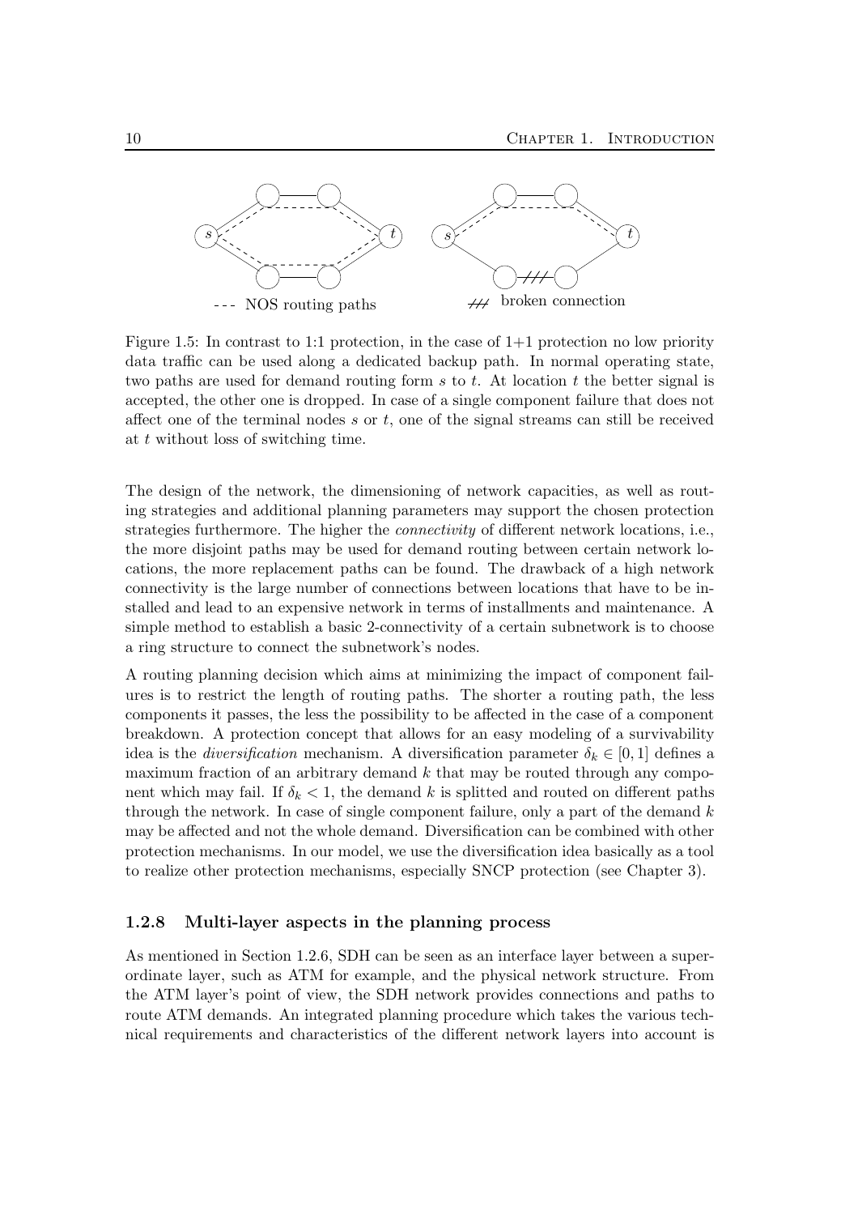Figure 1.5: In contrast to 1:1 protection, in the case of 1+1 protection no low priority data traffic can be used along a dedicated backup path. In normal operating state, two paths are used for demand routing form $s$ to $t$. At location $t$ the better signal is accepted, the other one is dropped. In case of a single component failure that does not affect one of the terminal nodes $s$ or $t$, one of the signal streams can still be received at $t$ without loss of switching time.

The design of the network, the dimensioning of network capacities, as well as routing strategies and additional planning parameters may support the chosen protection strategies furthermore. The higher the *connectivity* of different network locations, i.e., the more disjoint paths may be used for demand routing between certain network locations, the more replacement paths can be found. The drawback of a high network connectivity is the large number of connections between locations that have to be installed and lead to an expensive network in terms of installments and maintenance. A simple method to establish a basic 2-connectivity of a certain subnetwork is to choose a ring structure to connect the subnetwork's nodes.

A routing planning decision which aims at minimizing the impact of component failures is to restrict the length of routing paths. The shorter a routing path, the less components it passes, the less the possibility to be affected in the case of a component breakdown. A protection concept that allows for an easy modeling of a survivability idea is the *diversification* mechanism. A diversification parameter $\delta_k \in [0, 1]$ defines a maximum fraction of an arbitrary demand $k$ that may be routed through any component which may fail. If $\delta_k < 1$, the demand $k$ is splitted and routed on different paths through the network. In case of single component failure, only a part of the demand $k$ may be affected and not the whole demand. Diversification can be combined with other protection mechanisms. In our model, we use the diversification idea basically as a tool to realize other protection mechanisms, especially SNCP protection (see Chapter 3).

### 1.2.8 Multi-layer aspects in the planning process

As mentioned in Section 1.2.6, SDH can be seen as an interface layer between a superordinate layer, such as ATM for example, and the physical network structure. From the ATM layer's point of view, the SDH network provides connections and paths to route ATM demands. An integrated planning procedure which takes the various technical requirements and characteristics of the different network layers into account is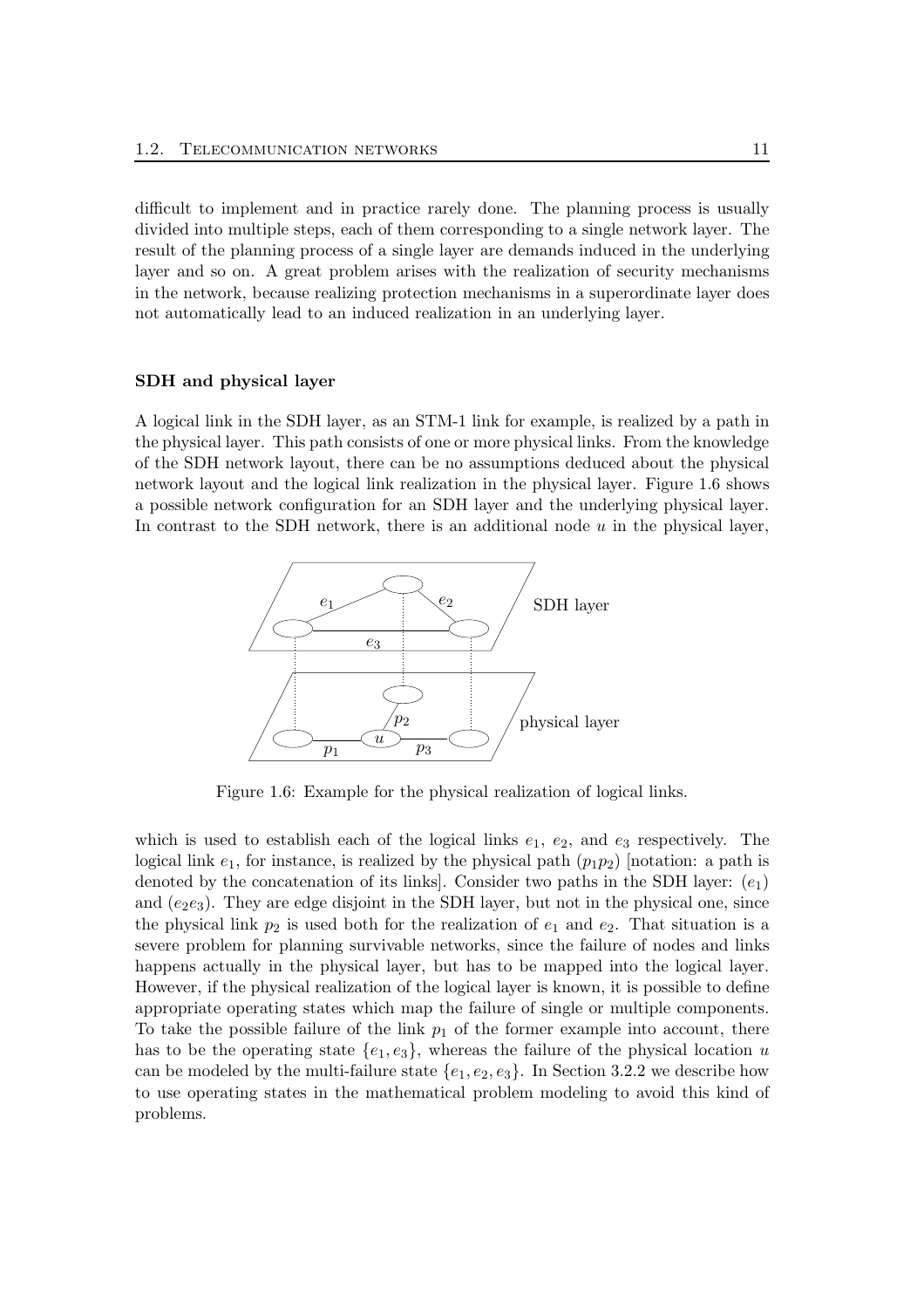difficult to implement and in practice rarely done. The planning process is usually divided into multiple steps, each of them corresponding to a single network layer. The result of the planning process of a single layer are demands induced in the underlying layer and so on. A great problem arises with the realization of security mechanisms in the network, because realizing protection mechanisms in a superordinate layer does not automatically lead to an induced realization in an underlying layer.

### SDH and physical layer

A logical link in the SDH layer, as an STM-1 link for example, is realized by a path in the physical layer. This path consists of one or more physical links. From the knowledge of the SDH network layout, there can be no assumptions deduced about the physical network layout and the logical link realization in the physical layer. Figure 1.6 shows a possible network configuration for an SDH layer and the underlying physical layer. In contrast to the SDH network, there is an additional node $u$ in the physical layer,

Figure 1.6: Example for the physical realization of logical links.

which is used to establish each of the logical links $e_1$, $e_2$, and $e_3$ respectively. The logical link $e_1$, for instance, is realized by the physical path $(p_1p_2)$ [notation: a path is denoted by the concatenation of its links]. Consider two paths in the SDH layer: $(e_1)$ and $(e_2e_3)$. They are edge disjoint in the SDH layer, but not in the physical one, since the physical link $p_2$ is used both for the realization of $e_1$ and $e_2$. That situation is a severe problem for planning survivable networks, since the failure of nodes and links happens actually in the physical layer, but has to be mapped into the logical layer. However, if the physical realization of the logical layer is known, it is possible to define appropriate operating states which map the failure of single or multiple components. To take the possible failure of the link $p_1$ of the former example into account, there has to be the operating state $\{e_1, e_3\}$, whereas the failure of the physical location $u$ can be modeled by the multi-failure state $\{e_1, e_2, e_3\}$. In Section 3.2.2 we describe how to use operating states in the mathematical problem modeling to avoid this kind of problems.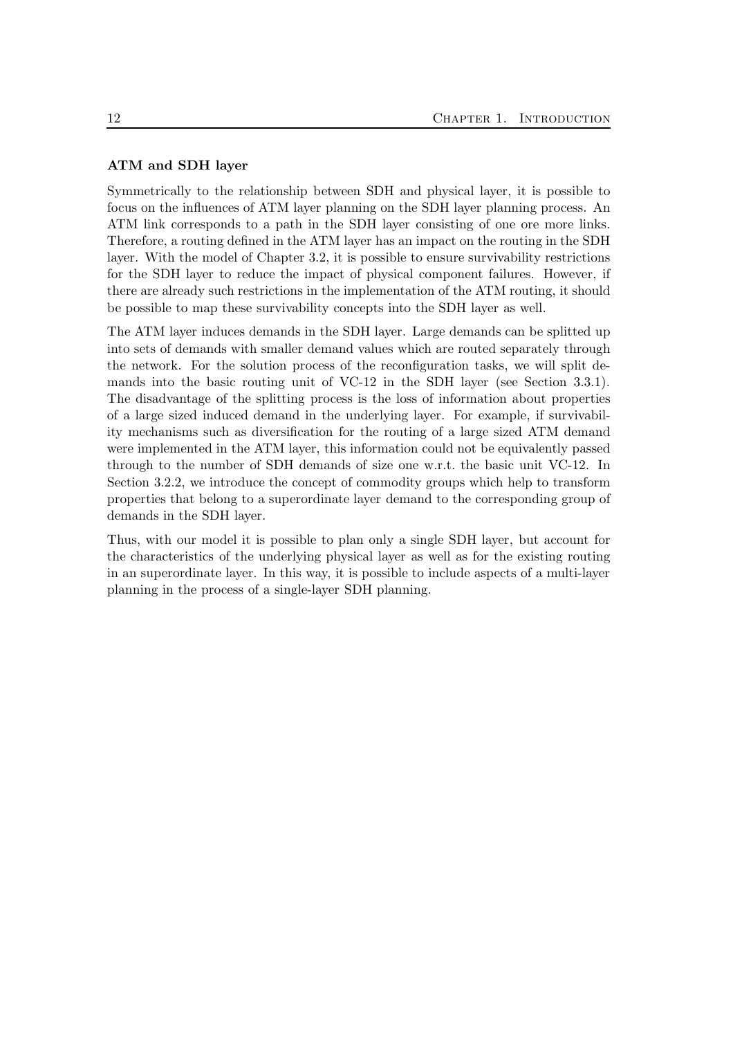#### ATM and SDH layer

Symmetrically to the relationship between SDH and physical layer, it is possible to focus on the influences of ATM layer planning on the SDH layer planning process. An ATM link corresponds to a path in the SDH layer consisting of one ore more links. Therefore, a routing defined in the ATM layer has an impact on the routing in the SDH layer. With the model of Chapter 3.2, it is possible to ensure survivability restrictions for the SDH layer to reduce the impact of physical component failures. However, if there are already such restrictions in the implementation of the ATM routing, it should be possible to map these survivability concepts into the SDH layer as well.

The ATM layer induces demands in the SDH layer. Large demands can be splitted up into sets of demands with smaller demand values which are routed separately through the network. For the solution process of the reconfiguration tasks, we will split demands into the basic routing unit of VC-12 in the SDH layer (see Section 3.3.1). The disadvantage of the splitting process is the loss of information about properties of a large sized induced demand in the underlying layer. For example, if survivability mechanisms such as diversification for the routing of a large sized ATM demand were implemented in the ATM layer, this information could not be equivalently passed through to the number of SDH demands of size one w.r.t. the basic unit VC-12. In Section 3.2.2, we introduce the concept of commodity groups which help to transform properties that belong to a superordinate layer demand to the corresponding group of demands in the SDH layer.

Thus, with our model it is possible to plan only a single SDH layer, but account for the characteristics of the underlying physical layer as well as for the existing routing in an superordinate layer. In this way, it is possible to include aspects of a multi-layer planning in the process of a single-layer SDH planning.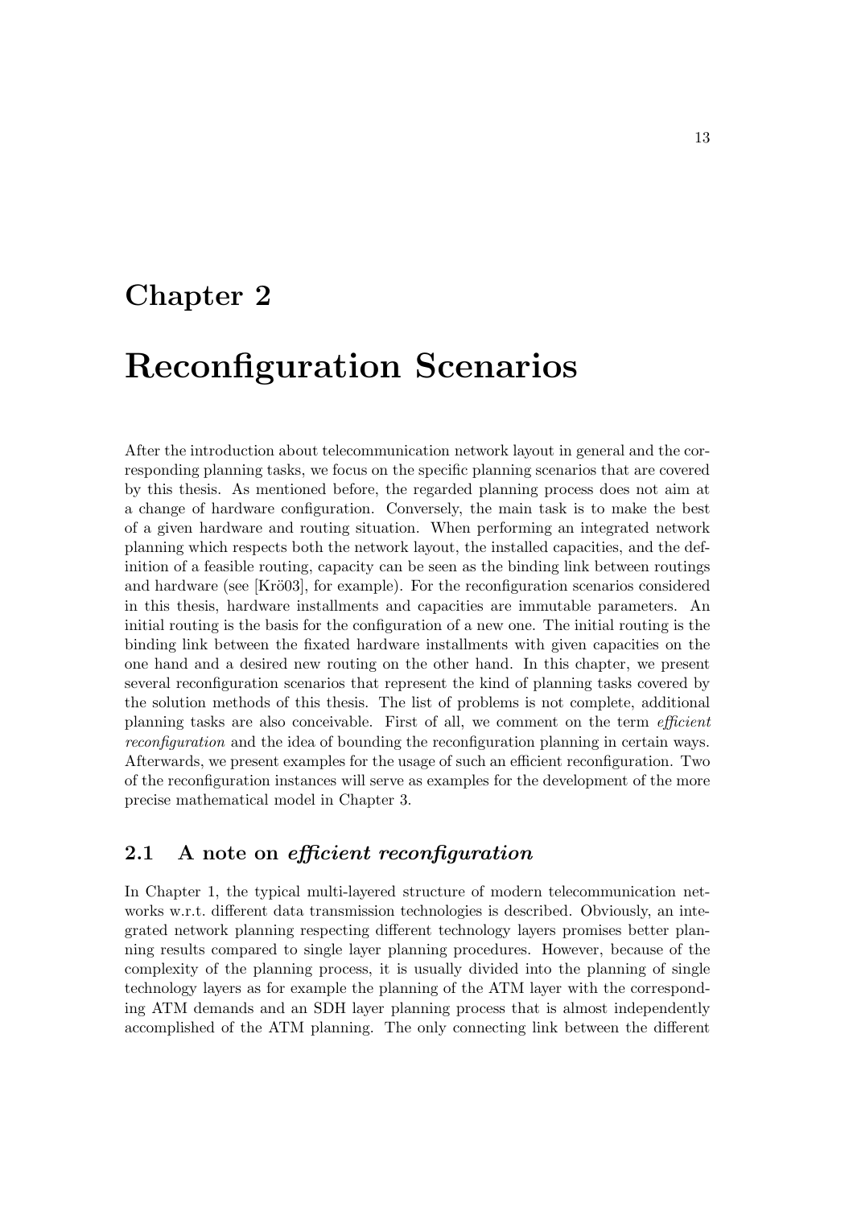// Chapter 2

# Reconfiguration Scenarios

After the introduction about telecommunication network layout in general and the corresponding planning tasks, we focus on the specific planning scenarios that are covered by this thesis. As mentioned before, the regarded planning process does not aim at a change of hardware configuration. Conversely, the main task is to make the best of a given hardware and routing situation. When performing an integrated network planning which respects both the network layout, the installed capacities, and the definition of a feasible routing, capacity can be seen as the binding link between routings and hardware (see [Krö03], for example). For the reconfiguration scenarios considered in this thesis, hardware installments and capacities are immutable parameters. An initial routing is the basis for the configuration of a new one. The initial routing is the binding link between the fixated hardware installments with given capacities on the one hand and a desired new routing on the other hand. In this chapter, we present several reconfiguration scenarios that represent the kind of planning tasks covered by the solution methods of this thesis. The list of problems is not complete, additional planning tasks are also conceivable. First of all, we comment on the term *efficient reconfiguration* and the idea of bounding the reconfiguration planning in certain ways. Afterwards, we present examples for the usage of such an efficient reconfiguration. Two of the reconfiguration instances will serve as examples for the development of the more precise mathematical model in Chapter 3.

## 2.1 A note on *efficient reconfiguration*

In Chapter 1, the typical multi-layered structure of modern telecommunication networks w.r.t. different data transmission technologies is described. Obviously, an integrated network planning respecting different technology layers promises better planning results compared to single layer planning procedures. However, because of the complexity of the planning process, it is usually divided into the planning of single technology layers as for example the planning of the ATM layer with the corresponding ATM demands and an SDH layer planning process that is almost independently accomplished of the ATM planning. The only connecting link between the different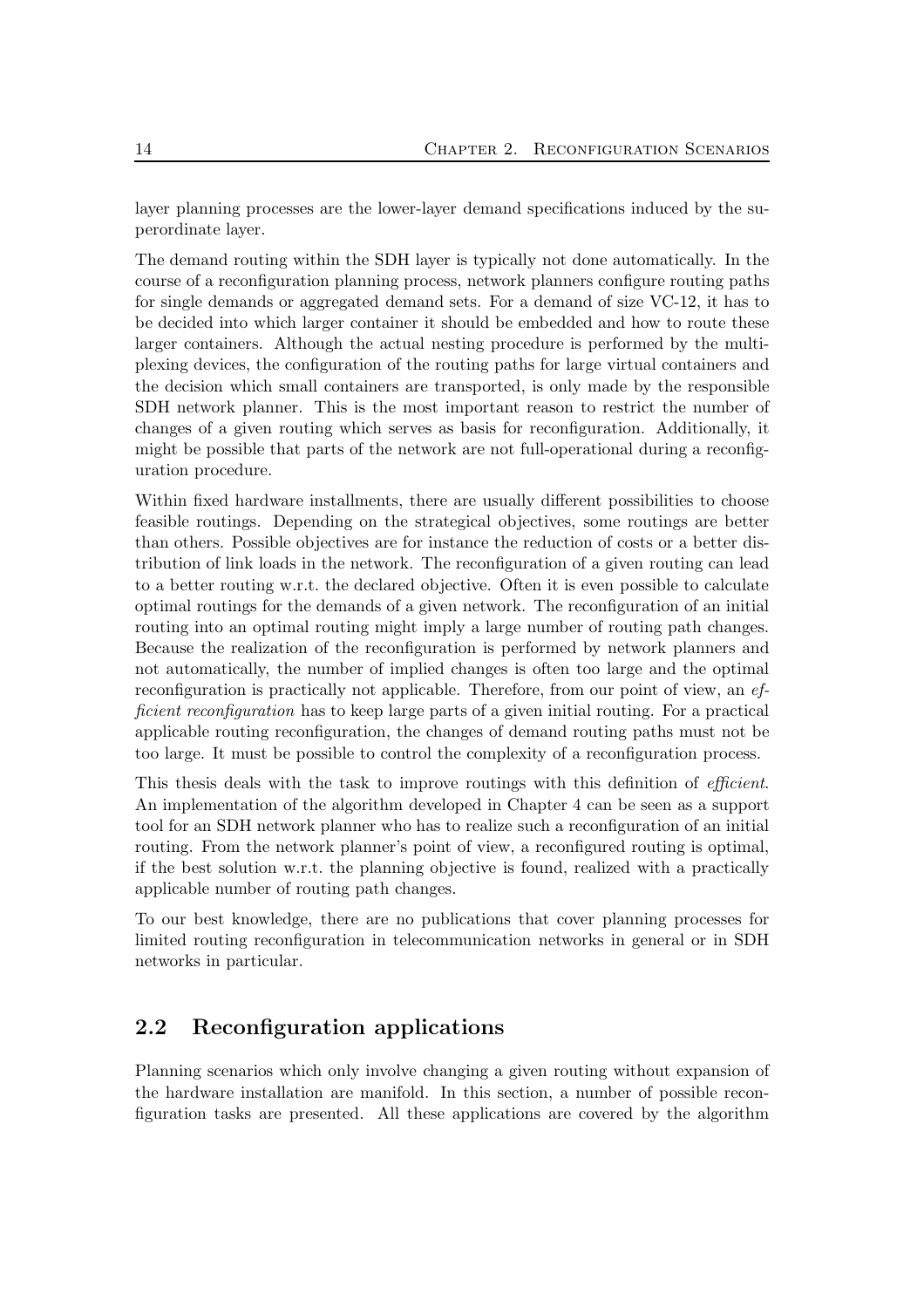layer planning processes are the lower-layer demand specifications induced by the superordinate layer.

The demand routing within the SDH layer is typically not done automatically. In the course of a reconfiguration planning process, network planners configure routing paths for single demands or aggregated demand sets. For a demand of size VC-12, it has to be decided into which larger container it should be embedded and how to route these larger containers. Although the actual nesting procedure is performed by the multiplexing devices, the configuration of the routing paths for large virtual containers and the decision which small containers are transported, is only made by the responsible SDH network planner. This is the most important reason to restrict the number of changes of a given routing which serves as basis for reconfiguration. Additionally, it might be possible that parts of the network are not full-operational during a reconfiguration procedure.

Within fixed hardware installments, there are usually different possibilities to choose feasible routings. Depending on the strategical objectives, some routings are better than others. Possible objectives are for instance the reduction of costs or a better distribution of link loads in the network. The reconfiguration of a given routing can lead to a better routing w.r.t. the declared objective. Often it is even possible to calculate optimal routings for the demands of a given network. The reconfiguration of an initial routing into an optimal routing might imply a large number of routing path changes. Because the realization of the reconfiguration is performed by network planners and not automatically, the number of implied changes is often too large and the optimal reconfiguration is practically not applicable. Therefore, from our point of view, an *efficient reconfiguration* has to keep large parts of a given initial routing. For a practical applicable routing reconfiguration, the changes of demand routing paths must not be too large. It must be possible to control the complexity of a reconfiguration process.

This thesis deals with the task to improve routings with this definition of *efficient*. An implementation of the algorithm developed in Chapter 4 can be seen as a support tool for an SDH network planner who has to realize such a reconfiguration of an initial routing. From the network planner's point of view, a reconfigured routing is optimal, if the best solution w.r.t. the planning objective is found, realized with a practically applicable number of routing path changes.

To our best knowledge, there are no publications that cover planning processes for limited routing reconfiguration in telecommunication networks in general or in SDH networks in particular.

## 2.2 Reconfiguration applications

Planning scenarios which only involve changing a given routing without expansion of the hardware installation are manifold. In this section, a number of possible reconfiguration tasks are presented. All these applications are covered by the algorithm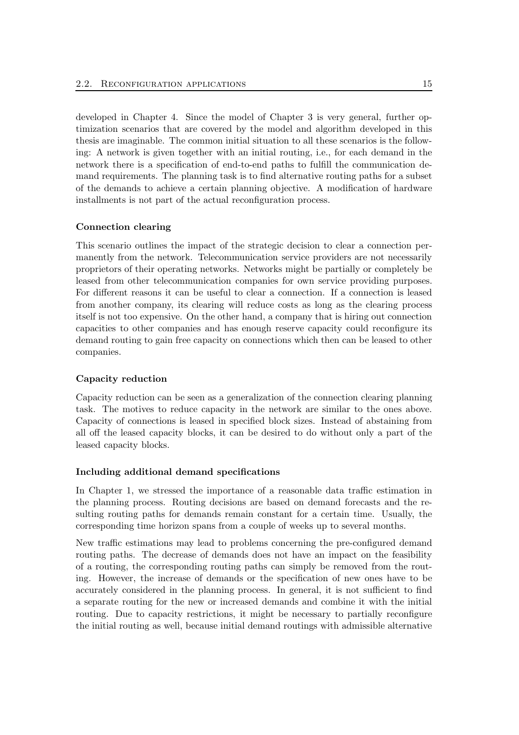developed in Chapter 4. Since the model of Chapter 3 is very general, further optimization scenarios that are covered by the model and algorithm developed in this thesis are imaginable. The common initial situation to all these scenarios is the following: A network is given together with an initial routing, i.e., for each demand in the network there is a specification of end-to-end paths to fulfill the communication demand requirements. The planning task is to find alternative routing paths for a subset of the demands to achieve a certain planning objective. A modification of hardware installments is not part of the actual reconfiguration process.

#### Connection clearing

This scenario outlines the impact of the strategic decision to clear a connection permanently from the network. Telecommunication service providers are not necessarily proprietors of their operating networks. Networks might be partially or completely be leased from other telecommunication companies for own service providing purposes. For different reasons it can be useful to clear a connection. If a connection is leased from another company, its clearing will reduce costs as long as the clearing process itself is not too expensive. On the other hand, a company that is hiring out connection capacities to other companies and has enough reserve capacity could reconfigure its demand routing to gain free capacity on connections which then can be leased to other companies.

#### Capacity reduction

Capacity reduction can be seen as a generalization of the connection clearing planning task. The motives to reduce capacity in the network are similar to the ones above. Capacity of connections is leased in specified block sizes. Instead of abstaining from all off the leased capacity blocks, it can be desired to do without only a part of the leased capacity blocks.

#### Including additional demand specifications

In Chapter 1, we stressed the importance of a reasonable data traffic estimation in the planning process. Routing decisions are based on demand forecasts and the resulting routing paths for demands remain constant for a certain time. Usually, the corresponding time horizon spans from a couple of weeks up to several months.

New traffic estimations may lead to problems concerning the pre-configured demand routing paths. The decrease of demands does not have an impact on the feasibility of a routing, the corresponding routing paths can simply be removed from the routing. However, the increase of demands or the specification of new ones have to be accurately considered in the planning process. In general, it is not sufficient to find a separate routing for the new or increased demands and combine it with the initial routing. Due to capacity restrictions, it might be necessary to partially reconfigure the initial routing as well, because initial demand routings with admissible alternative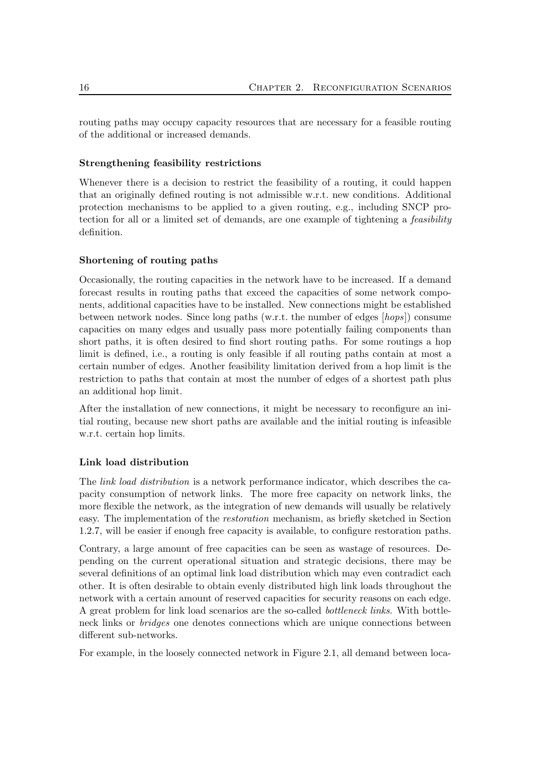routing paths may occupy capacity resources that are necessary for a feasible routing of the additional or increased demands.

#### Strengthening feasibility restrictions

Whenever there is a decision to restrict the feasibility of a routing, it could happen that an originally defined routing is not admissible w.r.t. new conditions. Additional protection mechanisms to be applied to a given routing, e.g., including SNCP protection for all or a limited set of demands, are one example of tightening a *feasibility* definition.

#### Shortening of routing paths

Occasionally, the routing capacities in the network have to be increased. If a demand forecast results in routing paths that exceed the capacities of some network components, additional capacities have to be installed. New connections might be established between network nodes. Since long paths (w.r.t. the number of edges [*hops*]) consume capacities on many edges and usually pass more potentially failing components than short paths, it is often desired to find short routing paths. For some routings a hop limit is defined, i.e., a routing is only feasible if all routing paths contain at most a certain number of edges. Another feasibility limitation derived from a hop limit is the restriction to paths that contain at most the number of edges of a shortest path plus an additional hop limit.

After the installation of new connections, it might be necessary to reconfigure an initial routing, because new short paths are available and the initial routing is infeasible w.r.t. certain hop limits.

#### Link load distribution

The *link load distribution* is a network performance indicator, which describes the capacity consumption of network links. The more free capacity on network links, the more flexible the network, as the integration of new demands will usually be relatively easy. The implementation of the *restoration* mechanism, as briefly sketched in Section 1.2.7, will be easier if enough free capacity is available, to configure restoration paths.

Contrary, a large amount of free capacities can be seen as wastage of resources. Depending on the current operational situation and strategic decisions, there may be several definitions of an optimal link load distribution which may even contradict each other. It is often desirable to obtain evenly distributed high link loads throughout the network with a certain amount of reserved capacities for security reasons on each edge. A great problem for link load scenarios are the so-called *bottleneck links*. With bottleneck links or *bridges* one denotes connections which are unique connections between different sub-networks.

For example, in the loosely connected network in Figure 2.1, all demand between loca-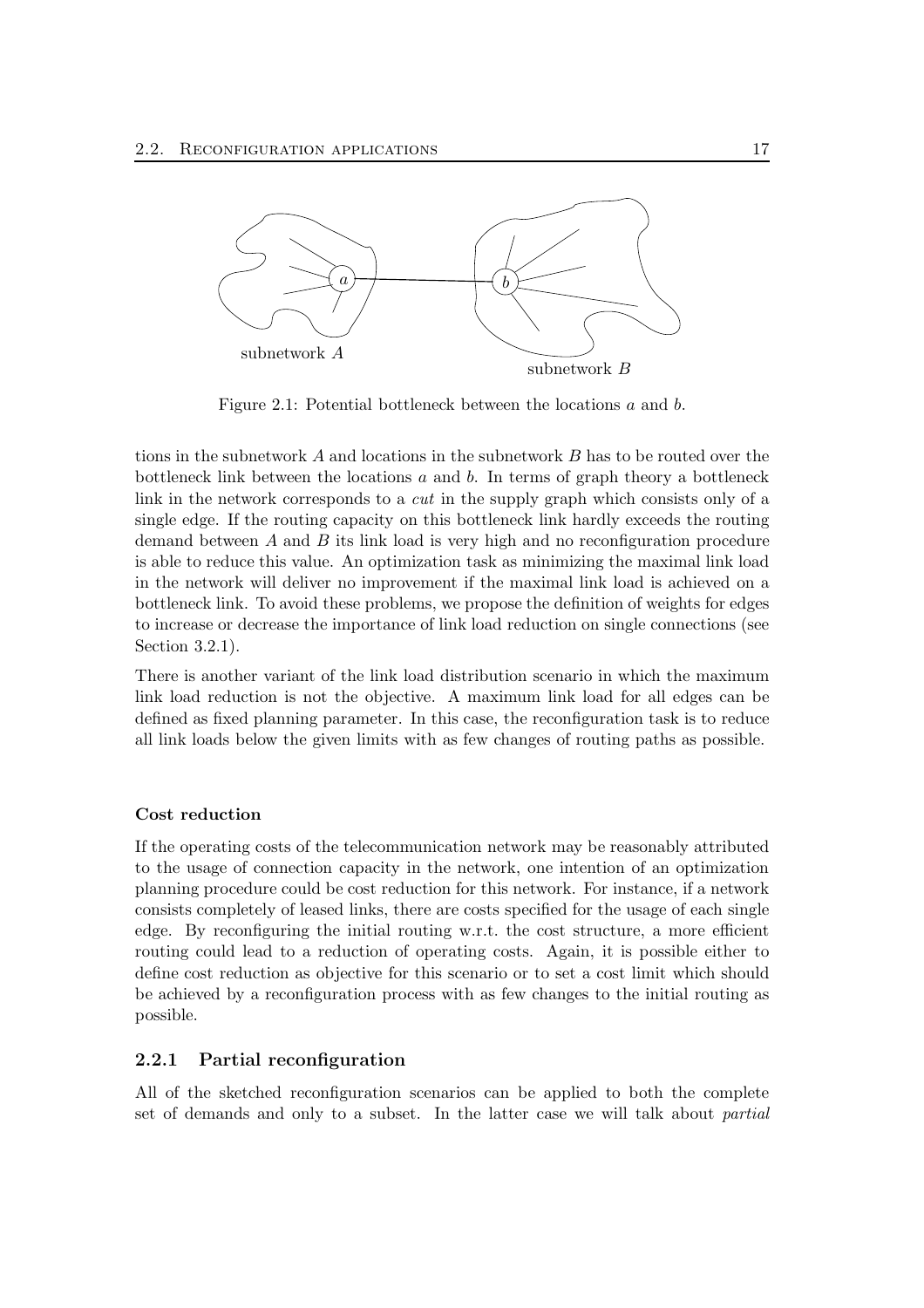Figure 2.1: Potential bottleneck between the locations $a$ and $b$.

tions in the subnetwork $A$ and locations in the subnetwork $B$ has to be routed over the bottleneck link between the locations $a$ and $b$. In terms of graph theory a bottleneck link in the network corresponds to a *cut* in the supply graph which consists only of a single edge. If the routing capacity on this bottleneck link hardly exceeds the routing demand between $A$ and $B$ its link load is very high and no reconfiguration procedure is able to reduce this value. An optimization task as minimizing the maximal link load in the network will deliver no improvement if the maximal link load is achieved on a bottleneck link. To avoid these problems, we propose the definition of weights for edges to increase or decrease the importance of link load reduction on single connections (see Section 3.2.1).

There is another variant of the link load distribution scenario in which the maximum link load reduction is not the objective. A maximum link load for all edges can be defined as fixed planning parameter. In this case, the reconfiguration task is to reduce all link loads below the given limits with as few changes of routing paths as possible.

**Cost reduction**

If the operating costs of the telecommunication network may be reasonably attributed to the usage of connection capacity in the network, one intention of an optimization planning procedure could be cost reduction for this network. For instance, if a network consists completely of leased links, there are costs specified for the usage of each single edge. By reconfiguring the initial routing w.r.t. the cost structure, a more efficient routing could lead to a reduction of operating costs. Again, it is possible either to define cost reduction as objective for this scenario or to set a cost limit which should be achieved by a reconfiguration process with as few changes to the initial routing as possible.

### 2.2.1 Partial reconfiguration

All of the sketched reconfiguration scenarios can be applied to both the complete set of demands and only to a subset. In the latter case we will talk about *partial*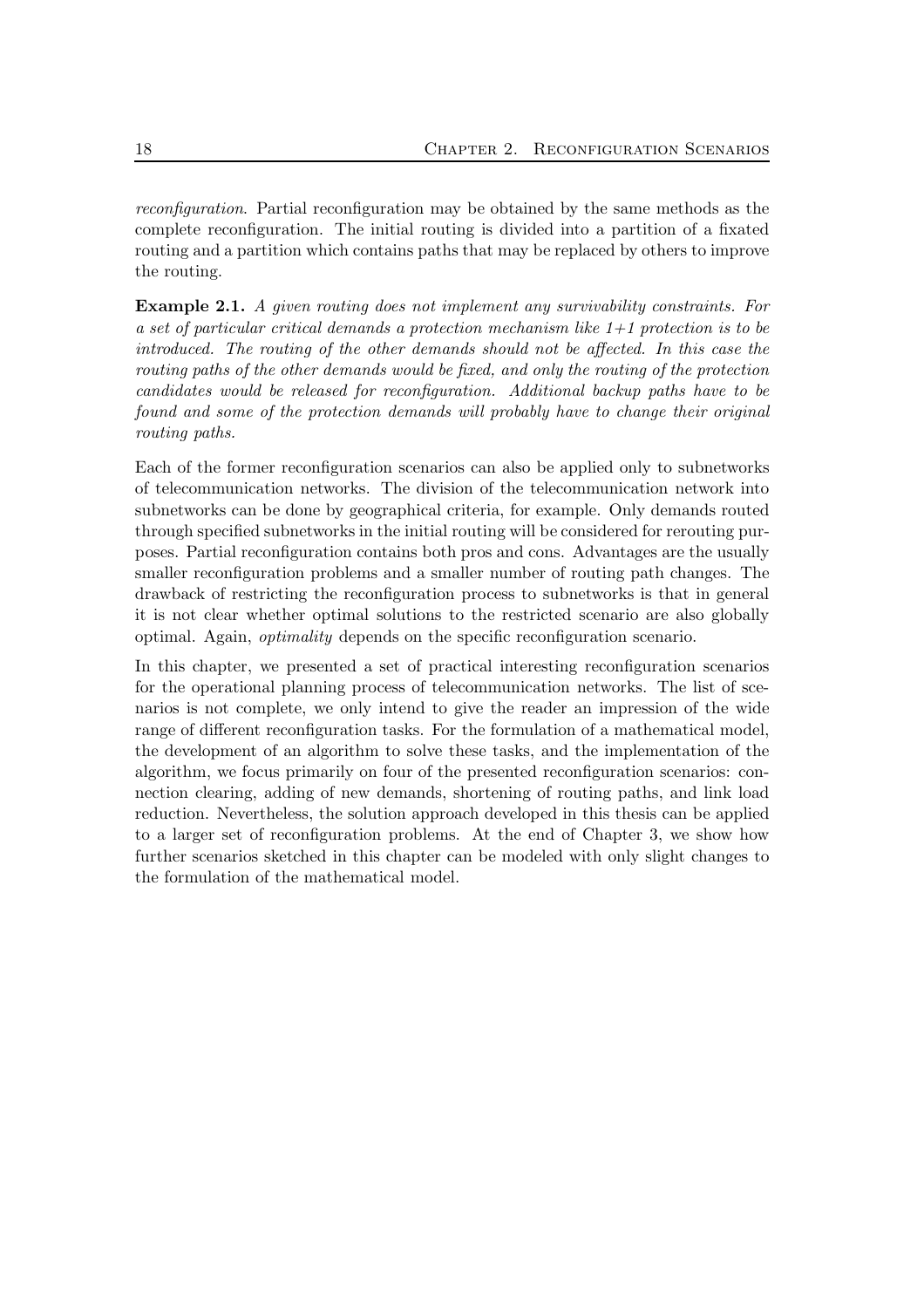*reconfiguration*. Partial reconfiguration may be obtained by the same methods as the complete reconfiguration. The initial routing is divided into a partition of a fixated routing and a partition which contains paths that may be replaced by others to improve the routing.

**Example 2.1.** *A given routing does not implement any survivability constraints. For a set of particular critical demands a protection mechanism like 1+1 protection is to be introduced. The routing of the other demands should not be affected. In this case the routing paths of the other demands would be fixed, and only the routing of the protection candidates would be released for reconfiguration. Additional backup paths have to be found and some of the protection demands will probably have to change their original routing paths.*

Each of the former reconfiguration scenarios can also be applied only to subnetworks of telecommunication networks. The division of the telecommunication network into subnetworks can be done by geographical criteria, for example. Only demands routed through specified subnetworks in the initial routing will be considered for rerouting purposes. Partial reconfiguration contains both pros and cons. Advantages are the usually smaller reconfiguration problems and a smaller number of routing path changes. The drawback of restricting the reconfiguration process to subnetworks is that in general it is not clear whether optimal solutions to the restricted scenario are also globally optimal. Again, *optimality* depends on the specific reconfiguration scenario.

In this chapter, we presented a set of practical interesting reconfiguration scenarios for the operational planning process of telecommunication networks. The list of scenarios is not complete, we only intend to give the reader an impression of the wide range of different reconfiguration tasks. For the formulation of a mathematical model, the development of an algorithm to solve these tasks, and the implementation of the algorithm, we focus primarily on four of the presented reconfiguration scenarios: connection clearing, adding of new demands, shortening of routing paths, and link load reduction. Nevertheless, the solution approach developed in this thesis can be applied to a larger set of reconfiguration problems. At the end of Chapter 3, we show how further scenarios sketched in this chapter can be modeled with only slight changes to the formulation of the mathematical model.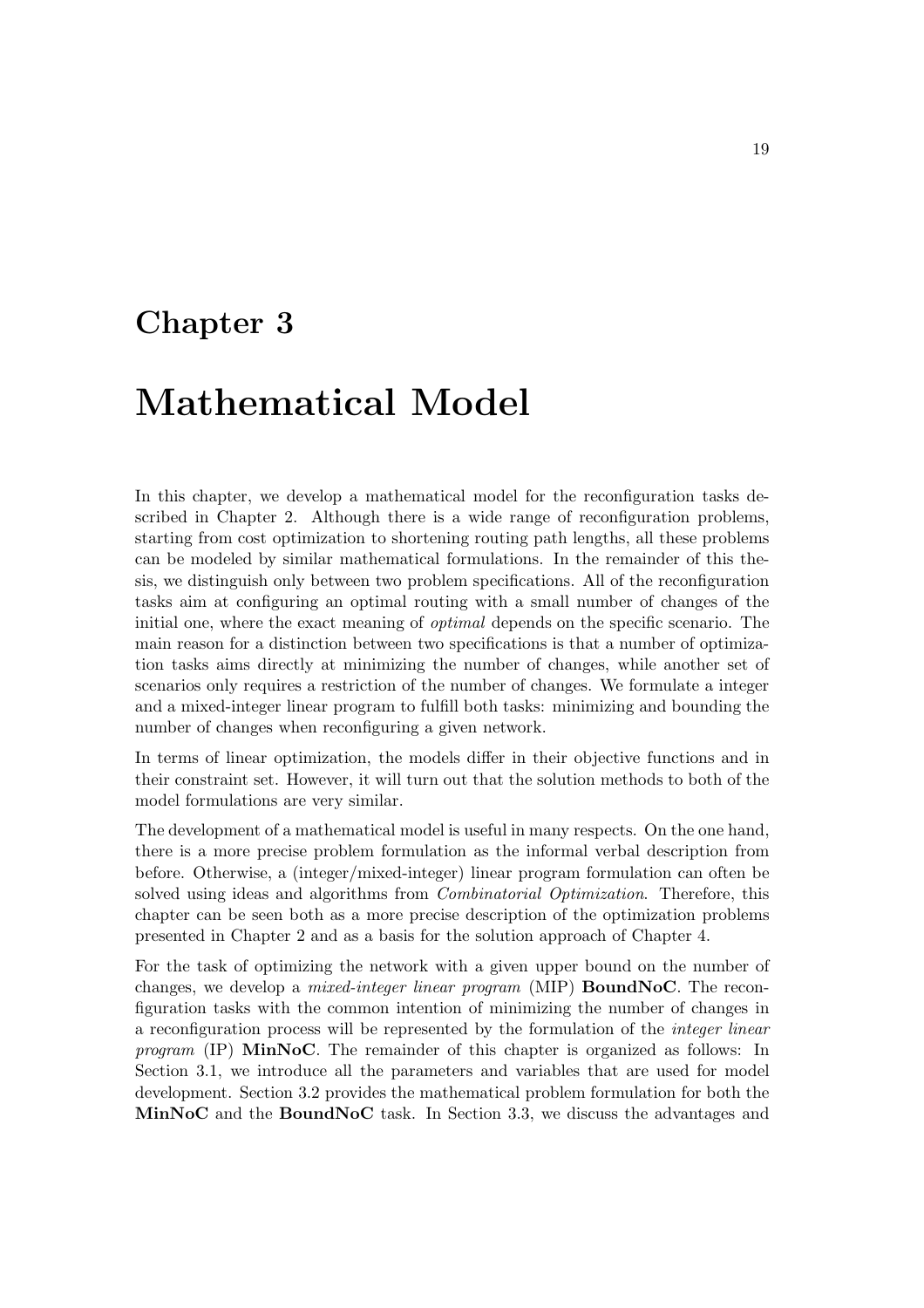# Chapter 3

# Mathematical Model

In this chapter, we develop a mathematical model for the reconfiguration tasks described in Chapter 2. Although there is a wide range of reconfiguration problems, starting from cost optimization to shortening routing path lengths, all these problems can be modeled by similar mathematical formulations. In the remainder of this thesis, we distinguish only between two problem specifications. All of the reconfiguration tasks aim at configuring an optimal routing with a small number of changes of the initial one, where the exact meaning of *optimal* depends on the specific scenario. The main reason for a distinction between two specifications is that a number of optimization tasks aims directly at minimizing the number of changes, while another set of scenarios only requires a restriction of the number of changes. We formulate a integer and a mixed-integer linear program to fulfill both tasks: minimizing and bounding the number of changes when reconfiguring a given network.

In terms of linear optimization, the models differ in their objective functions and in their constraint set. However, it will turn out that the solution methods to both of the model formulations are very similar.

The development of a mathematical model is useful in many respects. On the one hand, there is a more precise problem formulation as the informal verbal description from before. Otherwise, a (integer/mixed-integer) linear program formulation can often be solved using ideas and algorithms from *Combinatorial Optimization*. Therefore, this chapter can be seen both as a more precise description of the optimization problems presented in Chapter 2 and as a basis for the solution approach of Chapter 4.

For the task of optimizing the network with a given upper bound on the number of changes, we develop a *mixed-integer linear program* (MIP) **BoundNoC**. The reconfiguration tasks with the common intention of minimizing the number of changes in a reconfiguration process will be represented by the formulation of the *integer linear program* (IP) **MinNoC**. The remainder of this chapter is organized as follows: In Section 3.1, we introduce all the parameters and variables that are used for model development. Section 3.2 provides the mathematical problem formulation for both the **MinNoC** and the **BoundNoC** task. In Section 3.3, we discuss the advantages and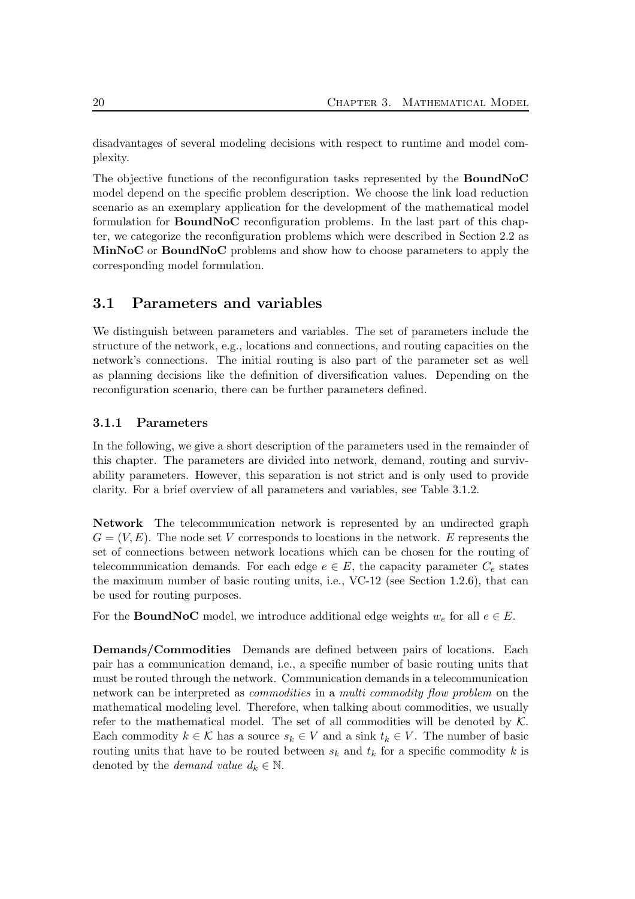disadvantages of several modeling decisions with respect to runtime and model complexity.

The objective functions of the reconfiguration tasks represented by the **BoundNoC** model depend on the specific problem description. We choose the link load reduction scenario as an exemplary application for the development of the mathematical model formulation for **BoundNoC** reconfiguration problems. In the last part of this chapter, we categorize the reconfiguration problems which were described in Section 2.2 as **MinNoC** or **BoundNoC** problems and show how to choose parameters to apply the corresponding model formulation.

## 3.1 Parameters and variables

We distinguish between parameters and variables. The set of parameters include the structure of the network, e.g., locations and connections, and routing capacities on the network's connections. The initial routing is also part of the parameter set as well as planning decisions like the definition of diversification values. Depending on the reconfiguration scenario, there can be further parameters defined.

### 3.1.1 Parameters

In the following, we give a short description of the parameters used in the remainder of this chapter. The parameters are divided into network, demand, routing and survivability parameters. However, this separation is not strict and is only used to provide clarity. For a brief overview of all parameters and variables, see Table 3.1.2.

**Network** The telecommunication network is represented by an undirected graph $G = (V, E)$. The node set $V$ corresponds to locations in the network. $E$ represents the set of connections between network locations which can be chosen for the routing of telecommunication demands. For each edge $e \in E$, the capacity parameter $C_e$ states the maximum number of basic routing units, i.e., VC-12 (see Section 1.2.6), that can be used for routing purposes.

For the **BoundNoC** model, we introduce additional edge weights $w_e$ for all $e \in E$.

**Demands/Commodities** Demands are defined between pairs of locations. Each pair has a communication demand, i.e., a specific number of basic routing units that must be routed through the network. Communication demands in a telecommunication network can be interpreted as *commodities* in a *multi commodity flow problem* on the mathematical modeling level. Therefore, when talking about commodities, we usually refer to the mathematical model. The set of all commodities will be denoted by $\mathcal{K}$. Each commodity $k \in \mathcal{K}$ has a source $s_k \in V$ and a sink $t_k \in V$. The number of basic routing units that have to be routed between $s_k$ and $t_k$ for a specific commodity $k$ is denoted by the *demand value* $d_k \in \mathbb{N}$.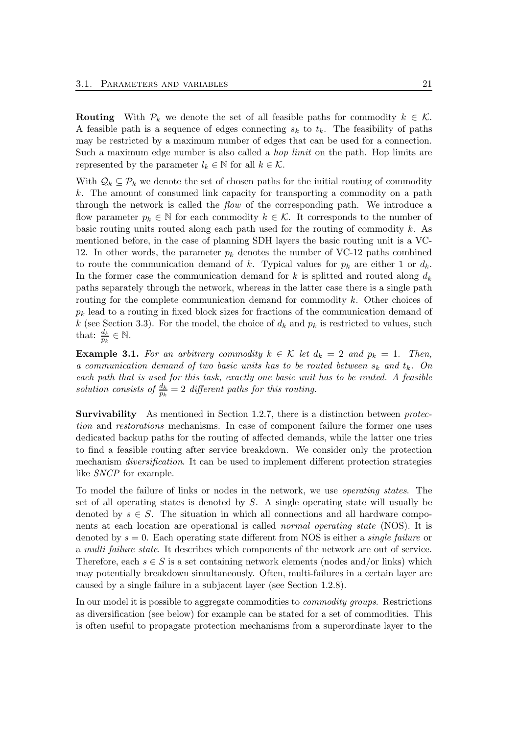**Routing** With $\mathcal{P}_k$ we denote the set of all feasible paths for commodity $k \in \mathcal{K}$. A feasible path is a sequence of edges connecting $s_k$ to $t_k$. The feasibility of paths may be restricted by a maximum number of edges that can be used for a connection. Such a maximum edge number is also called a *hop limit* on the path. Hop limits are represented by the parameter $l_k \in \mathbb{N}$ for all $k \in \mathcal{K}$.

With $\mathcal{Q}_k \subseteq \mathcal{P}_k$ we denote the set of chosen paths for the initial routing of commodity $k$. The amount of consumed link capacity for transporting a commodity on a path through the network is called the *flow* of the corresponding path. We introduce a flow parameter $p_k \in \mathbb{N}$ for each commodity $k \in \mathcal{K}$. It corresponds to the number of basic routing units routed along each path used for the routing of commodity $k$. As mentioned before, in the case of planning SDH layers the basic routing unit is a VC-12. In other words, the parameter $p_k$ denotes the number of VC-12 paths combined to route the communication demand of $k$. Typical values for $p_k$ are either 1 or $d_k$. In the former case the communication demand for $k$ is splitted and routed along $d_k$ paths separately through the network, whereas in the latter case there is a single path routing for the complete communication demand for commodity $k$. Other choices of $p_k$ lead to a routing in fixed block sizes for fractions of the communication demand of $k$ (see Section 3.3). For the model, the choice of $d_k$ and $p_k$ is restricted to values, such that: $\frac{d_k}{p_k} \in \mathbb{N}$.

**Example 3.1.** *For an arbitrary commodity $k \in \mathcal{K}$ let $d_k = 2$ and $p_k = 1$. Then, a communication demand of two basic units has to be routed between $s_k$ and $t_k$. On each path that is used for this task, exactly one basic unit has to be routed. A feasible solution consists of $\frac{d_k}{p_k} = 2$ different paths for this routing.*

**Survivability** As mentioned in Section 1.2.7, there is a distinction between *protection* and *restorations* mechanisms. In case of component failure the former one uses dedicated backup paths for the routing of affected demands, while the latter one tries to find a feasible routing after service breakdown. We consider only the protection mechanism *diversification*. It can be used to implement different protection strategies like *SNCP* for example.

To model the failure of links or nodes in the network, we use *operating states*. The set of all operating states is denoted by $S$. A single operating state will usually be denoted by $s \in S$. The situation in which all connections and all hardware components at each location are operational is called *normal operating state* (NOS). It is denoted by $s = 0$. Each operating state different from NOS is either a *single failure* or a *multi failure state*. It describes which components of the network are out of service. Therefore, each $s \in S$ is a set containing network elements (nodes and/or links) which may potentially breakdown simultaneously. Often, multi-failures in a certain layer are caused by a single failure in a subjacent layer (see Section 1.2.8).

In our model it is possible to aggregate commodities to *commodity groups*. Restrictions as diversification (see below) for example can be stated for a set of commodities. This is often useful to propagate protection mechanisms from a superordinate layer to the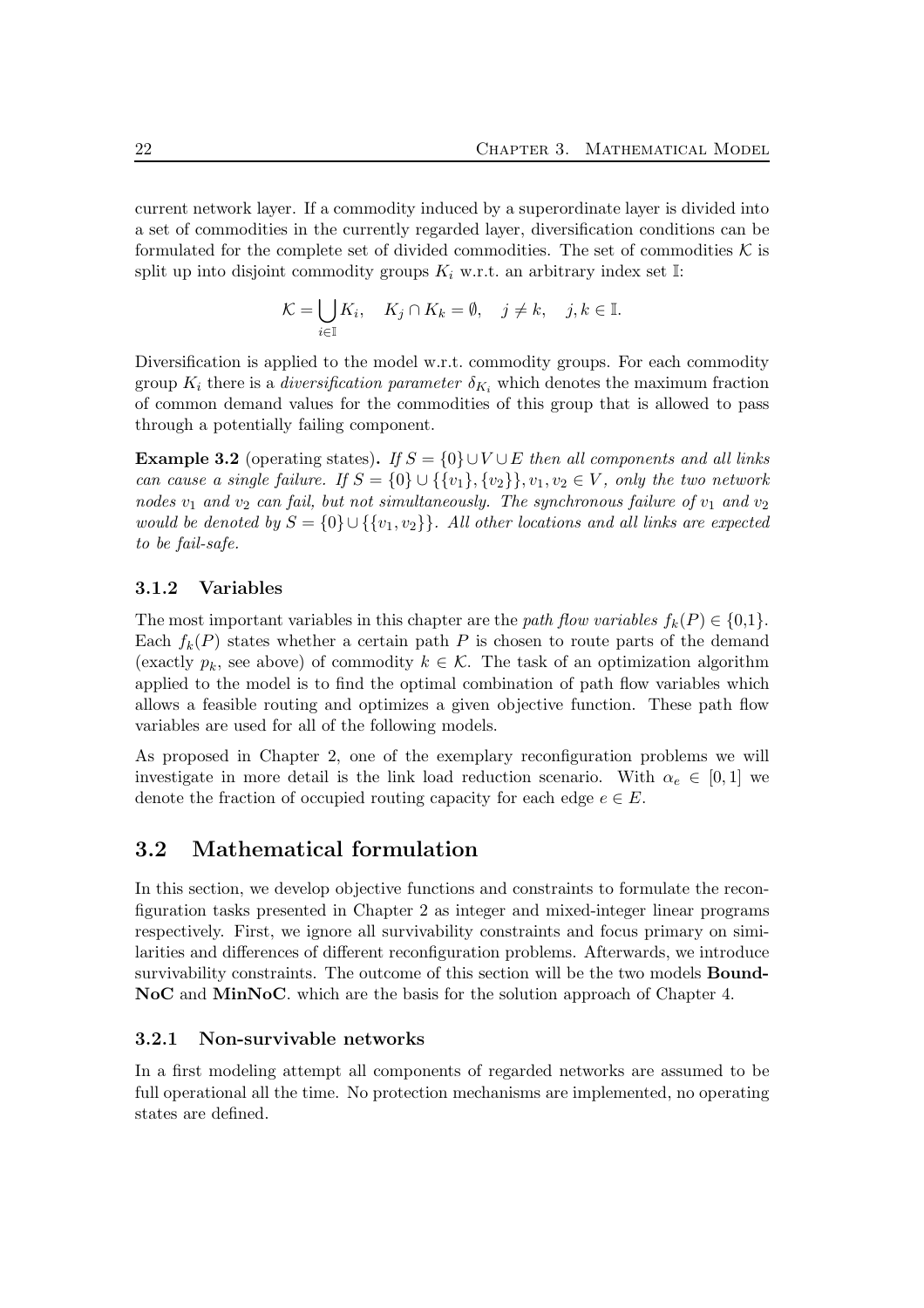current network layer. If a commodity induced by a superordinate layer is divided into a set of commodities in the currently regarded layer, diversification conditions can be formulated for the complete set of divided commodities. The set of commodities $\mathcal{K}$ is split up into disjoint commodity groups $K_i$ w.r.t. an arbitrary index set $\mathbb{I}$:

$$\mathcal{K} = \bigcup_{i \in \mathbb{I}} K_i, \quad K_j \cap K_k = \emptyset, \quad j \neq k, \quad j,k \in \mathbb{I}.$$

Diversification is applied to the model w.r.t. commodity groups. For each commodity group $K_i$ there is a *diversification parameter* $\delta_{K_i}$ which denotes the maximum fraction of common demand values for the commodities of this group that is allowed to pass through a potentially failing component.

**Example 3.2** (operating states)**.** *If $S = \{0\} \cup V \cup E$ then all components and all links can cause a single failure. If $S = \{0\} \cup \{\{v_1\}, \{v_2\}\}, v_1, v_2 \in V$, only the two network nodes $v_1$ and $v_2$ can fail, but not simultaneously. The synchronous failure of $v_1$ and $v_2$ would be denoted by $S = \{0\} \cup \{\{v_1, v_2\}\}$. All other locations and all links are expected to be fail-safe.*

### 3.1.2 Variables

The most important variables in this chapter are the *path flow variables* $f_k(P) \in \{0,1\}$. Each $f_k(P)$ states whether a certain path $P$ is chosen to route parts of the demand (exactly $p_k$, see above) of commodity $k \in \mathcal{K}$. The task of an optimization algorithm applied to the model is to find the optimal combination of path flow variables which allows a feasible routing and optimizes a given objective function. These path flow variables are used for all of the following models.

As proposed in Chapter 2, one of the exemplary reconfiguration problems we will investigate in more detail is the link load reduction scenario. With $\alpha_e \in [0,1]$ we denote the fraction of occupied routing capacity for each edge $e \in E$.

## 3.2 Mathematical formulation

In this section, we develop objective functions and constraints to formulate the reconfiguration tasks presented in Chapter 2 as integer and mixed-integer linear programs respectively. First, we ignore all survivability constraints and focus primary on similarities and differences of different reconfiguration problems. Afterwards, we introduce survivability constraints. The outcome of this section will be the two models **Bound-NoC** and **MinNoC**. which are the basis for the solution approach of Chapter 4.

### 3.2.1 Non-survivable networks

In a first modeling attempt all components of regarded networks are assumed to be full operational all the time. No protection mechanisms are implemented, no operating states are defined.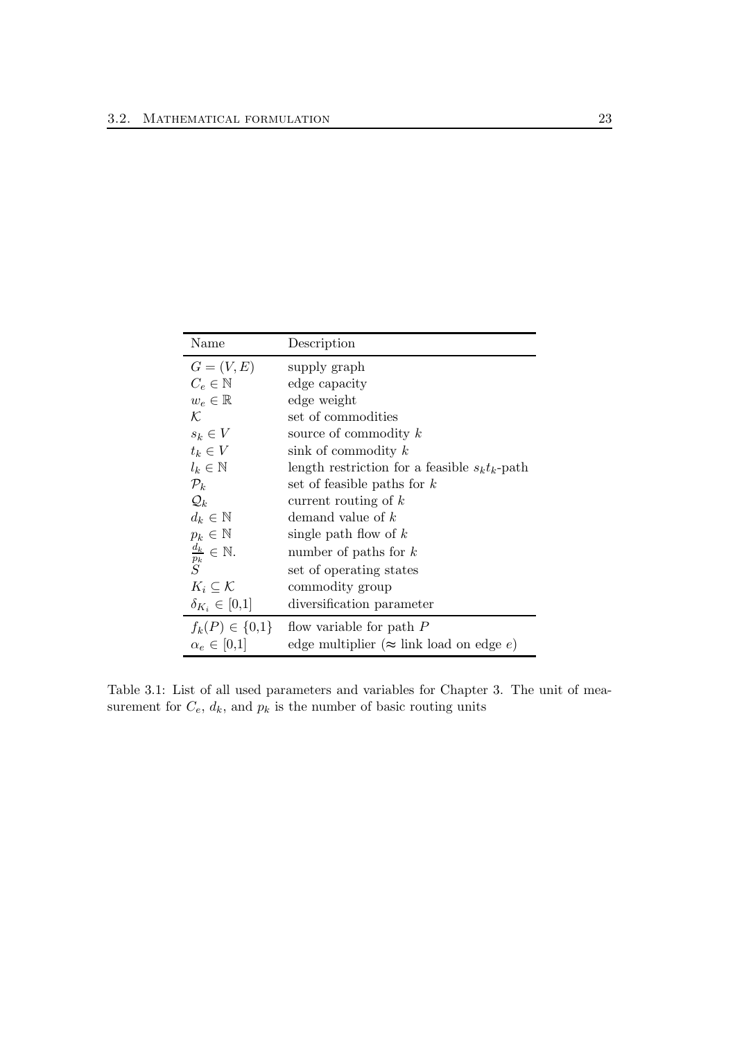| Name | Description |
| --- | --- |
| $G = (V, E)$ | supply graph |
| $C_e \in \mathbb{N}$ | edge capacity |
| $w_e \in \mathbb{R}$ | edge weight |
| $\mathcal{K}$ | set of commodities |
| $s_k \in V$ | source of commodity $k$ |
| $t_k \in V$ | sink of commodity $k$ |
| $l_k \in \mathbb{N}$ | length restriction for a feasible $s_k t_k$-path |
| $\mathcal{P}_k$ | set of feasible paths for $k$ |
| $\mathcal{Q}_k$ | current routing of $k$ |
| $d_k \in \mathbb{N}$ | demand value of $k$ |
| $p_k \in \mathbb{N}$ | single path flow of $k$ |
| $\frac{d_k}{p_k} \in \mathbb{N}.$ | number of paths for $k$ |
| $S$ | set of operating states |
| $K_i \subseteq \mathcal{K}$ | commodity group |
| $\delta_{K_i} \in [0,1]$ | diversification parameter |
| $f_k(P) \in \{0,1\}$ | flow variable for path $P$ |
| $\alpha_e \in [0,1]$ | edge multiplier ($\approx$ link load on edge $e$) |

Table 3.1: List of all used parameters and variables for Chapter 3. The unit of measurement for $C_e$, $d_k$, and $p_k$ is the number of basic routing units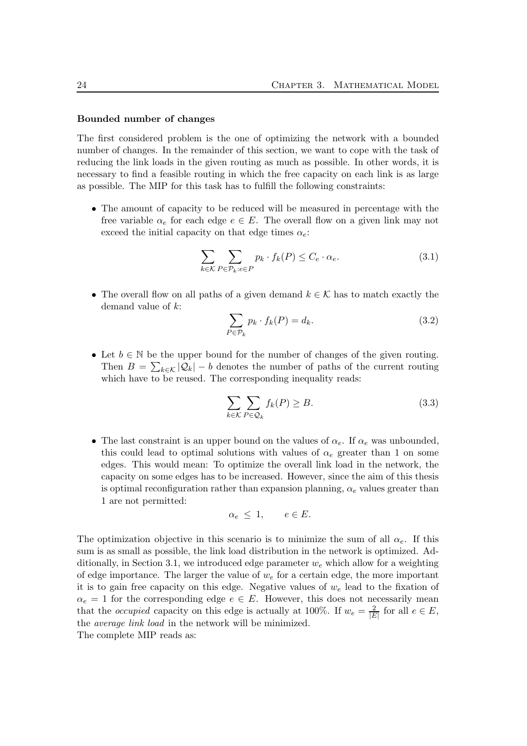**Bounded number of changes**

The first considered problem is the one of optimizing the network with a bounded number of changes. In the remainder of this section, we want to cope with the task of reducing the link loads in the given routing as much as possible. In other words, it is necessary to find a feasible routing in which the free capacity on each link is as large as possible. The MIP for this task has to fulfill the following constraints:

- The amount of capacity to be reduced will be measured in percentage with the free variable $\alpha_e$ for each edge $e \in E$. The overall flow on a given link may not exceed the initial capacity on that edge times $\alpha_e$:

$$\sum_{k \in \mathcal{K}} \sum_{P \in \mathcal{P}_k : e \in P} p_k \cdot f_k(P) \leq C_e \cdot \alpha_e. \tag{3.1}$$

- The overall flow on all paths of a given demand $k \in \mathcal{K}$ has to match exactly the demand value of $k$:

$$\sum_{P \in \mathcal{P}_k} p_k \cdot f_k(P) = d_k. \tag{3.2}$$

- Let $b \in \mathbb{N}$ be the upper bound for the number of changes of the given routing. Then $B = \sum_{k \in \mathcal{K}} |\mathcal{Q}_k| - b$ denotes the number of paths of the current routing which have to be reused. The corresponding inequality reads:

$$\sum_{k \in \mathcal{K}} \sum_{P \in \mathcal{Q}_k} f_k(P) \geq B. \tag{3.3}$$

- The last constraint is an upper bound on the values of $\alpha_e$. If $\alpha_e$ was unbounded, this could lead to optimal solutions with values of $\alpha_e$ greater than 1 on some edges. This would mean: To optimize the overall link load in the network, the capacity on some edges has to be increased. However, since the aim of this thesis is optimal reconfiguration rather than expansion planning, $\alpha_e$ values greater than 1 are not permitted:

$$\alpha_e \leq 1, \qquad e \in E.$$

The optimization objective in this scenario is to minimize the sum of all $\alpha_e$. If this sum is as small as possible, the link load distribution in the network is optimized. Additionally, in Section 3.1, we introduced edge parameter $w_e$ which allow for a weighting of edge importance. The larger the value of $w_e$ for a certain edge, the more important it is to gain free capacity on this edge. Negative values of $w_e$ lead to the fixation of $\alpha_e = 1$ for the corresponding edge $e \in E$. However, this does not necessarily mean that the *occupied* capacity on this edge is actually at 100%. If $w_e = \frac{2}{|E|}$ for all $e \in E$, the *average link load* in the network will be minimized.
The complete MIP reads as: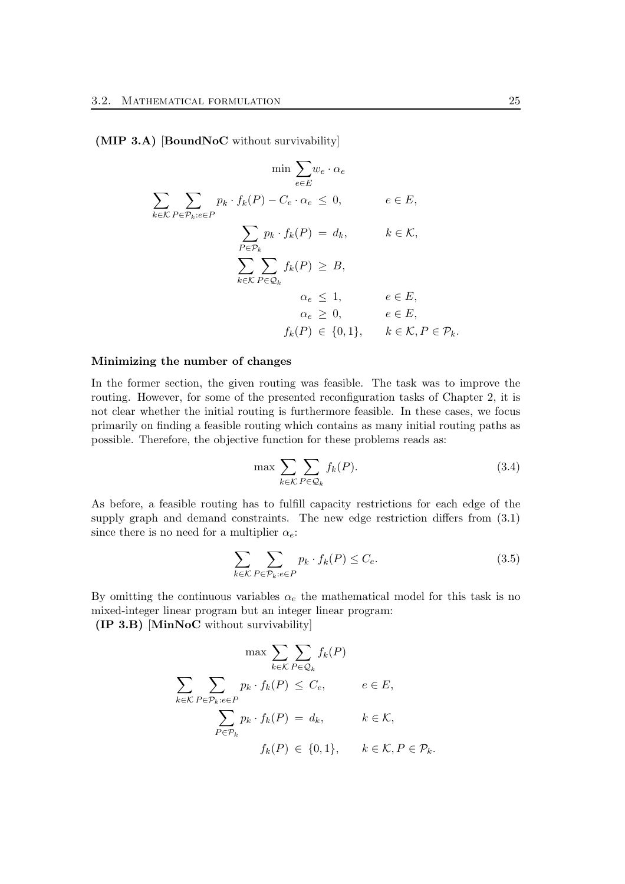**(MIP 3.A)** [**BoundNoC** without survivability]

$$
\begin{aligned}
\min \sum_{e \in E} & w_e \cdot \alpha_e \\
\sum_{k \in \mathcal{K}} \sum_{P \in \mathcal{P}_k : e \in P} p_k \cdot f_k(P) - C_e \cdot \alpha_e \;&\leq\; 0, && e \in E, \\
\sum_{P \in \mathcal{P}_k} p_k \cdot f_k(P) \;&=\; d_k, && k \in \mathcal{K}, \\
\sum_{k \in \mathcal{K}} \sum_{P \in \mathcal{Q}_k} f_k(P) \;&\geq\; B, && \\
\alpha_e \;&\leq\; 1, && e \in E, \\
\alpha_e \;&\geq\; 0, && e \in E, \\
f_k(P) \;&\in\; \{0,1\}, && k \in \mathcal{K}, P \in \mathcal{P}_k.
\end{aligned}
$$

**Minimizing the number of changes**

In the former section, the given routing was feasible. The task was to improve the routing. However, for some of the presented reconfiguration tasks of Chapter 2, it is not clear whether the initial routing is furthermore feasible. In these cases, we focus primarily on finding a feasible routing which contains as many initial routing paths as possible. Therefore, the objective function for these problems reads as:

$$
\max \sum_{k \in \mathcal{K}} \sum_{P \in \mathcal{Q}_k} f_k(P). \tag{3.4}
$$

As before, a feasible routing has to fulfill capacity restrictions for each edge of the supply graph and demand constraints. The new edge restriction differs from (3.1) since there is no need for a multiplier $\alpha_e$:

$$
\sum_{k \in \mathcal{K}} \sum_{P \in \mathcal{P}_k : e \in P} p_k \cdot f_k(P) \leq C_e. \tag{3.5}
$$

By omitting the continuous variables $\alpha_e$ the mathematical model for this task is no mixed-integer linear program but an integer linear program:

**(IP 3.B)** [**MinNoC** without survivability]

$$
\begin{aligned}
\max \sum_{k \in \mathcal{K}} \sum_{P \in \mathcal{Q}_k} & f_k(P) \\
\sum_{k \in \mathcal{K}} \sum_{P \in \mathcal{P}_k : e \in P} p_k \cdot f_k(P) \;&\leq\; C_e, && e \in E, \\
\sum_{P \in \mathcal{P}_k} p_k \cdot f_k(P) \;&=\; d_k, && k \in \mathcal{K}, \\
f_k(P) \;&\in\; \{0,1\}, && k \in \mathcal{K}, P \in \mathcal{P}_k.
\end{aligned}
$$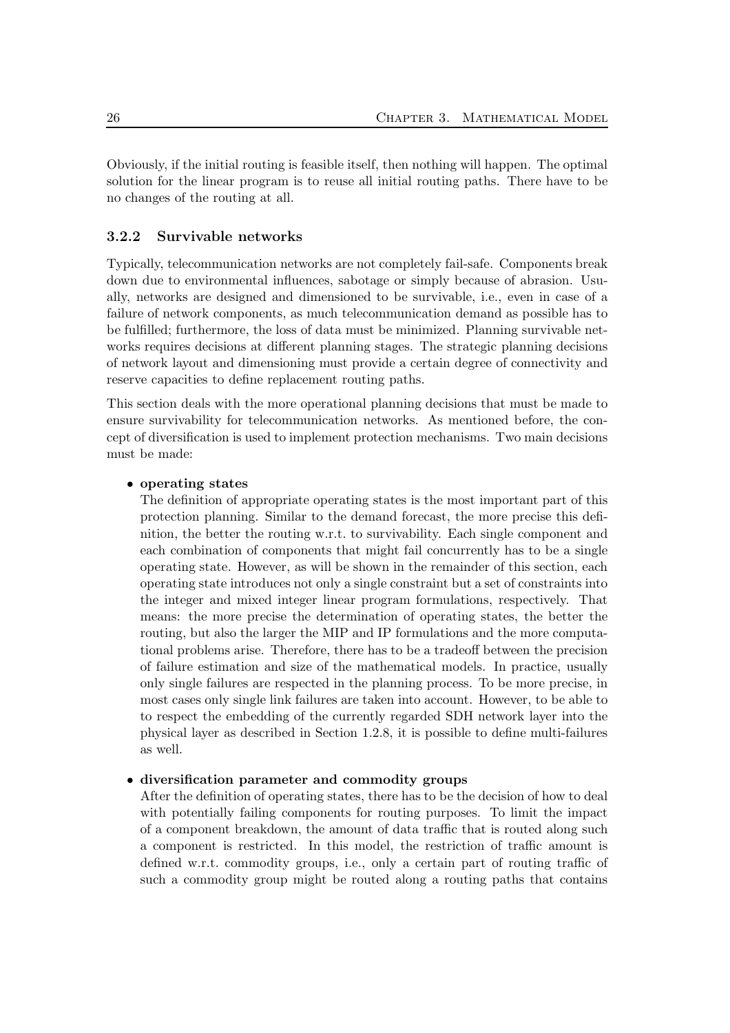Obviously, if the initial routing is feasible itself, then nothing will happen. The optimal solution for the linear program is to reuse all initial routing paths. There have to be no changes of the routing at all.

### 3.2.2 Survivable networks

Typically, telecommunication networks are not completely fail-safe. Components break down due to environmental influences, sabotage or simply because of abrasion. Usually, networks are designed and dimensioned to be survivable, i.e., even in case of a failure of network components, as much telecommunication demand as possible has to be fulfilled; furthermore, the loss of data must be minimized. Planning survivable networks requires decisions at different planning stages. The strategic planning decisions of network layout and dimensioning must provide a certain degree of connectivity and reserve capacities to define replacement routing paths.

This section deals with the more operational planning decisions that must be made to ensure survivability for telecommunication networks. As mentioned before, the concept of diversification is used to implement protection mechanisms. Two main decisions must be made:

- **operating states**
  The definition of appropriate operating states is the most important part of this protection planning. Similar to the demand forecast, the more precise this definition, the better the routing w.r.t. to survivability. Each single component and each combination of components that might fail concurrently has to be a single operating state. However, as will be shown in the remainder of this section, each operating state introduces not only a single constraint but a set of constraints into the integer and mixed integer linear program formulations, respectively. That means: the more precise the determination of operating states, the better the routing, but also the larger the MIP and IP formulations and the more computational problems arise. Therefore, there has to be a tradeoff between the precision of failure estimation and size of the mathematical models. In practice, usually only single failures are respected in the planning process. To be more precise, in most cases only single link failures are taken into account. However, to be able to to respect the embedding of the currently regarded SDH network layer into the physical layer as described in Section 1.2.8, it is possible to define multi-failures as well.

- **diversification parameter and commodity groups**
  After the definition of operating states, there has to be the decision of how to deal with potentially failing components for routing purposes. To limit the impact of a component breakdown, the amount of data traffic that is routed along such a component is restricted. In this model, the restriction of traffic amount is defined w.r.t. commodity groups, i.e., only a certain part of routing traffic of such a commodity group might be routed along a routing paths that contains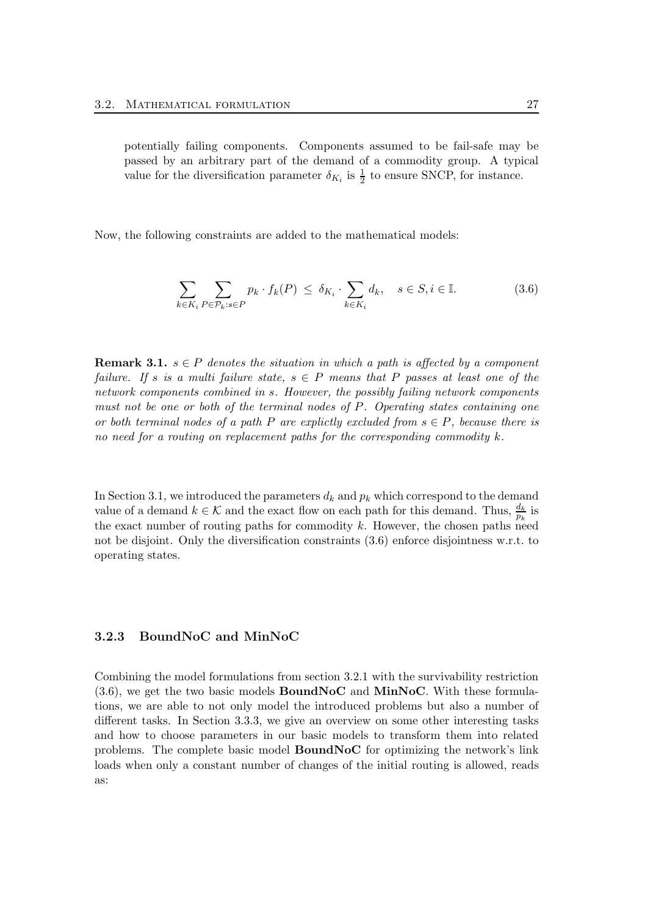potentially failing components. Components assumed to be fail-safe may be passed by an arbitrary part of the demand of a commodity group. A typical value for the diversification parameter $\delta_{K_i}$ is $\frac{1}{2}$ to ensure SNCP, for instance.

Now, the following constraints are added to the mathematical models:

$$\sum_{k \in K_i} \sum_{P \in \mathcal{P}_k : s \in P} p_k \cdot f_k(P) \leq \delta_{K_i} \cdot \sum_{k \in K_i} d_k, \quad s \in S, i \in \mathbb{I}. \tag{3.6}$$

**Remark 3.1.** *$s \in P$ denotes the situation in which a path is affected by a component failure. If $s$ is a multi failure state, $s \in P$ means that $P$ passes at least one of the network components combined in $s$. However, the possibly failing network components must not be one or both of the terminal nodes of $P$. Operating states containing one or both terminal nodes of a path $P$ are explictly excluded from $s \in P$, because there is no need for a routing on replacement paths for the corresponding commodity $k$.*

In Section 3.1, we introduced the parameters $d_k$ and $p_k$ which correspond to the demand value of a demand $k \in \mathcal{K}$ and the exact flow on each path for this demand. Thus, $\frac{d_k}{p_k}$ is the exact number of routing paths for commodity $k$. However, the chosen paths need not be disjoint. Only the diversification constraints (3.6) enforce disjointness w.r.t. to operating states.

### 3.2.3 BoundNoC and MinNoC

Combining the model formulations from section 3.2.1 with the survivability restriction (3.6), we get the two basic models **BoundNoC** and **MinNoC**. With these formulations, we are able to not only model the introduced problems but also a number of different tasks. In Section 3.3.3, we give an overview on some other interesting tasks and how to choose parameters in our basic models to transform them into related problems. The complete basic model **BoundNoC** for optimizing the network's link loads when only a constant number of changes of the initial routing is allowed, reads as: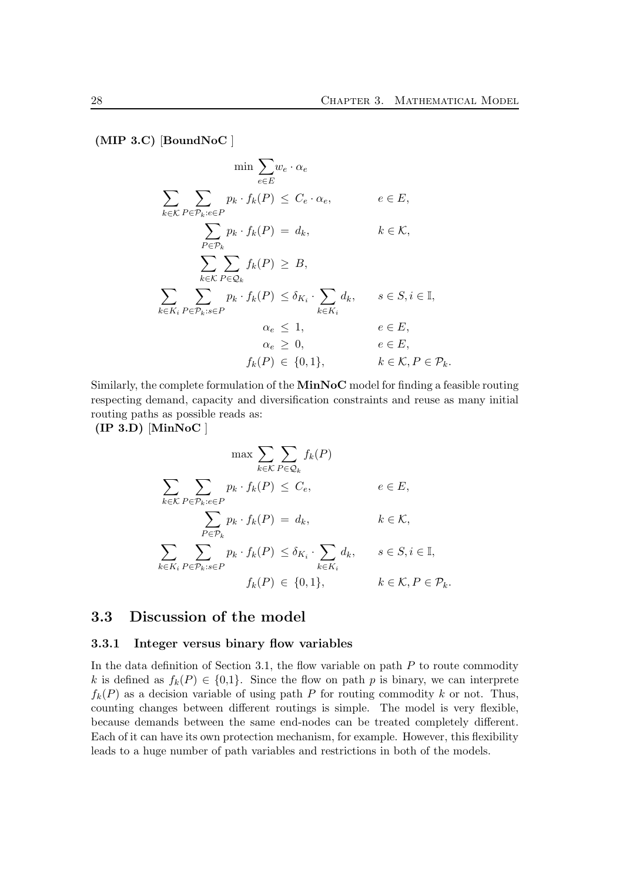**(MIP 3.C)** [**BoundNoC** ]

$$
\begin{aligned}
\min \sum_{e \in E} & w_e \cdot \alpha_e \\
\sum_{k \in \mathcal{K}} \sum_{P \in \mathcal{P}_k : e \in P} p_k \cdot f_k(P) &\leq C_e \cdot \alpha_e, && e \in E, \\
\sum_{P \in \mathcal{P}_k} p_k \cdot f_k(P) &= d_k, && k \in \mathcal{K}, \\
\sum_{k \in \mathcal{K}} \sum_{P \in \mathcal{Q}_k} f_k(P) &\geq B, && \\
\sum_{k \in K_i} \sum_{P \in \mathcal{P}_k : s \in P} p_k \cdot f_k(P) &\leq \delta_{K_i} \cdot \sum_{k \in K_i} d_k, && s \in S, i \in \mathbb{I}, \\
\alpha_e &\leq 1, && e \in E, \\
\alpha_e &\geq 0, && e \in E, \\
f_k(P) &\in \{0,1\}, && k \in \mathcal{K}, P \in \mathcal{P}_k.
\end{aligned}
$$

Similarly, the complete formulation of the **MinNoC** model for finding a feasible routing respecting demand, capacity and diversification constraints and reuse as many initial routing paths as possible reads as:

**(IP 3.D)** [**MinNoC** ]

$$
\begin{aligned}
\max \sum_{k \in \mathcal{K}} \sum_{P \in \mathcal{Q}_k} & f_k(P) \\
\sum_{k \in \mathcal{K}} \sum_{P \in \mathcal{P}_k : e \in P} p_k \cdot f_k(P) &\leq C_e, && e \in E, \\
\sum_{P \in \mathcal{P}_k} p_k \cdot f_k(P) &= d_k, && k \in \mathcal{K}, \\
\sum_{k \in K_i} \sum_{P \in \mathcal{P}_k : s \in P} p_k \cdot f_k(P) &\leq \delta_{K_i} \cdot \sum_{k \in K_i} d_k, && s \in S, i \in \mathbb{I}, \\
f_k(P) &\in \{0,1\}, && k \in \mathcal{K}, P \in \mathcal{P}_k.
\end{aligned}
$$

## 3.3 Discussion of the model

### 3.3.1 Integer versus binary flow variables

In the data definition of Section 3.1, the flow variable on path $P$ to route commodity $k$ is defined as $f_k(P) \in \{0,1\}$. Since the flow on path $p$ is binary, we can interprete $f_k(P)$ as a decision variable of using path $P$ for routing commodity $k$ or not. Thus, counting changes between different routings is simple. The model is very flexible, because demands between the same end-nodes can be treated completely different. Each of it can have its own protection mechanism, for example. However, this flexibility leads to a huge number of path variables and restrictions in both of the models.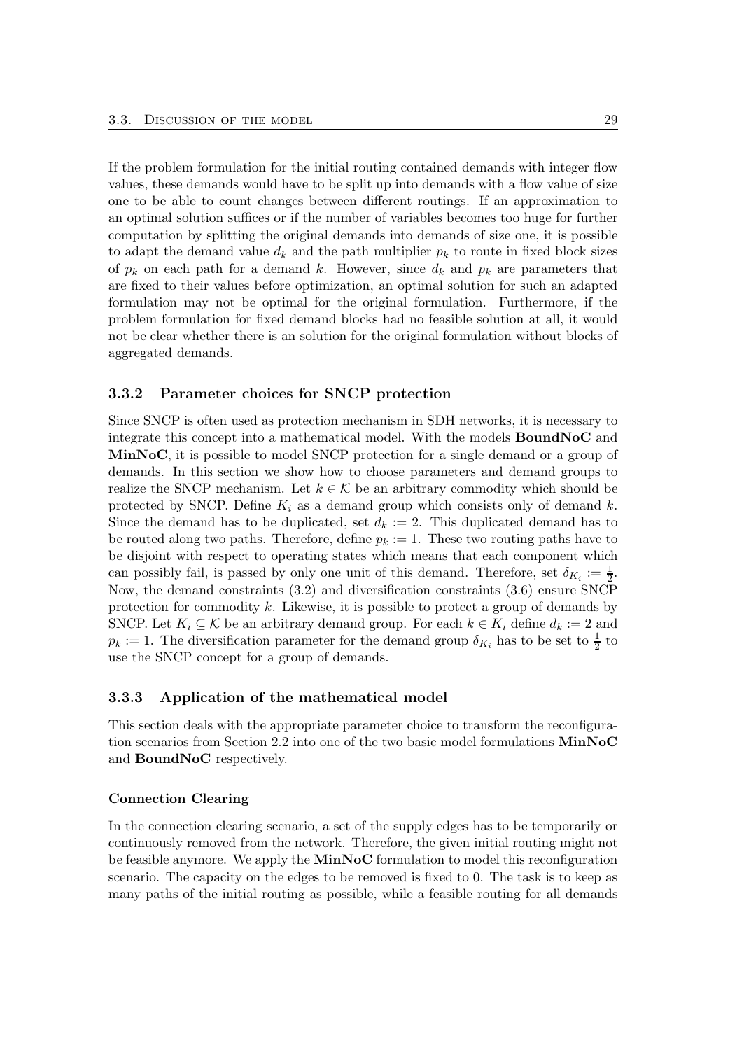If the problem formulation for the initial routing contained demands with integer flow values, these demands would have to be split up into demands with a flow value of size one to be able to count changes between different routings. If an approximation to an optimal solution suffices or if the number of variables becomes too huge for further computation by splitting the original demands into demands of size one, it is possible to adapt the demand value $d_k$ and the path multiplier $p_k$ to route in fixed block sizes of $p_k$ on each path for a demand $k$. However, since $d_k$ and $p_k$ are parameters that are fixed to their values before optimization, an optimal solution for such an adapted formulation may not be optimal for the original formulation. Furthermore, if the problem formulation for fixed demand blocks had no feasible solution at all, it would not be clear whether there is an solution for the original formulation without blocks of aggregated demands.

### 3.3.2 Parameter choices for SNCP protection

Since SNCP is often used as protection mechanism in SDH networks, it is necessary to integrate this concept into a mathematical model. With the models **BoundNoC** and **MinNoC**, it is possible to model SNCP protection for a single demand or a group of demands. In this section we show how to choose parameters and demand groups to realize the SNCP mechanism. Let $k \in \mathcal{K}$ be an arbitrary commodity which should be protected by SNCP. Define $K_i$ as a demand group which consists only of demand $k$. Since the demand has to be duplicated, set $d_k := 2$. This duplicated demand has to be routed along two paths. Therefore, define $p_k := 1$. These two routing paths have to be disjoint with respect to operating states which means that each component which can possibly fail, is passed by only one unit of this demand. Therefore, set $\delta_{K_i} := \frac{1}{2}$. Now, the demand constraints (3.2) and diversification constraints (3.6) ensure SNCP protection for commodity $k$. Likewise, it is possible to protect a group of demands by SNCP. Let $K_i \subseteq \mathcal{K}$ be an arbitrary demand group. For each $k \in K_i$ define $d_k := 2$ and $p_k := 1$. The diversification parameter for the demand group $\delta_{K_i}$ has to be set to $\frac{1}{2}$ to use the SNCP concept for a group of demands.

### 3.3.3 Application of the mathematical model

This section deals with the appropriate parameter choice to transform the reconfiguration scenarios from Section 2.2 into one of the two basic model formulations **MinNoC** and **BoundNoC** respectively.

#### Connection Clearing

In the connection clearing scenario, a set of the supply edges has to be temporarily or continuously removed from the network. Therefore, the given initial routing might not be feasible anymore. We apply the **MinNoC** formulation to model this reconfiguration scenario. The capacity on the edges to be removed is fixed to 0. The task is to keep as many paths of the initial routing as possible, while a feasible routing for all demands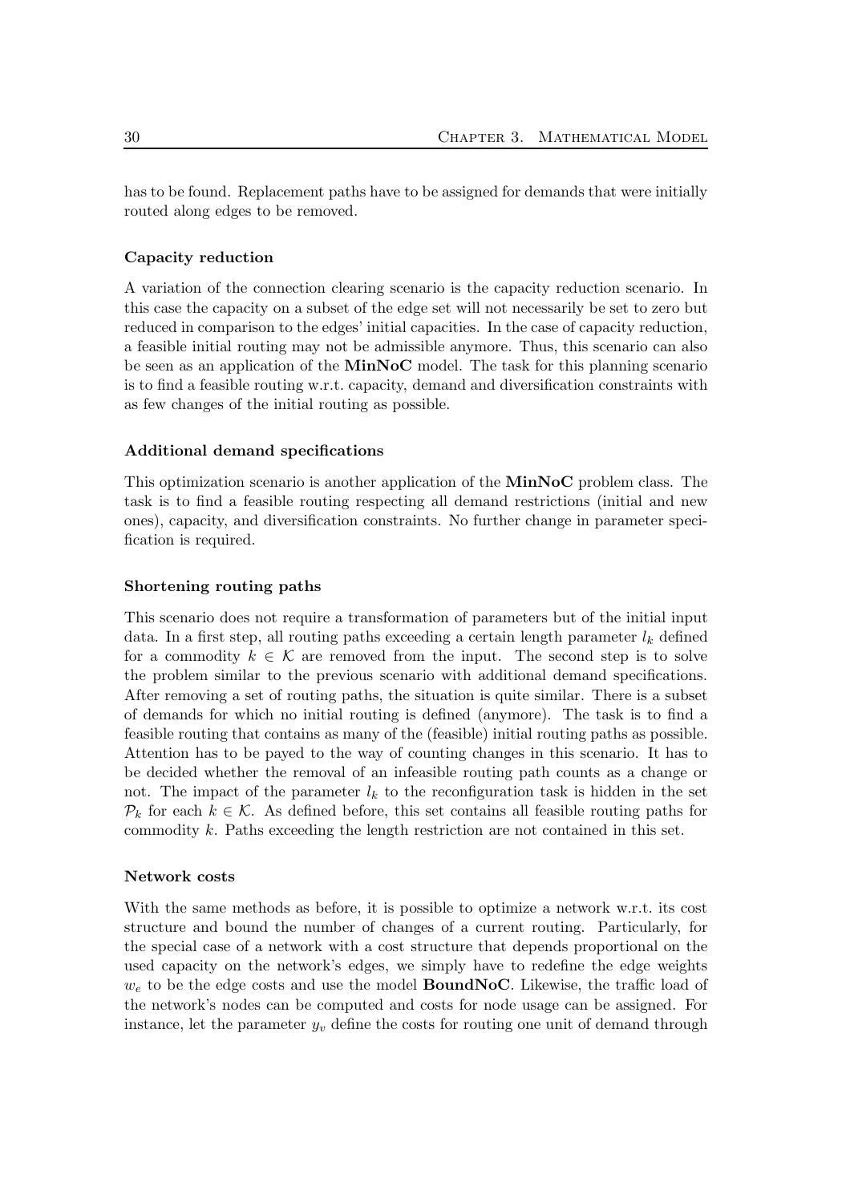has to be found. Replacement paths have to be assigned for demands that were initially routed along edges to be removed.

### Capacity reduction

A variation of the connection clearing scenario is the capacity reduction scenario. In this case the capacity on a subset of the edge set will not necessarily be set to zero but reduced in comparison to the edges' initial capacities. In the case of capacity reduction, a feasible initial routing may not be admissible anymore. Thus, this scenario can also be seen as an application of the **MinNoC** model. The task for this planning scenario is to find a feasible routing w.r.t. capacity, demand and diversification constraints with as few changes of the initial routing as possible.

### Additional demand specifications

This optimization scenario is another application of the **MinNoC** problem class. The task is to find a feasible routing respecting all demand restrictions (initial and new ones), capacity, and diversification constraints. No further change in parameter specification is required.

### Shortening routing paths

This scenario does not require a transformation of parameters but of the initial input data. In a first step, all routing paths exceeding a certain length parameter $l_k$ defined for a commodity $k \in \mathcal{K}$ are removed from the input. The second step is to solve the problem similar to the previous scenario with additional demand specifications. After removing a set of routing paths, the situation is quite similar. There is a subset of demands for which no initial routing is defined (anymore). The task is to find a feasible routing that contains as many of the (feasible) initial routing paths as possible. Attention has to be payed to the way of counting changes in this scenario. It has to be decided whether the removal of an infeasible routing path counts as a change or not. The impact of the parameter $l_k$ to the reconfiguration task is hidden in the set $\mathcal{P}_k$ for each $k \in \mathcal{K}$. As defined before, this set contains all feasible routing paths for commodity $k$. Paths exceeding the length restriction are not contained in this set.

### Network costs

With the same methods as before, it is possible to optimize a network w.r.t. its cost structure and bound the number of changes of a current routing. Particularly, for the special case of a network with a cost structure that depends proportional on the used capacity on the network's edges, we simply have to redefine the edge weights $w_e$ to be the edge costs and use the model **BoundNoC**. Likewise, the traffic load of the network's nodes can be computed and costs for node usage can be assigned. For instance, let the parameter $y_v$ define the costs for routing one unit of demand through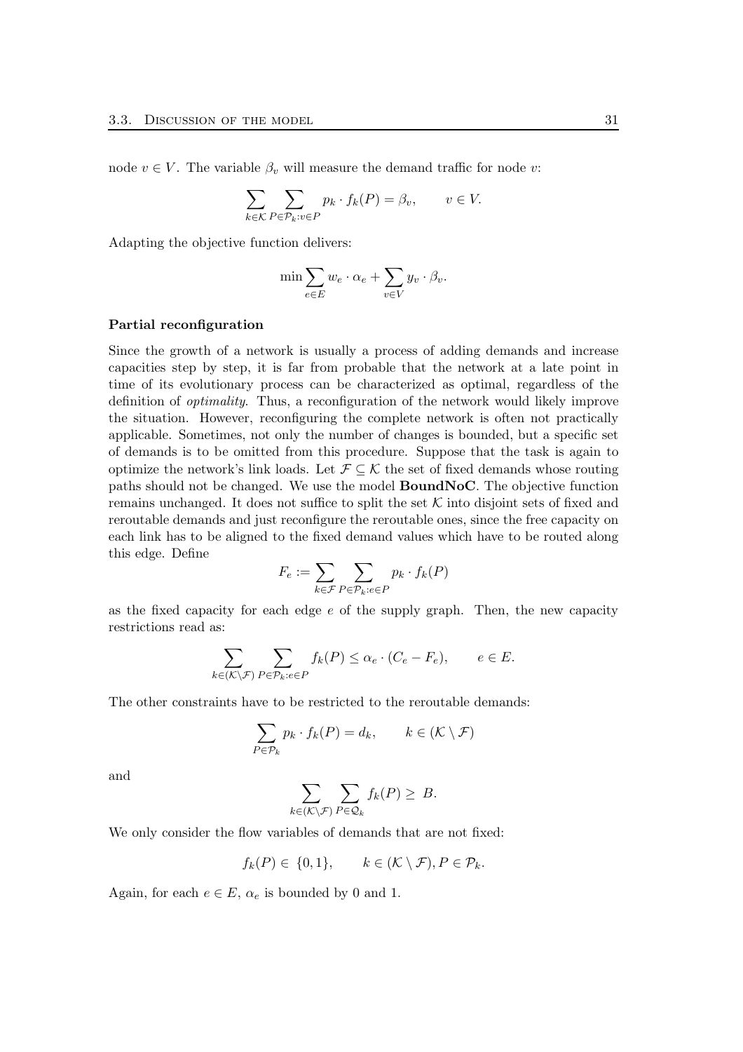node $v \in V$. The variable $\beta_v$ will measure the demand traffic for node $v$:

$$\sum_{k \in \mathcal{K}} \sum_{P \in \mathcal{P}_k : v \in P} p_k \cdot f_k(P) = \beta_v, \qquad v \in V.$$

Adapting the objective function delivers:

$$\min \sum_{e \in E} w_e \cdot \alpha_e + \sum_{v \in V} y_v \cdot \beta_v.$$

**Partial reconfiguration**

Since the growth of a network is usually a process of adding demands and increase capacities step by step, it is far from probable that the network at a late point in time of its evolutionary process can be characterized as optimal, regardless of the definition of *optimality*. Thus, a reconfiguration of the network would likely improve the situation. However, reconfiguring the complete network is often not practically applicable. Sometimes, not only the number of changes is bounded, but a specific set of demands is to be omitted from this procedure. Suppose that the task is again to optimize the network's link loads. Let $\mathcal{F} \subseteq \mathcal{K}$ the set of fixed demands whose routing paths should not be changed. We use the model **BoundNoC**. The objective function remains unchanged. It does not suffice to split the set $\mathcal{K}$ into disjoint sets of fixed and reroutable demands and just reconfigure the reroutable ones, since the free capacity on each link has to be aligned to the fixed demand values which have to be routed along this edge. Define

$$F_e := \sum_{k \in \mathcal{F}} \sum_{P \in \mathcal{P}_k : e \in P} p_k \cdot f_k(P)$$

as the fixed capacity for each edge $e$ of the supply graph. Then, the new capacity restrictions read as:

$$\sum_{k \in (\mathcal{K} \setminus \mathcal{F})} \sum_{P \in \mathcal{P}_k : e \in P} f_k(P) \leq \alpha_e \cdot (C_e - F_e), \qquad e \in E.$$

The other constraints have to be restricted to the reroutable demands:

$$\sum_{P \in \mathcal{P}_k} p_k \cdot f_k(P) = d_k, \qquad k \in (\mathcal{K} \setminus \mathcal{F})$$

and

$$\sum_{k \in (\mathcal{K} \setminus \mathcal{F})} \sum_{P \in \mathcal{Q}_k} f_k(P) \geq B.$$

We only consider the flow variables of demands that are not fixed:

$$f_k(P) \in \{0, 1\}, \qquad k \in (\mathcal{K} \setminus \mathcal{F}), P \in \mathcal{P}_k.$$

Again, for each $e \in E$, $\alpha_e$ is bounded by 0 and 1.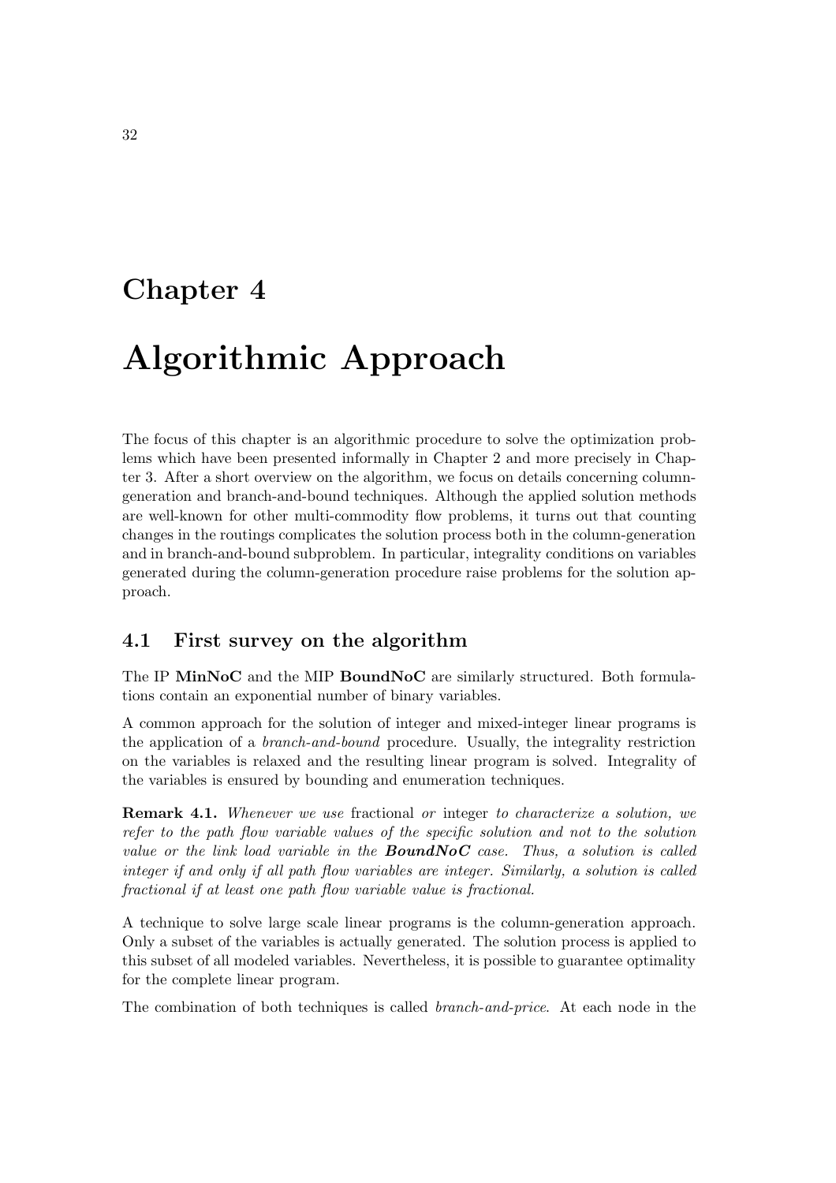# Chapter 4

# Algorithmic Approach

The focus of this chapter is an algorithmic procedure to solve the optimization problems which have been presented informally in Chapter 2 and more precisely in Chapter 3. After a short overview on the algorithm, we focus on details concerning column-generation and branch-and-bound techniques. Although the applied solution methods are well-known for other multi-commodity flow problems, it turns out that counting changes in the routings complicates the solution process both in the column-generation and in branch-and-bound subproblem. In particular, integrality conditions on variables generated during the column-generation procedure raise problems for the solution approach.

## 4.1 First survey on the algorithm

The IP **MinNoC** and the MIP **BoundNoC** are similarly structured. Both formulations contain an exponential number of binary variables.

A common approach for the solution of integer and mixed-integer linear programs is the application of a *branch-and-bound* procedure. Usually, the integrality restriction on the variables is relaxed and the resulting linear program is solved. Integrality of the variables is ensured by bounding and enumeration techniques.

**Remark 4.1.** *Whenever we use* fractional *or* integer *to characterize a solution, we refer to the path flow variable values of the specific solution and not to the solution value or the link load variable in the **BoundNoC** case. Thus, a solution is called integer if and only if all path flow variables are integer. Similarly, a solution is called fractional if at least one path flow variable value is fractional.*

A technique to solve large scale linear programs is the column-generation approach. Only a subset of the variables is actually generated. The solution process is applied to this subset of all modeled variables. Nevertheless, it is possible to guarantee optimality for the complete linear program.

The combination of both techniques is called *branch-and-price*. At each node in the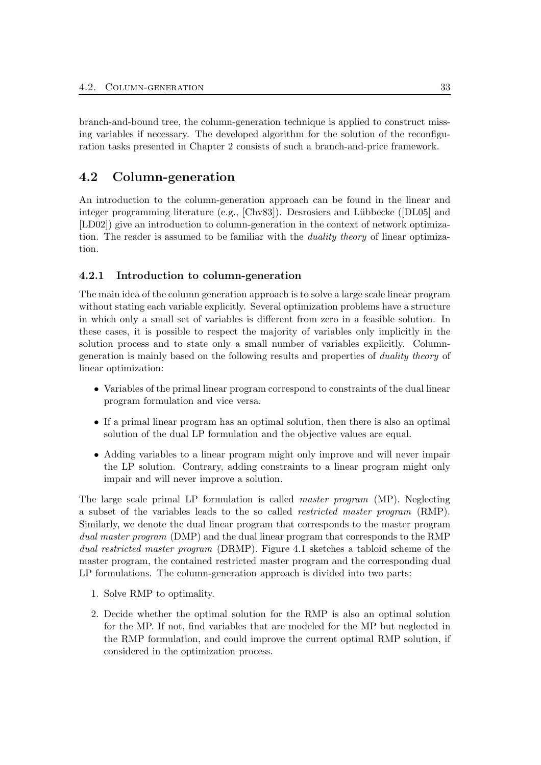branch-and-bound tree, the column-generation technique is applied to construct missing variables if necessary. The developed algorithm for the solution of the reconfiguration tasks presented in Chapter 2 consists of such a branch-and-price framework.

## 4.2 Column-generation

An introduction to the column-generation approach can be found in the linear and integer programming literature (e.g., [Chv83]). Desrosiers and Lübbecke ([DL05] and [LD02]) give an introduction to column-generation in the context of network optimization. The reader is assumed to be familiar with the *duality theory* of linear optimization.

### 4.2.1 Introduction to column-generation

The main idea of the column generation approach is to solve a large scale linear program without stating each variable explicitly. Several optimization problems have a structure in which only a small set of variables is different from zero in a feasible solution. In these cases, it is possible to respect the majority of variables only implicitly in the solution process and to state only a small number of variables explicitly. Column-generation is mainly based on the following results and properties of *duality theory* of linear optimization:

- Variables of the primal linear program correspond to constraints of the dual linear program formulation and vice versa.
- If a primal linear program has an optimal solution, then there is also an optimal solution of the dual LP formulation and the objective values are equal.
- Adding variables to a linear program might only improve and will never impair the LP solution. Contrary, adding constraints to a linear program might only impair and will never improve a solution.

The large scale primal LP formulation is called *master program* (MP). Neglecting a subset of the variables leads to the so called *restricted master program* (RMP). Similarly, we denote the dual linear program that corresponds to the master program *dual master program* (DMP) and the dual linear program that corresponds to the RMP *dual restricted master program* (DRMP). Figure 4.1 sketches a tabloid scheme of the master program, the contained restricted master program and the corresponding dual LP formulations. The column-generation approach is divided into two parts:

1. Solve RMP to optimality.
2. Decide whether the optimal solution for the RMP is also an optimal solution for the MP. If not, find variables that are modeled for the MP but neglected in the RMP formulation, and could improve the current optimal RMP solution, if considered in the optimization process.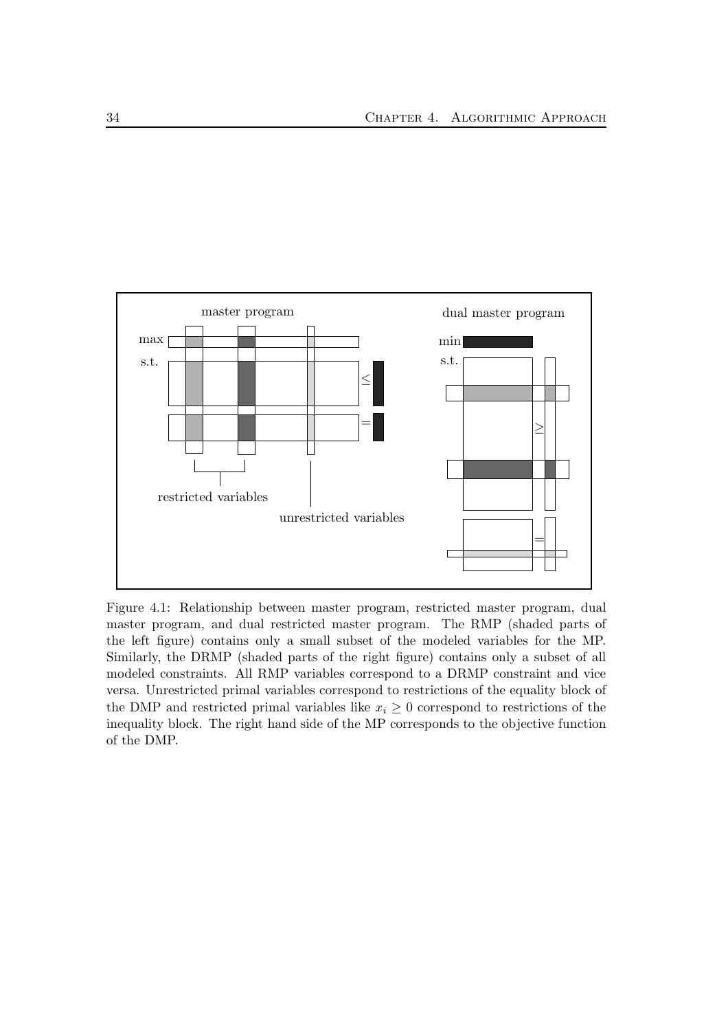Figure 4.1: Relationship between master program, restricted master program, dual master program, and dual restricted master program. The RMP (shaded parts of the left figure) contains only a small subset of the modeled variables for the MP. Similarly, the DRMP (shaded parts of the right figure) contains only a subset of all modeled constraints. All RMP variables correspond to a DRMP constraint and vice versa. Unrestricted primal variables correspond to restrictions of the equality block of the DMP and restricted primal variables like $x_i \geq 0$ correspond to restrictions of the inequality block. The right hand side of the MP corresponds to the objective function of the DMP.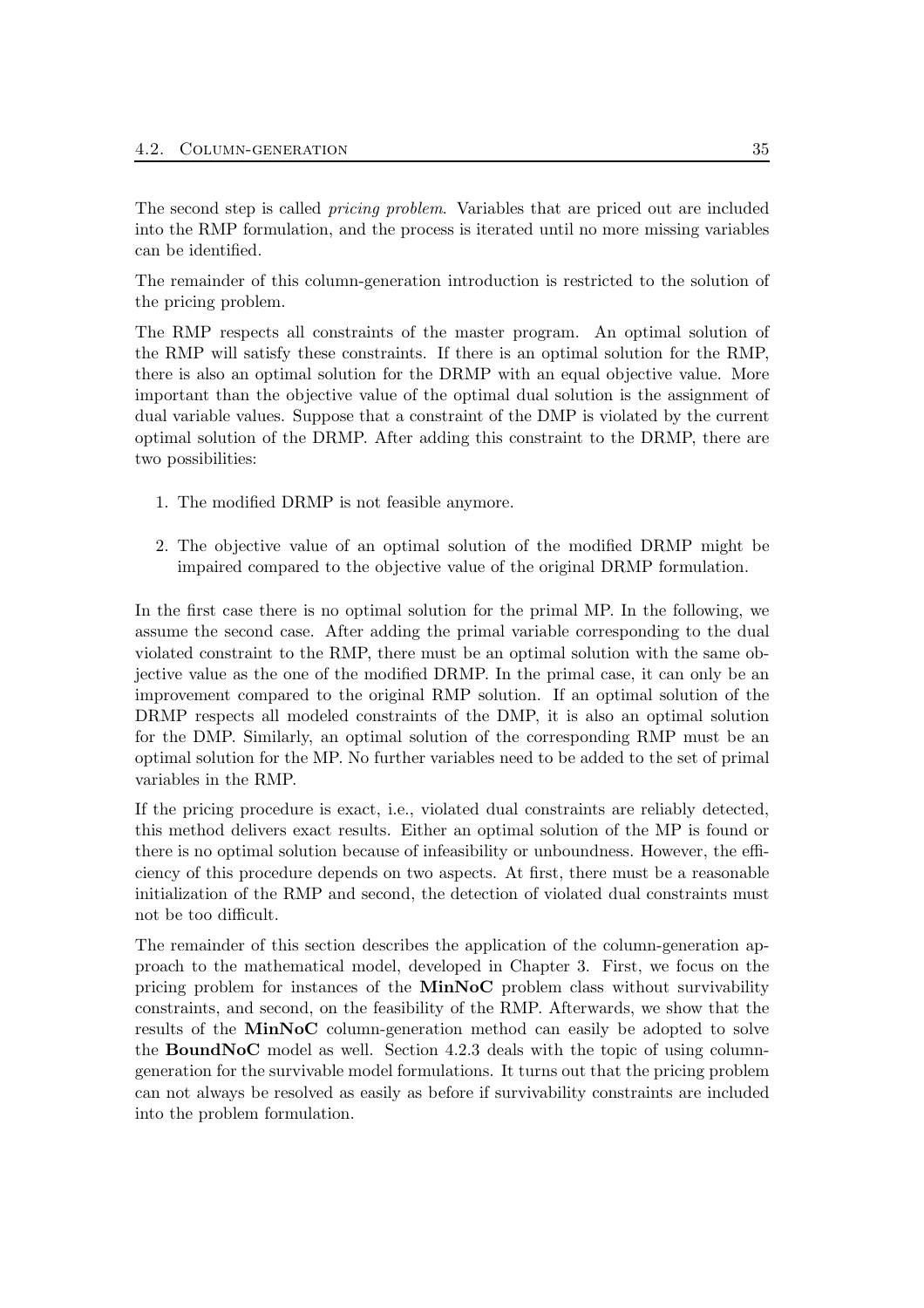The second step is called *pricing problem*. Variables that are priced out are included into the RMP formulation, and the process is iterated until no more missing variables can be identified.

The remainder of this column-generation introduction is restricted to the solution of the pricing problem.

The RMP respects all constraints of the master program. An optimal solution of the RMP will satisfy these constraints. If there is an optimal solution for the RMP, there is also an optimal solution for the DRMP with an equal objective value. More important than the objective value of the optimal dual solution is the assignment of dual variable values. Suppose that a constraint of the DMP is violated by the current optimal solution of the DRMP. After adding this constraint to the DRMP, there are two possibilities:

1. The modified DRMP is not feasible anymore.
2. The objective value of an optimal solution of the modified DRMP might be impaired compared to the objective value of the original DRMP formulation.

In the first case there is no optimal solution for the primal MP. In the following, we assume the second case. After adding the primal variable corresponding to the dual violated constraint to the RMP, there must be an optimal solution with the same objective value as the one of the modified DRMP. In the primal case, it can only be an improvement compared to the original RMP solution. If an optimal solution of the DRMP respects all modeled constraints of the DMP, it is also an optimal solution for the DMP. Similarly, an optimal solution of the corresponding RMP must be an optimal solution for the MP. No further variables need to be added to the set of primal variables in the RMP.

If the pricing procedure is exact, i.e., violated dual constraints are reliably detected, this method delivers exact results. Either an optimal solution of the MP is found or there is no optimal solution because of infeasibility or unboundness. However, the efficiency of this procedure depends on two aspects. At first, there must be a reasonable initialization of the RMP and second, the detection of violated dual constraints must not be too difficult.

The remainder of this section describes the application of the column-generation approach to the mathematical model, developed in Chapter 3. First, we focus on the pricing problem for instances of the **MinNoC** problem class without survivability constraints, and second, on the feasibility of the RMP. Afterwards, we show that the results of the **MinNoC** column-generation method can easily be adopted to solve the **BoundNoC** model as well. Section 4.2.3 deals with the topic of using column-generation for the survivable model formulations. It turns out that the pricing problem can not always be resolved as easily as before if survivability constraints are included into the problem formulation.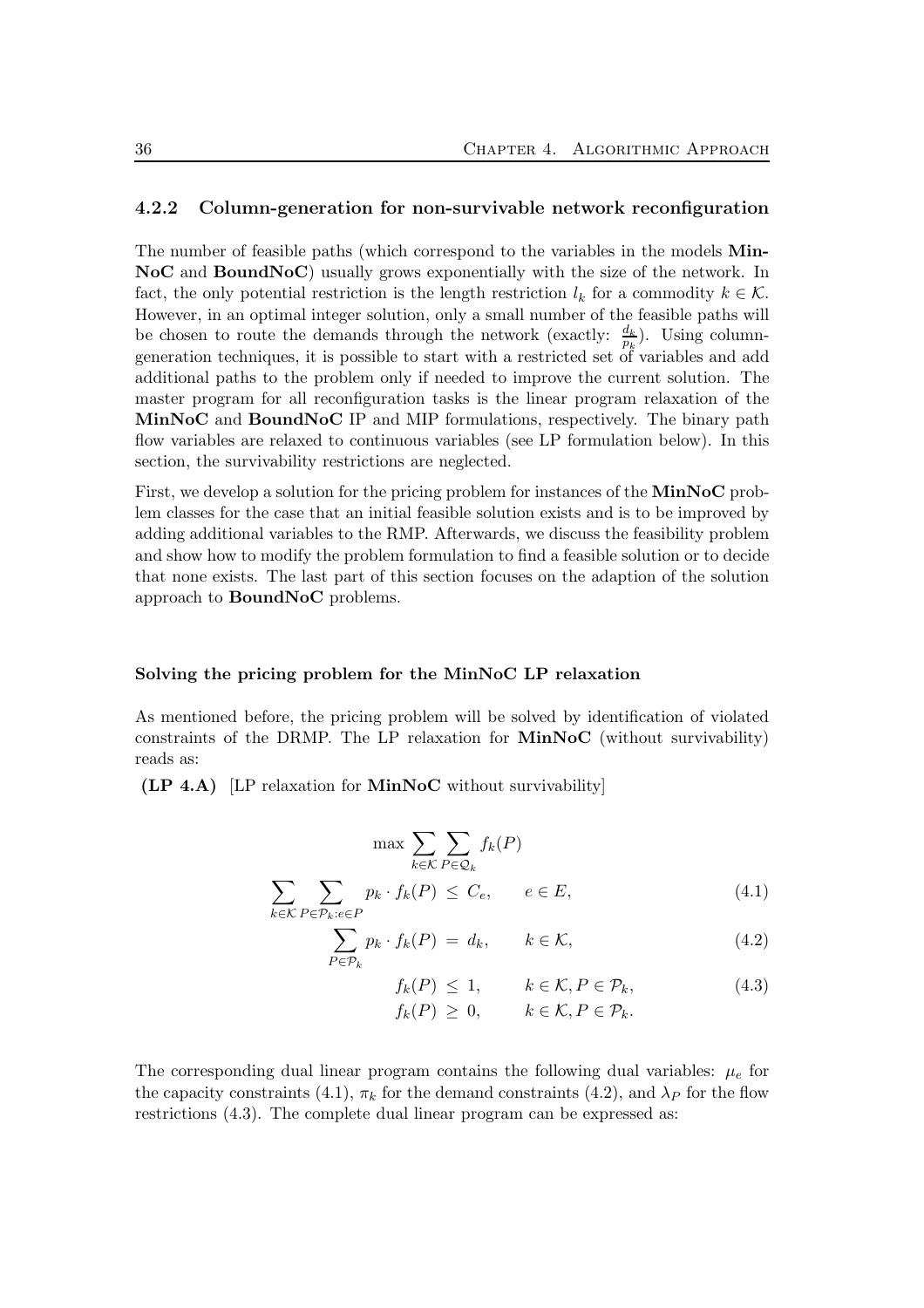### 4.2.2 Column-generation for non-survivable network reconfiguration

The number of feasible paths (which correspond to the variables in the models **MinNoC** and **BoundNoC**) usually grows exponentially with the size of the network. In fact, the only potential restriction is the length restriction $l_k$ for a commodity $k \in \mathcal{K}$. However, in an optimal integer solution, only a small number of the feasible paths will be chosen to route the demands through the network (exactly: $\frac{d_k}{p_k}$). Using column-generation techniques, it is possible to start with a restricted set of variables and add additional paths to the problem only if needed to improve the current solution. The master program for all reconfiguration tasks is the linear program relaxation of the **MinNoC** and **BoundNoC** IP and MIP formulations, respectively. The binary path flow variables are relaxed to continuous variables (see LP formulation below). In this section, the survivability restrictions are neglected.

First, we develop a solution for the pricing problem for instances of the **MinNoC** problem classes for the case that an initial feasible solution exists and is to be improved by adding additional variables to the RMP. Afterwards, we discuss the feasibility problem and show how to modify the problem formulation to find a feasible solution or to decide that none exists. The last part of this section focuses on the adaption of the solution approach to **BoundNoC** problems.

#### Solving the pricing problem for the MinNoC LP relaxation

As mentioned before, the pricing problem will be solved by identification of violated constraints of the DRMP. The LP relaxation for **MinNoC** (without survivability) reads as:

**(LP 4.A)** [LP relaxation for **MinNoC** without survivability]

$$\max \sum_{k \in \mathcal{K}} \sum_{P \in \mathcal{Q}_k} f_k(P)$$

$$\sum_{k \in \mathcal{K}} \sum_{P \in \mathcal{P}_k : e \in P} p_k \cdot f_k(P) \leq C_e, \qquad e \in E, \tag{4.1}$$

$$\sum_{P \in \mathcal{P}_k} p_k \cdot f_k(P) = d_k, \qquad k \in \mathcal{K}, \tag{4.2}$$

$$f_k(P) \leq 1, \qquad k \in \mathcal{K}, P \in \mathcal{P}_k, \tag{4.3}$$

$$f_k(P) \geq 0, \qquad k \in \mathcal{K}, P \in \mathcal{P}_k.$$

The corresponding dual linear program contains the following dual variables: $\mu_e$ for the capacity constraints (4.1), $\pi_k$ for the demand constraints (4.2), and $\lambda_P$ for the flow restrictions (4.3). The complete dual linear program can be expressed as: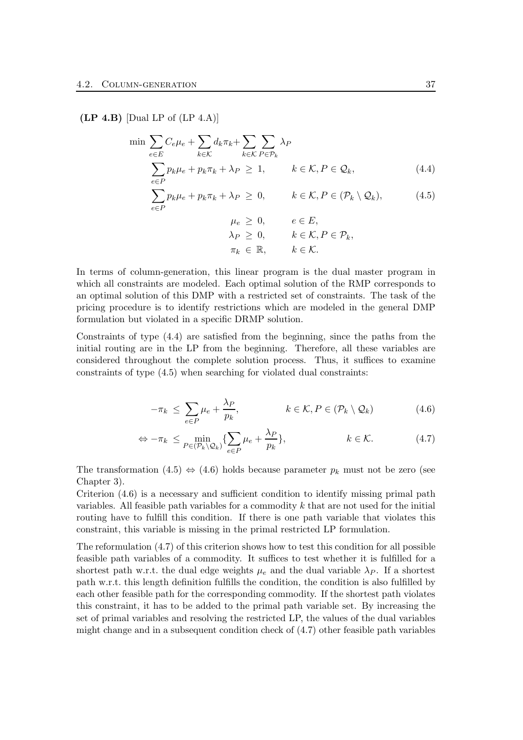**(LP 4.B)** [Dual LP of (LP 4.A)]

$$
\begin{aligned}
\min \sum_{e \in E} C_e \mu_e + \sum_{k \in \mathcal{K}} d_k \pi_k + & \sum_{k \in \mathcal{K}} \sum_{P \in \mathcal{P}_k} \lambda_P \\
\sum_{e \in P} p_k \mu_e + p_k \pi_k + \lambda_P \; &\geq \; 1, \qquad k \in \mathcal{K}, P \in \mathcal{Q}_k, && (4.4) \\
\sum_{e \in P} p_k \mu_e + p_k \pi_k + \lambda_P \; &\geq \; 0, \qquad k \in \mathcal{K}, P \in (\mathcal{P}_k \setminus \mathcal{Q}_k), && (4.5) \\
\mu_e \; &\geq \; 0, \qquad e \in E, \\
\lambda_P \; &\geq \; 0, \qquad k \in \mathcal{K}, P \in \mathcal{P}_k, \\
\pi_k \; &\in \; \mathbb{R}, \qquad k \in \mathcal{K}.
\end{aligned}
$$

In terms of column-generation, this linear program is the dual master program in which all constraints are modeled. Each optimal solution of the RMP corresponds to an optimal solution of this DMP with a restricted set of constraints. The task of the pricing procedure is to identify restrictions which are modeled in the general DMP formulation but violated in a specific DRMP solution.

Constraints of type (4.4) are satisfied from the beginning, since the paths from the initial routing are in the LP from the beginning. Therefore, all these variables are considered throughout the complete solution process. Thus, it suffices to examine constraints of type (4.5) when searching for violated dual constraints:

$$
-\pi_k \; \leq \; \sum_{e \in P} \mu_e + \frac{\lambda_P}{p_k}, \qquad k \in \mathcal{K}, P \in (\mathcal{P}_k \setminus \mathcal{Q}_k) \tag{4.6}
$$

$$
\Leftrightarrow -\pi_k \; \leq \; \min_{P \in (\mathcal{P}_k \setminus \mathcal{Q}_k)} \{ \sum_{e \in P} \mu_e + \frac{\lambda_P}{p_k} \}, \qquad k \in \mathcal{K}. \tag{4.7}
$$

The transformation (4.5) $\Leftrightarrow$ (4.6) holds because parameter $p_k$ must not be zero (see Chapter 3).
Criterion (4.6) is a necessary and sufficient condition to identify missing primal path variables. All feasible path variables for a commodity $k$ that are not used for the initial routing have to fulfill this condition. If there is one path variable that violates this constraint, this variable is missing in the primal restricted LP formulation.

The reformulation (4.7) of this criterion shows how to test this condition for all possible feasible path variables of a commodity. It suffices to test whether it is fulfilled for a shortest path w.r.t. the dual edge weights $\mu_e$ and the dual variable $\lambda_P$. If a shortest path w.r.t. this length definition fulfills the condition, the condition is also fulfilled by each other feasible path for the corresponding commodity. If the shortest path violates this constraint, it has to be added to the primal path variable set. By increasing the set of primal variables and resolving the restricted LP, the values of the dual variables might change and in a subsequent condition check of (4.7) other feasible path variables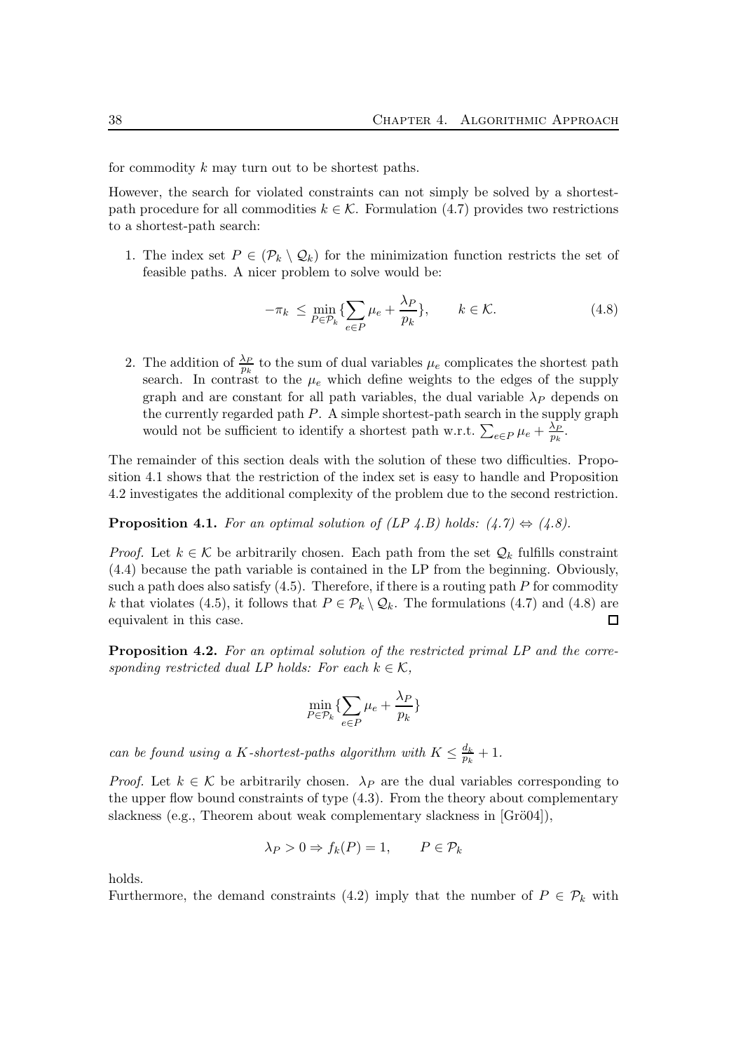for commodity $k$ may turn out to be shortest paths.

However, the search for violated constraints can not simply be solved by a shortest-path procedure for all commodities $k \in \mathcal{K}$. Formulation (4.7) provides two restrictions to a shortest-path search:

1. The index set $P \in (\mathcal{P}_k \setminus \mathcal{Q}_k)$ for the minimization function restricts the set of feasible paths. A nicer problem to solve would be:

$$-\pi_k \le \min_{P \in \mathcal{P}_k} \{\sum_{e \in P} \mu_e + \frac{\lambda_P}{p_k}\}, \qquad k \in \mathcal{K}. \tag{4.8}$$

2. The addition of $\frac{\lambda_P}{p_k}$ to the sum of dual variables $\mu_e$ complicates the shortest path search. In contrast to the $\mu_e$ which define weights to the edges of the supply graph and are constant for all path variables, the dual variable $\lambda_P$ depends on the currently regarded path $P$. A simple shortest-path search in the supply graph would not be sufficient to identify a shortest path w.r.t. $\sum_{e \in P} \mu_e + \frac{\lambda_P}{p_k}$.

The remainder of this section deals with the solution of these two difficulties. Proposition 4.1 shows that the restriction of the index set is easy to handle and Proposition 4.2 investigates the additional complexity of the problem due to the second restriction.

**Proposition 4.1.** *For an optimal solution of (LP 4.B) holds: (4.7) $\Leftrightarrow$ (4.8).*

*Proof.* Let $k \in \mathcal{K}$ be arbitrarily chosen. Each path from the set $\mathcal{Q}_k$ fulfills constraint (4.4) because the path variable is contained in the LP from the beginning. Obviously, such a path does also satisfy (4.5). Therefore, if there is a routing path $P$ for commodity $k$ that violates (4.5), it follows that $P \in \mathcal{P}_k \setminus \mathcal{Q}_k$. The formulations (4.7) and (4.8) are equivalent in this case. □

**Proposition 4.2.** *For an optimal solution of the restricted primal LP and the corresponding restricted dual LP holds: For each $k \in \mathcal{K}$,*

$$\min_{P \in \mathcal{P}_k} \{\sum_{e \in P} \mu_e + \frac{\lambda_P}{p_k}\}$$

*can be found using a $K$-shortest-paths algorithm with $K \le \frac{d_k}{p_k} + 1$.*

*Proof.* Let $k \in \mathcal{K}$ be arbitrarily chosen. $\lambda_P$ are the dual variables corresponding to the upper flow bound constraints of type (4.3). From the theory about complementary slackness (e.g., Theorem about weak complementary slackness in [Grö04]),

$$\lambda_P > 0 \Rightarrow f_k(P) = 1, \qquad P \in \mathcal{P}_k$$

holds.
Furthermore, the demand constraints (4.2) imply that the number of $P \in \mathcal{P}_k$ with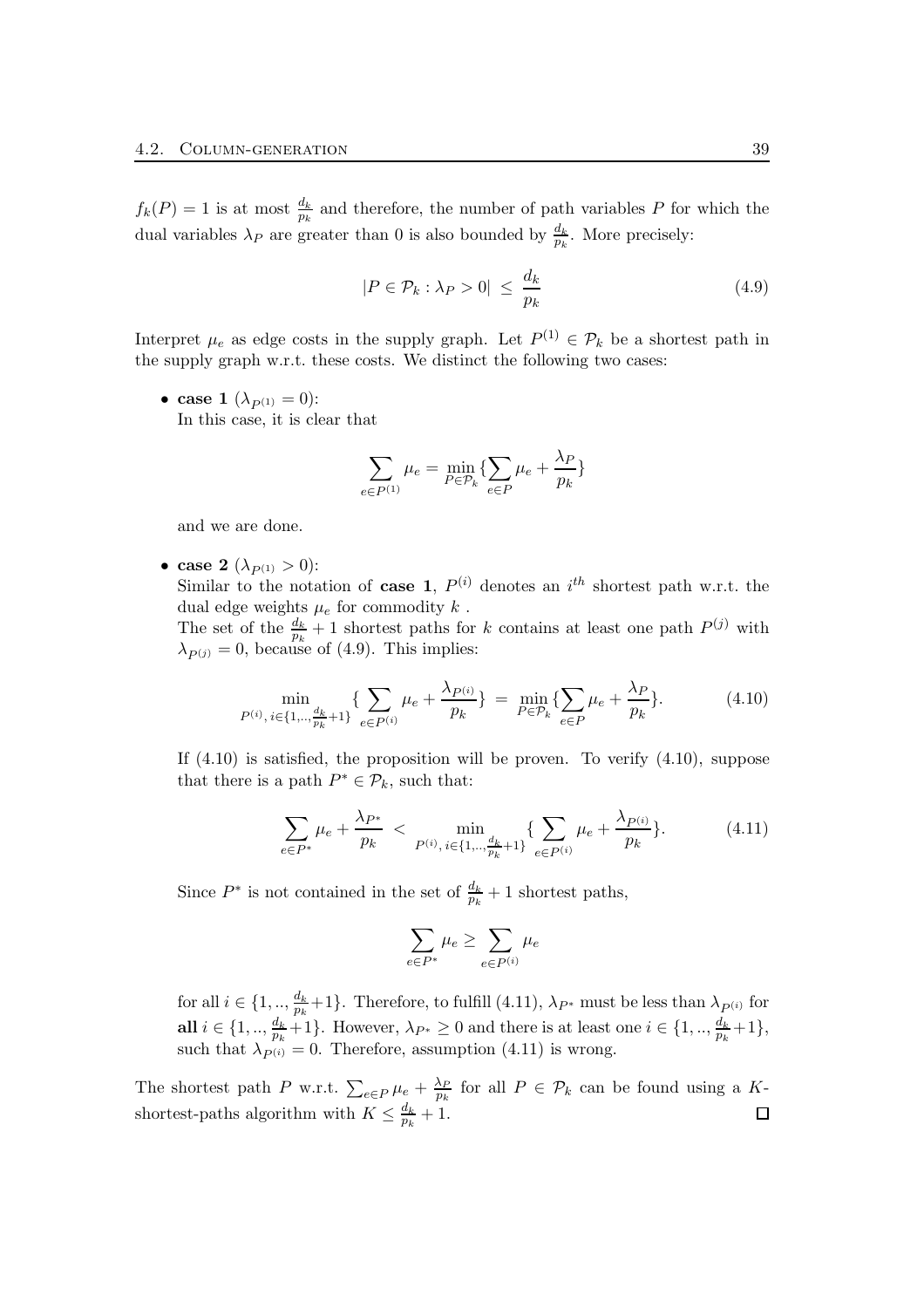$f_k(P) = 1$ is at most $\frac{d_k}{p_k}$ and therefore, the number of path variables $P$ for which the dual variables $\lambda_P$ are greater than 0 is also bounded by $\frac{d_k}{p_k}$. More precisely:

$$|P \in \mathcal{P}_k : \lambda_P > 0| \;\leq\; \frac{d_k}{p_k} \tag{4.9}$$

Interpret $\mu_e$ as edge costs in the supply graph. Let $P^{(1)} \in \mathcal{P}_k$ be a shortest path in the supply graph w.r.t. these costs. We distinct the following two cases:

- **case 1** ($\lambda_{P^{(1)}} = 0$):
  In this case, it is clear that

  $$\sum_{e \in P^{(1)}} \mu_e = \min_{P \in \mathcal{P}_k} \{ \sum_{e \in P} \mu_e + \frac{\lambda_P}{p_k} \}$$

  and we are done.

- **case 2** ($\lambda_{P^{(1)}} > 0$):
  Similar to the notation of **case 1**, $P^{(i)}$ denotes an $i^{th}$ shortest path w.r.t. the dual edge weights $\mu_e$ for commodity $k$ .
  The set of the $\frac{d_k}{p_k} + 1$ shortest paths for $k$ contains at least one path $P^{(j)}$ with $\lambda_{P^{(j)}} = 0$, because of (4.9). This implies:

  $$\min_{P^{(i)},\, i \in \{1,..,\frac{d_k}{p_k}+1\}} \{ \sum_{e \in P^{(i)}} \mu_e + \frac{\lambda_{P^{(i)}}}{p_k} \} \;=\; \min_{P \in \mathcal{P}_k} \{ \sum_{e \in P} \mu_e + \frac{\lambda_P}{p_k} \}. \tag{4.10}$$

  If (4.10) is satisfied, the proposition will be proven. To verify (4.10), suppose that there is a path $P^* \in \mathcal{P}_k$, such that:

  $$\sum_{e \in P^*} \mu_e + \frac{\lambda_{P^*}}{p_k} \;<\; \min_{P^{(i)},\, i \in \{1,..,\frac{d_k}{p_k}+1\}} \{ \sum_{e \in P^{(i)}} \mu_e + \frac{\lambda_{P^{(i)}}}{p_k} \}. \tag{4.11}$$

  Since $P^*$ is not contained in the set of $\frac{d_k}{p_k} + 1$ shortest paths,

  $$\sum_{e \in P^*} \mu_e \geq \sum_{e \in P^{(i)}} \mu_e$$

  for all $i \in \{1,..,\frac{d_k}{p_k}+1\}$. Therefore, to fulfill (4.11), $\lambda_{P^*}$ must be less than $\lambda_{P^{(i)}}$ for **all** $i \in \{1,..,\frac{d_k}{p_k}+1\}$. However, $\lambda_{P^*} \geq 0$ and there is at least one $i \in \{1,..,\frac{d_k}{p_k}+1\}$, such that $\lambda_{P^{(i)}} = 0$. Therefore, assumption (4.11) is wrong.

The shortest path $P$ w.r.t. $\sum_{e \in P} \mu_e + \frac{\lambda_P}{p_k}$ for all $P \in \mathcal{P}_k$ can be found using a $K$-shortest-paths algorithm with $K \leq \frac{d_k}{p_k} + 1$. □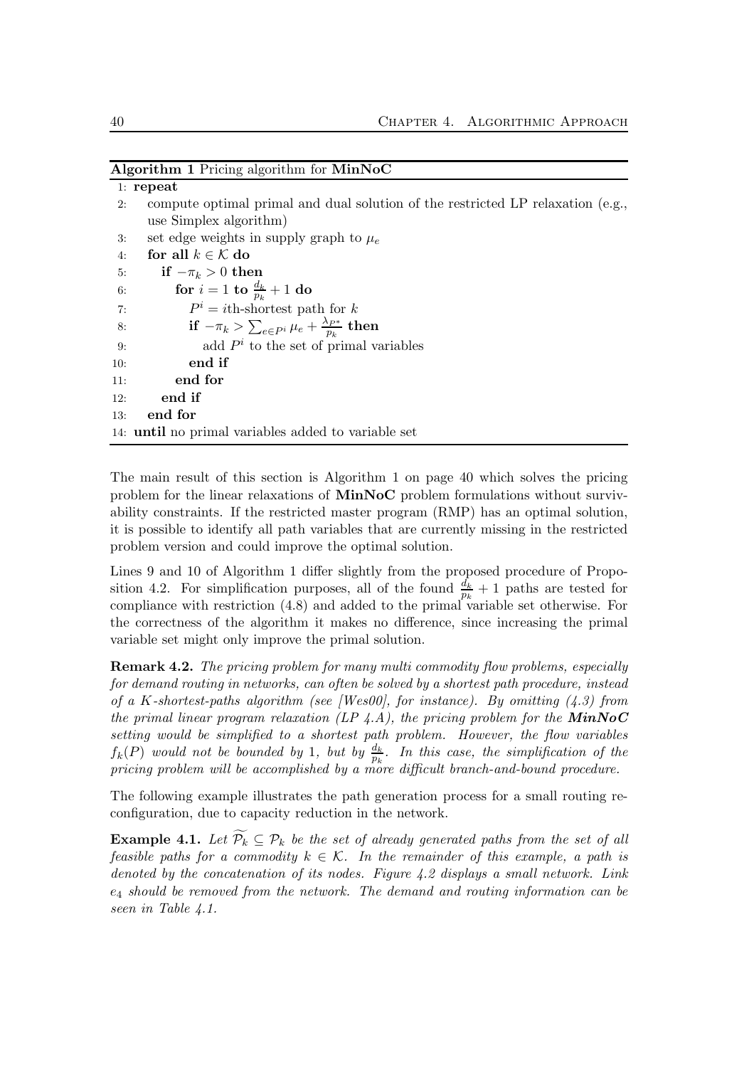**Algorithm 1** Pricing algorithm for **MinNoC**

```
1:  repeat
2:    compute optimal primal and dual solution of the restricted LP relaxation (e.g.,
      use Simplex algorithm)
3:    set edge weights in supply graph to μ_e
4:    for all k ∈ 𝒦 do
5:      if −π_k > 0 then
6:        for i = 1 to d_k/p_k + 1 do
7:          P^i = ith-shortest path for k
8:          if −π_k > Σ_{e∈P^i} μ_e + λ_{P*}/p_k then
9:            add P^i to the set of primal variables
10:         end if
11:       end for
12:     end if
13:   end for
14: until no primal variables added to variable set
```

The main result of this section is Algorithm 1 on page 40 which solves the pricing problem for the linear relaxations of **MinNoC** problem formulations without survivability constraints. If the restricted master program (RMP) has an optimal solution, it is possible to identify all path variables that are currently missing in the restricted problem version and could improve the optimal solution.

Lines 9 and 10 of Algorithm 1 differ slightly from the proposed procedure of Proposition 4.2. For simplification purposes, all of the found $\frac{d_k}{p_k} + 1$ paths are tested for compliance with restriction (4.8) and added to the primal variable set otherwise. For the correctness of the algorithm it makes no difference, since increasing the primal variable set might only improve the primal solution.

**Remark 4.2.** *The pricing problem for many multi commodity flow problems, especially for demand routing in networks, can often be solved by a shortest path procedure, instead of a $K$-shortest-paths algorithm (see [Wes00], for instance). By omitting (4.3) from the primal linear program relaxation (LP 4.A), the pricing problem for the* ***MinNoC*** *setting would be simplified to a shortest path problem. However, the flow variables $f_k(P)$ would not be bounded by 1, but by $\frac{d_k}{p_k}$. In this case, the simplification of the pricing problem will be accomplished by a more difficult branch-and-bound procedure.*

The following example illustrates the path generation process for a small routing reconfiguration, due to capacity reduction in the network.

**Example 4.1.** *Let $\widetilde{\mathcal{P}_k} \subseteq \mathcal{P}_k$ be the set of already generated paths from the set of all feasible paths for a commodity $k \in \mathcal{K}$. In the remainder of this example, a path is denoted by the concatenation of its nodes. Figure 4.2 displays a small network. Link $e_4$ should be removed from the network. The demand and routing information can be seen in Table 4.1.*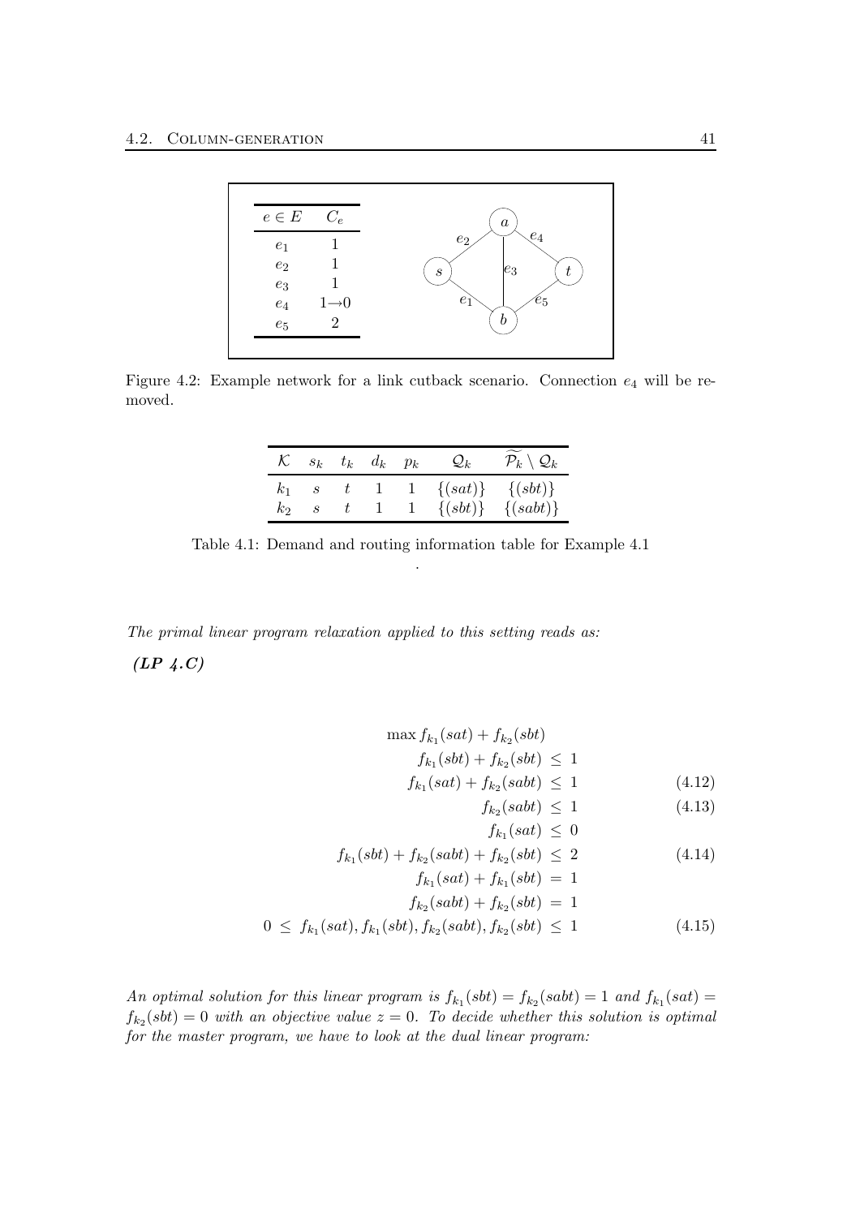| $e \in E$ | $C_e$ |
|---|---|
| $e_1$ | 1 |
| $e_2$ | 1 |
| $e_3$ | 1 |
| $e_4$ | $1 \to 0$ |
| $e_5$ | 2 |

Figure 4.2: Example network for a link cutback scenario. Connection $e_4$ will be removed.

| $\mathcal{K}$ | $s_k$ | $t_k$ | $d_k$ | $p_k$ | $\mathcal{Q}_k$ | $\widetilde{\mathcal{P}_k} \setminus \mathcal{Q}_k$ |
|---|---|---|---|---|---|---|
| $k_1$ | $s$ | $t$ | 1 | 1 | $\{(sat)\}$ | $\{(sbt)\}$ |
| $k_2$ | $s$ | $t$ | 1 | 1 | $\{(sbt)\}$ | $\{(sabt)\}$ |

Table 4.1: Demand and routing information table for Example 4.1

.

*The primal linear program relaxation applied to this setting reads as:*

***(LP 4.C)***

$$\max f_{k_1}(sat) + f_{k_2}(sbt)$$

$$f_{k_1}(sbt) + f_{k_2}(sbt) \leq 1$$

$$f_{k_1}(sat) + f_{k_2}(sabt) \leq 1 \tag{4.12}$$

$$f_{k_2}(sabt) \leq 1 \tag{4.13}$$

$$f_{k_1}(sat) \leq 0$$

$$f_{k_1}(sbt) + f_{k_2}(sabt) + f_{k_2}(sbt) \leq 2 \tag{4.14}$$

$$f_{k_1}(sat) + f_{k_1}(sbt) = 1$$

$$f_{k_2}(sabt) + f_{k_2}(sbt) = 1$$

$$0 \leq f_{k_1}(sat), f_{k_1}(sbt), f_{k_2}(sabt), f_{k_2}(sbt) \leq 1 \tag{4.15}$$

*An optimal solution for this linear program is $f_{k_1}(sbt) = f_{k_2}(sabt) = 1$ and $f_{k_1}(sat) = f_{k_2}(sbt) = 0$ with an objective value $z = 0$. To decide whether this solution is optimal for the master program, we have to look at the dual linear program:*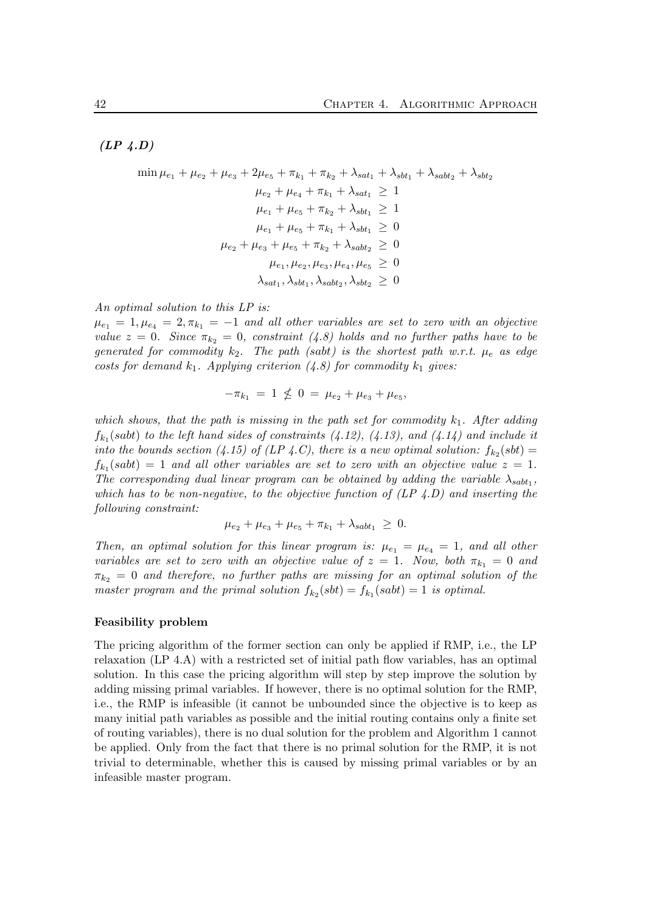***(LP 4.D)***

$$
\begin{aligned}
\min \mu_{e_1} + \mu_{e_2} + \mu_{e_3} + 2\mu_{e_5} + \pi_{k_1} + \pi_{k_2} + \lambda_{sat_1} + \lambda_{sbt_1} + \lambda_{sabt_2} + \lambda_{sbt_2} & \\
\mu_{e_2} + \mu_{e_4} + \pi_{k_1} + \lambda_{sat_1} &\geq 1 \\
\mu_{e_1} + \mu_{e_5} + \pi_{k_2} + \lambda_{sbt_1} &\geq 1 \\
\mu_{e_1} + \mu_{e_5} + \pi_{k_1} + \lambda_{sbt_1} &\geq 0 \\
\mu_{e_2} + \mu_{e_3} + \mu_{e_5} + \pi_{k_2} + \lambda_{sabt_2} &\geq 0 \\
\mu_{e_1}, \mu_{e_2}, \mu_{e_3}, \mu_{e_4}, \mu_{e_5} &\geq 0 \\
\lambda_{sat_1}, \lambda_{sbt_1}, \lambda_{sabt_2}, \lambda_{sbt_2} &\geq 0
\end{aligned}
$$

*An optimal solution to this LP is:*
*$\mu_{e_1} = 1, \mu_{e_4} = 2, \pi_{k_1} = -1$ and all other variables are set to zero with an objective value $z = 0$. Since $\pi_{k_2} = 0$, constraint (4.8) holds and no further paths have to be generated for commodity $k_2$. The path (sabt) is the shortest path w.r.t. $\mu_e$ as edge costs for demand $k_1$. Applying criterion (4.8) for commodity $k_1$ gives:*

$$-\pi_{k_1} = 1 \not\leq 0 = \mu_{e_2} + \mu_{e_3} + \mu_{e_5},$$

*which shows, that the path is missing in the path set for commodity $k_1$. After adding $f_{k_1}(sabt)$ to the left hand sides of constraints (4.12), (4.13), and (4.14) and include it into the bounds section (4.15) of (LP 4.C), there is a new optimal solution: $f_{k_2}(sbt) = f_{k_1}(sabt) = 1$ and all other variables are set to zero with an objective value $z = 1$. The corresponding dual linear program can be obtained by adding the variable $\lambda_{sabt_1}$, which has to be non-negative, to the objective function of (LP 4.D) and inserting the following constraint:*

$$\mu_{e_2} + \mu_{e_3} + \mu_{e_5} + \pi_{k_1} + \lambda_{sabt_1} \geq 0.$$

*Then, an optimal solution for this linear program is: $\mu_{e_1} = \mu_{e_4} = 1$, and all other variables are set to zero with an objective value of $z = 1$. Now, both $\pi_{k_1} = 0$ and $\pi_{k_2} = 0$ and therefore, no further paths are missing for an optimal solution of the master program and the primal solution $f_{k_2}(sbt) = f_{k_1}(sabt) = 1$ is optimal.*

**Feasibility problem**

The pricing algorithm of the former section can only be applied if RMP, i.e., the LP relaxation (LP 4.A) with a restricted set of initial path flow variables, has an optimal solution. In this case the pricing algorithm will step by step improve the solution by adding missing primal variables. If however, there is no optimal solution for the RMP, i.e., the RMP is infeasible (it cannot be unbounded since the objective is to keep as many initial path variables as possible and the initial routing contains only a finite set of routing variables), there is no dual solution for the problem and Algorithm 1 cannot be applied. Only from the fact that there is no primal solution for the RMP, it is not trivial to determinable, whether this is caused by missing primal variables or by an infeasible master program.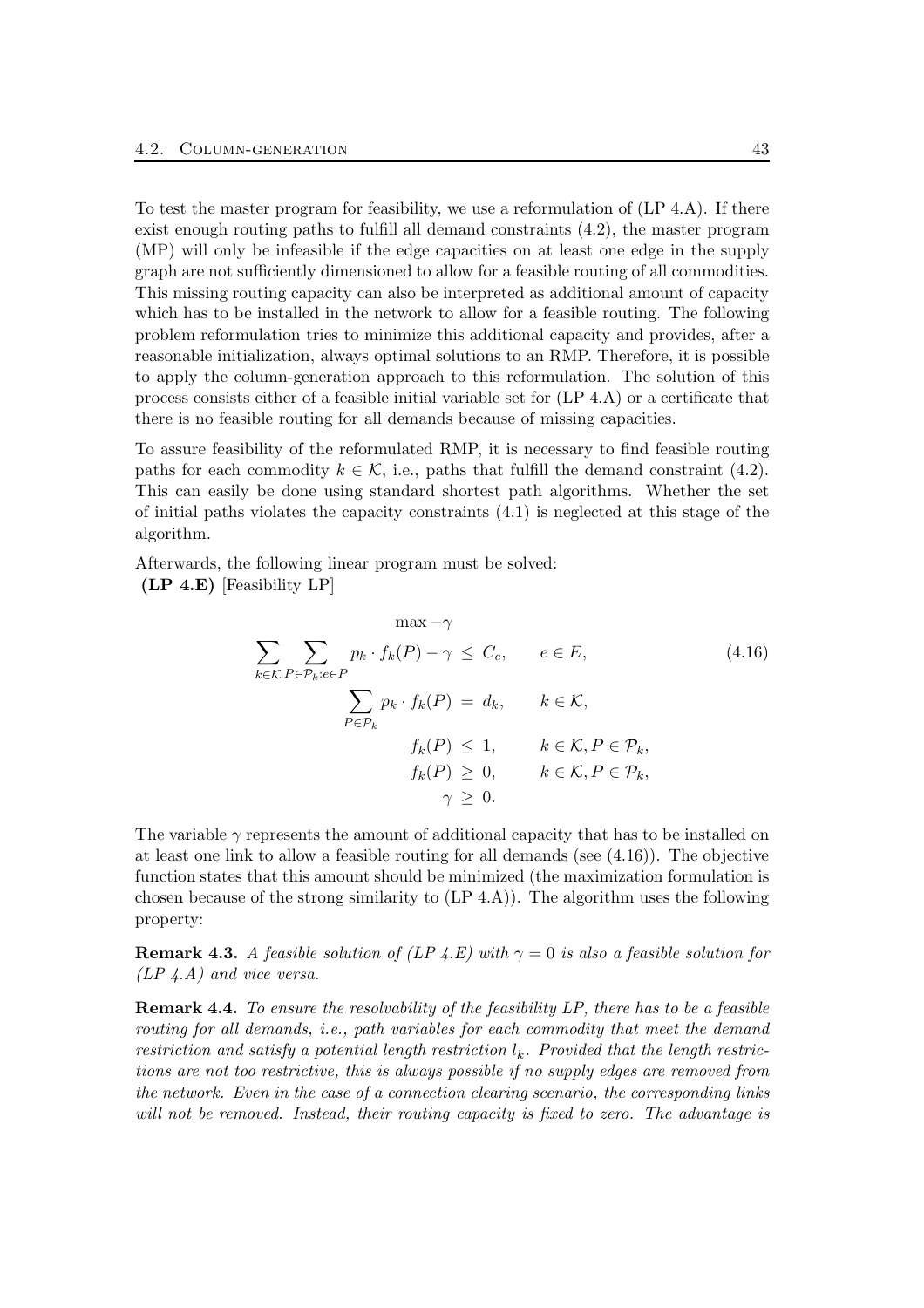To test the master program for feasibility, we use a reformulation of (LP 4.A). If there exist enough routing paths to fulfill all demand constraints (4.2), the master program (MP) will only be infeasible if the edge capacities on at least one edge in the supply graph are not sufficiently dimensioned to allow for a feasible routing of all commodities. This missing routing capacity can also be interpreted as additional amount of capacity which has to be installed in the network to allow for a feasible routing. The following problem reformulation tries to minimize this additional capacity and provides, after a reasonable initialization, always optimal solutions to an RMP. Therefore, it is possible to apply the column-generation approach to this reformulation. The solution of this process consists either of a feasible initial variable set for (LP 4.A) or a certificate that there is no feasible routing for all demands because of missing capacities.

To assure feasibility of the reformulated RMP, it is necessary to find feasible routing paths for each commodity $k \in \mathcal{K}$, i.e., paths that fulfill the demand constraint (4.2). This can easily be done using standard shortest path algorithms. Whether the set of initial paths violates the capacity constraints (4.1) is neglected at this stage of the algorithm.

Afterwards, the following linear program must be solved:

**(LP 4.E)** [Feasibility LP]

$$
\begin{aligned}
& \max -\gamma \\
\sum_{k \in \mathcal{K}} \sum_{P \in \mathcal{P}_k : e \in P} p_k \cdot f_k(P) - \gamma \;&\leq\; C_e, \qquad e \in E, \qquad (4.16) \\
\sum_{P \in \mathcal{P}_k} p_k \cdot f_k(P) \;&=\; d_k, \qquad k \in \mathcal{K}, \\
f_k(P) \;&\leq\; 1, \qquad k \in \mathcal{K}, P \in \mathcal{P}_k, \\
f_k(P) \;&\geq\; 0, \qquad k \in \mathcal{K}, P \in \mathcal{P}_k, \\
\gamma \;&\geq\; 0.
\end{aligned}
$$

The variable $\gamma$ represents the amount of additional capacity that has to be installed on at least one link to allow a feasible routing for all demands (see (4.16)). The objective function states that this amount should be minimized (the maximization formulation is chosen because of the strong similarity to (LP 4.A)). The algorithm uses the following property:

**Remark 4.3.** *A feasible solution of (LP 4.E) with $\gamma = 0$ is also a feasible solution for (LP 4.A) and vice versa.*

**Remark 4.4.** *To ensure the resolvability of the feasibility LP, there has to be a feasible routing for all demands, i.e., path variables for each commodity that meet the demand restriction and satisfy a potential length restriction $l_k$. Provided that the length restrictions are not too restrictive, this is always possible if no supply edges are removed from the network. Even in the case of a connection clearing scenario, the corresponding links will not be removed. Instead, their routing capacity is fixed to zero. The advantage is*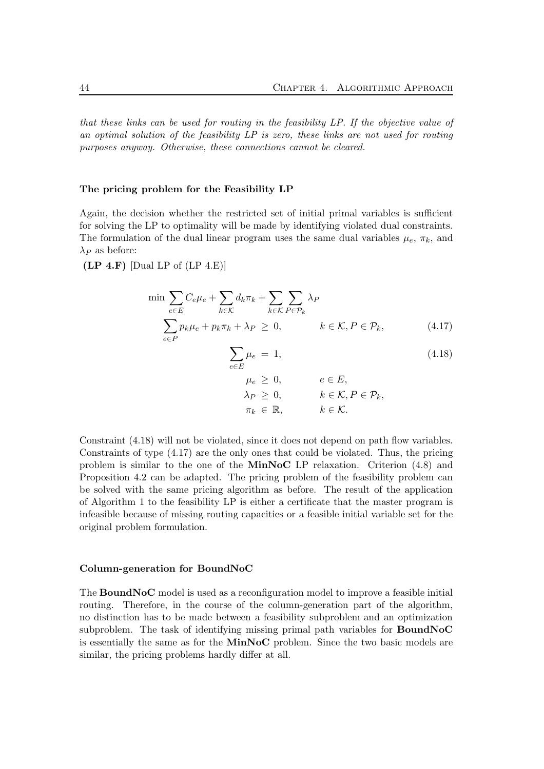*that these links can be used for routing in the feasibility LP. If the objective value of an optimal solution of the feasibility LP is zero, these links are not used for routing purposes anyway. Otherwise, these connections cannot be cleared.*

#### The pricing problem for the Feasibility LP

Again, the decision whether the restricted set of initial primal variables is sufficient for solving the LP to optimality will be made by identifying violated dual constraints. The formulation of the dual linear program uses the same dual variables $\mu_e$, $\pi_k$, and $\lambda_P$ as before:

**(LP 4.F)** [Dual LP of (LP 4.E)]

$$
\begin{aligned}
\min \sum_{e \in E} C_e \mu_e + \sum_{k \in \mathcal{K}} d_k \pi_k + \sum_{k \in \mathcal{K}} \sum_{P \in \mathcal{P}_k} \lambda_P & & & \\
\sum_{e \in P} p_k \mu_e + p_k \pi_k + \lambda_P \; &\geq \; 0, & k \in \mathcal{K}, P \in \mathcal{P}_k, & \quad (4.17) \\
\sum_{e \in E} \mu_e \; &= \; 1, & & \quad (4.18) \\
\mu_e \; &\geq \; 0, & e \in E, & \\
\lambda_P \; &\geq \; 0, & k \in \mathcal{K}, P \in \mathcal{P}_k, & \\
\pi_k \; &\in \; \mathbb{R}, & k \in \mathcal{K}. &
\end{aligned}
$$

Constraint (4.18) will not be violated, since it does not depend on path flow variables. Constraints of type (4.17) are the only ones that could be violated. Thus, the pricing problem is similar to the one of the **MinNoC** LP relaxation. Criterion (4.8) and Proposition 4.2 can be adapted. The pricing problem of the feasibility problem can be solved with the same pricing algorithm as before. The result of the application of Algorithm 1 to the feasibility LP is either a certificate that the master program is infeasible because of missing routing capacities or a feasible initial variable set for the original problem formulation.

#### Column-generation for BoundNoC

The **BoundNoC** model is used as a reconfiguration model to improve a feasible initial routing. Therefore, in the course of the column-generation part of the algorithm, no distinction has to be made between a feasibility subproblem and an optimization subproblem. The task of identifying missing primal path variables for **BoundNoC** is essentially the same as for the **MinNoC** problem. Since the two basic models are similar, the pricing problems hardly differ at all.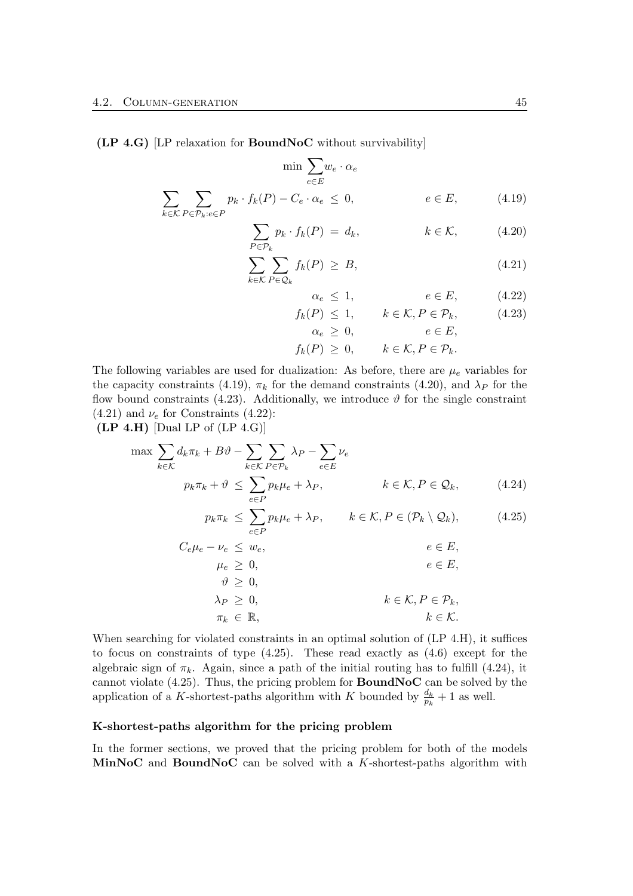**(LP 4.G)** [LP relaxation for **BoundNoC** without survivability]

$$\min \sum_{e \in E} w_e \cdot \alpha_e$$

$$\sum_{k \in \mathcal{K}} \sum_{P \in \mathcal{P}_k : e \in P} p_k \cdot f_k(P) - C_e \cdot \alpha_e \leq 0, \qquad e \in E, \tag{4.19}$$

$$\sum_{P \in \mathcal{P}_k} p_k \cdot f_k(P) = d_k, \qquad k \in \mathcal{K}, \tag{4.20}$$

$$\sum_{k \in \mathcal{K}} \sum_{P \in \mathcal{Q}_k} f_k(P) \geq B, \tag{4.21}$$

$$\alpha_e \leq 1, \qquad e \in E, \tag{4.22}$$

$$f_k(P) \leq 1, \qquad k \in \mathcal{K}, P \in \mathcal{P}_k, \tag{4.23}$$

$$\alpha_e \geq 0, \qquad e \in E,$$

$$f_k(P) \geq 0, \qquad k \in \mathcal{K}, P \in \mathcal{P}_k.$$

The following variables are used for dualization: As before, there are $\mu_e$ variables for the capacity constraints (4.19), $\pi_k$ for the demand constraints (4.20), and $\lambda_P$ for the flow bound constraints (4.23). Additionally, we introduce $\vartheta$ for the single constraint (4.21) and $\nu_e$ for Constraints (4.22):

**(LP 4.H)** [Dual LP of (LP 4.G)]

$$\max \sum_{k \in \mathcal{K}} d_k \pi_k + B\vartheta - \sum_{k \in \mathcal{K}} \sum_{P \in \mathcal{P}_k} \lambda_P - \sum_{e \in E} \nu_e$$

$$p_k \pi_k + \vartheta \leq \sum_{e \in P} p_k \mu_e + \lambda_P, \qquad k \in \mathcal{K}, P \in \mathcal{Q}_k, \tag{4.24}$$

$$p_k \pi_k \leq \sum_{e \in P} p_k \mu_e + \lambda_P, \qquad k \in \mathcal{K}, P \in (\mathcal{P}_k \setminus \mathcal{Q}_k), \tag{4.25}$$

$$C_e \mu_e - \nu_e \leq w_e, \qquad e \in E,$$

$$\mu_e \geq 0, \qquad e \in E,$$

$$\vartheta \geq 0,$$

$$\lambda_P \geq 0, \qquad k \in \mathcal{K}, P \in \mathcal{P}_k,$$

$$\pi_k \in \mathbb{R}, \qquad k \in \mathcal{K}.$$

When searching for violated constraints in an optimal solution of (LP 4.H), it suffices to focus on constraints of type (4.25). These read exactly as (4.6) except for the algebraic sign of $\pi_k$. Again, since a path of the initial routing has to fulfill (4.24), it cannot violate (4.25). Thus, the pricing problem for **BoundNoC** can be solved by the application of a $K$-shortest-paths algorithm with $K$ bounded by $\frac{d_k}{p_k} + 1$ as well.

### K-shortest-paths algorithm for the pricing problem

In the former sections, we proved that the pricing problem for both of the models **MinNoC** and **BoundNoC** can be solved with a $K$-shortest-paths algorithm with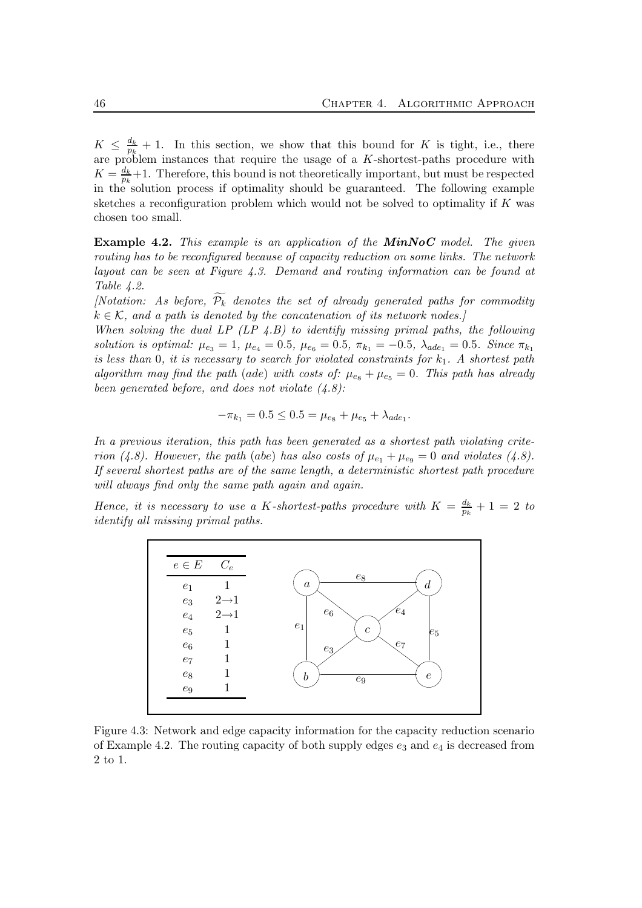$K \leq \frac{d_k}{p_k} + 1$. In this section, we show that this bound for $K$ is tight, i.e., there are problem instances that require the usage of a $K$-shortest-paths procedure with $K = \frac{d_k}{p_k}+1$. Therefore, this bound is not theoretically important, but must be respected in the solution process if optimality should be guaranteed. The following example sketches a reconfiguration problem which would not be solved to optimality if $K$ was chosen too small.

**Example 4.2.** *This example is an application of the **MinNoC** model. The given routing has to be reconfigured because of capacity reduction on some links. The network layout can be seen at Figure 4.3. Demand and routing information can be found at Table 4.2.*

*[Notation: As before, $\widetilde{\mathcal{P}_k}$ denotes the set of already generated paths for commodity $k \in \mathcal{K}$, and a path is denoted by the concatenation of its network nodes.]*

*When solving the dual LP (LP 4.B) to identify missing primal paths, the following solution is optimal: $\mu_{e_3} = 1$, $\mu_{e_4} = 0.5$, $\mu_{e_6} = 0.5$, $\pi_{k_1} = -0.5$, $\lambda_{ade_1} = 0.5$. Since $\pi_{k_1}$ is less than 0, it is necessary to search for violated constraints for $k_1$. A shortest path algorithm may find the path $(ade)$ with costs of: $\mu_{e_8} + \mu_{e_5} = 0$. This path has already been generated before, and does not violate (4.8):*

$$-\pi_{k_1} = 0.5 \leq 0.5 = \mu_{e_8} + \mu_{e_5} + \lambda_{ade_1}.$$

*In a previous iteration, this path has been generated as a shortest path violating criterion (4.8). However, the path $(abe)$ has also costs of $\mu_{e_1} + \mu_{e_9} = 0$ and violates (4.8). If several shortest paths are of the same length, a deterministic shortest path procedure will always find only the same path again and again.*

*Hence, it is necessary to use a $K$-shortest-paths procedure with $K = \frac{d_k}{p_k} + 1 = 2$ to identify all missing primal paths.*

| $e \in E$ | $C_e$ |
|---|---|
| $e_1$ | 1 |
| $e_3$ | $2 \to 1$ |
| $e_4$ | $2 \to 1$ |
| $e_5$ | 1 |
| $e_6$ | 1 |
| $e_7$ | 1 |
| $e_8$ | 1 |
| $e_9$ | 1 |

Figure 4.3: Network and edge capacity information for the capacity reduction scenario of Example 4.2. The routing capacity of both supply edges $e_3$ and $e_4$ is decreased from 2 to 1.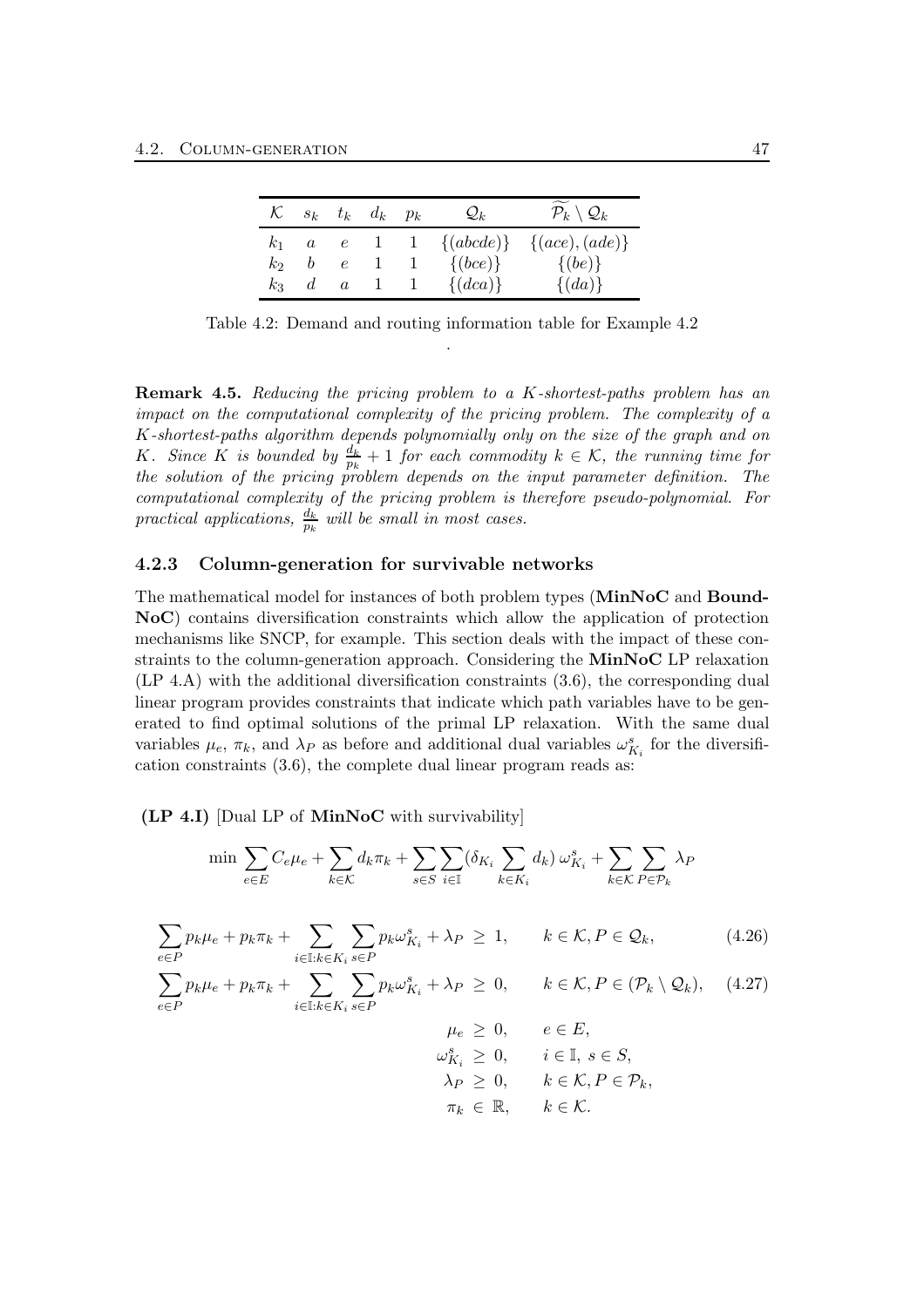| $\mathcal{K}$ | $s_k$ | $t_k$ | $d_k$ | $p_k$ | $\mathcal{Q}_k$ | $\widetilde{\mathcal{P}_k} \setminus \mathcal{Q}_k$ |
|---|---|---|---|---|---|---|
| $k_1$ | $a$ | $e$ | 1 | 1 | $\{(abcde)\}$ | $\{(ace),(ade)\}$ |
| $k_2$ | $b$ | $e$ | 1 | 1 | $\{(bce)\}$ | $\{(be)\}$ |
| $k_3$ | $d$ | $a$ | 1 | 1 | $\{(dca)\}$ | $\{(da)\}$ |

Table 4.2: Demand and routing information table for Example 4.2

.

**Remark 4.5.** *Reducing the pricing problem to a $K$-shortest-paths problem has an impact on the computational complexity of the pricing problem. The complexity of a $K$-shortest-paths algorithm depends polynomially only on the size of the graph and on $K$. Since $K$ is bounded by $\frac{d_k}{p_k} + 1$ for each commodity $k \in \mathcal{K}$, the running time for the solution of the pricing problem depends on the input parameter definition. The computational complexity of the pricing problem is therefore pseudo-polynomial. For practical applications, $\frac{d_k}{p_k}$ will be small in most cases.*

### 4.2.3 Column-generation for survivable networks

The mathematical model for instances of both problem types (**MinNoC** and **BoundNoC**) contains diversification constraints which allow the application of protection mechanisms like SNCP, for example. This section deals with the impact of these constraints to the column-generation approach. Considering the **MinNoC** LP relaxation (LP 4.A) with the additional diversification constraints (3.6), the corresponding dual linear program provides constraints that indicate which path variables have to be generated to find optimal solutions of the primal LP relaxation. With the same dual variables $\mu_e$, $\pi_k$, and $\lambda_P$ as before and additional dual variables $\omega^s_{K_i}$ for the diversification constraints (3.6), the complete dual linear program reads as:

**(LP 4.I)** [Dual LP of **MinNoC** with survivability]

$$\min \sum_{e \in E} C_e \mu_e + \sum_{k \in \mathcal{K}} d_k \pi_k + \sum_{s \in S} \sum_{i \in \mathbb{I}} (\delta_{K_i} \sum_{k \in K_i} d_k)\, \omega^s_{K_i} + \sum_{k \in \mathcal{K}} \sum_{P \in \mathcal{P}_k} \lambda_P$$

$$\sum_{e \in P} p_k \mu_e + p_k \pi_k + \sum_{i \in \mathbb{I}: k \in K_i} \sum_{s \in P} p_k \omega^s_{K_i} + \lambda_P \;\geq\; 1, \qquad k \in \mathcal{K}, P \in \mathcal{Q}_k, \tag{4.26}$$

$$\sum_{e \in P} p_k \mu_e + p_k \pi_k + \sum_{i \in \mathbb{I}: k \in K_i} \sum_{s \in P} p_k \omega^s_{K_i} + \lambda_P \;\geq\; 0, \qquad k \in \mathcal{K}, P \in (\mathcal{P}_k \setminus \mathcal{Q}_k), \tag{4.27}$$

$$\begin{aligned} \mu_e &\geq 0, && e \in E, \\ \omega^s_{K_i} &\geq 0, && i \in \mathbb{I},\ s \in S, \\ \lambda_P &\geq 0, && k \in \mathcal{K}, P \in \mathcal{P}_k, \\ \pi_k &\in \mathbb{R}, && k \in \mathcal{K}. \end{aligned}$$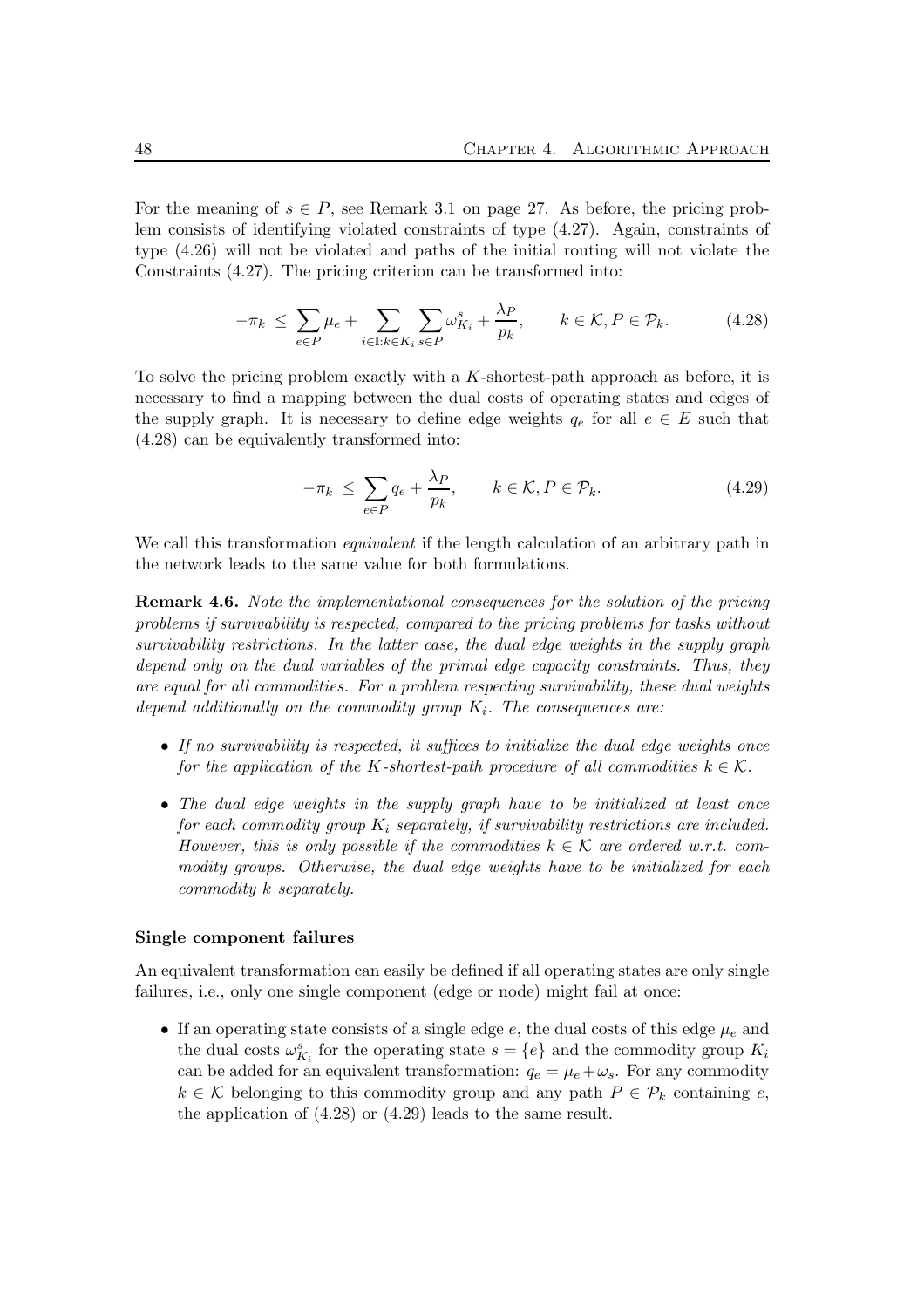For the meaning of $s \in P$, see Remark 3.1 on page 27. As before, the pricing problem consists of identifying violated constraints of type (4.27). Again, constraints of type (4.26) will not be violated and paths of the initial routing will not violate the Constraints (4.27). The pricing criterion can be transformed into:

$$-\pi_k \leq \sum_{e \in P} \mu_e + \sum_{i \in \mathbb{I}: k \in K_i} \sum_{s \in P} \omega^s_{K_i} + \frac{\lambda_P}{p_k}, \qquad k \in \mathcal{K}, P \in \mathcal{P}_k. \tag{4.28}$$

To solve the pricing problem exactly with a $K$-shortest-path approach as before, it is necessary to find a mapping between the dual costs of operating states and edges of the supply graph. It is necessary to define edge weights $q_e$ for all $e \in E$ such that (4.28) can be equivalently transformed into:

$$-\pi_k \leq \sum_{e \in P} q_e + \frac{\lambda_P}{p_k}, \qquad k \in \mathcal{K}, P \in \mathcal{P}_k. \tag{4.29}$$

We call this transformation *equivalent* if the length calculation of an arbitrary path in the network leads to the same value for both formulations.

**Remark 4.6.** *Note the implementational consequences for the solution of the pricing problems if survivability is respected, compared to the pricing problems for tasks without survivability restrictions. In the latter case, the dual edge weights in the supply graph depend only on the dual variables of the primal edge capacity constraints. Thus, they are equal for all commodities. For a problem respecting survivability, these dual weights depend additionally on the commodity group $K_i$. The consequences are:*

- *If no survivability is respected, it suffices to initialize the dual edge weights once for the application of the $K$-shortest-path procedure of all commodities $k \in \mathcal{K}$.*
- *The dual edge weights in the supply graph have to be initialized at least once for each commodity group $K_i$ separately, if survivability restrictions are included. However, this is only possible if the commodities $k \in \mathcal{K}$ are ordered w.r.t. commodity groups. Otherwise, the dual edge weights have to be initialized for each commodity $k$ separately.*

#### Single component failures

An equivalent transformation can easily be defined if all operating states are only single failures, i.e., only one single component (edge or node) might fail at once:

- If an operating state consists of a single edge $e$, the dual costs of this edge $\mu_e$ and the dual costs $\omega^s_{K_i}$ for the operating state $s = \{e\}$ and the commodity group $K_i$ can be added for an equivalent transformation: $q_e = \mu_e + \omega_s$. For any commodity $k \in \mathcal{K}$ belonging to this commodity group and any path $P \in \mathcal{P}_k$ containing $e$, the application of (4.28) or (4.29) leads to the same result.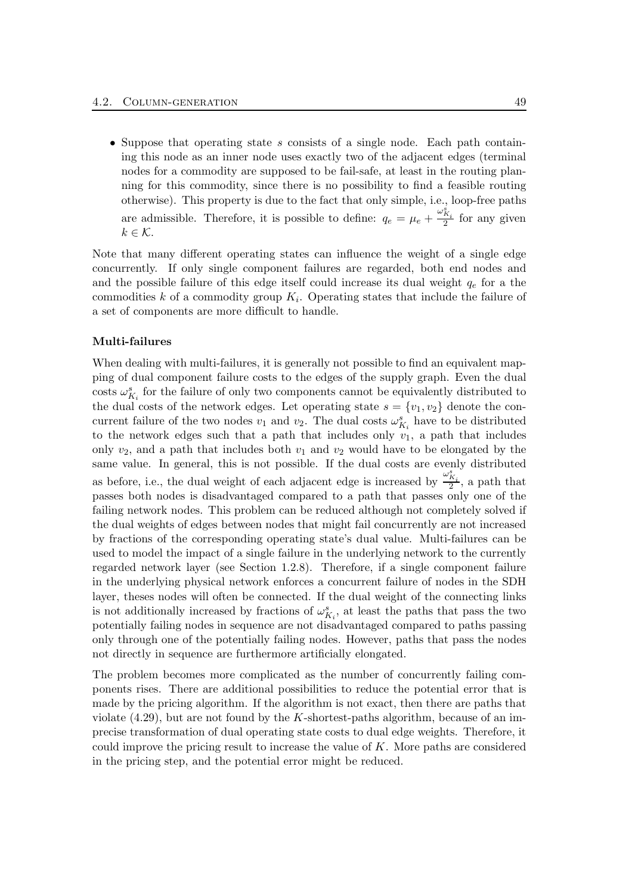- Suppose that operating state $s$ consists of a single node. Each path containing this node as an inner node uses exactly two of the adjacent edges (terminal nodes for a commodity are supposed to be fail-safe, at least in the routing planning for this commodity, since there is no possibility to find a feasible routing otherwise). This property is due to the fact that only simple, i.e., loop-free paths are admissible. Therefore, it is possible to define: $q_e = \mu_e + \frac{\omega^s_{K_i}}{2}$ for any given $k \in \mathcal{K}$.

Note that many different operating states can influence the weight of a single edge concurrently. If only single component failures are regarded, both end nodes and and the possible failure of this edge itself could increase its dual weight $q_e$ for a the commodities $k$ of a commodity group $K_i$. Operating states that include the failure of a set of components are more difficult to handle.

### Multi-failures

When dealing with multi-failures, it is generally not possible to find an equivalent mapping of dual component failure costs to the edges of the supply graph. Even the dual costs $\omega^s_{K_i}$ for the failure of only two components cannot be equivalently distributed to the dual costs of the network edges. Let operating state $s = \{v_1, v_2\}$ denote the concurrent failure of the two nodes $v_1$ and $v_2$. The dual costs $\omega^s_{K_i}$ have to be distributed to the network edges such that a path that includes only $v_1$, a path that includes only $v_2$, and a path that includes both $v_1$ and $v_2$ would have to be elongated by the same value. In general, this is not possible. If the dual costs are evenly distributed as before, i.e., the dual weight of each adjacent edge is increased by $\frac{\omega^s_{K_i}}{2}$, a path that passes both nodes is disadvantaged compared to a path that passes only one of the failing network nodes. This problem can be reduced although not completely solved if the dual weights of edges between nodes that might fail concurrently are not increased by fractions of the corresponding operating state's dual value. Multi-failures can be used to model the impact of a single failure in the underlying network to the currently regarded network layer (see Section 1.2.8). Therefore, if a single component failure in the underlying physical network enforces a concurrent failure of nodes in the SDH layer, theses nodes will often be connected. If the dual weight of the connecting links is not additionally increased by fractions of $\omega^s_{K_i}$, at least the paths that pass the two potentially failing nodes in sequence are not disadvantaged compared to paths passing only through one of the potentially failing nodes. However, paths that pass the nodes not directly in sequence are furthermore artificially elongated.

The problem becomes more complicated as the number of concurrently failing components rises. There are additional possibilities to reduce the potential error that is made by the pricing algorithm. If the algorithm is not exact, then there are paths that violate (4.29), but are not found by the $K$-shortest-paths algorithm, because of an imprecise transformation of dual operating state costs to dual edge weights. Therefore, it could improve the pricing result to increase the value of $K$. More paths are considered in the pricing step, and the potential error might be reduced.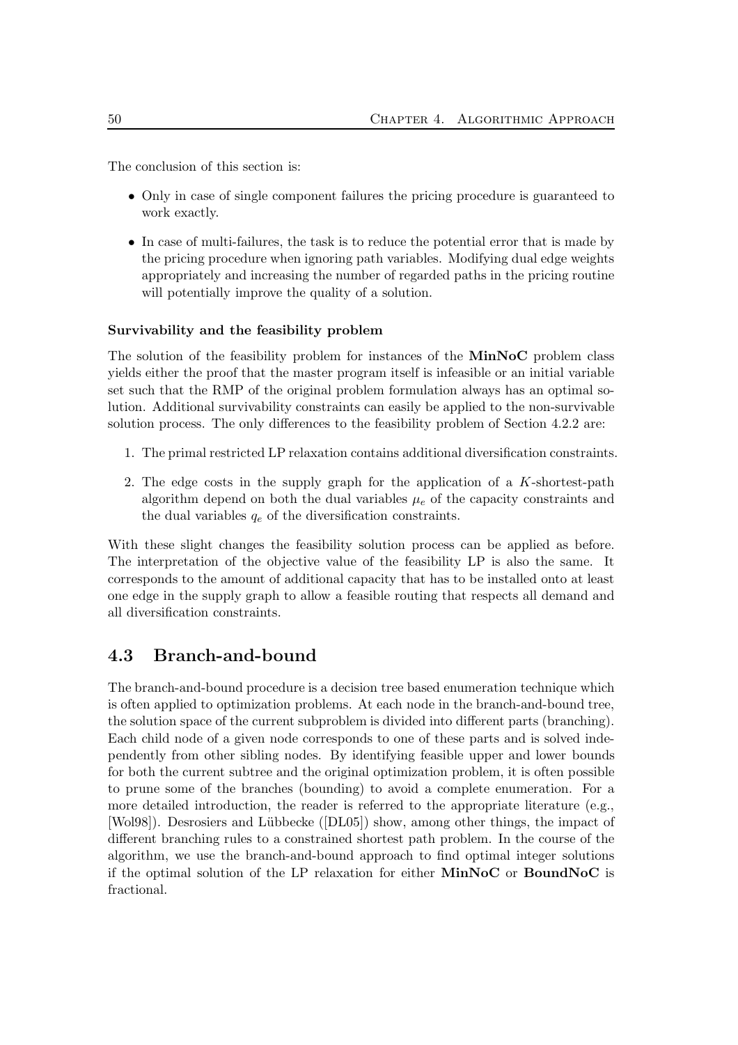The conclusion of this section is:

- Only in case of single component failures the pricing procedure is guaranteed to work exactly.
- In case of multi-failures, the task is to reduce the potential error that is made by the pricing procedure when ignoring path variables. Modifying dual edge weights appropriately and increasing the number of regarded paths in the pricing routine will potentially improve the quality of a solution.

**Survivability and the feasibility problem**

The solution of the feasibility problem for instances of the **MinNoC** problem class yields either the proof that the master program itself is infeasible or an initial variable set such that the RMP of the original problem formulation always has an optimal solution. Additional survivability constraints can easily be applied to the non-survivable solution process. The only differences to the feasibility problem of Section 4.2.2 are:

1. The primal restricted LP relaxation contains additional diversification constraints.
2. The edge costs in the supply graph for the application of a $K$-shortest-path algorithm depend on both the dual variables $\mu_e$ of the capacity constraints and the dual variables $q_e$ of the diversification constraints.

With these slight changes the feasibility solution process can be applied as before. The interpretation of the objective value of the feasibility LP is also the same. It corresponds to the amount of additional capacity that has to be installed onto at least one edge in the supply graph to allow a feasible routing that respects all demand and all diversification constraints.

## 4.3 Branch-and-bound

The branch-and-bound procedure is a decision tree based enumeration technique which is often applied to optimization problems. At each node in the branch-and-bound tree, the solution space of the current subproblem is divided into different parts (branching). Each child node of a given node corresponds to one of these parts and is solved independently from other sibling nodes. By identifying feasible upper and lower bounds for both the current subtree and the original optimization problem, it is often possible to prune some of the branches (bounding) to avoid a complete enumeration. For a more detailed introduction, the reader is referred to the appropriate literature (e.g., [Wol98]). Desrosiers and Lübbecke ([DL05]) show, among other things, the impact of different branching rules to a constrained shortest path problem. In the course of the algorithm, we use the branch-and-bound approach to find optimal integer solutions if the optimal solution of the LP relaxation for either **MinNoC** or **BoundNoC** is fractional.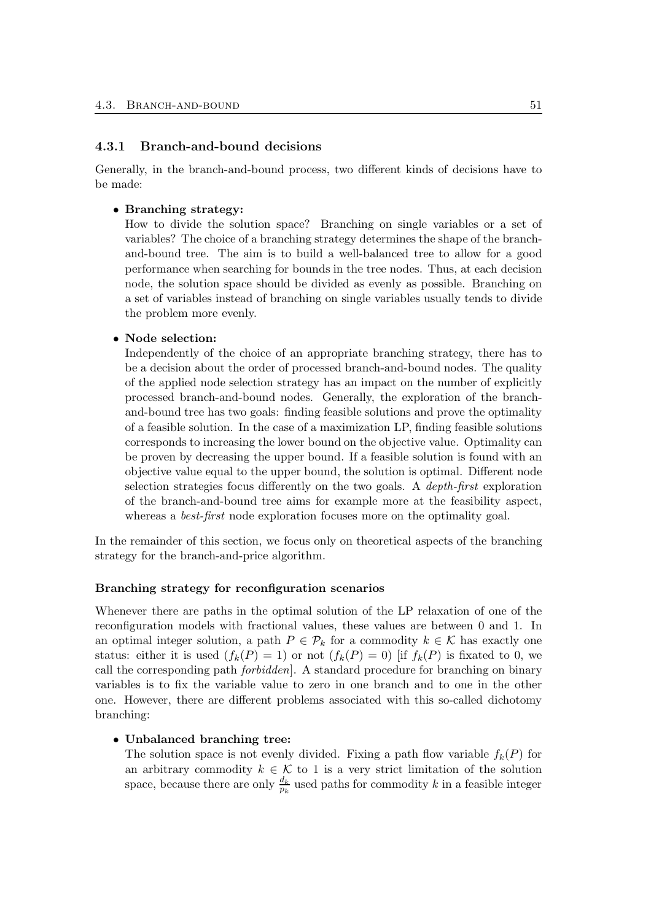### 4.3.1 Branch-and-bound decisions

Generally, in the branch-and-bound process, two different kinds of decisions have to be made:

- **Branching strategy:**
  How to divide the solution space? Branching on single variables or a set of variables? The choice of a branching strategy determines the shape of the branch-and-bound tree. The aim is to build a well-balanced tree to allow for a good performance when searching for bounds in the tree nodes. Thus, at each decision node, the solution space should be divided as evenly as possible. Branching on a set of variables instead of branching on single variables usually tends to divide the problem more evenly.

- **Node selection:**
  Independently of the choice of an appropriate branching strategy, there has to be a decision about the order of processed branch-and-bound nodes. The quality of the applied node selection strategy has an impact on the number of explicitly processed branch-and-bound nodes. Generally, the exploration of the branch-and-bound tree has two goals: finding feasible solutions and prove the optimality of a feasible solution. In the case of a maximization LP, finding feasible solutions corresponds to increasing the lower bound on the objective value. Optimality can be proven by decreasing the upper bound. If a feasible solution is found with an objective value equal to the upper bound, the solution is optimal. Different node selection strategies focus differently on the two goals. A *depth-first* exploration of the branch-and-bound tree aims for example more at the feasibility aspect, whereas a *best-first* node exploration focuses more on the optimality goal.

In the remainder of this section, we focus only on theoretical aspects of the branching strategy for the branch-and-price algorithm.

#### Branching strategy for reconfiguration scenarios

Whenever there are paths in the optimal solution of the LP relaxation of one of the reconfiguration models with fractional values, these values are between 0 and 1. In an optimal integer solution, a path $P \in \mathcal{P}_k$ for a commodity $k \in \mathcal{K}$ has exactly one status: either it is used ($f_k(P) = 1$) or not ($f_k(P) = 0$) [if $f_k(P)$ is fixated to 0, we call the corresponding path *forbidden*]. A standard procedure for branching on binary variables is to fix the variable value to zero in one branch and to one in the other one. However, there are different problems associated with this so-called dichotomy branching:

- **Unbalanced branching tree:**
  The solution space is not evenly divided. Fixing a path flow variable $f_k(P)$ for an arbitrary commodity $k \in \mathcal{K}$ to 1 is a very strict limitation of the solution space, because there are only $\frac{d_k}{p_k}$ used paths for commodity $k$ in a feasible integer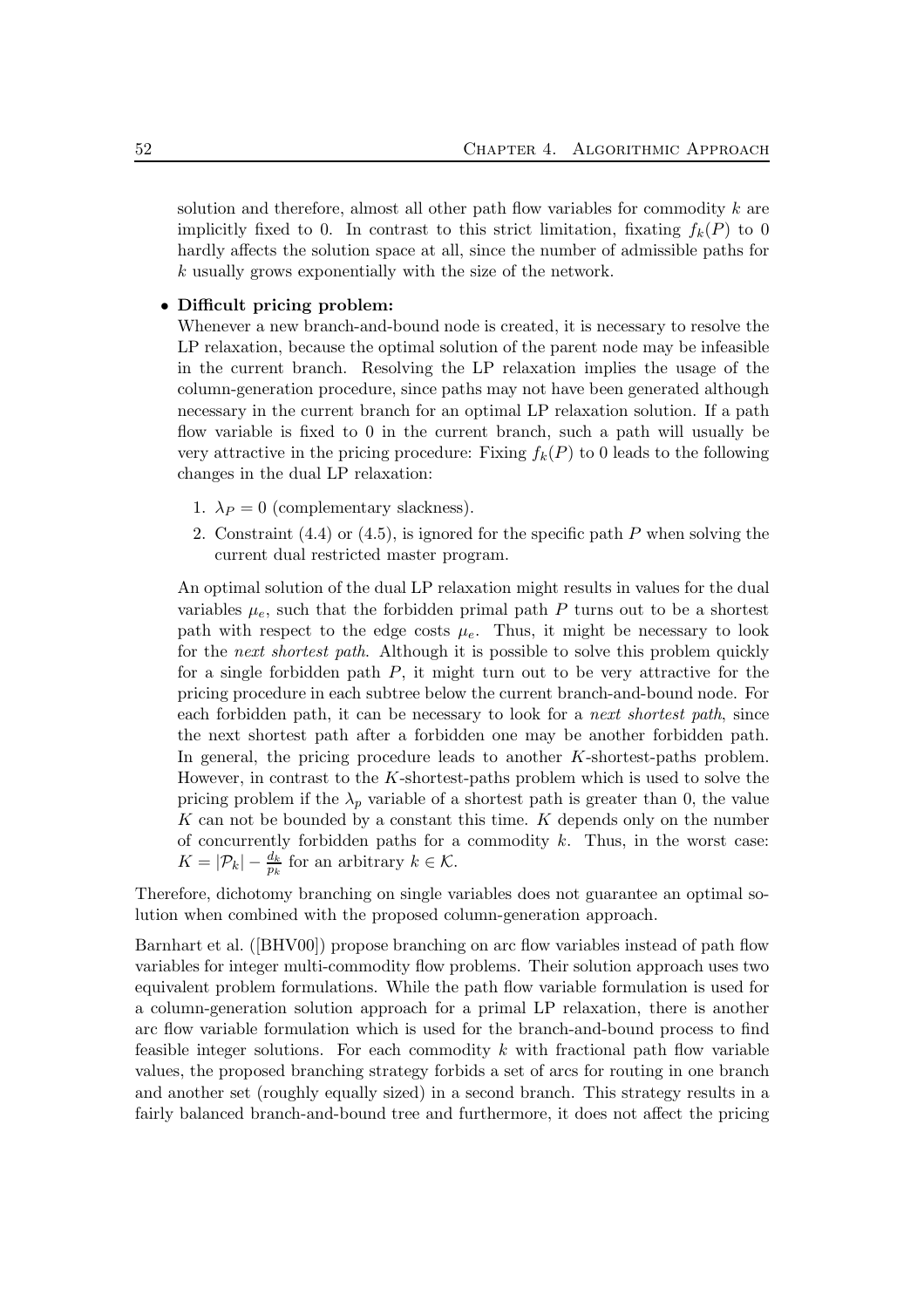solution and therefore, almost all other path flow variables for commodity $k$ are implicitly fixed to 0. In contrast to this strict limitation, fixating $f_k(P)$ to 0 hardly affects the solution space at all, since the number of admissible paths for $k$ usually grows exponentially with the size of the network.

- **Difficult pricing problem:**
  Whenever a new branch-and-bound node is created, it is necessary to resolve the LP relaxation, because the optimal solution of the parent node may be infeasible in the current branch. Resolving the LP relaxation implies the usage of the column-generation procedure, since paths may not have been generated although necessary in the current branch for an optimal LP relaxation solution. If a path flow variable is fixed to 0 in the current branch, such a path will usually be very attractive in the pricing procedure: Fixing $f_k(P)$ to 0 leads to the following changes in the dual LP relaxation:

  1. $\lambda_P = 0$ (complementary slackness).
  2. Constraint (4.4) or (4.5), is ignored for the specific path $P$ when solving the current dual restricted master program.

  An optimal solution of the dual LP relaxation might results in values for the dual variables $\mu_e$, such that the forbidden primal path $P$ turns out to be a shortest path with respect to the edge costs $\mu_e$. Thus, it might be necessary to look for the *next shortest path*. Although it is possible to solve this problem quickly for a single forbidden path $P$, it might turn out to be very attractive for the pricing procedure in each subtree below the current branch-and-bound node. For each forbidden path, it can be necessary to look for a *next shortest path*, since the next shortest path after a forbidden one may be another forbidden path. In general, the pricing procedure leads to another $K$-shortest-paths problem. However, in contrast to the $K$-shortest-paths problem which is used to solve the pricing problem if the $\lambda_p$ variable of a shortest path is greater than 0, the value $K$ can not be bounded by a constant this time. $K$ depends only on the number of concurrently forbidden paths for a commodity $k$. Thus, in the worst case: $K = |\mathcal{P}_k| - \frac{d_k}{p_k}$ for an arbitrary $k \in \mathcal{K}$.

Therefore, dichotomy branching on single variables does not guarantee an optimal solution when combined with the proposed column-generation approach.

Barnhart et al. ([BHV00]) propose branching on arc flow variables instead of path flow variables for integer multi-commodity flow problems. Their solution approach uses two equivalent problem formulations. While the path flow variable formulation is used for a column-generation solution approach for a primal LP relaxation, there is another arc flow variable formulation which is used for the branch-and-bound process to find feasible integer solutions. For each commodity $k$ with fractional path flow variable values, the proposed branching strategy forbids a set of arcs for routing in one branch and another set (roughly equally sized) in a second branch. This strategy results in a fairly balanced branch-and-bound tree and furthermore, it does not affect the pricing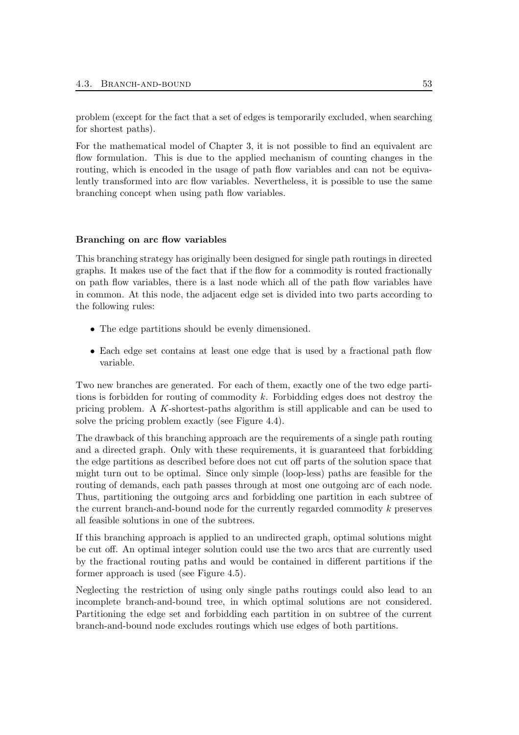problem (except for the fact that a set of edges is temporarily excluded, when searching for shortest paths).

For the mathematical model of Chapter 3, it is not possible to find an equivalent arc flow formulation. This is due to the applied mechanism of counting changes in the routing, which is encoded in the usage of path flow variables and can not be equivalently transformed into arc flow variables. Nevertheless, it is possible to use the same branching concept when using path flow variables.

**Branching on arc flow variables**

This branching strategy has originally been designed for single path routings in directed graphs. It makes use of the fact that if the flow for a commodity is routed fractionally on path flow variables, there is a last node which all of the path flow variables have in common. At this node, the adjacent edge set is divided into two parts according to the following rules:

- The edge partitions should be evenly dimensioned.
- Each edge set contains at least one edge that is used by a fractional path flow variable.

Two new branches are generated. For each of them, exactly one of the two edge partitions is forbidden for routing of commodity $k$. Forbidding edges does not destroy the pricing problem. A $K$-shortest-paths algorithm is still applicable and can be used to solve the pricing problem exactly (see Figure 4.4).

The drawback of this branching approach are the requirements of a single path routing and a directed graph. Only with these requirements, it is guaranteed that forbidding the edge partitions as described before does not cut off parts of the solution space that might turn out to be optimal. Since only simple (loop-less) paths are feasible for the routing of demands, each path passes through at most one outgoing arc of each node. Thus, partitioning the outgoing arcs and forbidding one partition in each subtree of the current branch-and-bound node for the currently regarded commodity $k$ preserves all feasible solutions in one of the subtrees.

If this branching approach is applied to an undirected graph, optimal solutions might be cut off. An optimal integer solution could use the two arcs that are currently used by the fractional routing paths and would be contained in different partitions if the former approach is used (see Figure 4.5).

Neglecting the restriction of using only single paths routings could also lead to an incomplete branch-and-bound tree, in which optimal solutions are not considered. Partitioning the edge set and forbidding each partition in on subtree of the current branch-and-bound node excludes routings which use edges of both partitions.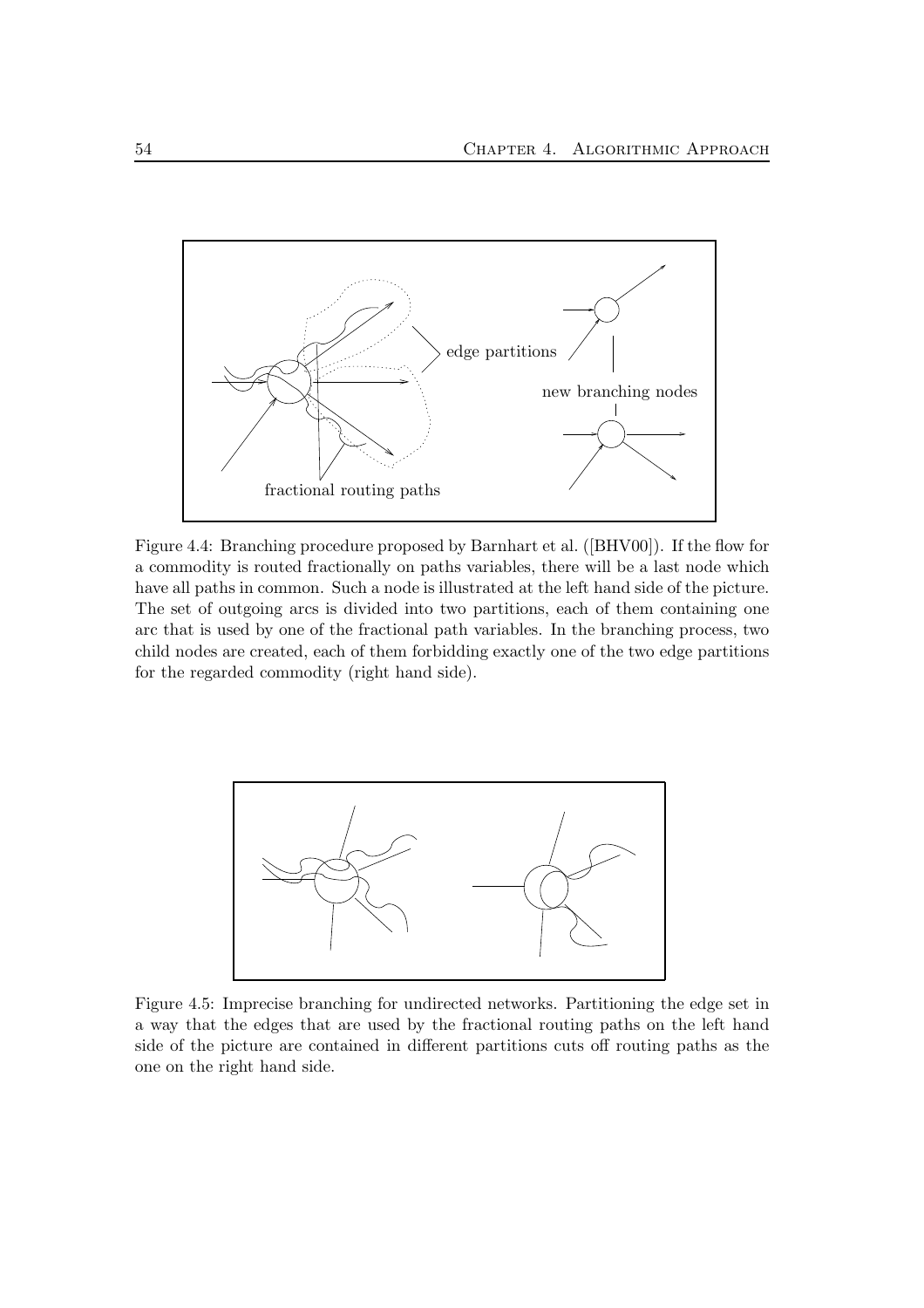Figure 4.4: Branching procedure proposed by Barnhart et al. ([BHV00]). If the flow for a commodity is routed fractionally on paths variables, there will be a last node which have all paths in common. Such a node is illustrated at the left hand side of the picture. The set of outgoing arcs is divided into two partitions, each of them containing one arc that is used by one of the fractional path variables. In the branching process, two child nodes are created, each of them forbidding exactly one of the two edge partitions for the regarded commodity (right hand side).

Figure 4.5: Imprecise branching for undirected networks. Partitioning the edge set in a way that the edges that are used by the fractional routing paths on the left hand side of the picture are contained in different partitions cuts off routing paths as the one on the right hand side.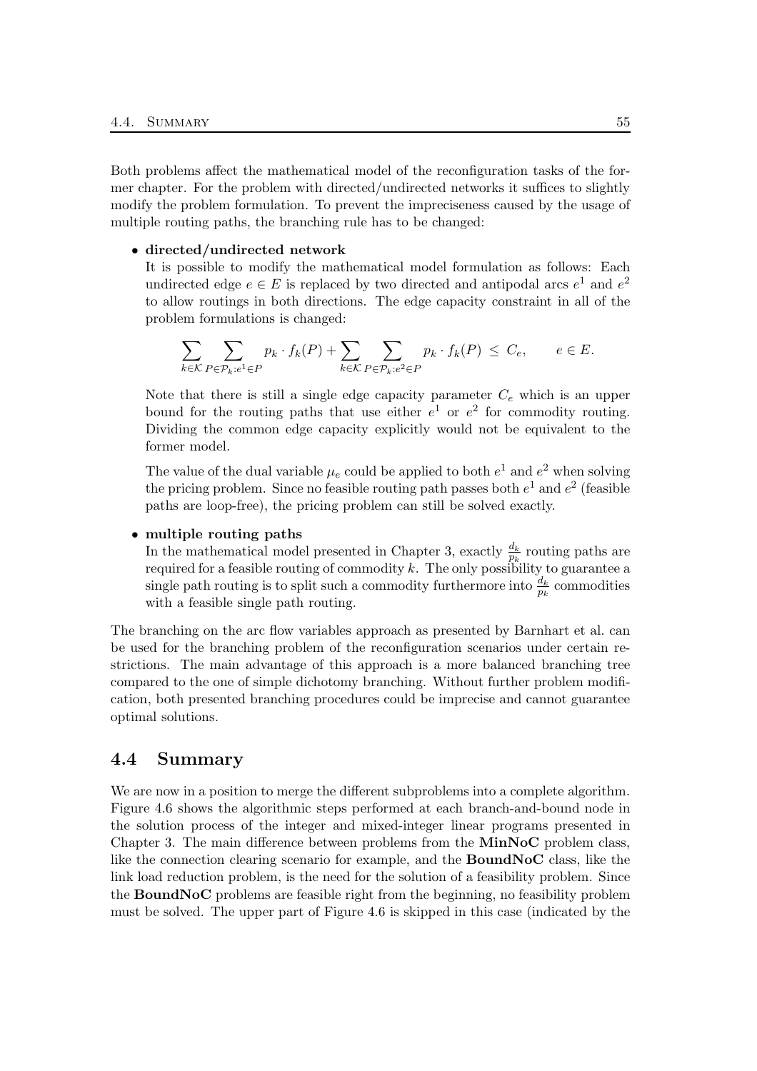Both problems affect the mathematical model of the reconfiguration tasks of the former chapter. For the problem with directed/undirected networks it suffices to slightly modify the problem formulation. To prevent the impreciseness caused by the usage of multiple routing paths, the branching rule has to be changed:

- **directed/undirected network**
  It is possible to modify the mathematical model formulation as follows: Each undirected edge $e \in E$ is replaced by two directed and antipodal arcs $e^1$ and $e^2$ to allow routings in both directions. The edge capacity constraint in all of the problem formulations is changed:

$$\sum_{k \in \mathcal{K}} \sum_{P \in \mathcal{P}_k : e^1 \in P} p_k \cdot f_k(P) + \sum_{k \in \mathcal{K}} \sum_{P \in \mathcal{P}_k : e^2 \in P} p_k \cdot f_k(P) \leq C_e, \qquad e \in E.$$

  Note that there is still a single edge capacity parameter $C_e$ which is an upper bound for the routing paths that use either $e^1$ or $e^2$ for commodity routing. Dividing the common edge capacity explicitly would not be equivalent to the former model.

  The value of the dual variable $\mu_e$ could be applied to both $e^1$ and $e^2$ when solving the pricing problem. Since no feasible routing path passes both $e^1$ and $e^2$ (feasible paths are loop-free), the pricing problem can still be solved exactly.

- **multiple routing paths**
  In the mathematical model presented in Chapter 3, exactly $\frac{d_k}{p_k}$ routing paths are required for a feasible routing of commodity $k$. The only possibility to guarantee a single path routing is to split such a commodity furthermore into $\frac{d_k}{p_k}$ commodities with a feasible single path routing.

The branching on the arc flow variables approach as presented by Barnhart et al. can be used for the branching problem of the reconfiguration scenarios under certain restrictions. The main advantage of this approach is a more balanced branching tree compared to the one of simple dichotomy branching. Without further problem modification, both presented branching procedures could be imprecise and cannot guarantee optimal solutions.

## 4.4 Summary

We are now in a position to merge the different subproblems into a complete algorithm. Figure 4.6 shows the algorithmic steps performed at each branch-and-bound node in the solution process of the integer and mixed-integer linear programs presented in Chapter 3. The main difference between problems from the **MinNoC** problem class, like the connection clearing scenario for example, and the **BoundNoC** class, like the link load reduction problem, is the need for the solution of a feasibility problem. Since the **BoundNoC** problems are feasible right from the beginning, no feasibility problem must be solved. The upper part of Figure 4.6 is skipped in this case (indicated by the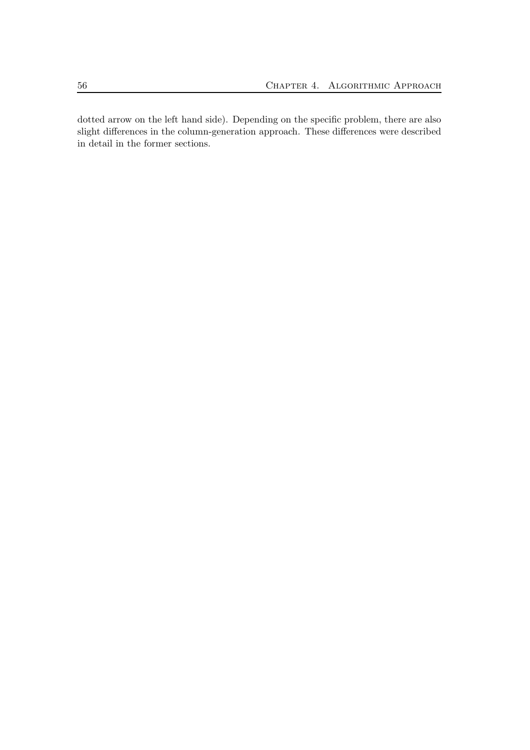dotted arrow on the left hand side). Depending on the specific problem, there are also slight differences in the column-generation approach. These differences were described in detail in the former sections.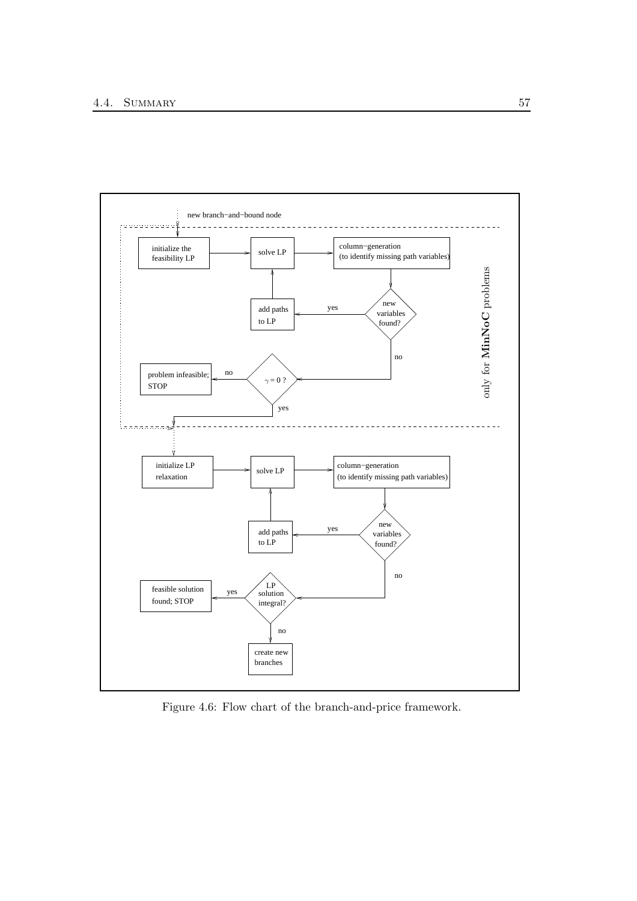new branch−and−bound node

initialize the feasibility LP

solve LP

column−generation (to identify missing path variables)

new variables found?

yes

add paths to LP

no

$\gamma = 0$ ?

no

problem infeasible; STOP

yes

only for **MinNoC** problems

initialize LP relaxation

solve LP

column−generation (to identify missing path variables)

new variables found?

yes

add paths to LP

no

LP solution integral?

yes

feasible solution found; STOP

no

create new branches

Figure 4.6: Flow chart of the branch-and-price framework.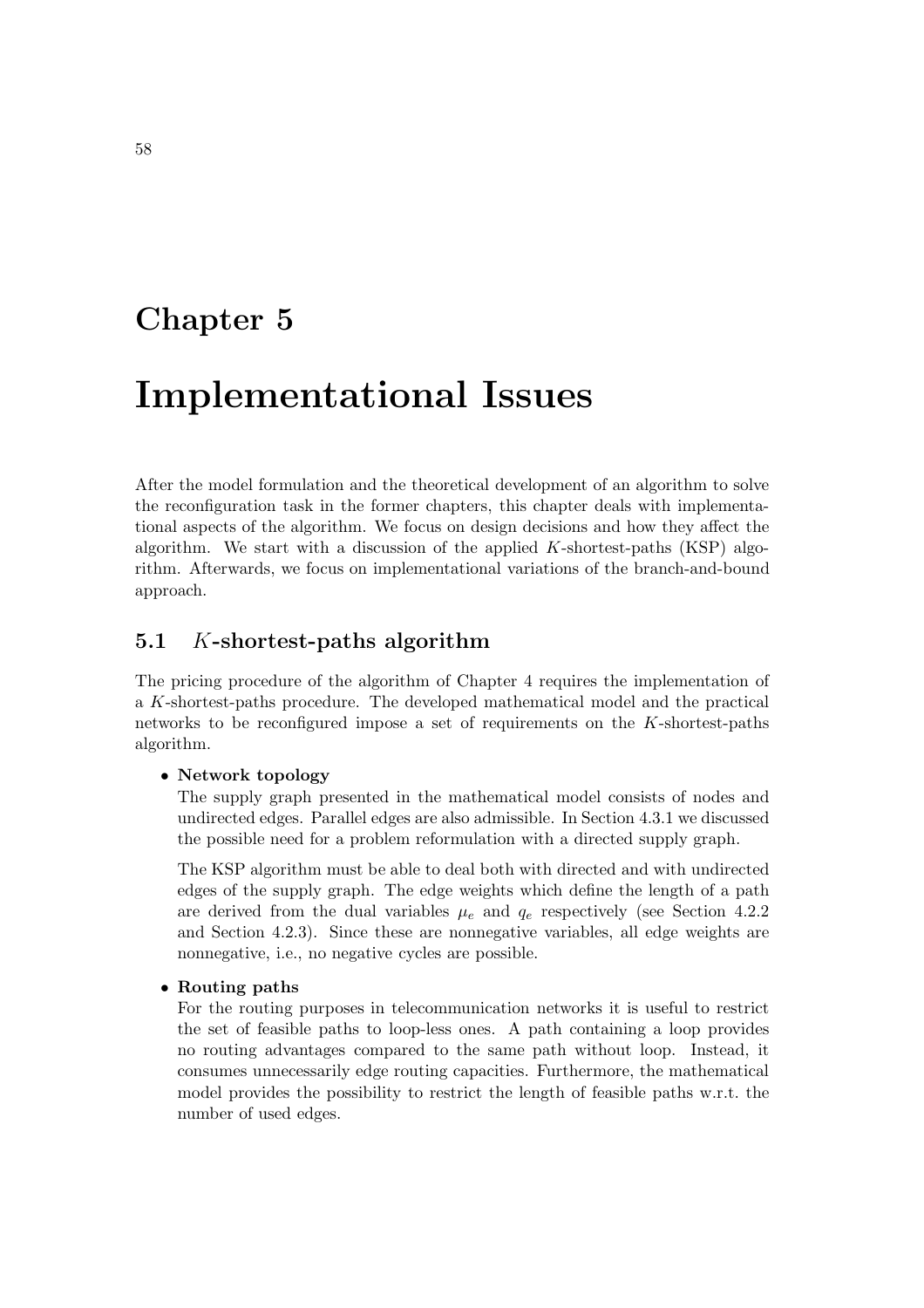# Chapter 5

# Implementational Issues

After the model formulation and the theoretical development of an algorithm to solve the reconfiguration task in the former chapters, this chapter deals with implementational aspects of the algorithm. We focus on design decisions and how they affect the algorithm. We start with a discussion of the applied $K$-shortest-paths (KSP) algorithm. Afterwards, we focus on implementational variations of the branch-and-bound approach.

## 5.1 $K$-shortest-paths algorithm

The pricing procedure of the algorithm of Chapter 4 requires the implementation of a $K$-shortest-paths procedure. The developed mathematical model and the practical networks to be reconfigured impose a set of requirements on the $K$-shortest-paths algorithm.

- **Network topology**
  The supply graph presented in the mathematical model consists of nodes and undirected edges. Parallel edges are also admissible. In Section 4.3.1 we discussed the possible need for a problem reformulation with a directed supply graph.

  The KSP algorithm must be able to deal both with directed and with undirected edges of the supply graph. The edge weights which define the length of a path are derived from the dual variables $\mu_e$ and $q_e$ respectively (see Section 4.2.2 and Section 4.2.3). Since these are nonnegative variables, all edge weights are nonnegative, i.e., no negative cycles are possible.

- **Routing paths**
  For the routing purposes in telecommunication networks it is useful to restrict the set of feasible paths to loop-less ones. A path containing a loop provides no routing advantages compared to the same path without loop. Instead, it consumes unnecessarily edge routing capacities. Furthermore, the mathematical model provides the possibility to restrict the length of feasible paths w.r.t. the number of used edges.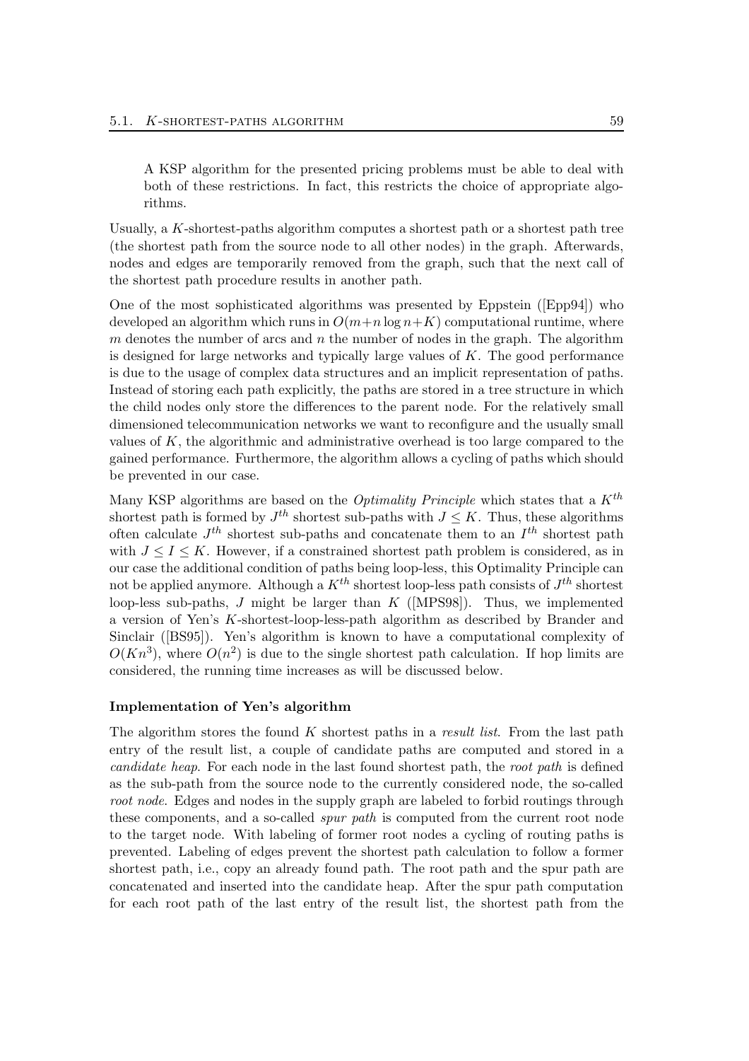A KSP algorithm for the presented pricing problems must be able to deal with both of these restrictions. In fact, this restricts the choice of appropriate algorithms.

Usually, a $K$-shortest-paths algorithm computes a shortest path or a shortest path tree (the shortest path from the source node to all other nodes) in the graph. Afterwards, nodes and edges are temporarily removed from the graph, such that the next call of the shortest path procedure results in another path.

One of the most sophisticated algorithms was presented by Eppstein ([Epp94]) who developed an algorithm which runs in $O(m+n \log n+K)$ computational runtime, where $m$ denotes the number of arcs and $n$ the number of nodes in the graph. The algorithm is designed for large networks and typically large values of $K$. The good performance is due to the usage of complex data structures and an implicit representation of paths. Instead of storing each path explicitly, the paths are stored in a tree structure in which the child nodes only store the differences to the parent node. For the relatively small dimensioned telecommunication networks we want to reconfigure and the usually small values of $K$, the algorithmic and administrative overhead is too large compared to the gained performance. Furthermore, the algorithm allows a cycling of paths which should be prevented in our case.

Many KSP algorithms are based on the *Optimality Principle* which states that a $K^{th}$ shortest path is formed by $J^{th}$ shortest sub-paths with $J \leq K$. Thus, these algorithms often calculate $J^{th}$ shortest sub-paths and concatenate them to an $I^{th}$ shortest path with $J \leq I \leq K$. However, if a constrained shortest path problem is considered, as in our case the additional condition of paths being loop-less, this Optimality Principle can not be applied anymore. Although a $K^{th}$ shortest loop-less path consists of $J^{th}$ shortest loop-less sub-paths, $J$ might be larger than $K$ ([MPS98]). Thus, we implemented a version of Yen's $K$-shortest-loop-less-path algorithm as described by Brander and Sinclair ([BS95]). Yen's algorithm is known to have a computational complexity of $O(Kn^3)$, where $O(n^2)$ is due to the single shortest path calculation. If hop limits are considered, the running time increases as will be discussed below.

**Implementation of Yen's algorithm**

The algorithm stores the found $K$ shortest paths in a *result list*. From the last path entry of the result list, a couple of candidate paths are computed and stored in a *candidate heap*. For each node in the last found shortest path, the *root path* is defined as the sub-path from the source node to the currently considered node, the so-called *root node*. Edges and nodes in the supply graph are labeled to forbid routings through these components, and a so-called *spur path* is computed from the current root node to the target node. With labeling of former root nodes a cycling of routing paths is prevented. Labeling of edges prevent the shortest path calculation to follow a former shortest path, i.e., copy an already found path. The root path and the spur path are concatenated and inserted into the candidate heap. After the spur path computation for each root path of the last entry of the result list, the shortest path from the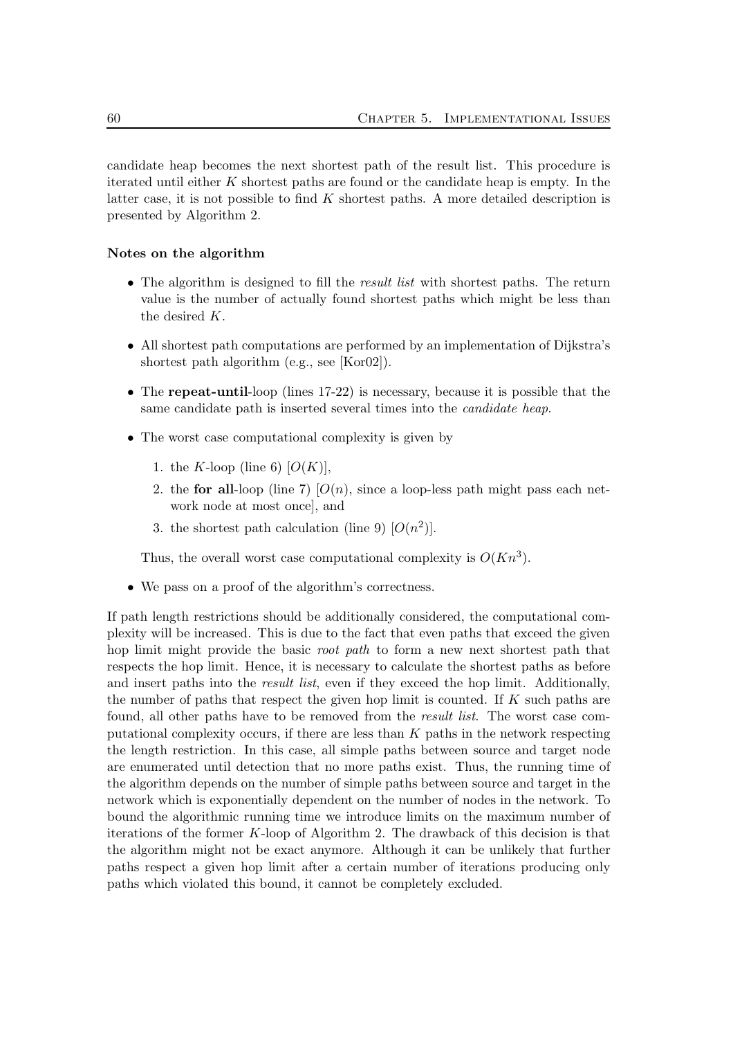candidate heap becomes the next shortest path of the result list. This procedure is iterated until either $K$ shortest paths are found or the candidate heap is empty. In the latter case, it is not possible to find $K$ shortest paths. A more detailed description is presented by Algorithm 2.

**Notes on the algorithm**

- The algorithm is designed to fill the *result list* with shortest paths. The return value is the number of actually found shortest paths which might be less than the desired $K$.
- All shortest path computations are performed by an implementation of Dijkstra's shortest path algorithm (e.g., see [Kor02]).
- The **repeat-until**-loop (lines 17-22) is necessary, because it is possible that the same candidate path is inserted several times into the *candidate heap*.
- The worst case computational complexity is given by
    1. the $K$-loop (line 6) $[O(K)]$,
    2. the **for all**-loop (line 7) $[O(n)$, since a loop-less path might pass each network node at most once], and
    3. the shortest path calculation (line 9) $[O(n^2)]$.

  Thus, the overall worst case computational complexity is $O(Kn^3)$.
- We pass on a proof of the algorithm's correctness.

If path length restrictions should be additionally considered, the computational complexity will be increased. This is due to the fact that even paths that exceed the given hop limit might provide the basic *root path* to form a new next shortest path that respects the hop limit. Hence, it is necessary to calculate the shortest paths as before and insert paths into the *result list*, even if they exceed the hop limit. Additionally, the number of paths that respect the given hop limit is counted. If $K$ such paths are found, all other paths have to be removed from the *result list*. The worst case computational complexity occurs, if there are less than $K$ paths in the network respecting the length restriction. In this case, all simple paths between source and target node are enumerated until detection that no more paths exist. Thus, the running time of the algorithm depends on the number of simple paths between source and target in the network which is exponentially dependent on the number of nodes in the network. To bound the algorithmic running time we introduce limits on the maximum number of iterations of the former $K$-loop of Algorithm 2. The drawback of this decision is that the algorithm might not be exact anymore. Although it can be unlikely that further paths respect a given hop limit after a certain number of iterations producing only paths which violated this bound, it cannot be completely excluded.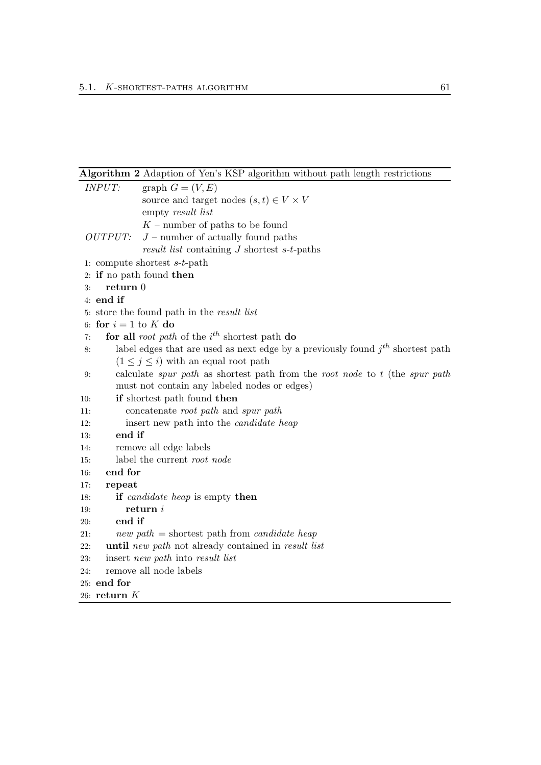**Algorithm 2** Adaption of Yen's KSP algorithm without path length restrictions

*INPUT:* graph $G = (V, E)$
source and target nodes $(s, t) \in V \times V$
empty *result list*
$K$ – number of paths to be found

*OUTPUT:* $J$ – number of actually found paths
*result list* containing $J$ shortest $s$-$t$-paths

```
1: compute shortest s-t-path
2: if no path found then
3:    return 0
4: end if
5: store the found path in the result list
6: for i = 1 to K do
7:    for all root path of the i^th shortest path do
8:       label edges that are used as next edge by a previously found j^th shortest path
         (1 ≤ j ≤ i) with an equal root path
9:       calculate spur path as shortest path from the root node to t (the spur path
         must not contain any labeled nodes or edges)
10:      if shortest path found then
11:         concatenate root path and spur path
12:         insert new path into the candidate heap
13:      end if
14:      remove all edge labels
15:      label the current root node
16:   end for
17:   repeat
18:      if candidate heap is empty then
19:         return i
20:      end if
21:      new path = shortest path from candidate heap
22:   until new path not already contained in result list
23:   insert new path into result list
24:   remove all node labels
25: end for
26: return K
```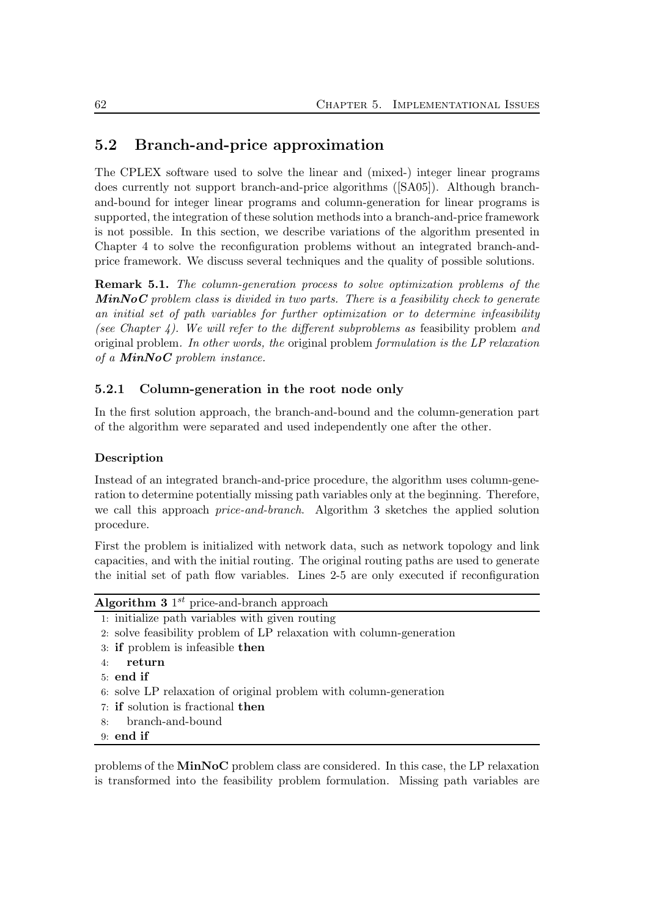## 5.2 Branch-and-price approximation

The CPLEX software used to solve the linear and (mixed-) integer linear programs does currently not support branch-and-price algorithms ([SA05]). Although branch-and-bound for integer linear programs and column-generation for linear programs is supported, the integration of these solution methods into a branch-and-price framework is not possible. In this section, we describe variations of the algorithm presented in Chapter 4 to solve the reconfiguration problems without an integrated branch-and-price framework. We discuss several techniques and the quality of possible solutions.

**Remark 5.1.** *The column-generation process to solve optimization problems of the **MinNoC** problem class is divided in two parts. There is a feasibility check to generate an initial set of path variables for further optimization or to determine infeasibility (see Chapter 4). We will refer to the different subproblems as* feasibility problem *and* original problem*. In other words, the* original problem *formulation is the LP relaxation of a **MinNoC** problem instance.*

### 5.2.1 Column-generation in the root node only

In the first solution approach, the branch-and-bound and the column-generation part of the algorithm were separated and used independently one after the other.

#### Description

Instead of an integrated branch-and-price procedure, the algorithm uses column-generation to determine potentially missing path variables only at the beginning. Therefore, we call this approach *price-and-branch*. Algorithm 3 sketches the applied solution procedure.

First the problem is initialized with network data, such as network topology and link capacities, and with the initial routing. The original routing paths are used to generate the initial set of path flow variables. Lines 2-5 are only executed if reconfiguration

**Algorithm 3** $1^{st}$ price-and-branch approach

```
1: initialize path variables with given routing
2: solve feasibility problem of LP relaxation with column-generation
3: if problem is infeasible then
4:     return
5: end if
6: solve LP relaxation of original problem with column-generation
7: if solution is fractional then
8:     branch-and-bound
9: end if
```

problems of the **MinNoC** problem class are considered. In this case, the LP relaxation is transformed into the feasibility problem formulation. Missing path variables are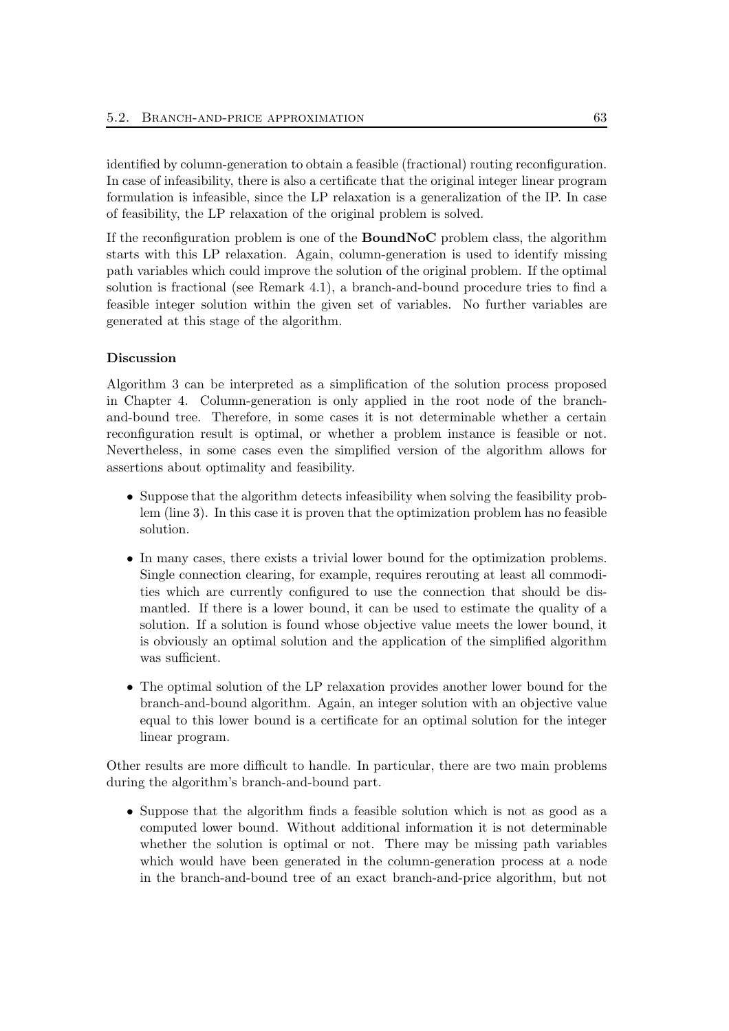identified by column-generation to obtain a feasible (fractional) routing reconfiguration. In case of infeasibility, there is also a certificate that the original integer linear program formulation is infeasible, since the LP relaxation is a generalization of the IP. In case of feasibility, the LP relaxation of the original problem is solved.

If the reconfiguration problem is one of the **BoundNoC** problem class, the algorithm starts with this LP relaxation. Again, column-generation is used to identify missing path variables which could improve the solution of the original problem. If the optimal solution is fractional (see Remark 4.1), a branch-and-bound procedure tries to find a feasible integer solution within the given set of variables. No further variables are generated at this stage of the algorithm.

#### Discussion

Algorithm 3 can be interpreted as a simplification of the solution process proposed in Chapter 4. Column-generation is only applied in the root node of the branch-and-bound tree. Therefore, in some cases it is not determinable whether a certain reconfiguration result is optimal, or whether a problem instance is feasible or not. Nevertheless, in some cases even the simplified version of the algorithm allows for assertions about optimality and feasibility.

- Suppose that the algorithm detects infeasibility when solving the feasibility problem (line 3). In this case it is proven that the optimization problem has no feasible solution.
- In many cases, there exists a trivial lower bound for the optimization problems. Single connection clearing, for example, requires rerouting at least all commodities which are currently configured to use the connection that should be dismantled. If there is a lower bound, it can be used to estimate the quality of a solution. If a solution is found whose objective value meets the lower bound, it is obviously an optimal solution and the application of the simplified algorithm was sufficient.
- The optimal solution of the LP relaxation provides another lower bound for the branch-and-bound algorithm. Again, an integer solution with an objective value equal to this lower bound is a certificate for an optimal solution for the integer linear program.

Other results are more difficult to handle. In particular, there are two main problems during the algorithm's branch-and-bound part.

- Suppose that the algorithm finds a feasible solution which is not as good as a computed lower bound. Without additional information it is not determinable whether the solution is optimal or not. There may be missing path variables which would have been generated in the column-generation process at a node in the branch-and-bound tree of an exact branch-and-price algorithm, but not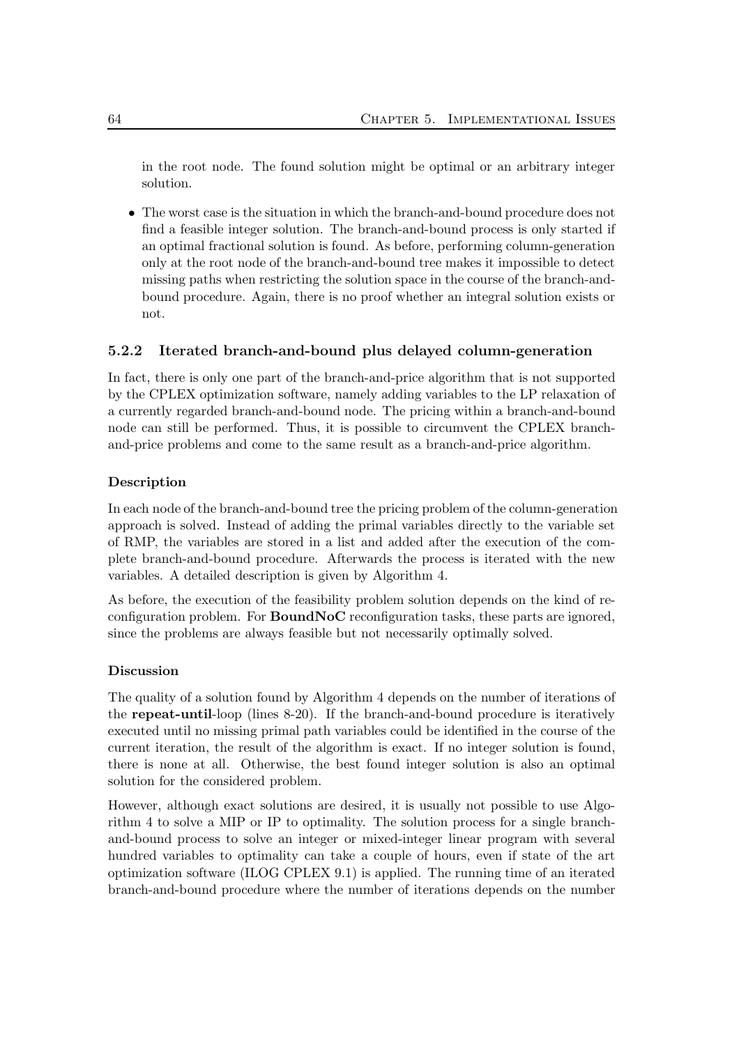in the root node. The found solution might be optimal or an arbitrary integer solution.

- The worst case is the situation in which the branch-and-bound procedure does not find a feasible integer solution. The branch-and-bound process is only started if an optimal fractional solution is found. As before, performing column-generation only at the root node of the branch-and-bound tree makes it impossible to detect missing paths when restricting the solution space in the course of the branch-and-bound procedure. Again, there is no proof whether an integral solution exists or not.

### 5.2.2 Iterated branch-and-bound plus delayed column-generation

In fact, there is only one part of the branch-and-price algorithm that is not supported by the CPLEX optimization software, namely adding variables to the LP relaxation of a currently regarded branch-and-bound node. The pricing within a branch-and-bound node can still be performed. Thus, it is possible to circumvent the CPLEX branch-and-price problems and come to the same result as a branch-and-price algorithm.

#### Description

In each node of the branch-and-bound tree the pricing problem of the column-generation approach is solved. Instead of adding the primal variables directly to the variable set of RMP, the variables are stored in a list and added after the execution of the complete branch-and-bound procedure. Afterwards the process is iterated with the new variables. A detailed description is given by Algorithm 4.

As before, the execution of the feasibility problem solution depends on the kind of reconfiguration problem. For **BoundNoC** reconfiguration tasks, these parts are ignored, since the problems are always feasible but not necessarily optimally solved.

#### Discussion

The quality of a solution found by Algorithm 4 depends on the number of iterations of the **repeat-until**-loop (lines 8-20). If the branch-and-bound procedure is iteratively executed until no missing primal path variables could be identified in the course of the current iteration, the result of the algorithm is exact. If no integer solution is found, there is none at all. Otherwise, the best found integer solution is also an optimal solution for the considered problem.

However, although exact solutions are desired, it is usually not possible to use Algorithm 4 to solve a MIP or IP to optimality. The solution process for a single branch-and-bound process to solve an integer or mixed-integer linear program with several hundred variables to optimality can take a couple of hours, even if state of the art optimization software (ILOG CPLEX 9.1) is applied. The running time of an iterated branch-and-bound procedure where the number of iterations depends on the number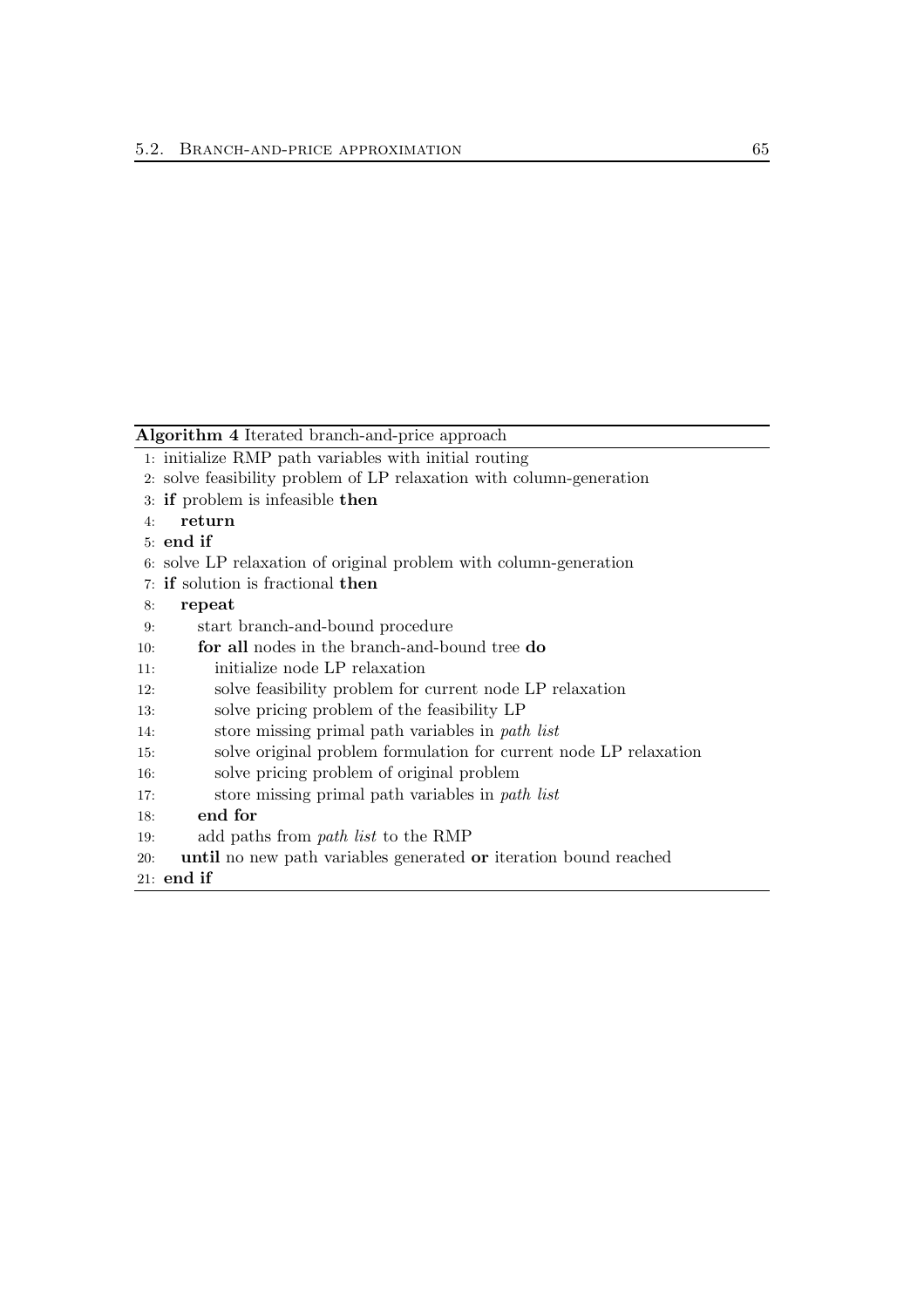**Algorithm 4** Iterated branch-and-price approach

```
1: initialize RMP path variables with initial routing
2: solve feasibility problem of LP relaxation with column-generation
3: if problem is infeasible then
4:     return
5: end if
6: solve LP relaxation of original problem with column-generation
7: if solution is fractional then
8:     repeat
9:         start branch-and-bound procedure
10:        for all nodes in the branch-and-bound tree do
11:            initialize node LP relaxation
12:            solve feasibility problem for current node LP relaxation
13:            solve pricing problem of the feasibility LP
14:            store missing primal path variables in path list
15:            solve original problem formulation for current node LP relaxation
16:            solve pricing problem of original problem
17:            store missing primal path variables in path list
18:        end for
19:        add paths from path list to the RMP
20:    until no new path variables generated or iteration bound reached
21: end if
```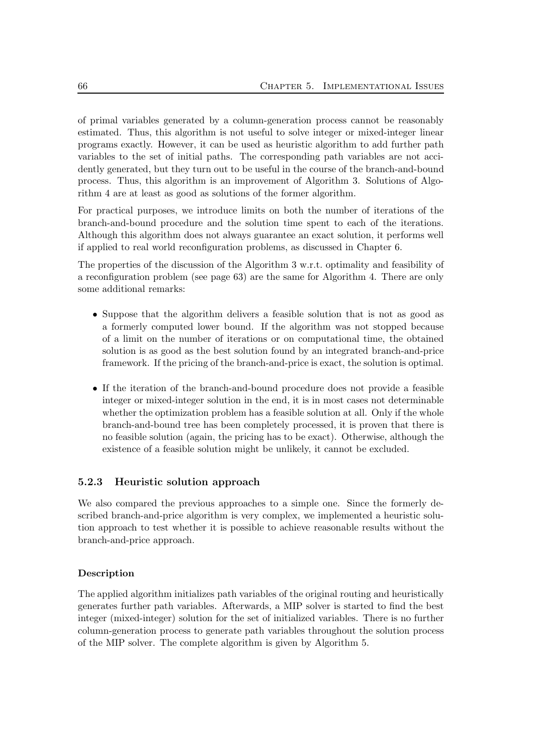of primal variables generated by a column-generation process cannot be reasonably estimated. Thus, this algorithm is not useful to solve integer or mixed-integer linear programs exactly. However, it can be used as heuristic algorithm to add further path variables to the set of initial paths. The corresponding path variables are not accidently generated, but they turn out to be useful in the course of the branch-and-bound process. Thus, this algorithm is an improvement of Algorithm 3. Solutions of Algorithm 4 are at least as good as solutions of the former algorithm.

For practical purposes, we introduce limits on both the number of iterations of the branch-and-bound procedure and the solution time spent to each of the iterations. Although this algorithm does not always guarantee an exact solution, it performs well if applied to real world reconfiguration problems, as discussed in Chapter 6.

The properties of the discussion of the Algorithm 3 w.r.t. optimality and feasibility of a reconfiguration problem (see page 63) are the same for Algorithm 4. There are only some additional remarks:

- Suppose that the algorithm delivers a feasible solution that is not as good as a formerly computed lower bound. If the algorithm was not stopped because of a limit on the number of iterations or on computational time, the obtained solution is as good as the best solution found by an integrated branch-and-price framework. If the pricing of the branch-and-price is exact, the solution is optimal.

- If the iteration of the branch-and-bound procedure does not provide a feasible integer or mixed-integer solution in the end, it is in most cases not determinable whether the optimization problem has a feasible solution at all. Only if the whole branch-and-bound tree has been completely processed, it is proven that there is no feasible solution (again, the pricing has to be exact). Otherwise, although the existence of a feasible solution might be unlikely, it cannot be excluded.

### 5.2.3 Heuristic solution approach

We also compared the previous approaches to a simple one. Since the formerly described branch-and-price algorithm is very complex, we implemented a heuristic solution approach to test whether it is possible to achieve reasonable results without the branch-and-price approach.

#### Description

The applied algorithm initializes path variables of the original routing and heuristically generates further path variables. Afterwards, a MIP solver is started to find the best integer (mixed-integer) solution for the set of initialized variables. There is no further column-generation process to generate path variables throughout the solution process of the MIP solver. The complete algorithm is given by Algorithm 5.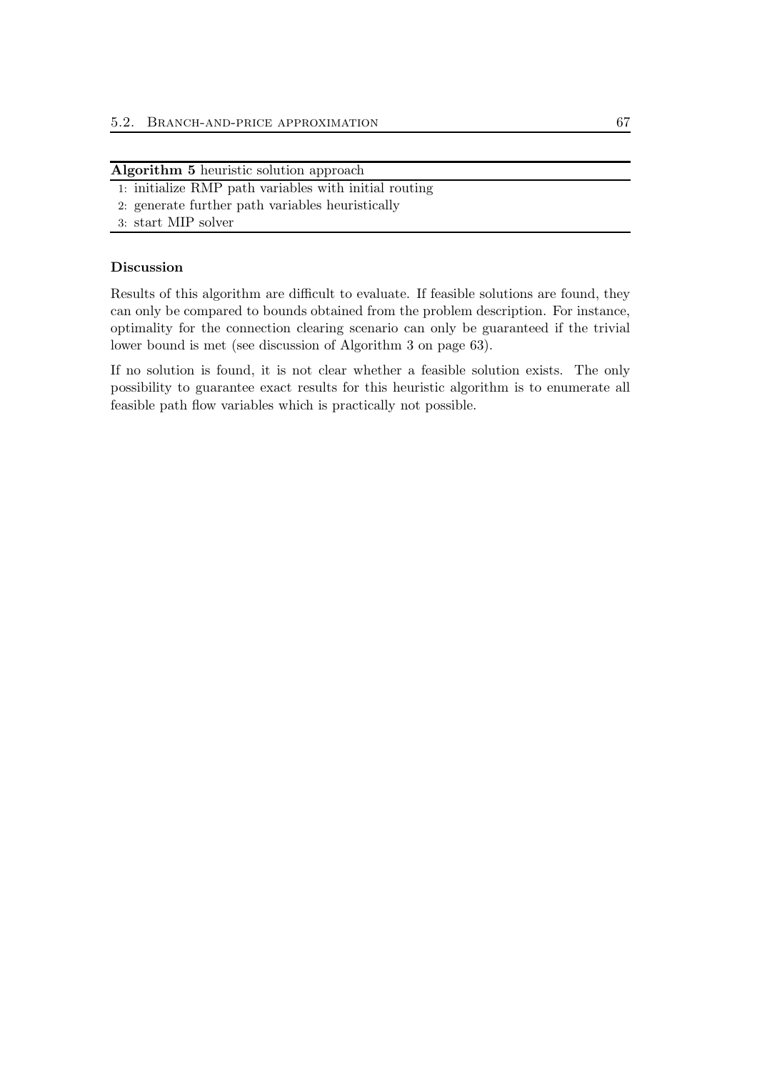**Algorithm 5** heuristic solution approach

```
1: initialize RMP path variables with initial routing
2: generate further path variables heuristically
3: start MIP solver
```

**Discussion**

Results of this algorithm are difficult to evaluate. If feasible solutions are found, they can only be compared to bounds obtained from the problem description. For instance, optimality for the connection clearing scenario can only be guaranteed if the trivial lower bound is met (see discussion of Algorithm 3 on page 63).

If no solution is found, it is not clear whether a feasible solution exists. The only possibility to guarantee exact results for this heuristic algorithm is to enumerate all feasible path flow variables which is practically not possible.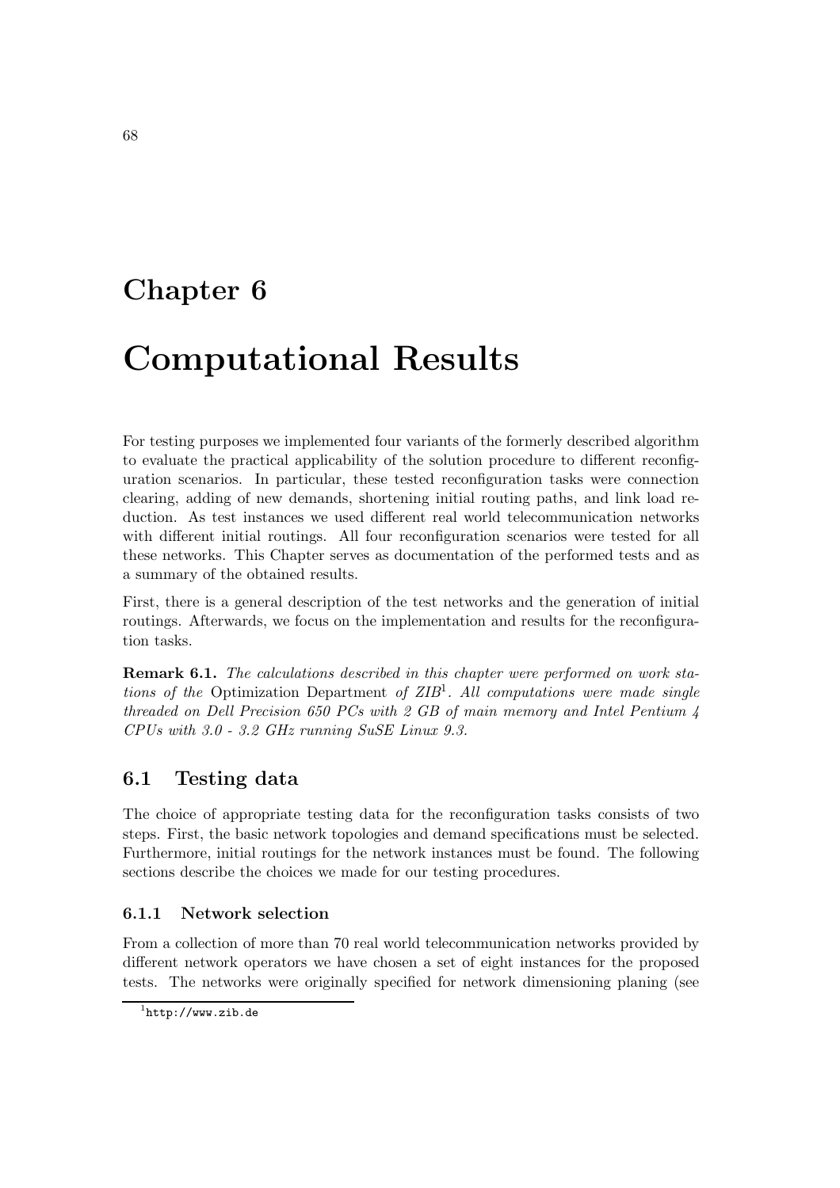# Chapter 6

# Computational Results

For testing purposes we implemented four variants of the formerly described algorithm to evaluate the practical applicability of the solution procedure to different reconfiguration scenarios. In particular, these tested reconfiguration tasks were connection clearing, adding of new demands, shortening initial routing paths, and link load reduction. As test instances we used different real world telecommunication networks with different initial routings. All four reconfiguration scenarios were tested for all these networks. This Chapter serves as documentation of the performed tests and as a summary of the obtained results.

First, there is a general description of the test networks and the generation of initial routings. Afterwards, we focus on the implementation and results for the reconfiguration tasks.

**Remark 6.1.** *The calculations described in this chapter were performed on work stations of the* Optimization Department *of ZIB*[1]. *All computations were made single threaded on Dell Precision 650 PCs with 2 GB of main memory and Intel Pentium 4 CPUs with 3.0 - 3.2 GHz running SuSE Linux 9.3.*

## 6.1 Testing data

The choice of appropriate testing data for the reconfiguration tasks consists of two steps. First, the basic network topologies and demand specifications must be selected. Furthermore, initial routings for the network instances must be found. The following sections describe the choices we made for our testing procedures.

### 6.1.1 Network selection

From a collection of more than 70 real world telecommunication networks provided by different network operators we have chosen a set of eight instances for the proposed tests. The networks were originally specified for network dimensioning planing (see

[1] `http://www.zib.de`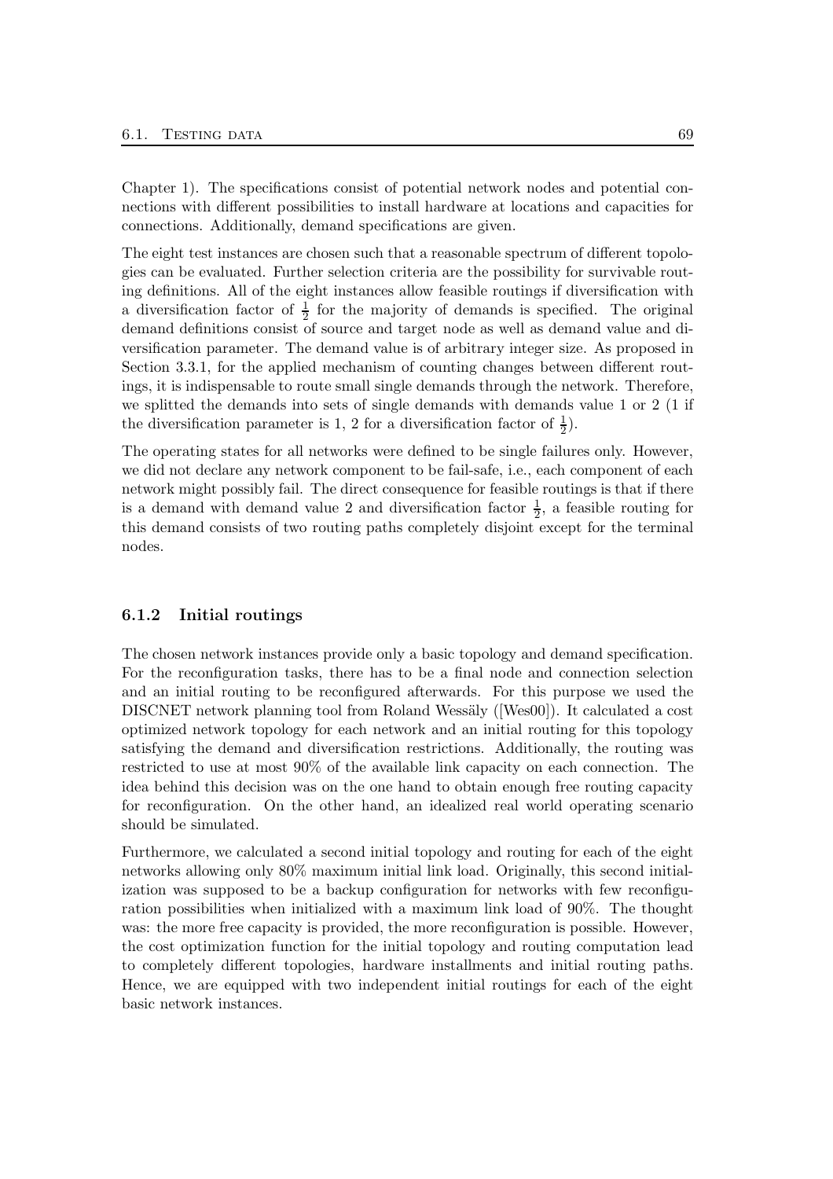Chapter 1). The specifications consist of potential network nodes and potential connections with different possibilities to install hardware at locations and capacities for connections. Additionally, demand specifications are given.

The eight test instances are chosen such that a reasonable spectrum of different topologies can be evaluated. Further selection criteria are the possibility for survivable routing definitions. All of the eight instances allow feasible routings if diversification with a diversification factor of $\frac{1}{2}$ for the majority of demands is specified. The original demand definitions consist of source and target node as well as demand value and diversification parameter. The demand value is of arbitrary integer size. As proposed in Section 3.3.1, for the applied mechanism of counting changes between different routings, it is indispensable to route small single demands through the network. Therefore, we splitted the demands into sets of single demands with demands value 1 or 2 (1 if the diversification parameter is 1, 2 for a diversification factor of $\frac{1}{2}$).

The operating states for all networks were defined to be single failures only. However, we did not declare any network component to be fail-safe, i.e., each component of each network might possibly fail. The direct consequence for feasible routings is that if there is a demand with demand value 2 and diversification factor $\frac{1}{2}$, a feasible routing for this demand consists of two routing paths completely disjoint except for the terminal nodes.

### 6.1.2 Initial routings

The chosen network instances provide only a basic topology and demand specification. For the reconfiguration tasks, there has to be a final node and connection selection and an initial routing to be reconfigured afterwards. For this purpose we used the DISCNET network planning tool from Roland Wessäly ([Wes00]). It calculated a cost optimized network topology for each network and an initial routing for this topology satisfying the demand and diversification restrictions. Additionally, the routing was restricted to use at most 90% of the available link capacity on each connection. The idea behind this decision was on the one hand to obtain enough free routing capacity for reconfiguration. On the other hand, an idealized real world operating scenario should be simulated.

Furthermore, we calculated a second initial topology and routing for each of the eight networks allowing only 80% maximum initial link load. Originally, this second initialization was supposed to be a backup configuration for networks with few reconfiguration possibilities when initialized with a maximum link load of 90%. The thought was: the more free capacity is provided, the more reconfiguration is possible. However, the cost optimization function for the initial topology and routing computation lead to completely different topologies, hardware installments and initial routing paths. Hence, we are equipped with two independent initial routings for each of the eight basic network instances.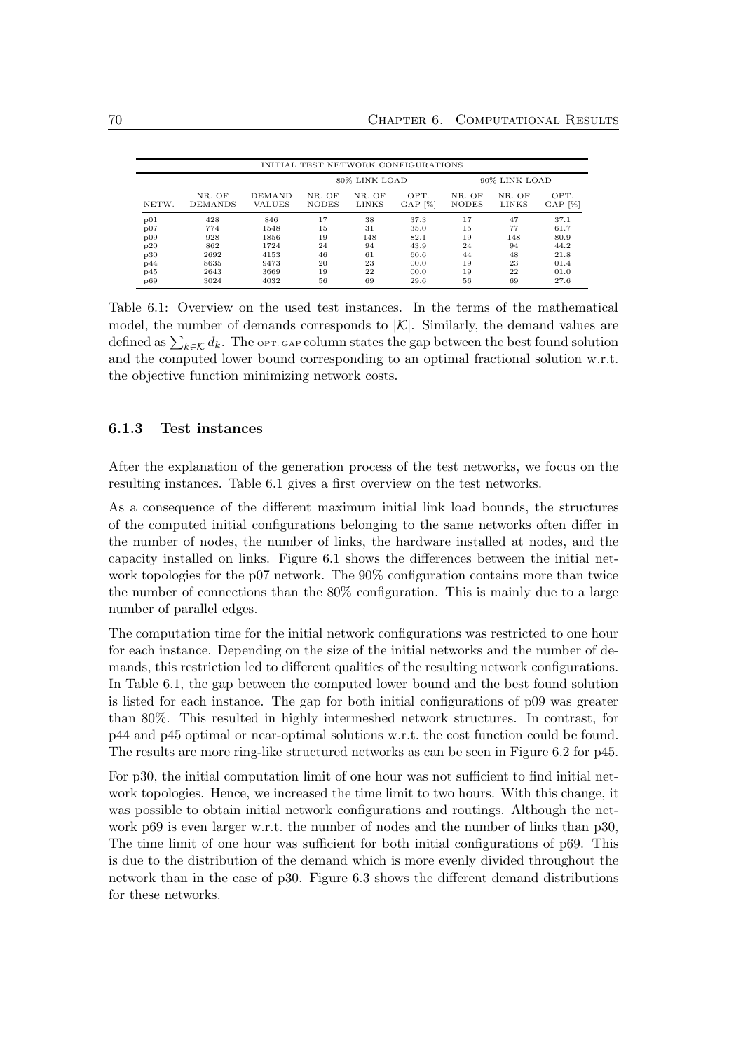| INITIAL TEST NETWORK CONFIGURATIONS | | | | | | | | |
|---|---|---|---|---|---|---|---|---|
| | | | 80% LINK LOAD | | | 90% LINK LOAD | | |
| NETW. | NR. OF DEMANDS | DEMAND VALUES | NR. OF NODES | NR. OF LINKS | OPT. GAP [%] | NR. OF NODES | NR. OF LINKS | OPT. GAP [%] |
| p01 | 428 | 846 | 17 | 38 | 37.3 | 17 | 47 | 37.1 |
| p07 | 774 | 1548 | 15 | 31 | 35.0 | 15 | 77 | 61.7 |
| p09 | 928 | 1856 | 19 | 148 | 82.1 | 19 | 148 | 80.9 |
| p20 | 862 | 1724 | 24 | 94 | 43.9 | 24 | 94 | 44.2 |
| p30 | 2692 | 4153 | 46 | 61 | 60.6 | 44 | 48 | 21.8 |
| p44 | 8635 | 9473 | 20 | 23 | 00.0 | 19 | 23 | 01.4 |
| p45 | 2643 | 3669 | 19 | 22 | 00.0 | 19 | 22 | 01.0 |
| p69 | 3024 | 4032 | 56 | 69 | 29.6 | 56 | 69 | 27.6 |

Table 6.1: Overview on the used test instances. In the terms of the mathematical model, the number of demands corresponds to $|\mathcal{K}|$. Similarly, the demand values are defined as $\sum_{k\in\mathcal{K}} d_k$. The OPT. GAP column states the gap between the best found solution and the computed lower bound corresponding to an optimal fractional solution w.r.t. the objective function minimizing network costs.

### 6.1.3 Test instances

After the explanation of the generation process of the test networks, we focus on the resulting instances. Table 6.1 gives a first overview on the test networks.

As a consequence of the different maximum initial link load bounds, the structures of the computed initial configurations belonging to the same networks often differ in the number of nodes, the number of links, the hardware installed at nodes, and the capacity installed on links. Figure 6.1 shows the differences between the initial network topologies for the p07 network. The 90% configuration contains more than twice the number of connections than the 80% configuration. This is mainly due to a large number of parallel edges.

The computation time for the initial network configurations was restricted to one hour for each instance. Depending on the size of the initial networks and the number of demands, this restriction led to different qualities of the resulting network configurations. In Table 6.1, the gap between the computed lower bound and the best found solution is listed for each instance. The gap for both initial configurations of p09 was greater than 80%. This resulted in highly intermeshed network structures. In contrast, for p44 and p45 optimal or near-optimal solutions w.r.t. the cost function could be found. The results are more ring-like structured networks as can be seen in Figure 6.2 for p45.

For p30, the initial computation limit of one hour was not sufficient to find initial network topologies. Hence, we increased the time limit to two hours. With this change, it was possible to obtain initial network configurations and routings. Although the network p69 is even larger w.r.t. the number of nodes and the number of links than p30, The time limit of one hour was sufficient for both initial configurations of p69. This is due to the distribution of the demand which is more evenly divided throughout the network than in the case of p30. Figure 6.3 shows the different demand distributions for these networks.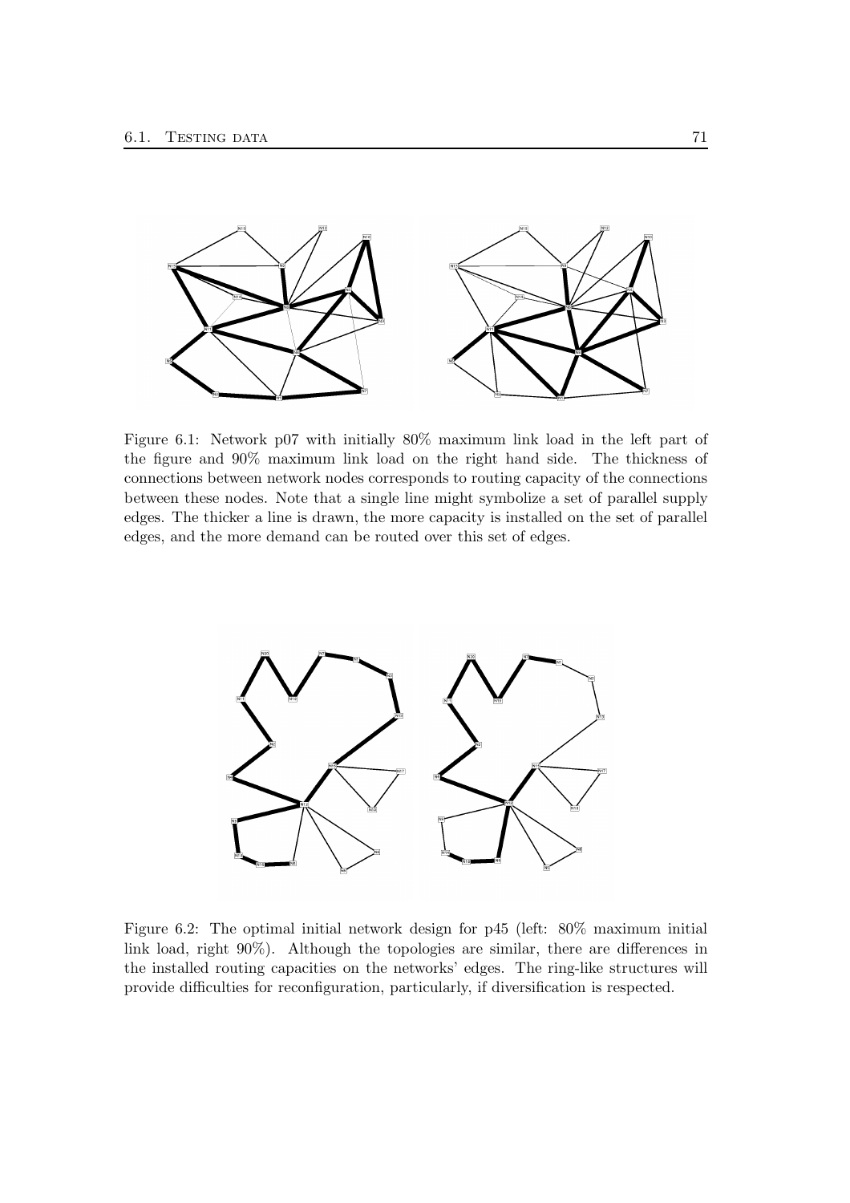Figure 6.1: Network p07 with initially 80% maximum link load in the left part of the figure and 90% maximum link load on the right hand side. The thickness of connections between network nodes corresponds to routing capacity of the connections between these nodes. Note that a single line might symbolize a set of parallel supply edges. The thicker a line is drawn, the more capacity is installed on the set of parallel edges, and the more demand can be routed over this set of edges.

Figure 6.2: The optimal initial network design for p45 (left: 80% maximum initial link load, right 90%). Although the topologies are similar, there are differences in the installed routing capacities on the networks' edges. The ring-like structures will provide difficulties for reconfiguration, particularly, if diversification is respected.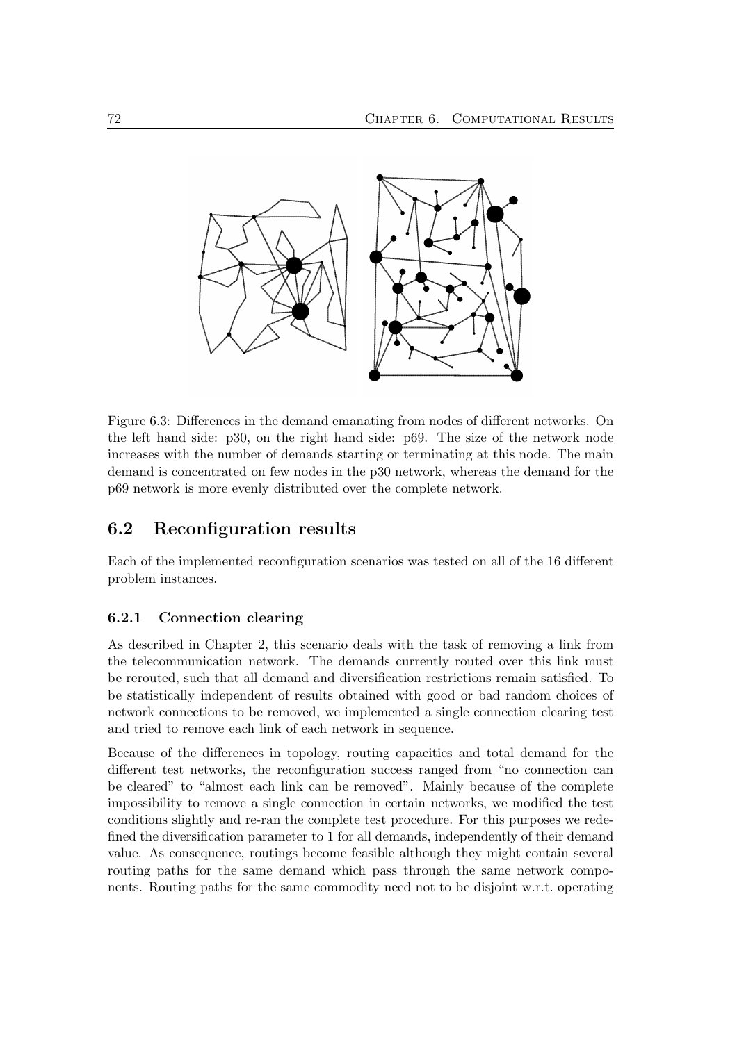Figure 6.3: Differences in the demand emanating from nodes of different networks. On the left hand side: p30, on the right hand side: p69. The size of the network node increases with the number of demands starting or terminating at this node. The main demand is concentrated on few nodes in the p30 network, whereas the demand for the p69 network is more evenly distributed over the complete network.

## 6.2 Reconfiguration results

Each of the implemented reconfiguration scenarios was tested on all of the 16 different problem instances.

### 6.2.1 Connection clearing

As described in Chapter 2, this scenario deals with the task of removing a link from the telecommunication network. The demands currently routed over this link must be rerouted, such that all demand and diversification restrictions remain satisfied. To be statistically independent of results obtained with good or bad random choices of network connections to be removed, we implemented a single connection clearing test and tried to remove each link of each network in sequence.

Because of the differences in topology, routing capacities and total demand for the different test networks, the reconfiguration success ranged from "no connection can be cleared" to "almost each link can be removed". Mainly because of the complete impossibility to remove a single connection in certain networks, we modified the test conditions slightly and re-ran the complete test procedure. For this purposes we redefined the diversification parameter to 1 for all demands, independently of their demand value. As consequence, routings become feasible although they might contain several routing paths for the same demand which pass through the same network components. Routing paths for the same commodity need not to be disjoint w.r.t. operating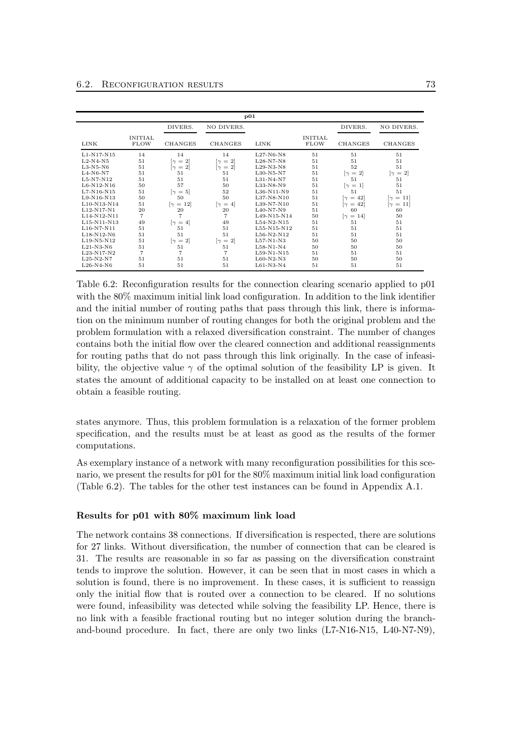| **p01** | | | | | | | |
|---|---|---|---|---|---|---|---|
| | | DIVERS. | NO DIVERS. | | | DIVERS. | NO DIVERS. |
| LINK | INITIAL FLOW | CHANGES | CHANGES | LINK | INITIAL FLOW | CHANGES | CHANGES |
| L1-N17-N15 | 14 | 14 | 14 | L27-N6-N8 | 51 | 51 | 51 |
| L2-N4-N5 | 51 | [$\gamma = 2$] | [$\gamma = 2$] | L28-N7-N8 | 51 | 51 | 51 |
| L3-N5-N6 | 51 | [$\gamma = 2$] | [$\gamma = 2$] | L29-N3-N8 | 51 | 52 | 51 |
| L4-N6-N7 | 51 | 51 | 51 | L30-N5-N7 | 51 | [$\gamma = 2$] | [$\gamma = 2$] |
| L5-N7-N12 | 51 | 51 | 51 | L31-N4-N7 | 51 | 51 | 51 |
| L6-N12-N16 | 50 | 57 | 50 | L33-N8-N9 | 51 | [$\gamma = 1$] | 51 |
| L7-N16-N15 | 51 | [$\gamma = 5$] | 52 | L36-N11-N9 | 51 | 51 | 51 |
| L9-N16-N13 | 50 | 50 | 50 | L37-N8-N10 | 51 | [$\gamma = 42$] | [$\gamma = 11$] |
| L10-N13-N14 | 51 | [$\gamma = 12$] | [$\gamma = 4$] | L39-N7-N10 | 51 | [$\gamma = 42$] | [$\gamma = 11$] |
| L12-N17-N1 | 20 | 20 | 20 | L40-N7-N9 | 51 | 60 | 60 |
| L14-N12-N11 | 7 | 7 | 7 | L49-N15-N14 | 50 | [$\gamma = 14$] | 50 |
| L15-N11-N13 | 49 | [$\gamma = 4$] | 49 | L54-N2-N15 | 51 | 51 | 51 |
| L16-N7-N11 | 51 | 51 | 51 | L55-N15-N12 | 51 | 51 | 51 |
| L18-N12-N6 | 51 | 51 | 51 | L56-N2-N12 | 51 | 51 | 51 |
| L19-N5-N12 | 51 | [$\gamma = 2$] | [$\gamma = 2$] | L57-N1-N3 | 50 | 50 | 50 |
| L21-N3-N6 | 51 | 51 | 51 | L58-N1-N4 | 50 | 50 | 50 |
| L23-N17-N2 | 7 | 7 | 7 | L59-N1-N15 | 51 | 51 | 51 |
| L25-N2-N7 | 51 | 51 | 51 | L60-N2-N3 | 50 | 50 | 50 |
| L26-N4-N6 | 51 | 51 | 51 | L61-N3-N4 | 51 | 51 | 51 |

Table 6.2: Reconfiguration results for the connection clearing scenario applied to p01 with the 80% maximum initial link load configuration. In addition to the link identifier and the initial number of routing paths that pass through this link, there is information on the minimum number of routing changes for both the original problem and the problem formulation with a relaxed diversification constraint. The number of changes contains both the initial flow over the cleared connection and additional reassignments for routing paths that do not pass through this link originally. In the case of infeasibility, the objective value $\gamma$ of the optimal solution of the feasibility LP is given. It states the amount of additional capacity to be installed on at least one connection to obtain a feasible routing.

states anymore. Thus, this problem formulation is a relaxation of the former problem specification, and the results must be at least as good as the results of the former computations.

As exemplary instance of a network with many reconfiguration possibilities for this scenario, we present the results for p01 for the 80% maximum initial link load configuration (Table 6.2). The tables for the other test instances can be found in Appendix A.1.

#### Results for p01 with 80% maximum link load

The network contains 38 connections. If diversification is respected, there are solutions for 27 links. Without diversification, the number of connection that can be cleared is 31. The results are reasonable in so far as passing on the diversification constraint tends to improve the solution. However, it can be seen that in most cases in which a solution is found, there is no improvement. In these cases, it is sufficient to reassign only the initial flow that is routed over a connection to be cleared. If no solutions were found, infeasibility was detected while solving the feasibility LP. Hence, there is no link with a feasible fractional routing but no integer solution during the branch-and-bound procedure. In fact, there are only two links (L7-N16-N15, L40-N7-N9),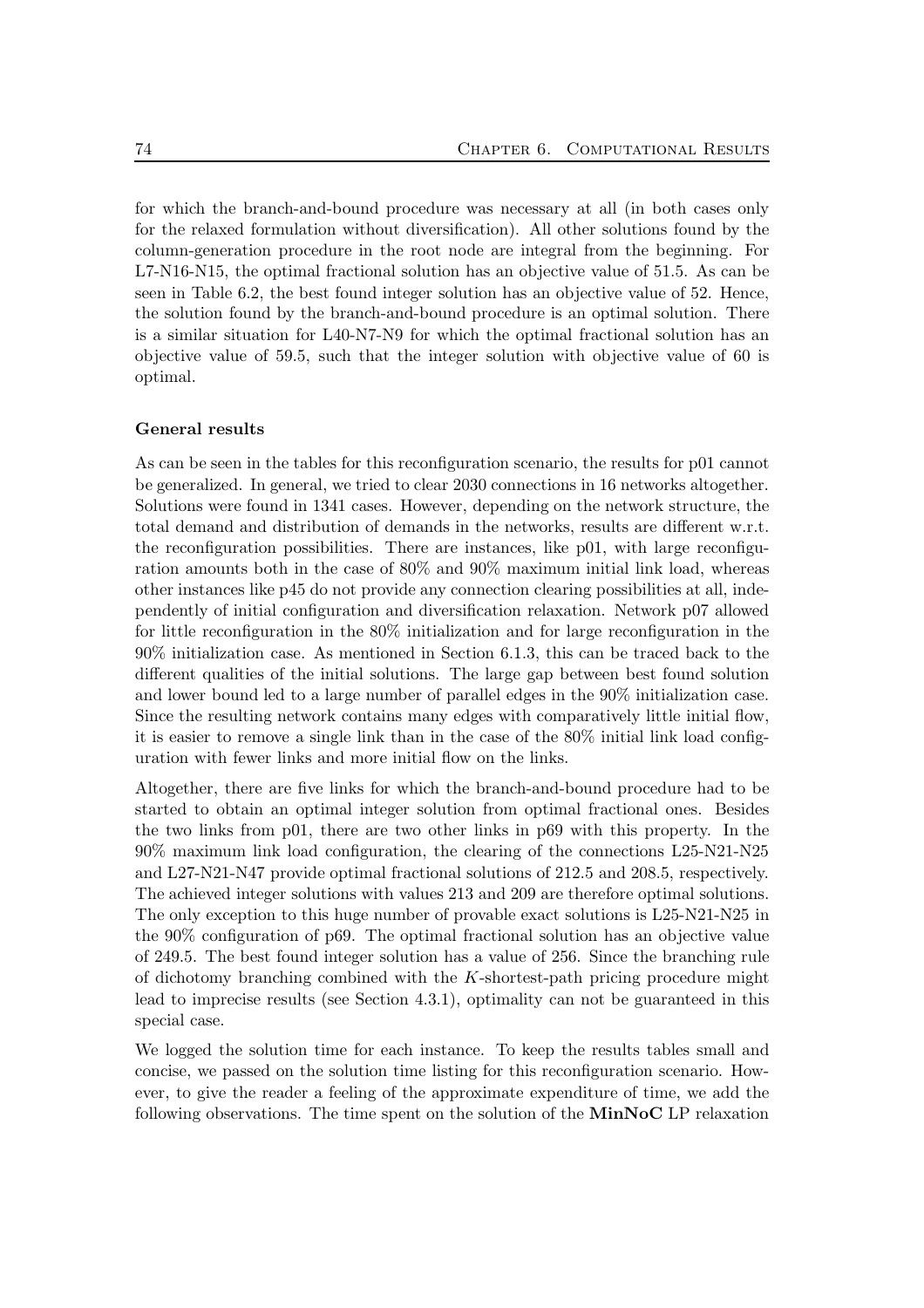for which the branch-and-bound procedure was necessary at all (in both cases only for the relaxed formulation without diversification). All other solutions found by the column-generation procedure in the root node are integral from the beginning. For L7-N16-N15, the optimal fractional solution has an objective value of 51.5. As can be seen in Table 6.2, the best found integer solution has an objective value of 52. Hence, the solution found by the branch-and-bound procedure is an optimal solution. There is a similar situation for L40-N7-N9 for which the optimal fractional solution has an objective value of 59.5, such that the integer solution with objective value of 60 is optimal.

#### General results

As can be seen in the tables for this reconfiguration scenario, the results for p01 cannot be generalized. In general, we tried to clear 2030 connections in 16 networks altogether. Solutions were found in 1341 cases. However, depending on the network structure, the total demand and distribution of demands in the networks, results are different w.r.t. the reconfiguration possibilities. There are instances, like p01, with large reconfiguration amounts both in the case of 80% and 90% maximum initial link load, whereas other instances like p45 do not provide any connection clearing possibilities at all, independently of initial configuration and diversification relaxation. Network p07 allowed for little reconfiguration in the 80% initialization and for large reconfiguration in the 90% initialization case. As mentioned in Section 6.1.3, this can be traced back to the different qualities of the initial solutions. The large gap between best found solution and lower bound led to a large number of parallel edges in the 90% initialization case. Since the resulting network contains many edges with comparatively little initial flow, it is easier to remove a single link than in the case of the 80% initial link load configuration with fewer links and more initial flow on the links.

Altogether, there are five links for which the branch-and-bound procedure had to be started to obtain an optimal integer solution from optimal fractional ones. Besides the two links from p01, there are two other links in p69 with this property. In the 90% maximum link load configuration, the clearing of the connections L25-N21-N25 and L27-N21-N47 provide optimal fractional solutions of 212.5 and 208.5, respectively. The achieved integer solutions with values 213 and 209 are therefore optimal solutions. The only exception to this huge number of provable exact solutions is L25-N21-N25 in the 90% configuration of p69. The optimal fractional solution has an objective value of 249.5. The best found integer solution has a value of 256. Since the branching rule of dichotomy branching combined with the $K$-shortest-path pricing procedure might lead to imprecise results (see Section 4.3.1), optimality can not be guaranteed in this special case.

We logged the solution time for each instance. To keep the results tables small and concise, we passed on the solution time listing for this reconfiguration scenario. However, to give the reader a feeling of the approximate expenditure of time, we add the following observations. The time spent on the solution of the **MinNoC** LP relaxation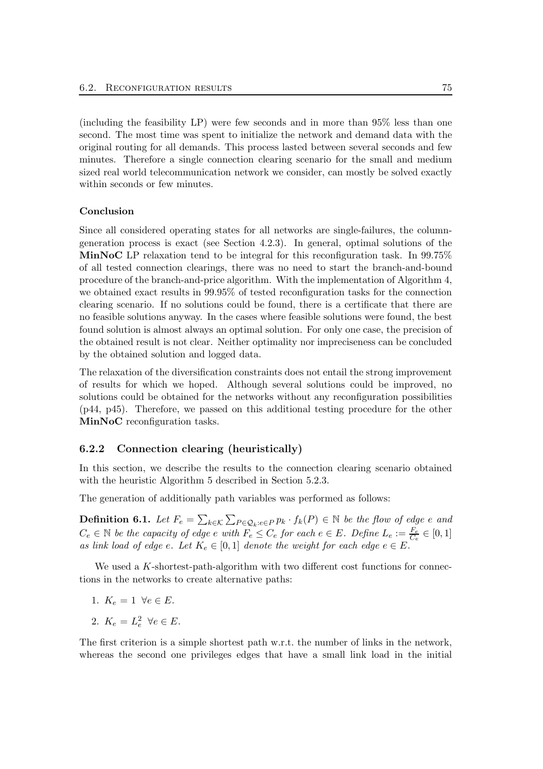(including the feasibility LP) were few seconds and in more than 95% less than one second. The most time was spent to initialize the network and demand data with the original routing for all demands. This process lasted between several seconds and few minutes. Therefore a single connection clearing scenario for the small and medium sized real world telecommunication network we consider, can mostly be solved exactly within seconds or few minutes.

**Conclusion**

Since all considered operating states for all networks are single-failures, the column-generation process is exact (see Section 4.2.3). In general, optimal solutions of the **MinNoC** LP relaxation tend to be integral for this reconfiguration task. In 99.75% of all tested connection clearings, there was no need to start the branch-and-bound procedure of the branch-and-price algorithm. With the implementation of Algorithm 4, we obtained exact results in 99.95% of tested reconfiguration tasks for the connection clearing scenario. If no solutions could be found, there is a certificate that there are no feasible solutions anyway. In the cases where feasible solutions were found, the best found solution is almost always an optimal solution. For only one case, the precision of the obtained result is not clear. Neither optimality nor impreciseness can be concluded by the obtained solution and logged data.

The relaxation of the diversification constraints does not entail the strong improvement of results for which we hoped. Although several solutions could be improved, no solutions could be obtained for the networks without any reconfiguration possibilities (p44, p45). Therefore, we passed on this additional testing procedure for the other **MinNoC** reconfiguration tasks.

### 6.2.2 Connection clearing (heuristically)

In this section, we describe the results to the connection clearing scenario obtained with the heuristic Algorithm 5 described in Section 5.2.3.

The generation of additionally path variables was performed as follows:

**Definition 6.1.** *Let $F_e = \sum_{k \in \mathcal{K}} \sum_{P \in \mathcal{Q}_k : e \in P} p_k \cdot f_k(P) \in \mathbb{N}$ be the flow of edge $e$ and $C_e \in \mathbb{N}$ be the capacity of edge $e$ with $F_e \leq C_e$ for each $e \in E$. Define $L_e := \frac{F_e}{C_e} \in [0,1]$ as link load of edge $e$. Let $K_e \in [0,1]$ denote the weight for each edge $e \in E$.*

We used a $K$-shortest-path-algorithm with two different cost functions for connections in the networks to create alternative paths:

1. $K_e = 1 \;\; \forall e \in E$.
2. $K_e = L_e^2 \;\; \forall e \in E$.

The first criterion is a simple shortest path w.r.t. the number of links in the network, whereas the second one privileges edges that have a small link load in the initial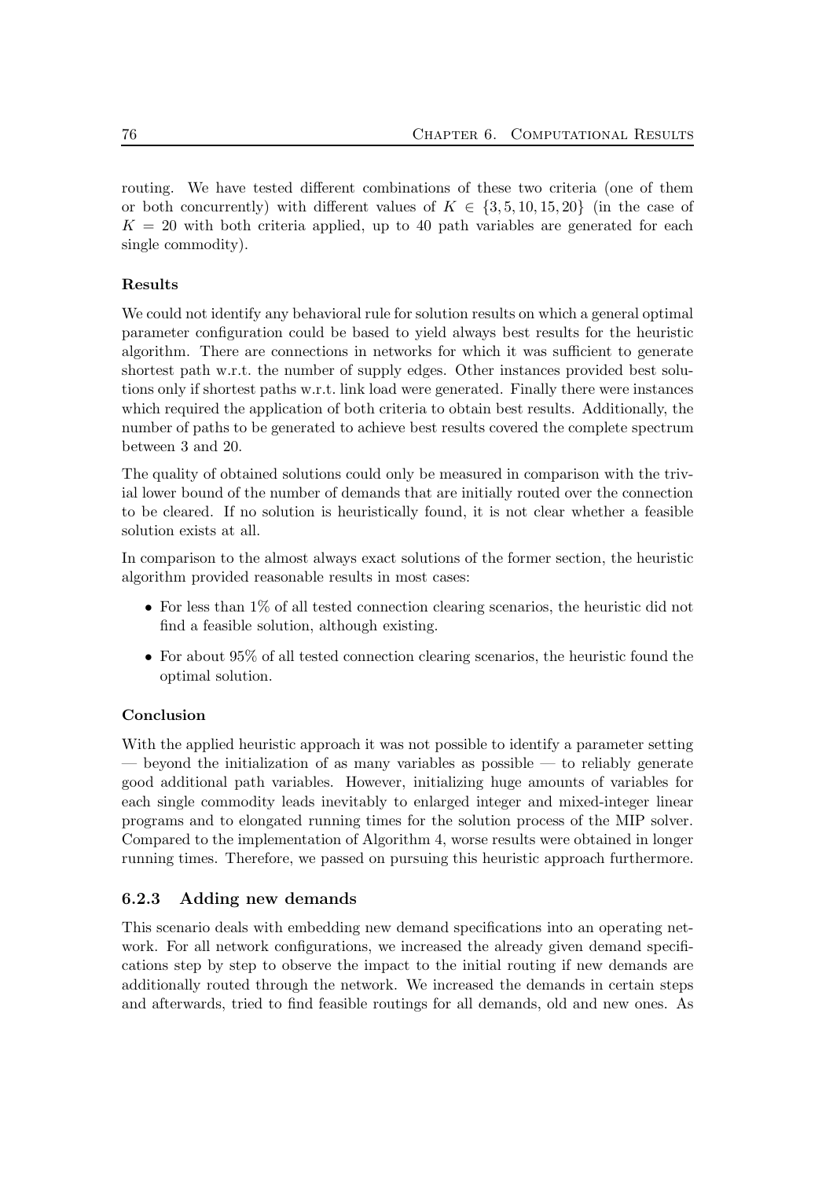routing. We have tested different combinations of these two criteria (one of them or both concurrently) with different values of $K \in \{3, 5, 10, 15, 20\}$ (in the case of $K = 20$ with both criteria applied, up to 40 path variables are generated for each single commodity).

#### Results

We could not identify any behavioral rule for solution results on which a general optimal parameter configuration could be based to yield always best results for the heuristic algorithm. There are connections in networks for which it was sufficient to generate shortest path w.r.t. the number of supply edges. Other instances provided best solutions only if shortest paths w.r.t. link load were generated. Finally there were instances which required the application of both criteria to obtain best results. Additionally, the number of paths to be generated to achieve best results covered the complete spectrum between 3 and 20.

The quality of obtained solutions could only be measured in comparison with the trivial lower bound of the number of demands that are initially routed over the connection to be cleared. If no solution is heuristically found, it is not clear whether a feasible solution exists at all.

In comparison to the almost always exact solutions of the former section, the heuristic algorithm provided reasonable results in most cases:

- For less than 1% of all tested connection clearing scenarios, the heuristic did not find a feasible solution, although existing.
- For about 95% of all tested connection clearing scenarios, the heuristic found the optimal solution.

#### Conclusion

With the applied heuristic approach it was not possible to identify a parameter setting — beyond the initialization of as many variables as possible — to reliably generate good additional path variables. However, initializing huge amounts of variables for each single commodity leads inevitably to enlarged integer and mixed-integer linear programs and to elongated running times for the solution process of the MIP solver. Compared to the implementation of Algorithm 4, worse results were obtained in longer running times. Therefore, we passed on pursuing this heuristic approach furthermore.

### 6.2.3 Adding new demands

This scenario deals with embedding new demand specifications into an operating network. For all network configurations, we increased the already given demand specifications step by step to observe the impact to the initial routing if new demands are additionally routed through the network. We increased the demands in certain steps and afterwards, tried to find feasible routings for all demands, old and new ones. As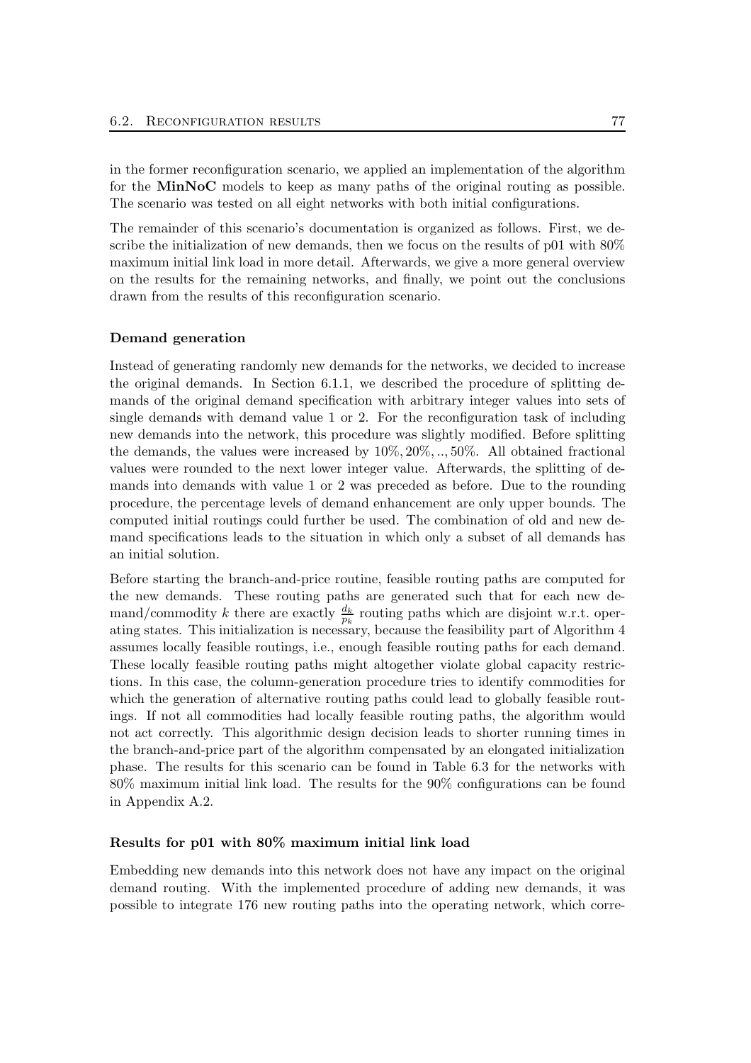in the former reconfiguration scenario, we applied an implementation of the algorithm for the **MinNoC** models to keep as many paths of the original routing as possible. The scenario was tested on all eight networks with both initial configurations.

The remainder of this scenario's documentation is organized as follows. First, we describe the initialization of new demands, then we focus on the results of p01 with 80% maximum initial link load in more detail. Afterwards, we give a more general overview on the results for the remaining networks, and finally, we point out the conclusions drawn from the results of this reconfiguration scenario.

#### Demand generation

Instead of generating randomly new demands for the networks, we decided to increase the original demands. In Section 6.1.1, we described the procedure of splitting demands of the original demand specification with arbitrary integer values into sets of single demands with demand value 1 or 2. For the reconfiguration task of including new demands into the network, this procedure was slightly modified. Before splitting the demands, the values were increased by $10\%, 20\%, .., 50\%$. All obtained fractional values were rounded to the next lower integer value. Afterwards, the splitting of demands into demands with value 1 or 2 was preceded as before. Due to the rounding procedure, the percentage levels of demand enhancement are only upper bounds. The computed initial routings could further be used. The combination of old and new demand specifications leads to the situation in which only a subset of all demands has an initial solution.

Before starting the branch-and-price routine, feasible routing paths are computed for the new demands. These routing paths are generated such that for each new demand/commodity $k$ there are exactly $\frac{d_k}{p_k}$ routing paths which are disjoint w.r.t. operating states. This initialization is necessary, because the feasibility part of Algorithm 4 assumes locally feasible routings, i.e., enough feasible routing paths for each demand. These locally feasible routing paths might altogether violate global capacity restrictions. In this case, the column-generation procedure tries to identify commodities for which the generation of alternative routing paths could lead to globally feasible routings. If not all commodities had locally feasible routing paths, the algorithm would not act correctly. This algorithmic design decision leads to shorter running times in the branch-and-price part of the algorithm compensated by an elongated initialization phase. The results for this scenario can be found in Table 6.3 for the networks with 80% maximum initial link load. The results for the 90% configurations can be found in Appendix A.2.

#### Results for p01 with 80% maximum initial link load

Embedding new demands into this network does not have any impact on the original demand routing. With the implemented procedure of adding new demands, it was possible to integrate 176 new routing paths into the operating network, which corre-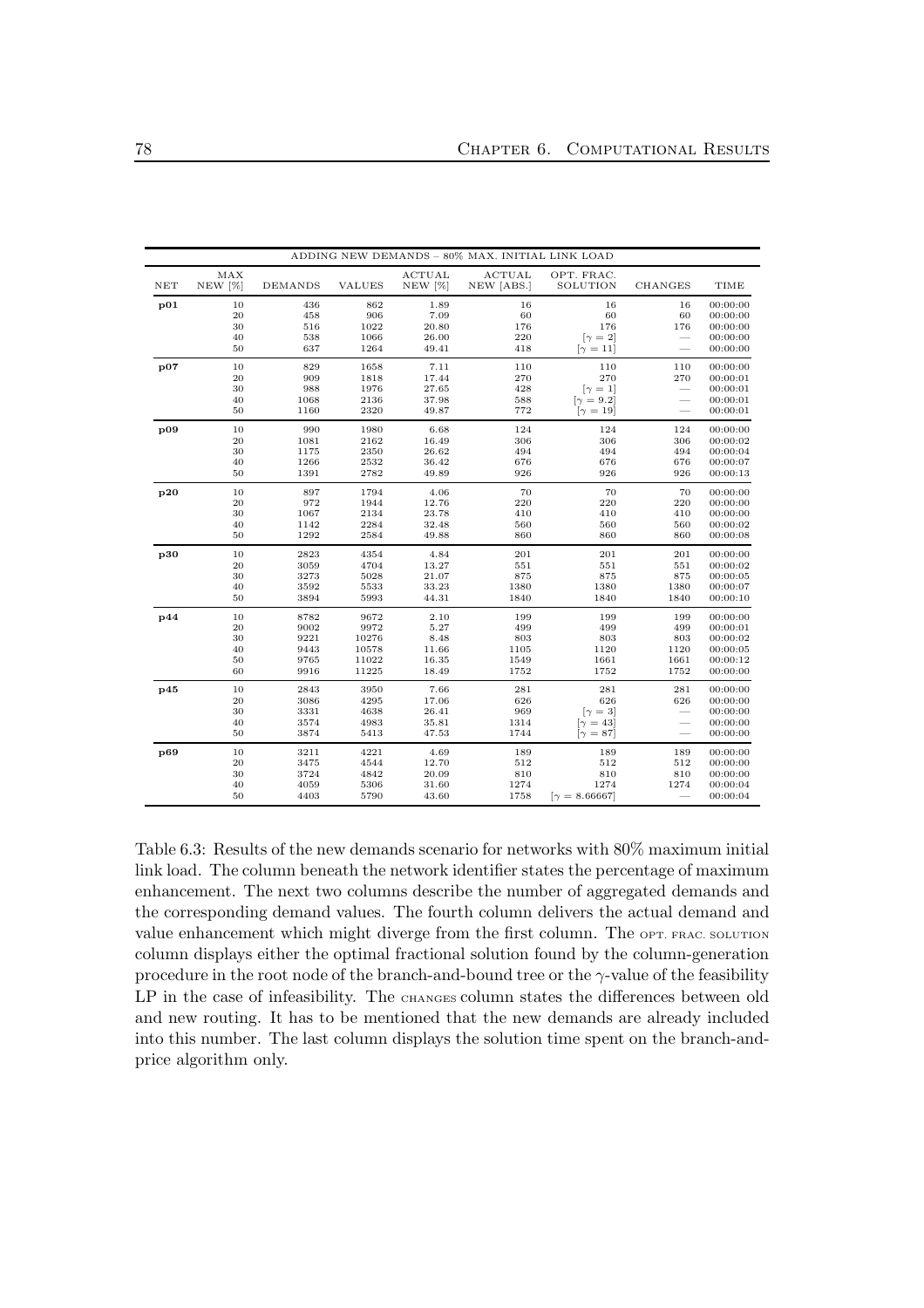| ADDING NEW DEMANDS – 80% MAX. INITIAL LINK LOAD | | | | | | | | |
|---|---|---|---|---|---|---|---|---|
| NET | MAX NEW [%] | DEMANDS | VALUES | ACTUAL NEW [%] | ACTUAL NEW [ABS.] | OPT. FRAC. SOLUTION | CHANGES | TIME |
| **p01** | 10 | 436 | 862 | 1.89 | 16 | 16 | 16 | 00:00:00 |
| | 20 | 458 | 906 | 7.09 | 60 | 60 | 60 | 00:00:00 |
| | 30 | 516 | 1022 | 20.80 | 176 | 176 | 176 | 00:00:00 |
| | 40 | 538 | 1066 | 26.00 | 220 | [$\gamma = 2$] | — | 00:00:00 |
| | 50 | 637 | 1264 | 49.41 | 418 | [$\gamma = 11$] | — | 00:00:00 |
| **p07** | 10 | 829 | 1658 | 7.11 | 110 | 110 | 110 | 00:00:00 |
| | 20 | 909 | 1818 | 17.44 | 270 | 270 | 270 | 00:00:01 |
| | 30 | 988 | 1976 | 27.65 | 428 | [$\gamma = 1$] | — | 00:00:01 |
| | 40 | 1068 | 2136 | 37.98 | 588 | [$\gamma = 9.2$] | — | 00:00:01 |
| | 50 | 1160 | 2320 | 49.87 | 772 | [$\gamma = 19$] | — | 00:00:01 |
| **p09** | 10 | 990 | 1980 | 6.68 | 124 | 124 | 124 | 00:00:00 |
| | 20 | 1081 | 2162 | 16.49 | 306 | 306 | 306 | 00:00:02 |
| | 30 | 1175 | 2350 | 26.62 | 494 | 494 | 494 | 00:00:04 |
| | 40 | 1266 | 2532 | 36.42 | 676 | 676 | 676 | 00:00:07 |
| | 50 | 1391 | 2782 | 49.89 | 926 | 926 | 926 | 00:00:13 |
| **p20** | 10 | 897 | 1794 | 4.06 | 70 | 70 | 70 | 00:00:00 |
| | 20 | 972 | 1944 | 12.76 | 220 | 220 | 220 | 00:00:00 |
| | 30 | 1067 | 2134 | 23.78 | 410 | 410 | 410 | 00:00:00 |
| | 40 | 1142 | 2284 | 32.48 | 560 | 560 | 560 | 00:00:02 |
| | 50 | 1292 | 2584 | 49.88 | 860 | 860 | 860 | 00:00:08 |
| **p30** | 10 | 2823 | 4354 | 4.84 | 201 | 201 | 201 | 00:00:00 |
| | 20 | 3059 | 4704 | 13.27 | 551 | 551 | 551 | 00:00:02 |
| | 30 | 3273 | 5028 | 21.07 | 875 | 875 | 875 | 00:00:05 |
| | 40 | 3592 | 5533 | 33.23 | 1380 | 1380 | 1380 | 00:00:07 |
| | 50 | 3894 | 5993 | 44.31 | 1840 | 1840 | 1840 | 00:00:10 |
| **p44** | 10 | 8782 | 9672 | 2.10 | 199 | 199 | 199 | 00:00:00 |
| | 20 | 9002 | 9972 | 5.27 | 499 | 499 | 499 | 00:00:01 |
| | 30 | 9221 | 10276 | 8.48 | 803 | 803 | 803 | 00:00:02 |
| | 40 | 9443 | 10578 | 11.66 | 1105 | 1120 | 1120 | 00:00:05 |
| | 50 | 9765 | 11022 | 16.35 | 1549 | 1661 | 1661 | 00:00:12 |
| | 60 | 9916 | 11225 | 18.49 | 1752 | 1752 | 1752 | 00:00:00 |
| **p45** | 10 | 2843 | 3950 | 7.66 | 281 | 281 | 281 | 00:00:00 |
| | 20 | 3086 | 4295 | 17.06 | 626 | 626 | 626 | 00:00:00 |
| | 30 | 3331 | 4638 | 26.41 | 969 | [$\gamma = 3$] | — | 00:00:00 |
| | 40 | 3574 | 4983 | 35.81 | 1314 | [$\gamma = 43$] | — | 00:00:00 |
| | 50 | 3874 | 5413 | 47.53 | 1744 | [$\gamma = 87$] | — | 00:00:00 |
| **p69** | 10 | 3211 | 4221 | 4.69 | 189 | 189 | 189 | 00:00:00 |
| | 20 | 3475 | 4544 | 12.70 | 512 | 512 | 512 | 00:00:00 |
| | 30 | 3724 | 4842 | 20.09 | 810 | 810 | 810 | 00:00:00 |
| | 40 | 4059 | 5306 | 31.60 | 1274 | 1274 | 1274 | 00:00:04 |
| | 50 | 4403 | 5790 | 43.60 | 1758 | [$\gamma = 8.66667$] | — | 00:00:04 |

Table 6.3: Results of the new demands scenario for networks with 80% maximum initial link load. The column beneath the network identifier states the percentage of maximum enhancement. The next two columns describe the number of aggregated demands and the corresponding demand values. The fourth column delivers the actual demand and value enhancement which might diverge from the first column. The OPT. FRAC. SOLUTION column displays either the optimal fractional solution found by the column-generation procedure in the root node of the branch-and-bound tree or the $\gamma$-value of the feasibility LP in the case of infeasibility. The CHANGES column states the differences between old and new routing. It has to be mentioned that the new demands are already included into this number. The last column displays the solution time spent on the branch-and-price algorithm only.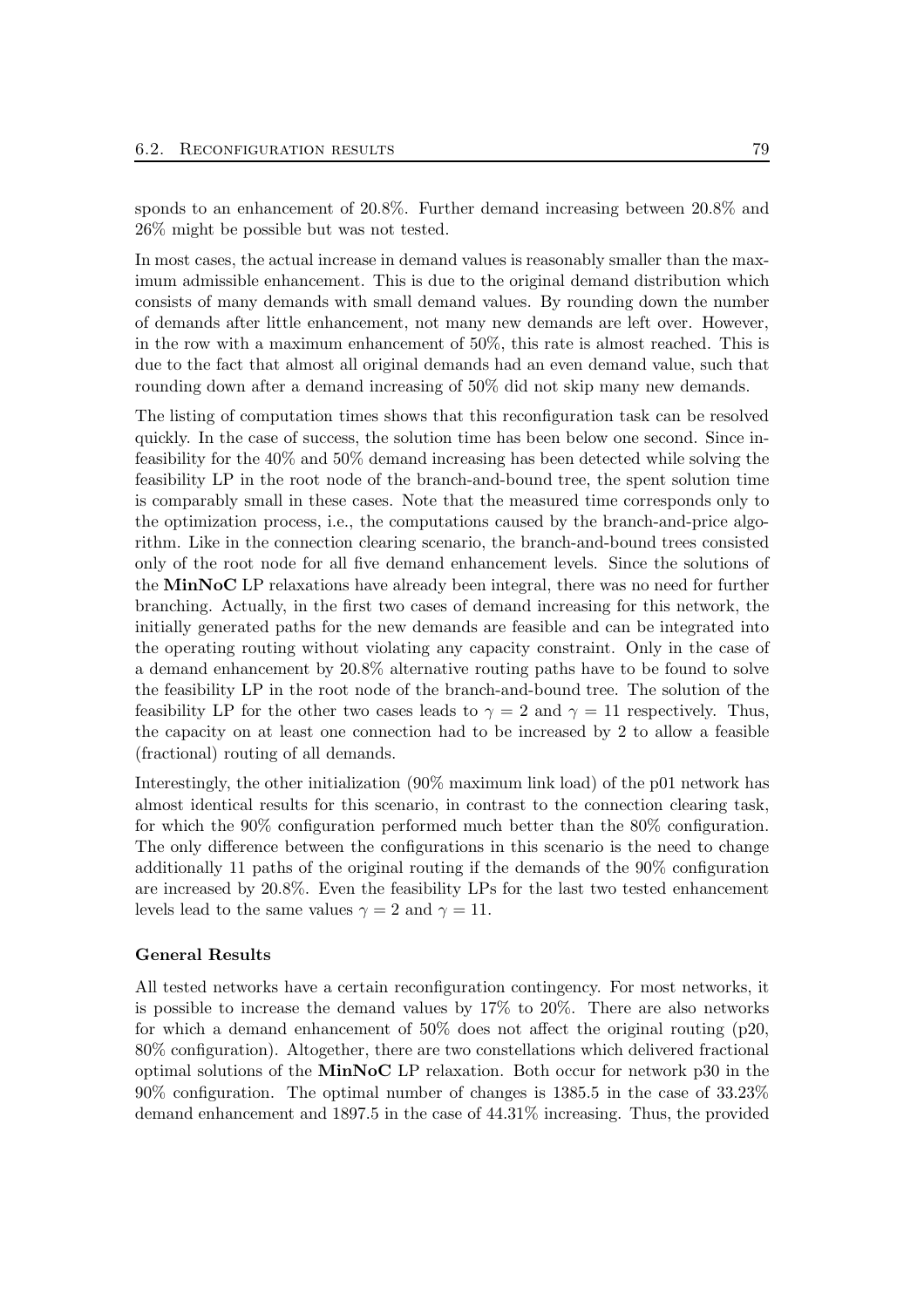sponds to an enhancement of 20.8%. Further demand increasing between 20.8% and 26% might be possible but was not tested.

In most cases, the actual increase in demand values is reasonably smaller than the maximum admissible enhancement. This is due to the original demand distribution which consists of many demands with small demand values. By rounding down the number of demands after little enhancement, not many new demands are left over. However, in the row with a maximum enhancement of 50%, this rate is almost reached. This is due to the fact that almost all original demands had an even demand value, such that rounding down after a demand increasing of 50% did not skip many new demands.

The listing of computation times shows that this reconfiguration task can be resolved quickly. In the case of success, the solution time has been below one second. Since infeasibility for the 40% and 50% demand increasing has been detected while solving the feasibility LP in the root node of the branch-and-bound tree, the spent solution time is comparably small in these cases. Note that the measured time corresponds only to the optimization process, i.e., the computations caused by the branch-and-price algorithm. Like in the connection clearing scenario, the branch-and-bound trees consisted only of the root node for all five demand enhancement levels. Since the solutions of the **MinNoC** LP relaxations have already been integral, there was no need for further branching. Actually, in the first two cases of demand increasing for this network, the initially generated paths for the new demands are feasible and can be integrated into the operating routing without violating any capacity constraint. Only in the case of a demand enhancement by 20.8% alternative routing paths have to be found to solve the feasibility LP in the root node of the branch-and-bound tree. The solution of the feasibility LP for the other two cases leads to $\gamma = 2$ and $\gamma = 11$ respectively. Thus, the capacity on at least one connection had to be increased by 2 to allow a feasible (fractional) routing of all demands.

Interestingly, the other initialization (90% maximum link load) of the p01 network has almost identical results for this scenario, in contrast to the connection clearing task, for which the 90% configuration performed much better than the 80% configuration. The only difference between the configurations in this scenario is the need to change additionally 11 paths of the original routing if the demands of the 90% configuration are increased by 20.8%. Even the feasibility LPs for the last two tested enhancement levels lead to the same values $\gamma = 2$ and $\gamma = 11$.

**General Results**

All tested networks have a certain reconfiguration contingency. For most networks, it is possible to increase the demand values by 17% to 20%. There are also networks for which a demand enhancement of 50% does not affect the original routing (p20, 80% configuration). Altogether, there are two constellations which delivered fractional optimal solutions of the **MinNoC** LP relaxation. Both occur for network p30 in the 90% configuration. The optimal number of changes is 1385.5 in the case of 33.23% demand enhancement and 1897.5 in the case of 44.31% increasing. Thus, the provided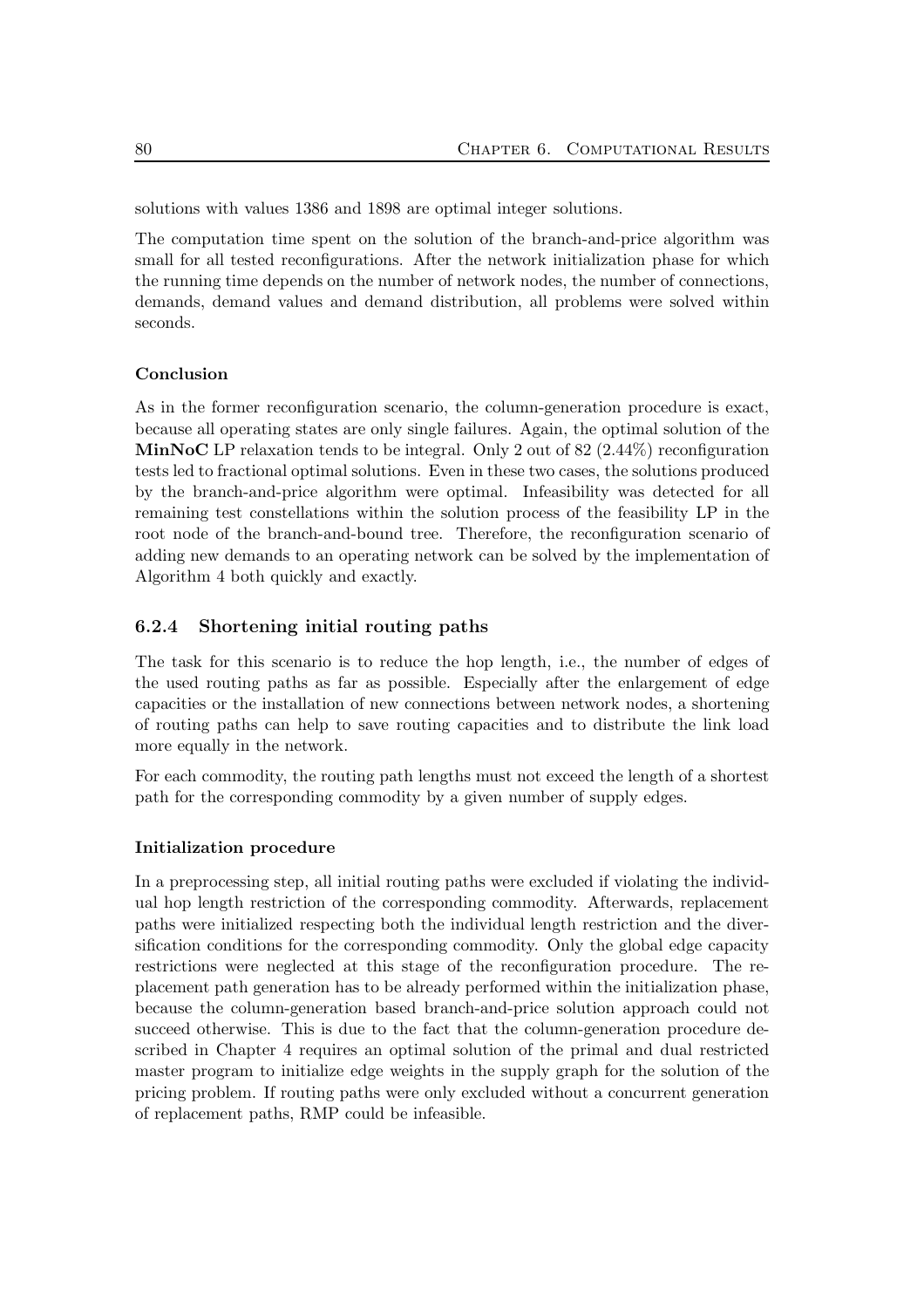solutions with values 1386 and 1898 are optimal integer solutions.

The computation time spent on the solution of the branch-and-price algorithm was small for all tested reconfigurations. After the network initialization phase for which the running time depends on the number of network nodes, the number of connections, demands, demand values and demand distribution, all problems were solved within seconds.

#### Conclusion

As in the former reconfiguration scenario, the column-generation procedure is exact, because all operating states are only single failures. Again, the optimal solution of the **MinNoC** LP relaxation tends to be integral. Only 2 out of 82 (2.44%) reconfiguration tests led to fractional optimal solutions. Even in these two cases, the solutions produced by the branch-and-price algorithm were optimal. Infeasibility was detected for all remaining test constellations within the solution process of the feasibility LP in the root node of the branch-and-bound tree. Therefore, the reconfiguration scenario of adding new demands to an operating network can be solved by the implementation of Algorithm 4 both quickly and exactly.

### 6.2.4 Shortening initial routing paths

The task for this scenario is to reduce the hop length, i.e., the number of edges of the used routing paths as far as possible. Especially after the enlargement of edge capacities or the installation of new connections between network nodes, a shortening of routing paths can help to save routing capacities and to distribute the link load more equally in the network.

For each commodity, the routing path lengths must not exceed the length of a shortest path for the corresponding commodity by a given number of supply edges.

#### Initialization procedure

In a preprocessing step, all initial routing paths were excluded if violating the individual hop length restriction of the corresponding commodity. Afterwards, replacement paths were initialized respecting both the individual length restriction and the diversification conditions for the corresponding commodity. Only the global edge capacity restrictions were neglected at this stage of the reconfiguration procedure. The replacement path generation has to be already performed within the initialization phase, because the column-generation based branch-and-price solution approach could not succeed otherwise. This is due to the fact that the column-generation procedure described in Chapter 4 requires an optimal solution of the primal and dual restricted master program to initialize edge weights in the supply graph for the solution of the pricing problem. If routing paths were only excluded without a concurrent generation of replacement paths, RMP could be infeasible.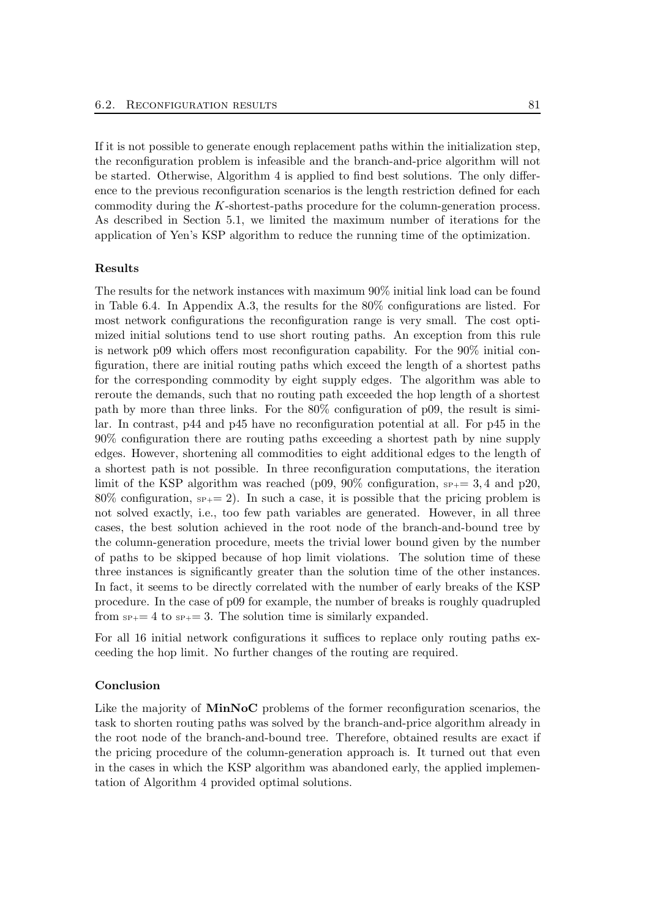If it is not possible to generate enough replacement paths within the initialization step, the reconfiguration problem is infeasible and the branch-and-price algorithm will not be started. Otherwise, Algorithm 4 is applied to find best solutions. The only difference to the previous reconfiguration scenarios is the length restriction defined for each commodity during the $K$-shortest-paths procedure for the column-generation process. As described in Section 5.1, we limited the maximum number of iterations for the application of Yen's KSP algorithm to reduce the running time of the optimization.

#### Results

The results for the network instances with maximum 90% initial link load can be found in Table 6.4. In Appendix A.3, the results for the 80% configurations are listed. For most network configurations the reconfiguration range is very small. The cost optimized initial solutions tend to use short routing paths. An exception from this rule is network p09 which offers most reconfiguration capability. For the 90% initial configuration, there are initial routing paths which exceed the length of a shortest paths for the corresponding commodity by eight supply edges. The algorithm was able to reroute the demands, such that no routing path exceeded the hop length of a shortest path by more than three links. For the 80% configuration of p09, the result is similar. In contrast, p44 and p45 have no reconfiguration potential at all. For p45 in the 90% configuration there are routing paths exceeding a shortest path by nine supply edges. However, shortening all commodities to eight additional edges to the length of a shortest path is not possible. In three reconfiguration computations, the iteration limit of the KSP algorithm was reached (p09, 90% configuration, $\text{SP+} = 3, 4$ and p20, 80% configuration, $\text{SP+} = 2$). In such a case, it is possible that the pricing problem is not solved exactly, i.e., too few path variables are generated. However, in all three cases, the best solution achieved in the root node of the branch-and-bound tree by the column-generation procedure, meets the trivial lower bound given by the number of paths to be skipped because of hop limit violations. The solution time of these three instances is significantly greater than the solution time of the other instances. In fact, it seems to be directly correlated with the number of early breaks of the KSP procedure. In the case of p09 for example, the number of breaks is roughly quadrupled from $\text{SP+} = 4$ to $\text{SP+} = 3$. The solution time is similarly expanded.

For all 16 initial network configurations it suffices to replace only routing paths exceeding the hop limit. No further changes of the routing are required.

#### Conclusion

Like the majority of **MinNoC** problems of the former reconfiguration scenarios, the task to shorten routing paths was solved by the branch-and-price algorithm already in the root node of the branch-and-bound tree. Therefore, obtained results are exact if the pricing procedure of the column-generation approach is. It turned out that even in the cases in which the KSP algorithm was abandoned early, the applied implementation of Algorithm 4 provided optimal solutions.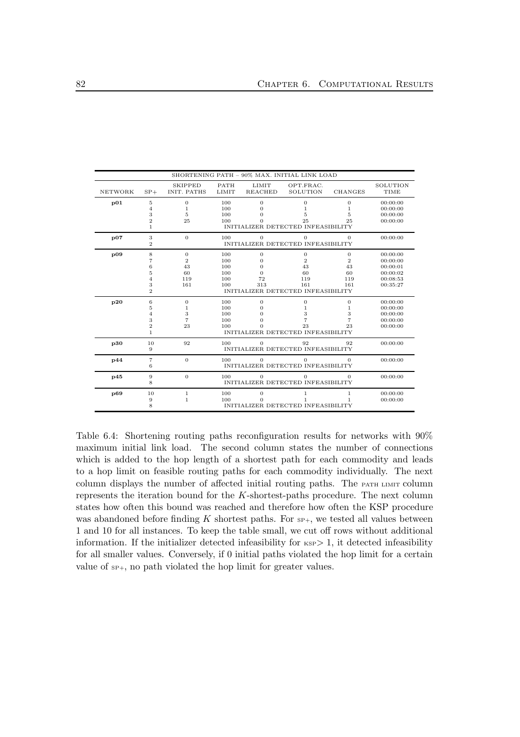| SHORTENING PATH – 90% MAX. INITIAL LINK LOAD | | | | | | | |
|---|---|---|---|---|---|---|---|
| NETWORK | SP+ | SKIPPED INIT. PATHS | PATH LIMIT | LIMIT REACHED | OPT.FRAC. SOLUTION | CHANGES | SOLUTION TIME |
| **p01** | 5 | 0 | 100 | 0 | 0 | 0 | 00:00:00 |
| | 4 | 1 | 100 | 0 | 1 | 1 | 00:00:00 |
| | 3 | 5 | 100 | 0 | 5 | 5 | 00:00:00 |
| | 2 | 25 | 100 | 0 | 25 | 25 | 00:00:00 |
| | 1 | INITIALIZER DETECTED INFEASIBILITY | | | | | |
| **p07** | 3 | 0 | 100 | 0 | 0 | 0 | 00:00:00 |
| | 2 | INITIALIZER DETECTED INFEASIBILITY | | | | | |
| **p09** | 8 | 0 | 100 | 0 | 0 | 0 | 00:00:00 |
| | 7 | 2 | 100 | 0 | 2 | 2 | 00:00:00 |
| | 6 | 43 | 100 | 0 | 43 | 43 | 00:00:01 |
| | 5 | 60 | 100 | 0 | 60 | 60 | 00:00:02 |
| | 4 | 119 | 100 | 72 | 119 | 119 | 00:08:53 |
| | 3 | 161 | 100 | 313 | 161 | 161 | 00:35:27 |
| | 2 | INITIALIZER DETECTED INFEASIBILITY | | | | | |
| **p20** | 6 | 0 | 100 | 0 | 0 | 0 | 00:00:00 |
| | 5 | 1 | 100 | 0 | 1 | 1 | 00:00:00 |
| | 4 | 3 | 100 | 0 | 3 | 3 | 00:00:00 |
| | 3 | 7 | 100 | 0 | 7 | 7 | 00:00:00 |
| | 2 | 23 | 100 | 0 | 23 | 23 | 00:00:00 |
| | 1 | INITIALIZER DETECTED INFEASIBILITY | | | | | |
| **p30** | 10 | 92 | 100 | 0 | 92 | 92 | 00:00:00 |
| | 9 | INITIALIZER DETECTED INFEASIBILITY | | | | | |
| **p44** | 7 | 0 | 100 | 0 | 0 | 0 | 00:00:00 |
| | 6 | INITIALIZER DETECTED INFEASIBILITY | | | | | |
| **p45** | 9 | 0 | 100 | 0 | 0 | 0 | 00:00:00 |
| | 8 | INITIALIZER DETECTED INFEASIBILITY | | | | | |
| **p69** | 10 | 1 | 100 | 0 | 1 | 1 | 00:00:00 |
| | 9 | 1 | 100 | 0 | 1 | 1 | 00:00:00 |
| | 8 | INITIALIZER DETECTED INFEASIBILITY | | | | | |

Table 6.4: Shortening routing paths reconfiguration results for networks with 90% maximum initial link load. The second column states the number of connections which is added to the hop length of a shortest path for each commodity and leads to a hop limit on feasible routing paths for each commodity individually. The next column displays the number of affected initial routing paths. The PATH LIMIT column represents the iteration bound for the $K$-shortest-paths procedure. The next column states how often this bound was reached and therefore how often the KSP procedure was abandoned before finding $K$ shortest paths. For SP+, we tested all values between 1 and 10 for all instances. To keep the table small, we cut off rows without additional information. If the initializer detected infeasibility for KSP$> 1$, it detected infeasibility for all smaller values. Conversely, if 0 initial paths violated the hop limit for a certain value of SP+, no path violated the hop limit for greater values.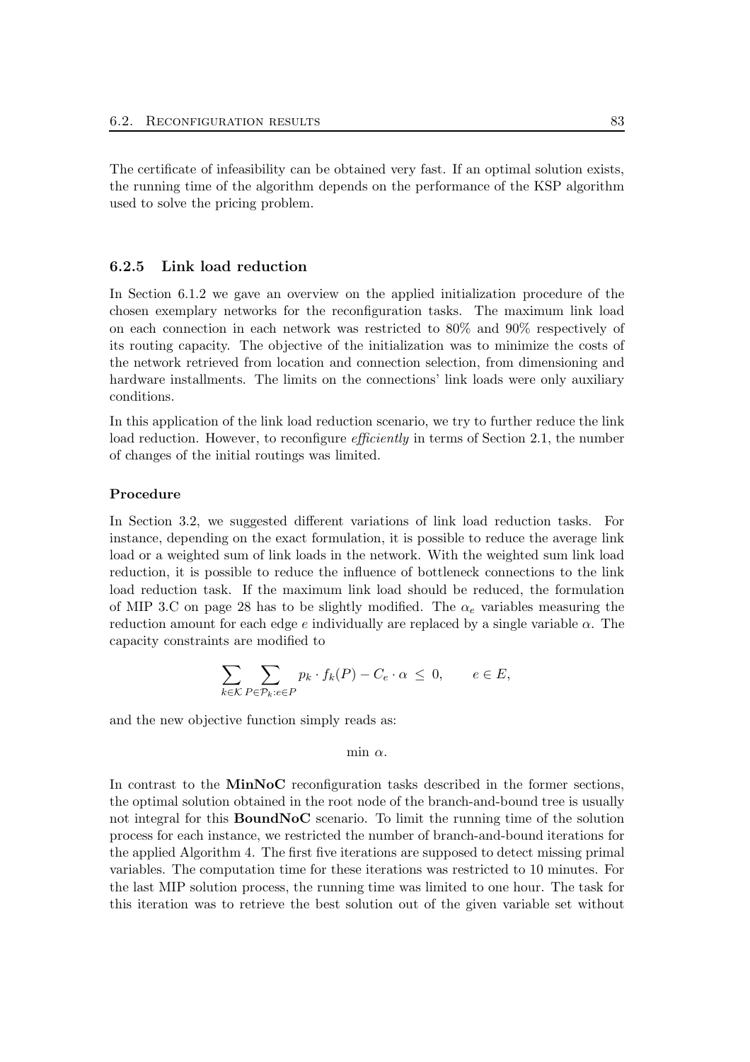The certificate of infeasibility can be obtained very fast. If an optimal solution exists, the running time of the algorithm depends on the performance of the KSP algorithm used to solve the pricing problem.

### 6.2.5 Link load reduction

In Section 6.1.2 we gave an overview on the applied initialization procedure of the chosen exemplary networks for the reconfiguration tasks. The maximum link load on each connection in each network was restricted to 80% and 90% respectively of its routing capacity. The objective of the initialization was to minimize the costs of the network retrieved from location and connection selection, from dimensioning and hardware installments. The limits on the connections' link loads were only auxiliary conditions.

In this application of the link load reduction scenario, we try to further reduce the link load reduction. However, to reconfigure *efficiently* in terms of Section 2.1, the number of changes of the initial routings was limited.

#### Procedure

In Section 3.2, we suggested different variations of link load reduction tasks. For instance, depending on the exact formulation, it is possible to reduce the average link load or a weighted sum of link loads in the network. With the weighted sum link load reduction, it is possible to reduce the influence of bottleneck connections to the link load reduction task. If the maximum link load should be reduced, the formulation of MIP 3.C on page 28 has to be slightly modified. The $\alpha_e$ variables measuring the reduction amount for each edge $e$ individually are replaced by a single variable $\alpha$. The capacity constraints are modified to

$$\sum_{k \in \mathcal{K}} \sum_{P \in \mathcal{P}_k : e \in P} p_k \cdot f_k(P) - C_e \cdot \alpha \leq 0, \qquad e \in E,$$

and the new objective function simply reads as:

$$\min \alpha.$$

In contrast to the **MinNoC** reconfiguration tasks described in the former sections, the optimal solution obtained in the root node of the branch-and-bound tree is usually not integral for this **BoundNoC** scenario. To limit the running time of the solution process for each instance, we restricted the number of branch-and-bound iterations for the applied Algorithm 4. The first five iterations are supposed to detect missing primal variables. The computation time for these iterations was restricted to 10 minutes. For the last MIP solution process, the running time was limited to one hour. The task for this iteration was to retrieve the best solution out of the given variable set without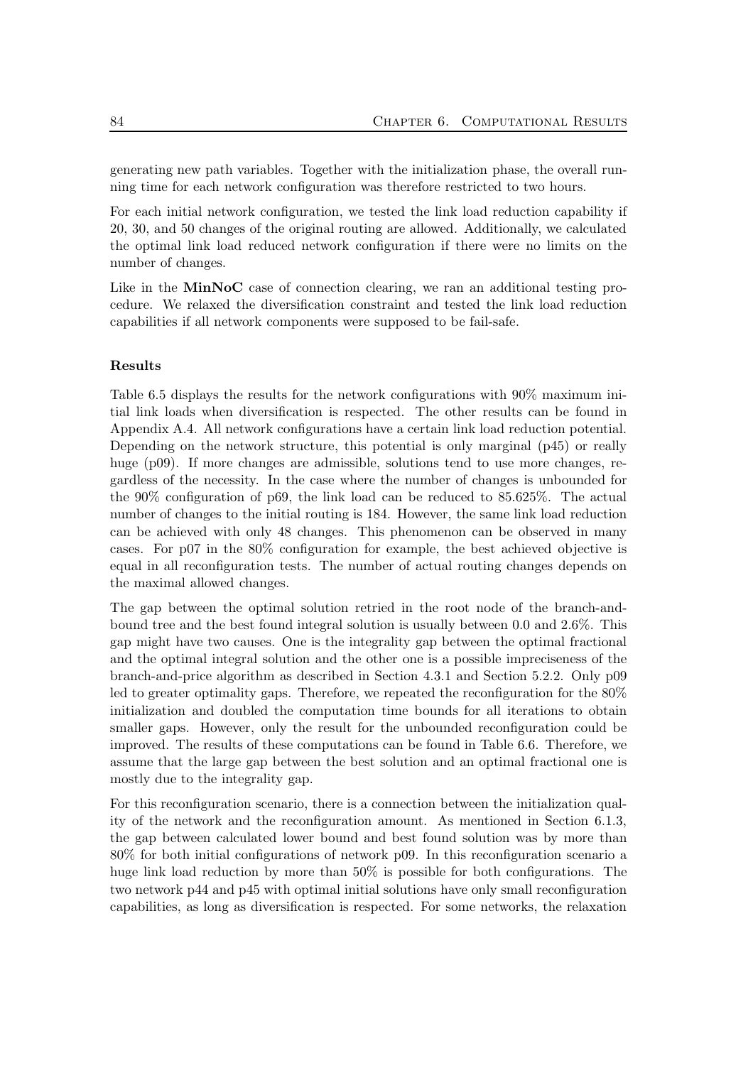generating new path variables. Together with the initialization phase, the overall running time for each network configuration was therefore restricted to two hours.

For each initial network configuration, we tested the link load reduction capability if 20, 30, and 50 changes of the original routing are allowed. Additionally, we calculated the optimal link load reduced network configuration if there were no limits on the number of changes.

Like in the **MinNoC** case of connection clearing, we ran an additional testing procedure. We relaxed the diversification constraint and tested the link load reduction capabilities if all network components were supposed to be fail-safe.

#### Results

Table 6.5 displays the results for the network configurations with 90% maximum initial link loads when diversification is respected. The other results can be found in Appendix A.4. All network configurations have a certain link load reduction potential. Depending on the network structure, this potential is only marginal (p45) or really huge (p09). If more changes are admissible, solutions tend to use more changes, regardless of the necessity. In the case where the number of changes is unbounded for the 90% configuration of p69, the link load can be reduced to 85.625%. The actual number of changes to the initial routing is 184. However, the same link load reduction can be achieved with only 48 changes. This phenomenon can be observed in many cases. For p07 in the 80% configuration for example, the best achieved objective is equal in all reconfiguration tests. The number of actual routing changes depends on the maximal allowed changes.

The gap between the optimal solution retried in the root node of the branch-and-bound tree and the best found integral solution is usually between 0.0 and 2.6%. This gap might have two causes. One is the integrality gap between the optimal fractional and the optimal integral solution and the other one is a possible impreciseness of the branch-and-price algorithm as described in Section 4.3.1 and Section 5.2.2. Only p09 led to greater optimality gaps. Therefore, we repeated the reconfiguration for the 80% initialization and doubled the computation time bounds for all iterations to obtain smaller gaps. However, only the result for the unbounded reconfiguration could be improved. The results of these computations can be found in Table 6.6. Therefore, we assume that the large gap between the best solution and an optimal fractional one is mostly due to the integrality gap.

For this reconfiguration scenario, there is a connection between the initialization quality of the network and the reconfiguration amount. As mentioned in Section 6.1.3, the gap between calculated lower bound and best found solution was by more than 80% for both initial configurations of network p09. In this reconfiguration scenario a huge link load reduction by more than 50% is possible for both configurations. The two network p44 and p45 with optimal initial solutions have only small reconfiguration capabilities, as long as diversification is respected. For some networks, the relaxation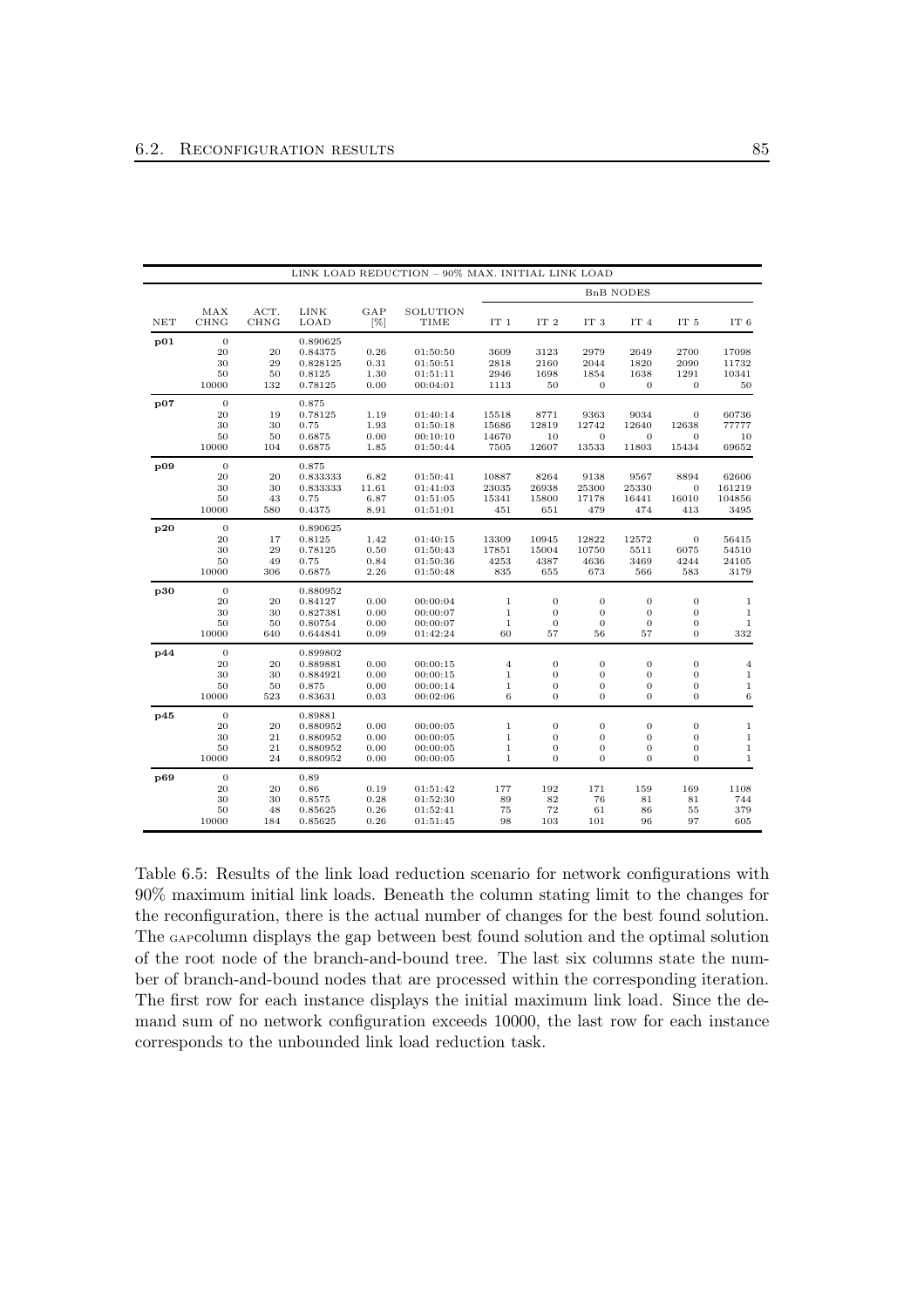| LINK LOAD REDUCTION – 90% MAX. INITIAL LINK LOAD | | | | | | | | | | | | |
|---|---|---|---|---|---|---|---|---|---|---|---|---|
| | | | | | | BnB NODES | | | | | | |
| NET | MAX CHNG | ACT. CHNG | LINK LOAD | GAP [%] | SOLUTION TIME | IT 1 | IT 2 | IT 3 | IT 4 | IT 5 | IT 6 |
| **p01** | 0 | | 0.890625 | | | | | | | | |
| | 20 | 20 | 0.84375 | 0.26 | 01:50:50 | 3609 | 3123 | 2979 | 2649 | 2700 | 17098 |
| | 30 | 29 | 0.828125 | 0.31 | 01:50:51 | 2818 | 2160 | 2044 | 1820 | 2090 | 11732 |
| | 50 | 50 | 0.8125 | 1.30 | 01:51:11 | 2946 | 1698 | 1854 | 1638 | 1291 | 10341 |
| | 10000 | 132 | 0.78125 | 0.00 | 00:04:01 | 1113 | 50 | 0 | 0 | 0 | 50 |
| **p07** | 0 | | 0.875 | | | | | | | | |
| | 20 | 19 | 0.78125 | 1.19 | 01:40:14 | 15518 | 8771 | 9363 | 9034 | 0 | 60736 |
| | 30 | 30 | 0.75 | 1.93 | 01:50:18 | 15686 | 12819 | 12742 | 12640 | 12638 | 77777 |
| | 50 | 50 | 0.6875 | 0.00 | 00:10:10 | 14670 | 10 | 0 | 0 | 0 | 10 |
| | 10000 | 104 | 0.6875 | 1.85 | 01:50:44 | 7505 | 12607 | 13533 | 11803 | 15434 | 69652 |
| **p09** | 0 | | 0.875 | | | | | | | | |
| | 20 | 20 | 0.833333 | 6.82 | 01:50:41 | 10887 | 8264 | 9138 | 9567 | 8894 | 62606 |
| | 30 | 30 | 0.833333 | 11.61 | 01:41:03 | 23035 | 26938 | 25300 | 25330 | 0 | 161219 |
| | 50 | 43 | 0.75 | 6.87 | 01:51:05 | 15341 | 15800 | 17178 | 16441 | 16010 | 104856 |
| | 10000 | 580 | 0.4375 | 8.91 | 01:51:01 | 451 | 651 | 479 | 474 | 413 | 3495 |
| **p20** | 0 | | 0.890625 | | | | | | | | |
| | 20 | 17 | 0.8125 | 1.42 | 01:40:15 | 13309 | 10945 | 12822 | 12572 | 0 | 56415 |
| | 30 | 29 | 0.78125 | 0.50 | 01:50:43 | 17851 | 15004 | 10750 | 5511 | 6075 | 54510 |
| | 50 | 49 | 0.75 | 0.84 | 01:50:36 | 4253 | 4387 | 4636 | 3469 | 4244 | 24105 |
| | 10000 | 306 | 0.6875 | 2.26 | 01:50:48 | 835 | 655 | 673 | 566 | 583 | 3179 |
| **p30** | 0 | | 0.880952 | | | | | | | | |
| | 20 | 20 | 0.84127 | 0.00 | 00:00:04 | 1 | 0 | 0 | 0 | 0 | 1 |
| | 30 | 30 | 0.827381 | 0.00 | 00:00:07 | 1 | 0 | 0 | 0 | 0 | 1 |
| | 50 | 50 | 0.80754 | 0.00 | 00:00:07 | 1 | 0 | 0 | 0 | 0 | 1 |
| | 10000 | 640 | 0.644841 | 0.09 | 01:42:24 | 60 | 57 | 56 | 57 | 0 | 332 |
| **p44** | 0 | | 0.899802 | | | | | | | | |
| | 20 | 20 | 0.889881 | 0.00 | 00:00:15 | 4 | 0 | 0 | 0 | 0 | 4 |
| | 30 | 30 | 0.884921 | 0.00 | 00:00:15 | 1 | 0 | 0 | 0 | 0 | 1 |
| | 50 | 50 | 0.875 | 0.00 | 00:00:14 | 1 | 0 | 0 | 0 | 0 | 1 |
| | 10000 | 523 | 0.83631 | 0.03 | 00:02:06 | 6 | 0 | 0 | 0 | 0 | 6 |
| **p45** | 0 | | 0.89881 | | | | | | | | |
| | 20 | 20 | 0.880952 | 0.00 | 00:00:05 | 1 | 0 | 0 | 0 | 0 | 1 |
| | 30 | 21 | 0.880952 | 0.00 | 00:00:05 | 1 | 0 | 0 | 0 | 0 | 1 |
| | 50 | 21 | 0.880952 | 0.00 | 00:00:05 | 1 | 0 | 0 | 0 | 0 | 1 |
| | 10000 | 24 | 0.880952 | 0.00 | 00:00:05 | 1 | 0 | 0 | 0 | 0 | 1 |
| **p69** | 0 | | 0.89 | | | | | | | | |
| | 20 | 20 | 0.86 | 0.19 | 01:51:42 | 177 | 192 | 171 | 159 | 169 | 1108 |
| | 30 | 30 | 0.8575 | 0.28 | 01:52:30 | 89 | 82 | 76 | 81 | 81 | 744 |
| | 50 | 48 | 0.85625 | 0.26 | 01:52:41 | 75 | 72 | 61 | 86 | 55 | 379 |
| | 10000 | 184 | 0.85625 | 0.26 | 01:51:45 | 98 | 103 | 101 | 96 | 97 | 605 |

Table 6.5: Results of the link load reduction scenario for network configurations with 90% maximum initial link loads. Beneath the column stating limit to the changes for the reconfiguration, there is the actual number of changes for the best found solution. The GAPcolumn displays the gap between best found solution and the optimal solution of the root node of the branch-and-bound tree. The last six columns state the number of branch-and-bound nodes that are processed within the corresponding iteration. The first row for each instance displays the initial maximum link load. Since the demand sum of no network configuration exceeds 10000, the last row for each instance corresponds to the unbounded link load reduction task.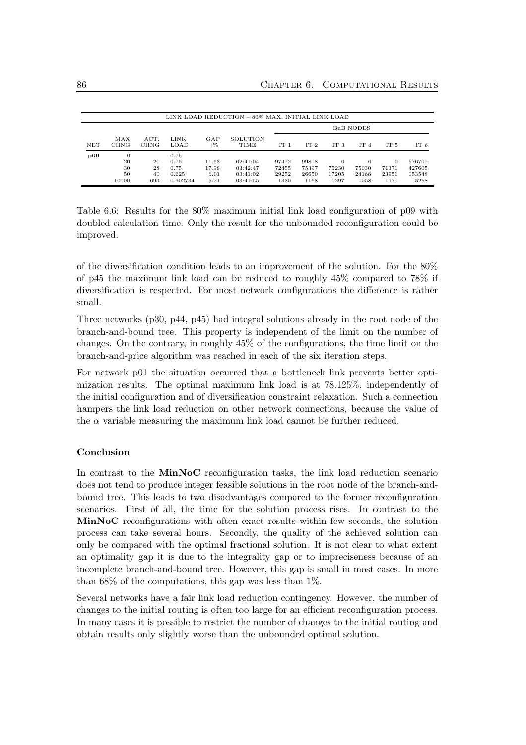| LINK LOAD REDUCTION – 80% MAX. INITIAL LINK LOAD | | | | | | | | | | | |
|---|---|---|---|---|---|---|---|---|---|---|---|
| | | | | | | BnB NODES | | | | | |
| NET | MAX CHNG | ACT. CHNG | LINK LOAD | GAP [%] | SOLUTION TIME | IT 1 | IT 2 | IT 3 | IT 4 | IT 5 | IT 6 |
| **p09** | 0 | | 0.75 | | | | | | | | |
| | 20 | 20 | 0.75 | 11.63 | 02:41:04 | 97472 | 99818 | 0 | 0 | 0 | 676700 |
| | 30 | 28 | 0.75 | 17.98 | 03:42:47 | 72455 | 75397 | 75230 | 75030 | 71371 | 427605 |
| | 50 | 40 | 0.625 | 6.01 | 03:41:02 | 29252 | 26650 | 17205 | 24168 | 23951 | 153548 |
| | 10000 | 693 | 0.302734 | 5.21 | 03:41:55 | 1330 | 1168 | 1297 | 1058 | 1171 | 5258 |

Table 6.6: Results for the 80% maximum initial link load configuration of p09 with doubled calculation time. Only the result for the unbounded reconfiguration could be improved.

of the diversification condition leads to an improvement of the solution. For the 80% of p45 the maximum link load can be reduced to roughly 45% compared to 78% if diversification is respected. For most network configurations the difference is rather small.

Three networks (p30, p44, p45) had integral solutions already in the root node of the branch-and-bound tree. This property is independent of the limit on the number of changes. On the contrary, in roughly 45% of the configurations, the time limit on the branch-and-price algorithm was reached in each of the six iteration steps.

For network p01 the situation occurred that a bottleneck link prevents better optimization results. The optimal maximum link load is at 78.125%, independently of the initial configuration and of diversification constraint relaxation. Such a connection hampers the link load reduction on other network connections, because the value of the $\alpha$ variable measuring the maximum link load cannot be further reduced.

#### Conclusion

In contrast to the **MinNoC** reconfiguration tasks, the link load reduction scenario does not tend to produce integer feasible solutions in the root node of the branch-and-bound tree. This leads to two disadvantages compared to the former reconfiguration scenarios. First of all, the time for the solution process rises. In contrast to the **MinNoC** reconfigurations with often exact results within few seconds, the solution process can take several hours. Secondly, the quality of the achieved solution can only be compared with the optimal fractional solution. It is not clear to what extent an optimality gap it is due to the integrality gap or to impreciseness because of an incomplete branch-and-bound tree. However, this gap is small in most cases. In more than 68% of the computations, this gap was less than 1%.

Several networks have a fair link load reduction contingency. However, the number of changes to the initial routing is often too large for an efficient reconfiguration process. In many cases it is possible to restrict the number of changes to the initial routing and obtain results only slightly worse than the unbounded optimal solution.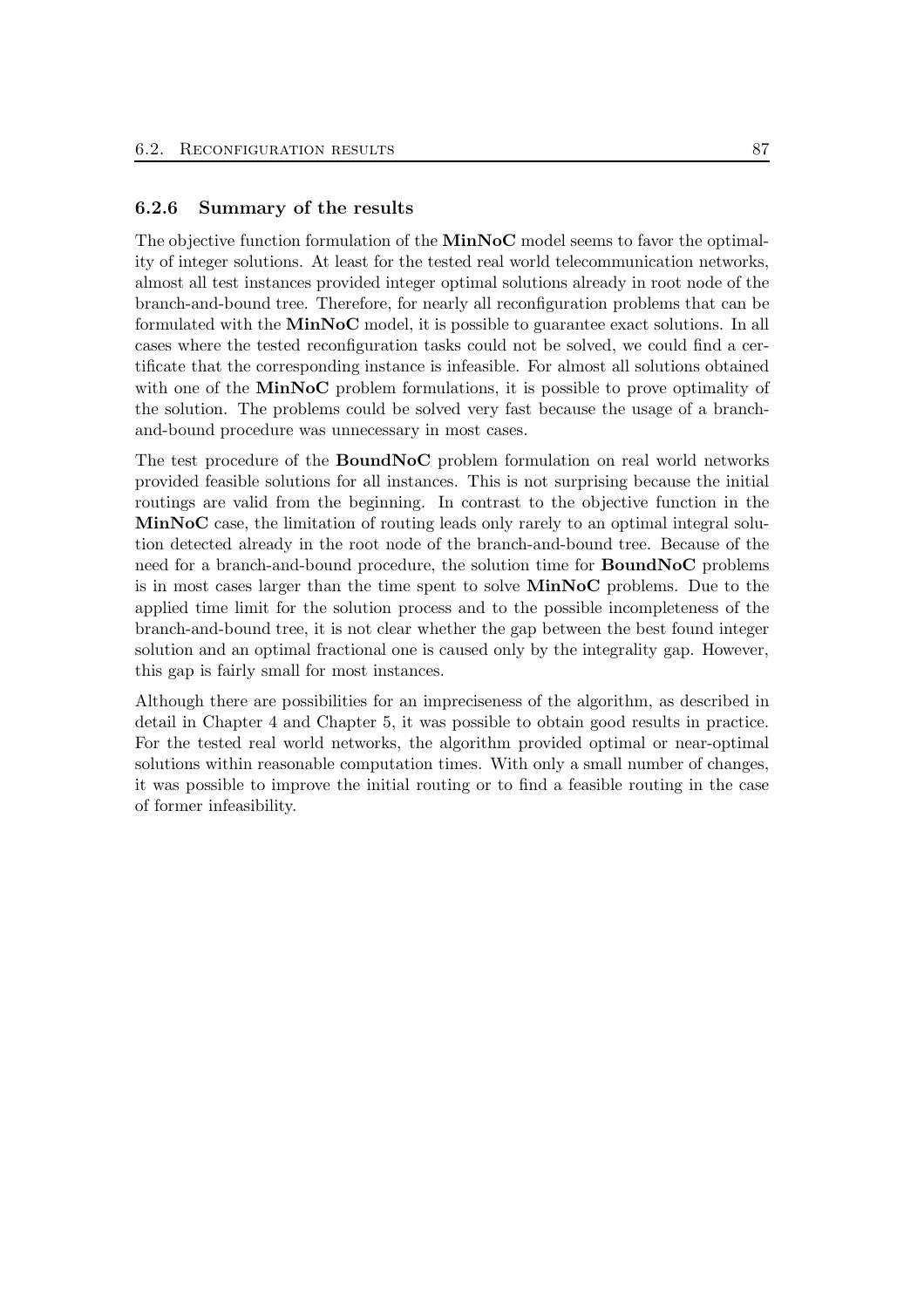### 6.2.6 Summary of the results

The objective function formulation of the **MinNoC** model seems to favor the optimality of integer solutions. At least for the tested real world telecommunication networks, almost all test instances provided integer optimal solutions already in root node of the branch-and-bound tree. Therefore, for nearly all reconfiguration problems that can be formulated with the **MinNoC** model, it is possible to guarantee exact solutions. In all cases where the tested reconfiguration tasks could not be solved, we could find a certificate that the corresponding instance is infeasible. For almost all solutions obtained with one of the **MinNoC** problem formulations, it is possible to prove optimality of the solution. The problems could be solved very fast because the usage of a branch-and-bound procedure was unnecessary in most cases.

The test procedure of the **BoundNoC** problem formulation on real world networks provided feasible solutions for all instances. This is not surprising because the initial routings are valid from the beginning. In contrast to the objective function in the **MinNoC** case, the limitation of routing leads only rarely to an optimal integral solution detected already in the root node of the branch-and-bound tree. Because of the need for a branch-and-bound procedure, the solution time for **BoundNoC** problems is in most cases larger than the time spent to solve **MinNoC** problems. Due to the applied time limit for the solution process and to the possible incompleteness of the branch-and-bound tree, it is not clear whether the gap between the best found integer solution and an optimal fractional one is caused only by the integrality gap. However, this gap is fairly small for most instances.

Although there are possibilities for an impreciseness of the algorithm, as described in detail in Chapter 4 and Chapter 5, it was possible to obtain good results in practice. For the tested real world networks, the algorithm provided optimal or near-optimal solutions within reasonable computation times. With only a small number of changes, it was possible to improve the initial routing or to find a feasible routing in the case of former infeasibility.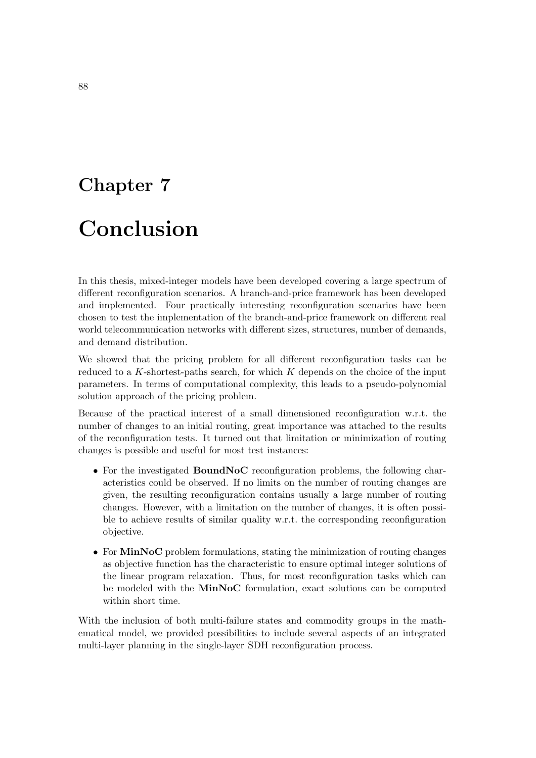# Chapter 7

# Conclusion

In this thesis, mixed-integer models have been developed covering a large spectrum of different reconfiguration scenarios. A branch-and-price framework has been developed and implemented. Four practically interesting reconfiguration scenarios have been chosen to test the implementation of the branch-and-price framework on different real world telecommunication networks with different sizes, structures, number of demands, and demand distribution.

We showed that the pricing problem for all different reconfiguration tasks can be reduced to a $K$-shortest-paths search, for which $K$ depends on the choice of the input parameters. In terms of computational complexity, this leads to a pseudo-polynomial solution approach of the pricing problem.

Because of the practical interest of a small dimensioned reconfiguration w.r.t. the number of changes to an initial routing, great importance was attached to the results of the reconfiguration tests. It turned out that limitation or minimization of routing changes is possible and useful for most test instances:

- For the investigated **BoundNoC** reconfiguration problems, the following characteristics could be observed. If no limits on the number of routing changes are given, the resulting reconfiguration contains usually a large number of routing changes. However, with a limitation on the number of changes, it is often possible to achieve results of similar quality w.r.t. the corresponding reconfiguration objective.
- For **MinNoC** problem formulations, stating the minimization of routing changes as objective function has the characteristic to ensure optimal integer solutions of the linear program relaxation. Thus, for most reconfiguration tasks which can be modeled with the **MinNoC** formulation, exact solutions can be computed within short time.

With the inclusion of both multi-failure states and commodity groups in the mathematical model, we provided possibilities to include several aspects of an integrated multi-layer planning in the single-layer SDH reconfiguration process.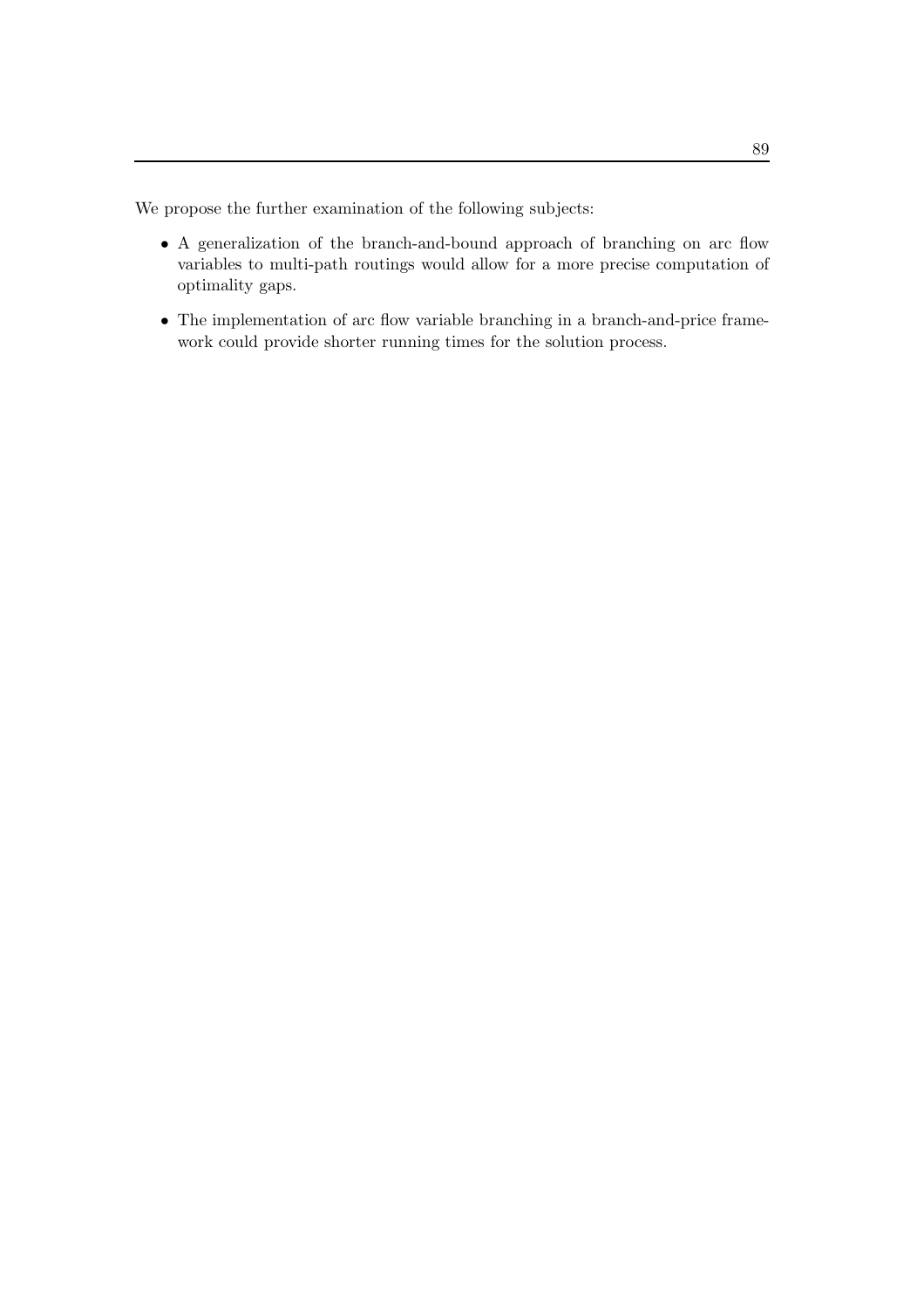We propose the further examination of the following subjects:

- A generalization of the branch-and-bound approach of branching on arc flow variables to multi-path routings would allow for a more precise computation of optimality gaps.
- The implementation of arc flow variable branching in a branch-and-price framework could provide shorter running times for the solution process.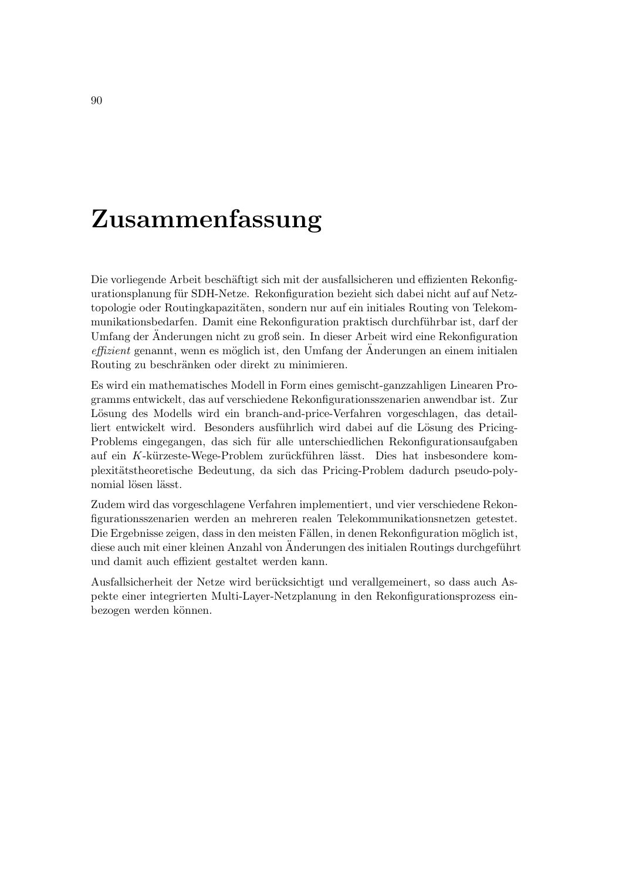# Zusammenfassung

Die vorliegende Arbeit beschäftigt sich mit der ausfallsicheren und effizienten Rekonfigurationsplanung für SDH-Netze. Rekonfiguration bezieht sich dabei nicht auf auf Netztopologie oder Routingkapazitäten, sondern nur auf ein initiales Routing von Telekommunikationsbedarfen. Damit eine Rekonfiguration praktisch durchführbar ist, darf der Umfang der Änderungen nicht zu groß sein. In dieser Arbeit wird eine Rekonfiguration *effizient* genannt, wenn es möglich ist, den Umfang der Änderungen an einem initialen Routing zu beschränken oder direkt zu minimieren.

Es wird ein mathematisches Modell in Form eines gemischt-ganzzahligen Linearen Programms entwickelt, das auf verschiedene Rekonfigurationsszenarien anwendbar ist. Zur Lösung des Modells wird ein branch-and-price-Verfahren vorgeschlagen, das detailliert entwickelt wird. Besonders ausführlich wird dabei auf die Lösung des Pricing-Problems eingegangen, das sich für alle unterschiedlichen Rekonfigurationsaufgaben auf ein $K$-kürzeste-Wege-Problem zurückführen lässt. Dies hat insbesondere komplexitätstheoretische Bedeutung, da sich das Pricing-Problem dadurch pseudo-polynomial lösen lässt.

Zudem wird das vorgeschlagene Verfahren implementiert, und vier verschiedene Rekonfigurationsszenarien werden an mehreren realen Telekommunikationsnetzen getestet. Die Ergebnisse zeigen, dass in den meisten Fällen, in denen Rekonfiguration möglich ist, diese auch mit einer kleinen Anzahl von Änderungen des initialen Routings durchgeführt und damit auch effizient gestaltet werden kann.

Ausfallsicherheit der Netze wird berücksichtigt und verallgemeinert, so dass auch Aspekte einer integrierten Multi-Layer-Netzplanung in den Rekonfigurationsprozess einbezogen werden können.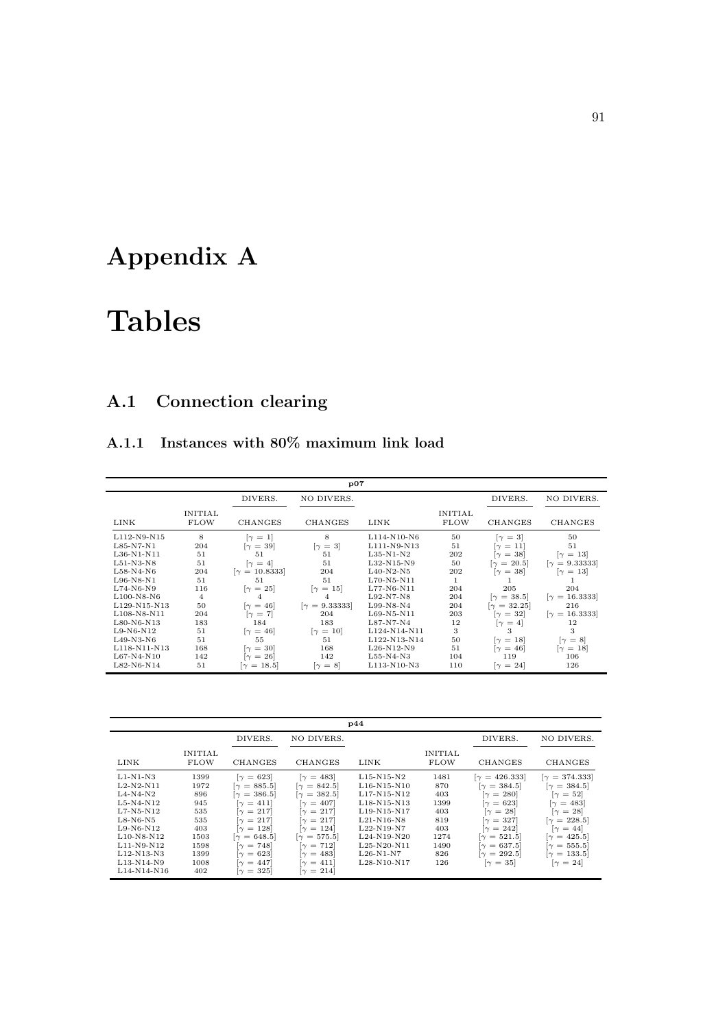# Appendix A

# Tables

## A.1 Connection clearing

### A.1.1 Instances with 80% maximum link load

| **p07** | | | | | | | |
|---|---|---|---|---|---|---|---|
| | | DIVERS. | NO DIVERS. | | | DIVERS. | NO DIVERS. |
| LINK | INITIAL FLOW | CHANGES | CHANGES | LINK | INITIAL FLOW | CHANGES | CHANGES |
| L112-N9-N15 | 8 | [$\gamma = 1$] | 8 | L114-N10-N6 | 50 | [$\gamma = 3$] | 50 |
| L85-N7-N1 | 204 | [$\gamma = 39$] | [$\gamma = 3$] | L111-N9-N13 | 51 | [$\gamma = 11$] | 51 |
| L36-N1-N11 | 51 | 51 | 51 | L35-N1-N2 | 202 | [$\gamma = 38$] | [$\gamma = 13$] |
| L51-N3-N8 | 51 | [$\gamma = 4$] | 51 | L32-N15-N9 | 50 | [$\gamma = 20.5$] | [$\gamma = 9.33333$] |
| L58-N4-N6 | 204 | [$\gamma = 10.8333$] | 204 | L40-N2-N5 | 202 | [$\gamma = 38$] | [$\gamma = 13$] |
| L96-N8-N1 | 51 | 51 | 51 | L70-N5-N11 | 1 | 1 | 1 |
| L74-N6-N9 | 116 | [$\gamma = 25$] | [$\gamma = 15$] | L77-N6-N11 | 204 | 205 | 204 |
| L100-N8-N6 | 4 | 4 | 4 | L92-N7-N8 | 204 | [$\gamma = 38.5$] | [$\gamma = 16.3333$] |
| L129-N15-N13 | 50 | [$\gamma = 46$] | [$\gamma = 9.33333$] | L99-N8-N4 | 204 | [$\gamma = 32.25$] | 216 |
| L108-N8-N11 | 204 | [$\gamma = 7$] | 204 | L69-N5-N11 | 203 | [$\gamma = 32$] | [$\gamma = 16.3333$] |
| L80-N6-N13 | 183 | 184 | 183 | L87-N7-N4 | 12 | [$\gamma = 4$] | 12 |
| L9-N6-N12 | 51 | [$\gamma = 46$] | [$\gamma = 10$] | L124-N14-N11 | 3 | 3 | 3 |
| L49-N3-N6 | 51 | 55 | 51 | L122-N13-N14 | 50 | [$\gamma = 18$] | [$\gamma = 8$] |
| L118-N11-N13 | 168 | [$\gamma = 30$] | 168 | L26-N12-N9 | 51 | [$\gamma = 46$] | [$\gamma = 18$] |
| L67-N4-N10 | 142 | [$\gamma = 26$] | 142 | L55-N4-N3 | 104 | 119 | 106 |
| L82-N6-N14 | 51 | [$\gamma = 18.5$] | [$\gamma = 8$] | L113-N10-N3 | 110 | [$\gamma = 24$] | 126 |

| **p44** | | | | | | | |
|---|---|---|---|---|---|---|---|
| | | DIVERS. | NO DIVERS. | | | DIVERS. | NO DIVERS. |
| LINK | INITIAL FLOW | CHANGES | CHANGES | LINK | INITIAL FLOW | CHANGES | CHANGES |
| L1-N1-N3 | 1399 | [$\gamma = 623$] | [$\gamma = 483$] | L15-N15-N2 | 1481 | [$\gamma = 426.333$] | [$\gamma = 374.333$] |
| L2-N2-N11 | 1972 | [$\gamma = 885.5$] | [$\gamma = 842.5$] | L16-N15-N10 | 870 | [$\gamma = 384.5$] | [$\gamma = 384.5$] |
| L4-N4-N2 | 896 | [$\gamma = 386.5$] | [$\gamma = 382.5$] | L17-N15-N12 | 403 | [$\gamma = 280$] | [$\gamma = 52$] |
| L5-N4-N12 | 945 | [$\gamma = 411$] | [$\gamma = 407$] | L18-N15-N13 | 1399 | [$\gamma = 623$] | [$\gamma = 483$] |
| L7-N5-N12 | 535 | [$\gamma = 217$] | [$\gamma = 217$] | L19-N15-N17 | 403 | [$\gamma = 28$] | [$\gamma = 28$] |
| L8-N6-N5 | 535 | [$\gamma = 217$] | [$\gamma = 217$] | L21-N16-N8 | 819 | [$\gamma = 327$] | [$\gamma = 228.5$] |
| L9-N6-N12 | 403 | [$\gamma = 128$] | [$\gamma = 124$] | L22-N19-N7 | 403 | [$\gamma = 242$] | [$\gamma = 44$] |
| L10-N8-N12 | 1503 | [$\gamma = 648.5$] | [$\gamma = 575.5$] | L24-N19-N20 | 1274 | [$\gamma = 521.5$] | [$\gamma = 425.5$] |
| L11-N9-N12 | 1598 | [$\gamma = 748$] | [$\gamma = 712$] | L25-N20-N11 | 1490 | [$\gamma = 637.5$] | [$\gamma = 555.5$] |
| L12-N13-N3 | 1399 | [$\gamma = 623$] | [$\gamma = 483$] | L26-N1-N7 | 826 | [$\gamma = 292.5$] | [$\gamma = 133.5$] |
| L13-N14-N9 | 1008 | [$\gamma = 447$] | [$\gamma = 411$] | L28-N10-N17 | 126 | [$\gamma = 35$] | [$\gamma = 24$] |
| L14-N14-N16 | 402 | [$\gamma = 325$] | [$\gamma = 214$] | | | | |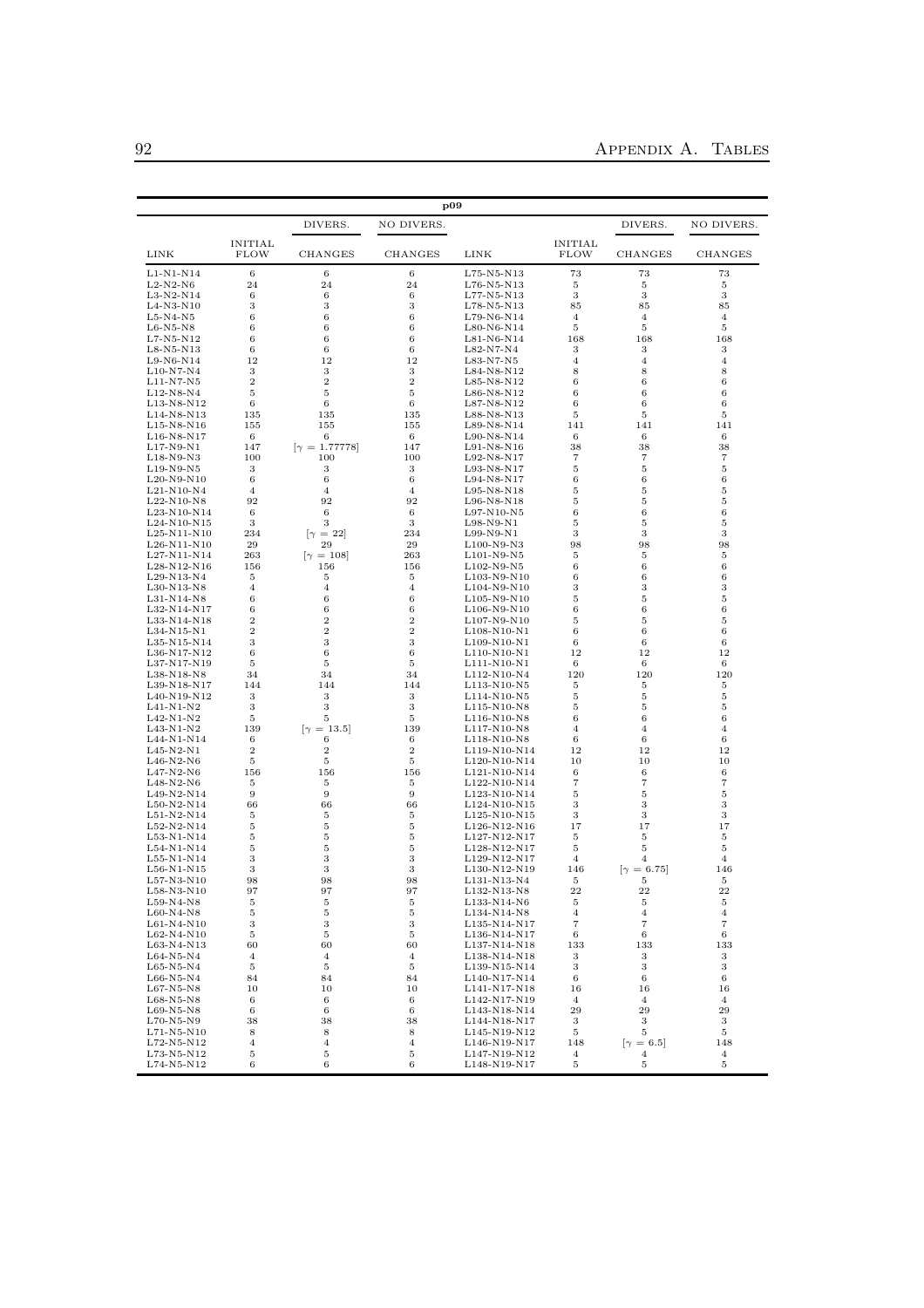| p09 | | | | | | | |
|---|---|---|---|---|---|---|---|
| | | DIVERS. | NO DIVERS. | | | DIVERS. | NO DIVERS. |
| LINK | INITIAL FLOW | CHANGES | CHANGES | LINK | INITIAL FLOW | CHANGES | CHANGES |
| L1-N1-N14 | 6 | 6 | 6 | L75-N5-N13 | 73 | 73 | 73 |
| L2-N2-N6 | 24 | 24 | 24 | L76-N5-N13 | 5 | 5 | 5 |
| L3-N2-N14 | 6 | 6 | 6 | L77-N5-N13 | 3 | 3 | 3 |
| L4-N3-N10 | 3 | 3 | 3 | L78-N5-N13 | 85 | 85 | 85 |
| L5-N4-N5 | 6 | 6 | 6 | L79-N6-N14 | 4 | 4 | 4 |
| L6-N5-N8 | 6 | 6 | 6 | L80-N6-N14 | 5 | 5 | 5 |
| L7-N5-N12 | 6 | 6 | 6 | L81-N6-N14 | 168 | 168 | 168 |
| L8-N5-N13 | 6 | 6 | 6 | L82-N7-N4 | 3 | 3 | 3 |
| L9-N6-N14 | 12 | 12 | 12 | L83-N7-N5 | 4 | 4 | 4 |
| L10-N7-N4 | 3 | 3 | 3 | L84-N8-N12 | 8 | 8 | 8 |
| L11-N7-N5 | 2 | 2 | 2 | L85-N8-N12 | 6 | 6 | 6 |
| L12-N8-N4 | 5 | 5 | 5 | L86-N8-N12 | 6 | 6 | 6 |
| L13-N8-N12 | 6 | 6 | 6 | L87-N8-N12 | 6 | 6 | 6 |
| L14-N8-N13 | 135 | 135 | 135 | L88-N8-N13 | 5 | 5 | 5 |
| L15-N8-N16 | 155 | 155 | 155 | L89-N8-N14 | 141 | 141 | 141 |
| L16-N8-N17 | 6 | 6 | 6 | L90-N8-N14 | 6 | 6 | 6 |
| L17-N9-N1 | 147 | [$\gamma$ = 1.77778] | 147 | L91-N8-N16 | 38 | 38 | 38 |
| L18-N9-N3 | 100 | 100 | 100 | L92-N8-N17 | 7 | 7 | 7 |
| L19-N9-N5 | 3 | 3 | 3 | L93-N8-N17 | 5 | 5 | 5 |
| L20-N9-N10 | 6 | 6 | 6 | L94-N8-N17 | 6 | 6 | 6 |
| L21-N10-N4 | 4 | 4 | 4 | L95-N8-N18 | 5 | 5 | 5 |
| L22-N10-N8 | 92 | 92 | 92 | L96-N8-N18 | 5 | 5 | 5 |
| L23-N10-N14 | 6 | 6 | 6 | L97-N10-N5 | 6 | 6 | 6 |
| L24-N10-N15 | 3 | 3 | 3 | L98-N9-N1 | 5 | 5 | 5 |
| L25-N11-N10 | 234 | [$\gamma$ = 22] | 234 | L99-N9-N1 | 3 | 3 | 3 |
| L26-N11-N10 | 29 | 29 | 29 | L100-N9-N3 | 98 | 98 | 98 |
| L27-N11-N14 | 263 | [$\gamma$ = 108] | 263 | L101-N9-N5 | 5 | 5 | 5 |
| L28-N12-N16 | 156 | 156 | 156 | L102-N9-N5 | 6 | 6 | 6 |
| L29-N13-N4 | 5 | 5 | 5 | L103-N9-N10 | 6 | 6 | 6 |
| L30-N13-N8 | 4 | 4 | 4 | L104-N9-N10 | 3 | 3 | 3 |
| L31-N14-N8 | 6 | 6 | 6 | L105-N9-N10 | 5 | 5 | 5 |
| L32-N14-N17 | 6 | 6 | 6 | L106-N9-N10 | 6 | 6 | 6 |
| L33-N14-N18 | 2 | 2 | 2 | L107-N9-N10 | 5 | 5 | 5 |
| L34-N15-N1 | 2 | 2 | 2 | L108-N10-N1 | 6 | 6 | 6 |
| L35-N15-N14 | 3 | 3 | 3 | L109-N10-N1 | 6 | 6 | 6 |
| L36-N17-N12 | 6 | 6 | 6 | L110-N10-N1 | 12 | 12 | 12 |
| L37-N17-N19 | 5 | 5 | 5 | L111-N10-N1 | 6 | 6 | 6 |
| L38-N18-N8 | 34 | 34 | 34 | L112-N10-N4 | 120 | 120 | 120 |
| L39-N18-N17 | 144 | 144 | 144 | L113-N10-N5 | 5 | 5 | 5 |
| L40-N19-N12 | 3 | 3 | 3 | L114-N10-N5 | 5 | 5 | 5 |
| L41-N1-N2 | 3 | 3 | 3 | L115-N10-N8 | 5 | 5 | 5 |
| L42-N1-N2 | 5 | 5 | 5 | L116-N10-N8 | 6 | 6 | 6 |
| L43-N1-N2 | 139 | [$\gamma$ = 13.5] | 139 | L117-N10-N8 | 4 | 4 | 4 |
| L44-N1-N14 | 6 | 6 | 6 | L118-N10-N8 | 6 | 6 | 6 |
| L45-N2-N1 | 2 | 2 | 2 | L119-N10-N14 | 12 | 12 | 12 |
| L46-N2-N6 | 5 | 5 | 5 | L120-N10-N14 | 10 | 10 | 10 |
| L47-N2-N6 | 156 | 156 | 156 | L121-N10-N14 | 6 | 6 | 6 |
| L48-N2-N6 | 5 | 5 | 5 | L122-N10-N14 | 7 | 7 | 7 |
| L49-N2-N14 | 9 | 9 | 9 | L123-N10-N14 | 5 | 5 | 5 |
| L50-N2-N14 | 66 | 66 | 66 | L124-N10-N15 | 3 | 3 | 3 |
| L51-N2-N14 | 5 | 5 | 5 | L125-N10-N15 | 3 | 3 | 3 |
| L52-N2-N14 | 5 | 5 | 5 | L126-N12-N16 | 17 | 17 | 17 |
| L53-N1-N14 | 5 | 5 | 5 | L127-N12-N17 | 5 | 5 | 5 |
| L54-N1-N14 | 5 | 5 | 5 | L128-N12-N17 | 5 | 5 | 5 |
| L55-N1-N14 | 3 | 3 | 3 | L129-N12-N17 | 4 | 4 | 4 |
| L56-N1-N15 | 3 | 3 | 3 | L130-N12-N19 | 146 | [$\gamma$ = 6.75] | 146 |
| L57-N3-N10 | 98 | 98 | 98 | L131-N13-N4 | 5 | 5 | 5 |
| L58-N3-N10 | 97 | 97 | 97 | L132-N13-N8 | 22 | 22 | 22 |
| L59-N4-N8 | 5 | 5 | 5 | L133-N14-N6 | 5 | 5 | 5 |
| L60-N4-N8 | 5 | 5 | 5 | L134-N14-N8 | 4 | 4 | 4 |
| L61-N4-N10 | 3 | 3 | 3 | L135-N14-N17 | 7 | 7 | 7 |
| L62-N4-N10 | 5 | 5 | 5 | L136-N14-N17 | 6 | 6 | 6 |
| L63-N4-N13 | 60 | 60 | 60 | L137-N14-N18 | 133 | 133 | 133 |
| L64-N5-N4 | 4 | 4 | 4 | L138-N14-N18 | 3 | 3 | 3 |
| L65-N5-N4 | 5 | 5 | 5 | L139-N15-N14 | 3 | 3 | 3 |
| L66-N5-N4 | 84 | 84 | 84 | L140-N17-N14 | 6 | 6 | 6 |
| L67-N5-N8 | 10 | 10 | 10 | L141-N17-N18 | 16 | 16 | 16 |
| L68-N5-N8 | 6 | 6 | 6 | L142-N17-N19 | 4 | 4 | 4 |
| L69-N5-N8 | 6 | 6 | 6 | L143-N18-N14 | 29 | 29 | 29 |
| L70-N5-N9 | 38 | 38 | 38 | L144-N18-N17 | 3 | 3 | 3 |
| L71-N5-N10 | 8 | 8 | 8 | L145-N19-N12 | 5 | 5 | 5 |
| L72-N5-N12 | 4 | 4 | 4 | L146-N19-N17 | 148 | [$\gamma$ = 6.5] | 148 |
| L73-N5-N12 | 5 | 5 | 5 | L147-N19-N12 | 4 | 4 | 4 |
| L74-N5-N12 | 6 | 6 | 6 | L148-N19-N17 | 5 | 5 | 5 |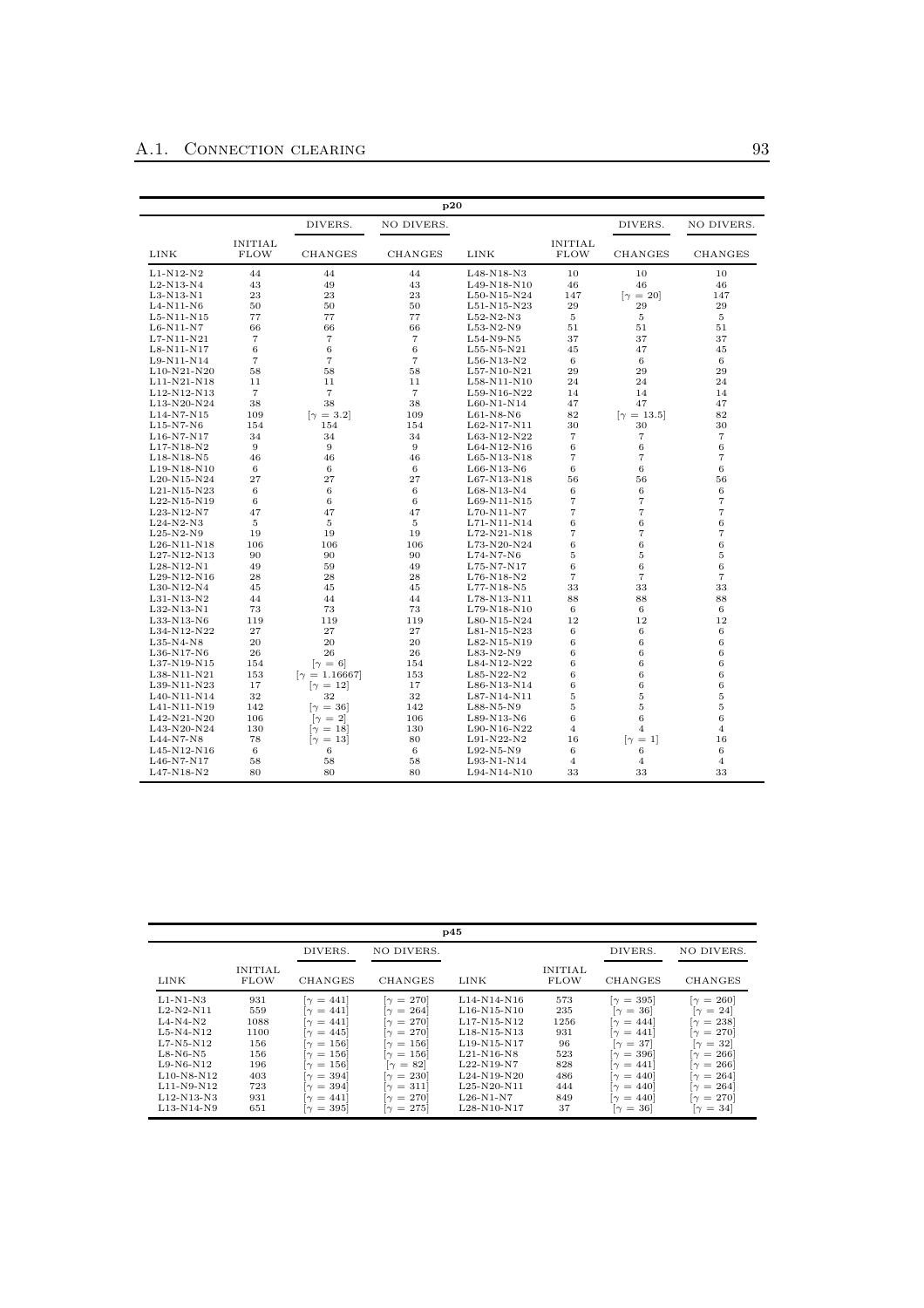| p20 | | | | | | | |
|---|---|---|---|---|---|---|---|
| | | DIVERS. | NO DIVERS. | | | DIVERS. | NO DIVERS. |
| LINK | INITIAL FLOW | CHANGES | CHANGES | LINK | INITIAL FLOW | CHANGES | CHANGES |
| L1-N12-N2 | 44 | 44 | 44 | L48-N18-N3 | 10 | 10 | 10 |
| L2-N13-N4 | 43 | 49 | 43 | L49-N18-N10 | 46 | 46 | 46 |
| L3-N13-N1 | 23 | 23 | 23 | L50-N15-N24 | 147 | [$\gamma = 20$] | 147 |
| L4-N11-N6 | 50 | 50 | 50 | L51-N15-N23 | 29 | 29 | 29 |
| L5-N11-N15 | 77 | 77 | 77 | L52-N2-N3 | 5 | 5 | 5 |
| L6-N11-N7 | 66 | 66 | 66 | L53-N2-N9 | 51 | 51 | 51 |
| L7-N11-N21 | 7 | 7 | 7 | L54-N9-N5 | 37 | 37 | 37 |
| L8-N11-N17 | 6 | 6 | 6 | L55-N5-N21 | 45 | 47 | 45 |
| L9-N11-N14 | 7 | 7 | 7 | L56-N13-N2 | 6 | 6 | 6 |
| L10-N21-N20 | 58 | 58 | 58 | L57-N10-N21 | 29 | 29 | 29 |
| L11-N21-N18 | 11 | 11 | 11 | L58-N11-N10 | 24 | 24 | 24 |
| L12-N12-N13 | 7 | 7 | 7 | L59-N16-N22 | 14 | 14 | 14 |
| L13-N20-N24 | 38 | 38 | 38 | L60-N1-N14 | 47 | 47 | 47 |
| L14-N7-N15 | 109 | [$\gamma = 3.2$] | 109 | L61-N8-N6 | 82 | [$\gamma = 13.5$] | 82 |
| L15-N7-N6 | 154 | 154 | 154 | L62-N17-N11 | 30 | 30 | 30 |
| L16-N7-N17 | 34 | 34 | 34 | L63-N12-N22 | 7 | 7 | 7 |
| L17-N18-N2 | 9 | 9 | 9 | L64-N12-N16 | 6 | 6 | 6 |
| L18-N18-N5 | 46 | 46 | 46 | L65-N13-N18 | 7 | 7 | 7 |
| L19-N18-N10 | 6 | 6 | 6 | L66-N13-N6 | 6 | 6 | 6 |
| L20-N15-N24 | 27 | 27 | 27 | L67-N13-N18 | 56 | 56 | 56 |
| L21-N15-N23 | 6 | 6 | 6 | L68-N13-N4 | 6 | 6 | 6 |
| L22-N15-N19 | 6 | 6 | 6 | L69-N11-N15 | 7 | 7 | 7 |
| L23-N12-N7 | 47 | 47 | 47 | L70-N11-N7 | 7 | 7 | 7 |
| L24-N2-N3 | 5 | 5 | 5 | L71-N11-N14 | 6 | 6 | 6 |
| L25-N2-N9 | 19 | 19 | 19 | L72-N21-N18 | 7 | 7 | 7 |
| L26-N11-N18 | 106 | 106 | 106 | L73-N20-N24 | 6 | 6 | 6 |
| L27-N12-N13 | 90 | 90 | 90 | L74-N7-N6 | 5 | 5 | 5 |
| L28-N12-N1 | 49 | 59 | 49 | L75-N7-N17 | 6 | 6 | 6 |
| L29-N12-N16 | 28 | 28 | 28 | L76-N18-N2 | 7 | 7 | 7 |
| L30-N12-N4 | 45 | 45 | 45 | L77-N18-N5 | 33 | 33 | 33 |
| L31-N13-N2 | 44 | 44 | 44 | L78-N13-N11 | 88 | 88 | 88 |
| L32-N13-N1 | 73 | 73 | 73 | L79-N18-N10 | 6 | 6 | 6 |
| L33-N13-N6 | 119 | 119 | 119 | L80-N15-N24 | 12 | 12 | 12 |
| L34-N12-N22 | 27 | 27 | 27 | L81-N15-N23 | 6 | 6 | 6 |
| L35-N4-N8 | 20 | 20 | 20 | L82-N15-N19 | 6 | 6 | 6 |
| L36-N17-N6 | 26 | 26 | 26 | L83-N2-N9 | 6 | 6 | 6 |
| L37-N19-N15 | 154 | [$\gamma = 6$] | 154 | L84-N12-N22 | 6 | 6 | 6 |
| L38-N11-N21 | 153 | [$\gamma = 1.16667$] | 153 | L85-N22-N2 | 6 | 6 | 6 |
| L39-N11-N23 | 17 | [$\gamma = 12$] | 17 | L86-N13-N14 | 6 | 6 | 6 |
| L40-N11-N14 | 32 | 32 | 32 | L87-N14-N11 | 5 | 5 | 5 |
| L41-N11-N19 | 142 | [$\gamma = 36$] | 142 | L88-N5-N9 | 5 | 5 | 5 |
| L42-N21-N20 | 106 | [$\gamma = 2$] | 106 | L89-N13-N6 | 6 | 6 | 6 |
| L43-N20-N24 | 130 | [$\gamma = 18$] | 130 | L90-N16-N22 | 4 | 4 | 4 |
| L44-N7-N8 | 78 | [$\gamma = 13$] | 80 | L91-N22-N2 | 16 | [$\gamma = 1$] | 16 |
| L45-N12-N16 | 6 | 6 | 6 | L92-N5-N9 | 6 | 6 | 6 |
| L46-N7-N17 | 58 | 58 | 58 | L93-N1-N14 | 4 | 4 | 4 |
| L47-N18-N2 | 80 | 80 | 80 | L94-N14-N10 | 33 | 33 | 33 |

| p45 | | | | | | | |
|---|---|---|---|---|---|---|---|
| | | DIVERS. | NO DIVERS. | | | DIVERS. | NO DIVERS. |
| LINK | INITIAL FLOW | CHANGES | CHANGES | LINK | INITIAL FLOW | CHANGES | CHANGES |
| L1-N1-N3 | 931 | [$\gamma = 441$] | [$\gamma = 270$] | L14-N14-N16 | 573 | [$\gamma = 395$] | [$\gamma = 260$] |
| L2-N2-N11 | 559 | [$\gamma = 441$] | [$\gamma = 264$] | L16-N15-N10 | 235 | [$\gamma = 36$] | [$\gamma = 24$] |
| L4-N4-N2 | 1088 | [$\gamma = 441$] | [$\gamma = 270$] | L17-N15-N12 | 1256 | [$\gamma = 444$] | [$\gamma = 238$] |
| L5-N4-N12 | 1100 | [$\gamma = 445$] | [$\gamma = 270$] | L18-N15-N13 | 931 | [$\gamma = 441$] | [$\gamma = 270$] |
| L7-N5-N12 | 156 | [$\gamma = 156$] | [$\gamma = 156$] | L19-N15-N17 | 96 | [$\gamma = 37$] | [$\gamma = 32$] |
| L8-N6-N5 | 156 | [$\gamma = 156$] | [$\gamma = 156$] | L21-N16-N8 | 523 | [$\gamma = 396$] | [$\gamma = 266$] |
| L9-N6-N12 | 196 | [$\gamma = 156$] | [$\gamma = 82$] | L22-N19-N7 | 828 | [$\gamma = 441$] | [$\gamma = 266$] |
| L10-N8-N12 | 403 | [$\gamma = 394$] | [$\gamma = 230$] | L24-N19-N20 | 486 | [$\gamma = 440$] | [$\gamma = 264$] |
| L11-N9-N12 | 723 | [$\gamma = 394$] | [$\gamma = 311$] | L25-N20-N11 | 444 | [$\gamma = 440$] | [$\gamma = 264$] |
| L12-N13-N3 | 931 | [$\gamma = 441$] | [$\gamma = 270$] | L26-N1-N7 | 849 | [$\gamma = 440$] | [$\gamma = 270$] |
| L13-N14-N9 | 651 | [$\gamma = 395$] | [$\gamma = 275$] | L28-N10-N17 | 37 | [$\gamma = 36$] | [$\gamma = 34$] |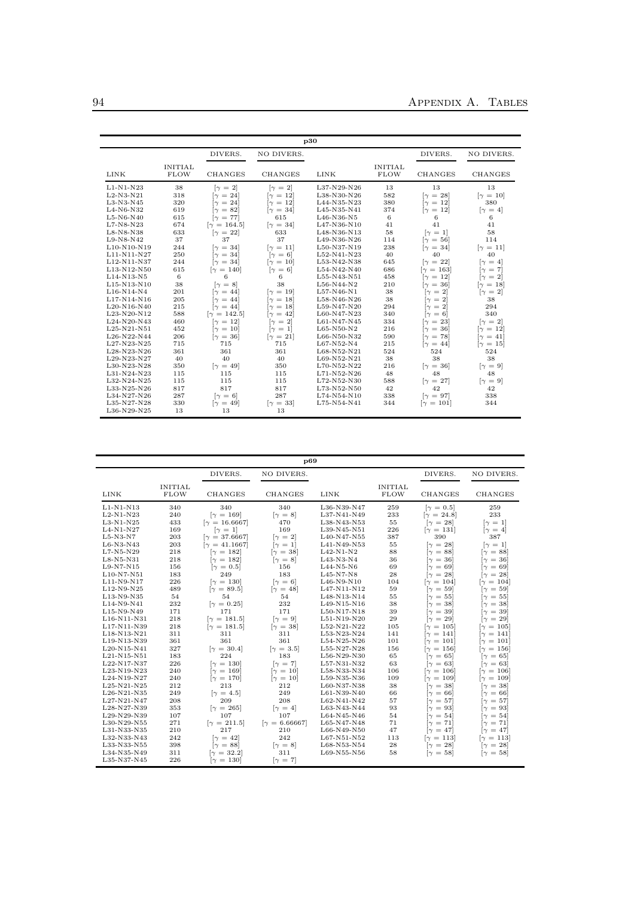| p30 | | | | | | | |
|---|---|---|---|---|---|---|---|
| | | DIVERS. | NO DIVERS. | | | DIVERS. | NO DIVERS. |
| LINK | INITIAL FLOW | CHANGES | CHANGES | LINK | INITIAL FLOW | CHANGES | CHANGES |
| L1-N1-N23 | 38 | $[\gamma = 2]$ | $[\gamma = 2]$ | L37-N29-N26 | 13 | 13 | 13 |
| L2-N3-N21 | 318 | $[\gamma = 24]$ | $[\gamma = 12]$ | L38-N30-N26 | 582 | $[\gamma = 28]$ | $[\gamma = 10]$ |
| L3-N3-N45 | 320 | $[\gamma = 24]$ | $[\gamma = 12]$ | L44-N35-N23 | 380 | $[\gamma = 12]$ | 380 |
| L4-N6-N32 | 619 | $[\gamma = 82]$ | $[\gamma = 34]$ | L45-N35-N41 | 374 | $[\gamma = 12]$ | $[\gamma = 4]$ |
| L5-N6-N40 | 615 | $[\gamma = 77]$ | 615 | L46-N36-N5 | 6 | 6 | 6 |
| L7-N8-N23 | 674 | $[\gamma = 164.5]$ | $[\gamma = 34]$ | L47-N36-N10 | 41 | 41 | 41 |
| L8-N8-N38 | 633 | $[\gamma = 22]$ | 633 | L48-N36-N13 | 58 | $[\gamma = 1]$ | 58 |
| L9-N8-N42 | 37 | 37 | 37 | L49-N36-N26 | 114 | $[\gamma = 56]$ | 114 |
| L10-N10-N19 | 244 | $[\gamma = 34]$ | $[\gamma = 11]$ | L50-N37-N19 | 238 | $[\gamma = 34]$ | $[\gamma = 11]$ |
| L11-N11-N27 | 250 | $[\gamma = 34]$ | $[\gamma = 6]$ | L52-N41-N23 | 40 | 40 | 40 |
| L12-N11-N37 | 244 | $[\gamma = 34]$ | $[\gamma = 10]$ | L53-N42-N38 | 645 | $[\gamma = 22]$ | $[\gamma = 4]$ |
| L13-N12-N50 | 615 | $[\gamma = 140]$ | $[\gamma = 6]$ | L54-N42-N40 | 686 | $[\gamma = 163]$ | $[\gamma = 7]$ |
| L14-N13-N5 | 6 | 6 | 6 | L55-N43-N51 | 458 | $[\gamma = 12]$ | $[\gamma = 2]$ |
| L15-N13-N10 | 38 | $[\gamma = 8]$ | 38 | L56-N44-N2 | 210 | $[\gamma = 36]$ | $[\gamma = 18]$ |
| L16-N14-N4 | 201 | $[\gamma = 44]$ | $[\gamma = 19]$ | L57-N46-N1 | 38 | $[\gamma = 2]$ | $[\gamma = 2]$ |
| L17-N14-N16 | 205 | $[\gamma = 44]$ | $[\gamma = 18]$ | L58-N46-N26 | 38 | $[\gamma = 2]$ | 38 |
| L20-N16-N40 | 215 | $[\gamma = 44]$ | $[\gamma = 18]$ | L59-N47-N20 | 294 | $[\gamma = 2]$ | 294 |
| L23-N20-N12 | 588 | $[\gamma = 142.5]$ | $[\gamma = 42]$ | L60-N47-N23 | 340 | $[\gamma = 6]$ | 340 |
| L24-N20-N43 | 460 | $[\gamma = 12]$ | $[\gamma = 2]$ | L61-N47-N45 | 334 | $[\gamma = 23]$ | $[\gamma = 2]$ |
| L25-N21-N51 | 452 | $[\gamma = 10]$ | $[\gamma = 1]$ | L65-N50-N2 | 216 | $[\gamma = 36]$ | $[\gamma = 12]$ |
| L26-N22-N44 | 206 | $[\gamma = 36]$ | $[\gamma = 21]$ | L66-N50-N32 | 590 | $[\gamma = 78]$ | $[\gamma = 41]$ |
| L27-N23-N25 | 715 | 715 | 715 | L67-N52-N4 | 215 | $[\gamma = 44]$ | $[\gamma = 15]$ |
| L28-N23-N26 | 361 | 361 | 361 | L68-N52-N21 | 524 | 524 | 524 |
| L29-N23-N27 | 40 | 40 | 40 | L69-N52-N21 | 38 | 38 | 38 |
| L30-N23-N28 | 350 | $[\gamma = 49]$ | 350 | L70-N52-N22 | 216 | $[\gamma = 36]$ | $[\gamma = 9]$ |
| L31-N24-N23 | 115 | 115 | 115 | L71-N52-N26 | 48 | 48 | 48 |
| L32-N24-N25 | 115 | 115 | 115 | L72-N52-N30 | 588 | $[\gamma = 27]$ | $[\gamma = 9]$ |
| L33-N25-N26 | 817 | 817 | 817 | L73-N52-N50 | 42 | 42 | 42 |
| L34-N27-N26 | 287 | $[\gamma = 6]$ | 287 | L74-N54-N10 | 338 | $[\gamma = 97]$ | 338 |
| L35-N27-N28 | 330 | $[\gamma = 49]$ | $[\gamma = 33]$ | L75-N54-N41 | 344 | $[\gamma = 101]$ | 344 |
| L36-N29-N25 | 13 | 13 | 13 | | | | |

| p69 | | | | | | | |
|---|---|---|---|---|---|---|---|
| | | DIVERS. | NO DIVERS. | | | DIVERS. | NO DIVERS. |
| LINK | INITIAL FLOW | CHANGES | CHANGES | LINK | INITIAL FLOW | CHANGES | CHANGES |
| L1-N1-N13 | 340 | 340 | 340 | L36-N39-N47 | 259 | $[\gamma = 0.5]$ | 259 |
| L2-N1-N23 | 240 | $[\gamma = 169]$ | $[\gamma = 8]$ | L37-N41-N49 | 233 | $[\gamma = 24.8]$ | 233 |
| L3-N1-N25 | 433 | $[\gamma = 16.6667]$ | 470 | L38-N43-N53 | 55 | $[\gamma = 28]$ | $[\gamma = 1]$ |
| L4-N1-N27 | 169 | $[\gamma = 1]$ | 169 | L39-N45-N51 | 226 | $[\gamma = 131]$ | $[\gamma = 4]$ |
| L5-N3-N7 | 203 | $[\gamma = 37.6667]$ | $[\gamma = 2]$ | L40-N47-N55 | 387 | 390 | 387 |
| L6-N3-N43 | 203 | $[\gamma = 41.1667]$ | $[\gamma = 1]$ | L41-N49-N53 | 55 | $[\gamma = 28]$ | $[\gamma = 1]$ |
| L7-N5-N29 | 218 | $[\gamma = 182]$ | $[\gamma = 38]$ | L42-N1-N2 | 88 | $[\gamma = 88]$ | $[\gamma = 88]$ |
| L8-N5-N31 | 218 | $[\gamma = 182]$ | $[\gamma = 8]$ | L43-N3-N4 | 36 | $[\gamma = 36]$ | $[\gamma = 36]$ |
| L9-N7-N15 | 156 | $[\gamma = 0.5]$ | 156 | L44-N5-N6 | 69 | $[\gamma = 69]$ | $[\gamma = 69]$ |
| L10-N7-N51 | 183 | 249 | 183 | L45-N7-N8 | 28 | $[\gamma = 28]$ | $[\gamma = 28]$ |
| L11-N9-N17 | 226 | $[\gamma = 130]$ | $[\gamma = 6]$ | L46-N9-N10 | 104 | $[\gamma = 104]$ | $[\gamma = 104]$ |
| L12-N9-N25 | 489 | $[\gamma = 89.5]$ | $[\gamma = 48]$ | L47-N11-N12 | 59 | $[\gamma = 59]$ | $[\gamma = 59]$ |
| L13-N9-N35 | 54 | 54 | 54 | L48-N13-N14 | 55 | $[\gamma = 55]$ | $[\gamma = 55]$ |
| L14-N9-N41 | 232 | $[\gamma = 0.25]$ | 232 | L49-N15-N16 | 38 | $[\gamma = 38]$ | $[\gamma = 38]$ |
| L15-N9-N49 | 171 | 171 | 171 | L50-N17-N18 | 39 | $[\gamma = 39]$ | $[\gamma = 39]$ |
| L16-N11-N31 | 218 | $[\gamma = 181.5]$ | $[\gamma = 9]$ | L51-N19-N20 | 29 | $[\gamma = 29]$ | $[\gamma = 29]$ |
| L17-N11-N39 | 218 | $[\gamma = 181.5]$ | $[\gamma = 38]$ | L52-N21-N22 | 105 | $[\gamma = 105]$ | $[\gamma = 105]$ |
| L18-N13-N21 | 311 | 311 | 311 | L53-N23-N24 | 141 | $[\gamma = 141]$ | $[\gamma = 141]$ |
| L19-N13-N39 | 361 | 361 | 361 | L54-N25-N26 | 101 | $[\gamma = 101]$ | $[\gamma = 101]$ |
| L20-N15-N41 | 327 | $[\gamma = 30.4]$ | $[\gamma = 3.5]$ | L55-N27-N28 | 156 | $[\gamma = 156]$ | $[\gamma = 156]$ |
| L21-N15-N51 | 183 | 224 | 183 | L56-N29-N30 | 65 | $[\gamma = 65]$ | $[\gamma = 65]$ |
| L22-N17-N37 | 226 | $[\gamma = 130]$ | $[\gamma = 7]$ | L57-N31-N32 | 63 | $[\gamma = 63]$ | $[\gamma = 63]$ |
| L23-N19-N23 | 240 | $[\gamma = 169]$ | $[\gamma = 10]$ | L58-N33-N34 | 106 | $[\gamma = 106]$ | $[\gamma = 106]$ |
| L24-N19-N27 | 240 | $[\gamma = 170]$ | $[\gamma = 10]$ | L59-N35-N36 | 109 | $[\gamma = 109]$ | $[\gamma = 109]$ |
| L25-N21-N25 | 212 | 213 | 212 | L60-N37-N38 | 38 | $[\gamma = 38]$ | $[\gamma = 38]$ |
| L26-N21-N35 | 249 | $[\gamma = 4.5]$ | 249 | L61-N39-N40 | 66 | $[\gamma = 66]$ | $[\gamma = 66]$ |
| L27-N21-N47 | 208 | 209 | 208 | L62-N41-N42 | 57 | $[\gamma = 57]$ | $[\gamma = 57]$ |
| L28-N27-N39 | 353 | $[\gamma = 265]$ | $[\gamma = 4]$ | L63-N43-N44 | 93 | $[\gamma = 93]$ | $[\gamma = 93]$ |
| L29-N29-N39 | 107 | 107 | 107 | L64-N45-N46 | 54 | $[\gamma = 54]$ | $[\gamma = 54]$ |
| L30-N29-N55 | 271 | $[\gamma = 211.5]$ | $[\gamma = 6.66667]$ | L65-N47-N48 | 71 | $[\gamma = 71]$ | $[\gamma = 71]$ |
| L31-N33-N35 | 210 | 217 | 210 | L66-N49-N50 | 47 | $[\gamma = 47]$ | $[\gamma = 47]$ |
| L32-N33-N43 | 242 | $[\gamma = 42]$ | 242 | L67-N51-N52 | 113 | $[\gamma = 113]$ | $[\gamma = 113]$ |
| L33-N33-N55 | 398 | $[\gamma = 88]$ | $[\gamma = 8]$ | L68-N53-N54 | 28 | $[\gamma = 28]$ | $[\gamma = 28]$ |
| L34-N35-N49 | 311 | $[\gamma = 32.2]$ | 311 | L69-N55-N56 | 58 | $[\gamma = 58]$ | $[\gamma = 58]$ |
| L35-N37-N45 | 226 | $[\gamma = 130]$ | $[\gamma = 7]$ | | | | |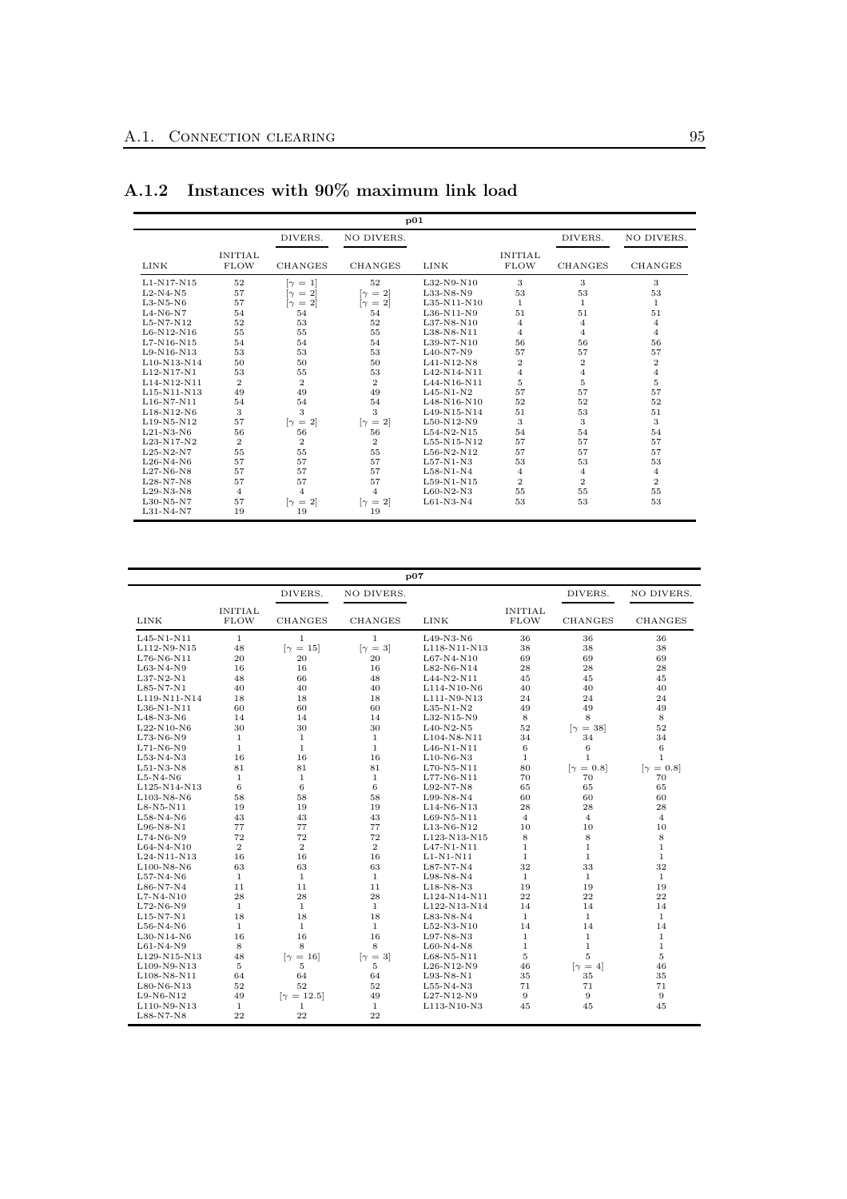## A.1.2 Instances with 90% maximum link load

| p01 | | | | | | | |
|---|---|---|---|---|---|---|---|
| | | DIVERS. | NO DIVERS. | | | DIVERS. | NO DIVERS. |
| LINK | INITIAL FLOW | CHANGES | CHANGES | LINK | INITIAL FLOW | CHANGES | CHANGES |
| L1-N17-N15 | 52 | $[\gamma = 1]$ | 52 | L32-N9-N10 | 3 | 3 | 3 |
| L2-N4-N5 | 57 | $[\gamma = 2]$ | $[\gamma = 2]$ | L33-N8-N9 | 53 | 53 | 53 |
| L3-N5-N6 | 57 | $[\gamma = 2]$ | $[\gamma = 2]$ | L35-N11-N10 | 1 | 1 | 1 |
| L4-N6-N7 | 54 | 54 | 54 | L36-N11-N9 | 51 | 51 | 51 |
| L5-N7-N12 | 52 | 53 | 52 | L37-N8-N10 | 4 | 4 | 4 |
| L6-N12-N16 | 55 | 55 | 55 | L38-N8-N11 | 4 | 4 | 4 |
| L7-N16-N15 | 54 | 54 | 54 | L39-N7-N10 | 56 | 56 | 56 |
| L9-N16-N13 | 53 | 53 | 53 | L40-N7-N9 | 57 | 57 | 57 |
| L10-N13-N14 | 50 | 50 | 50 | L41-N12-N8 | 2 | 2 | 2 |
| L12-N17-N1 | 53 | 55 | 53 | L42-N14-N11 | 4 | 4 | 4 |
| L14-N12-N11 | 2 | 2 | 2 | L44-N16-N11 | 5 | 5 | 5 |
| L15-N11-N13 | 49 | 49 | 49 | L45-N1-N2 | 57 | 57 | 57 |
| L16-N7-N11 | 54 | 54 | 54 | L48-N16-N10 | 52 | 52 | 52 |
| L18-N12-N6 | 3 | 3 | 3 | L49-N15-N14 | 51 | 53 | 51 |
| L19-N5-N12 | 57 | $[\gamma = 2]$ | $[\gamma = 2]$ | L50-N12-N9 | 3 | 3 | 3 |
| L21-N3-N6 | 56 | 56 | 56 | L54-N2-N15 | 54 | 54 | 54 |
| L23-N17-N2 | 2 | 2 | 2 | L55-N15-N12 | 57 | 57 | 57 |
| L25-N2-N7 | 55 | 55 | 55 | L56-N2-N12 | 57 | 57 | 57 |
| L26-N4-N6 | 57 | 57 | 57 | L57-N1-N3 | 53 | 53 | 53 |
| L27-N6-N8 | 57 | 57 | 57 | L58-N1-N4 | 4 | 4 | 4 |
| L28-N7-N8 | 57 | 57 | 57 | L59-N1-N15 | 2 | 2 | 2 |
| L29-N3-N8 | 4 | 4 | 4 | L60-N2-N3 | 55 | 55 | 55 |
| L30-N5-N7 | 57 | $[\gamma = 2]$ | $[\gamma = 2]$ | L61-N3-N4 | 53 | 53 | 53 |
| L31-N4-N7 | 19 | 19 | 19 | | | | |

| p07 | | | | | | | |
|---|---|---|---|---|---|---|---|
| | | DIVERS. | NO DIVERS. | | | DIVERS. | NO DIVERS. |
| LINK | INITIAL FLOW | CHANGES | CHANGES | LINK | INITIAL FLOW | CHANGES | CHANGES |
| L45-N1-N11 | 1 | 1 | 1 | L49-N3-N6 | 36 | 36 | 36 |
| L112-N9-N15 | 48 | $[\gamma = 15]$ | $[\gamma = 3]$ | L118-N11-N13 | 38 | 38 | 38 |
| L76-N6-N11 | 20 | 20 | 20 | L67-N4-N10 | 69 | 69 | 69 |
| L63-N4-N9 | 16 | 16 | 16 | L82-N6-N14 | 28 | 28 | 28 |
| L37-N2-N1 | 48 | 66 | 48 | L44-N2-N11 | 45 | 45 | 45 |
| L85-N7-N1 | 40 | 40 | 40 | L114-N10-N6 | 40 | 40 | 40 |
| L119-N11-N14 | 18 | 18 | 18 | L111-N9-N13 | 24 | 24 | 24 |
| L36-N1-N11 | 60 | 60 | 60 | L35-N1-N2 | 49 | 49 | 49 |
| L48-N3-N6 | 14 | 14 | 14 | L32-N15-N9 | 8 | 8 | 8 |
| L22-N10-N6 | 30 | 30 | 30 | L40-N2-N5 | 52 | $[\gamma = 38]$ | 52 |
| L73-N6-N9 | 1 | 1 | 1 | L104-N8-N11 | 34 | 34 | 34 |
| L71-N6-N9 | 1 | 1 | 1 | L46-N1-N11 | 6 | 6 | 6 |
| L53-N4-N3 | 16 | 16 | 16 | L10-N6-N3 | 1 | 1 | 1 |
| L51-N3-N8 | 81 | 81 | 81 | L70-N5-N11 | 80 | $[\gamma = 0.8]$ | $[\gamma = 0.8]$ |
| L5-N4-N6 | 1 | 1 | 1 | L77-N6-N11 | 70 | 70 | 70 |
| L125-N14-N13 | 6 | 6 | 6 | L92-N7-N8 | 65 | 65 | 65 |
| L103-N8-N6 | 58 | 58 | 58 | L99-N8-N4 | 60 | 60 | 60 |
| L8-N5-N11 | 19 | 19 | 19 | L14-N6-N13 | 28 | 28 | 28 |
| L58-N4-N6 | 43 | 43 | 43 | L69-N5-N11 | 4 | 4 | 4 |
| L96-N8-N1 | 77 | 77 | 77 | L13-N6-N12 | 10 | 10 | 10 |
| L74-N6-N9 | 72 | 72 | 72 | L123-N13-N15 | 8 | 8 | 8 |
| L64-N4-N10 | 2 | 2 | 2 | L47-N1-N11 | 1 | 1 | 1 |
| L24-N11-N13 | 16 | 16 | 16 | L1-N1-N11 | 1 | 1 | 1 |
| L100-N8-N6 | 63 | 63 | 63 | L87-N7-N4 | 32 | 33 | 32 |
| L57-N4-N6 | 1 | 1 | 1 | L98-N8-N4 | 1 | 1 | 1 |
| L86-N7-N4 | 11 | 11 | 11 | L18-N8-N3 | 19 | 19 | 19 |
| L7-N4-N10 | 28 | 28 | 28 | L124-N14-N11 | 22 | 22 | 22 |
| L72-N6-N9 | 1 | 1 | 1 | L122-N13-N14 | 14 | 14 | 14 |
| L15-N7-N1 | 18 | 18 | 18 | L83-N8-N4 | 1 | 1 | 1 |
| L56-N4-N6 | 1 | 1 | 1 | L52-N3-N10 | 14 | 14 | 14 |
| L30-N14-N6 | 16 | 16 | 16 | L97-N8-N3 | 1 | 1 | 1 |
| L61-N4-N9 | 8 | 8 | 8 | L60-N4-N8 | 1 | 1 | 1 |
| L129-N15-N13 | 48 | $[\gamma = 16]$ | $[\gamma = 3]$ | L68-N5-N11 | 5 | 5 | 5 |
| L109-N9-N13 | 5 | 5 | 5 | L26-N12-N9 | 46 | $[\gamma = 4]$ | 46 |
| L108-N8-N11 | 64 | 64 | 64 | L93-N8-N1 | 35 | 35 | 35 |
| L80-N6-N13 | 52 | 52 | 52 | L55-N4-N3 | 71 | 71 | 71 |
| L9-N6-N12 | 49 | $[\gamma = 12.5]$ | 49 | L27-N12-N9 | 9 | 9 | 9 |
| L110-N9-N13 | 1 | 1 | 1 | L113-N10-N3 | 45 | 45 | 45 |
| L88-N7-N8 | 22 | 22 | 22 | | | | |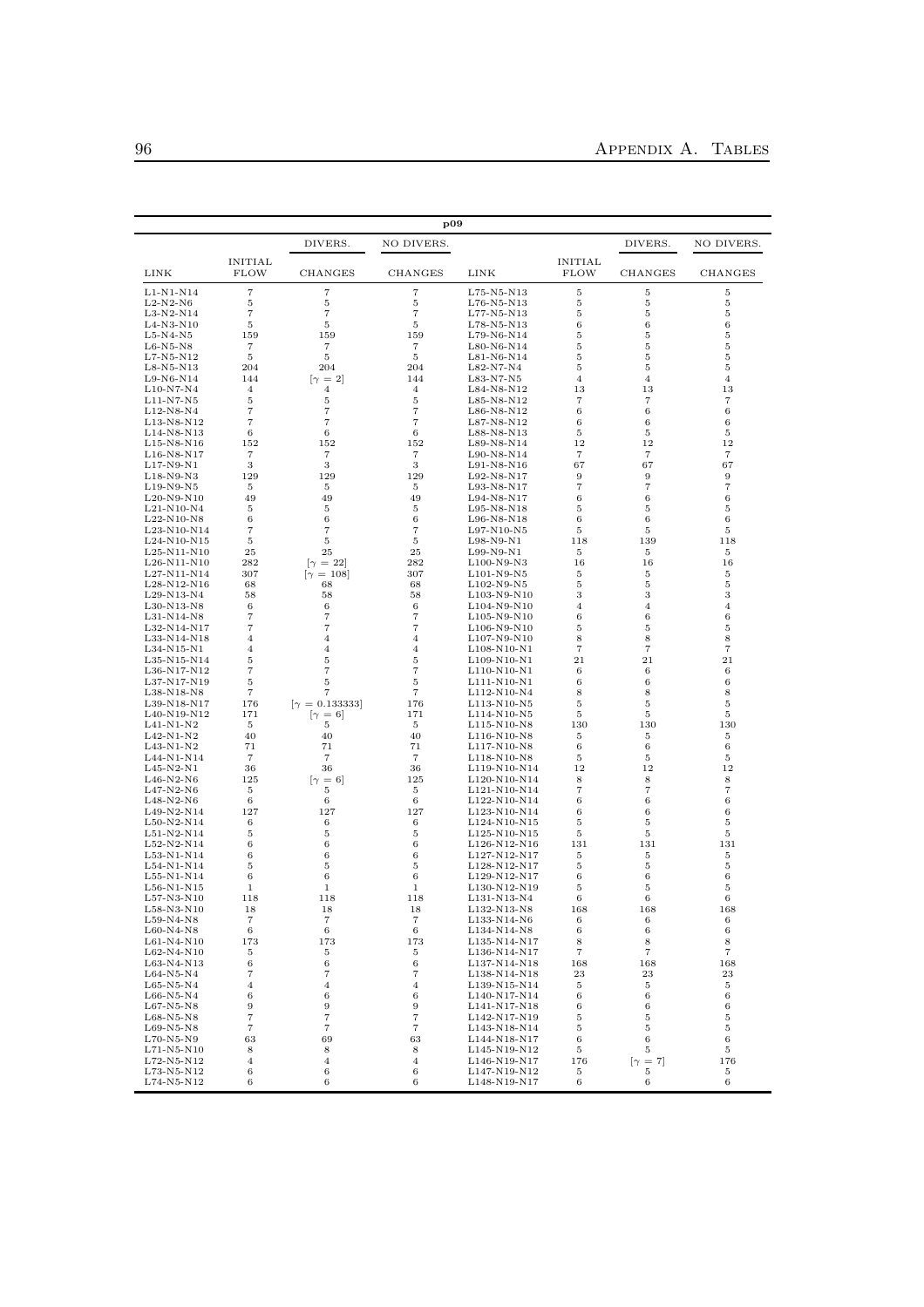| p09 | | | | | | | |
|---|---|---|---|---|---|---|---|
| | | DIVERS. | NO DIVERS. | | | DIVERS. | NO DIVERS. |
| LINK | INITIAL FLOW | CHANGES | CHANGES | LINK | INITIAL FLOW | CHANGES | CHANGES |
| L1-N1-N14 | 7 | 7 | 7 | L75-N5-N13 | 5 | 5 | 5 |
| L2-N2-N6 | 5 | 5 | 5 | L76-N5-N13 | 5 | 5 | 5 |
| L3-N2-N14 | 7 | 7 | 7 | L77-N5-N13 | 5 | 5 | 5 |
| L4-N3-N10 | 5 | 5 | 5 | L78-N5-N13 | 6 | 6 | 6 |
| L5-N4-N5 | 159 | 159 | 159 | L79-N6-N14 | 5 | 5 | 5 |
| L6-N5-N8 | 7 | 7 | 7 | L80-N6-N14 | 5 | 5 | 5 |
| L7-N5-N12 | 5 | 5 | 5 | L81-N6-N14 | 5 | 5 | 5 |
| L8-N5-N13 | 204 | 204 | 204 | L82-N7-N4 | 5 | 5 | 5 |
| L9-N6-N14 | 144 | [$\gamma = 2$] | 144 | L83-N7-N5 | 4 | 4 | 4 |
| L10-N7-N4 | 4 | 4 | 4 | L84-N8-N12 | 13 | 13 | 13 |
| L11-N7-N5 | 5 | 5 | 5 | L85-N8-N12 | 7 | 7 | 7 |
| L12-N8-N4 | 7 | 7 | 7 | L86-N8-N12 | 6 | 6 | 6 |
| L13-N8-N12 | 7 | 7 | 7 | L87-N8-N12 | 6 | 6 | 6 |
| L14-N8-N13 | 6 | 6 | 6 | L88-N8-N13 | 5 | 5 | 5 |
| L15-N8-N16 | 152 | 152 | 152 | L89-N8-N14 | 12 | 12 | 12 |
| L16-N8-N17 | 7 | 7 | 7 | L90-N8-N14 | 7 | 7 | 7 |
| L17-N9-N1 | 3 | 3 | 3 | L91-N8-N16 | 67 | 67 | 67 |
| L18-N9-N3 | 129 | 129 | 129 | L92-N8-N17 | 9 | 9 | 9 |
| L19-N9-N5 | 5 | 5 | 5 | L93-N8-N17 | 7 | 7 | 7 |
| L20-N9-N10 | 49 | 49 | 49 | L94-N8-N17 | 6 | 6 | 6 |
| L21-N10-N4 | 5 | 5 | 5 | L95-N8-N18 | 5 | 5 | 5 |
| L22-N10-N8 | 6 | 6 | 6 | L96-N8-N18 | 6 | 6 | 6 |
| L23-N10-N14 | 7 | 7 | 7 | L97-N10-N5 | 5 | 5 | 5 |
| L24-N10-N15 | 5 | 5 | 5 | L98-N9-N1 | 118 | 139 | 118 |
| L25-N11-N10 | 25 | 25 | 25 | L99-N9-N1 | 5 | 5 | 5 |
| L26-N11-N10 | 282 | [$\gamma = 22$] | 282 | L100-N9-N3 | 16 | 16 | 16 |
| L27-N11-N14 | 307 | [$\gamma = 108$] | 307 | L101-N9-N5 | 5 | 5 | 5 |
| L28-N12-N16 | 68 | 68 | 68 | L102-N9-N5 | 5 | 5 | 5 |
| L29-N13-N4 | 58 | 58 | 58 | L103-N9-N10 | 3 | 3 | 3 |
| L30-N13-N8 | 6 | 6 | 6 | L104-N9-N10 | 4 | 4 | 4 |
| L31-N14-N8 | 7 | 7 | 7 | L105-N9-N10 | 6 | 6 | 6 |
| L32-N14-N17 | 7 | 7 | 7 | L106-N9-N10 | 5 | 5 | 5 |
| L33-N14-N18 | 4 | 4 | 4 | L107-N9-N10 | 8 | 8 | 8 |
| L34-N15-N1 | 4 | 4 | 4 | L108-N10-N1 | 7 | 7 | 7 |
| L35-N15-N14 | 5 | 5 | 5 | L109-N10-N1 | 21 | 21 | 21 |
| L36-N17-N12 | 7 | 7 | 7 | L110-N10-N1 | 6 | 6 | 6 |
| L37-N17-N19 | 5 | 5 | 5 | L111-N10-N1 | 6 | 6 | 6 |
| L38-N18-N8 | 7 | 7 | 7 | L112-N10-N4 | 8 | 8 | 8 |
| L39-N18-N17 | 176 | [$\gamma = 0.133333$] | 176 | L113-N10-N5 | 5 | 5 | 5 |
| L40-N19-N12 | 171 | [$\gamma = 6$] | 171 | L114-N10-N5 | 5 | 5 | 5 |
| L41-N1-N2 | 5 | 5 | 5 | L115-N10-N8 | 130 | 130 | 130 |
| L42-N1-N2 | 40 | 40 | 40 | L116-N10-N8 | 5 | 5 | 5 |
| L43-N1-N2 | 71 | 71 | 71 | L117-N10-N8 | 6 | 6 | 6 |
| L44-N1-N14 | 7 | 7 | 7 | L118-N10-N8 | 5 | 5 | 5 |
| L45-N2-N1 | 36 | 36 | 36 | L119-N10-N14 | 12 | 12 | 12 |
| L46-N2-N6 | 125 | [$\gamma = 6$] | 125 | L120-N10-N14 | 8 | 8 | 8 |
| L47-N2-N6 | 5 | 5 | 5 | L121-N10-N14 | 7 | 7 | 7 |
| L48-N2-N6 | 6 | 6 | 6 | L122-N10-N14 | 6 | 6 | 6 |
| L49-N2-N14 | 127 | 127 | 127 | L123-N10-N14 | 6 | 6 | 6 |
| L50-N2-N14 | 6 | 6 | 6 | L124-N10-N15 | 5 | 5 | 5 |
| L51-N2-N14 | 5 | 5 | 5 | L125-N10-N15 | 5 | 5 | 5 |
| L52-N2-N14 | 6 | 6 | 6 | L126-N12-N16 | 131 | 131 | 131 |
| L53-N1-N14 | 6 | 6 | 6 | L127-N12-N17 | 5 | 5 | 5 |
| L54-N1-N14 | 5 | 5 | 5 | L128-N12-N17 | 5 | 5 | 5 |
| L55-N1-N14 | 6 | 6 | 6 | L129-N12-N17 | 6 | 6 | 6 |
| L56-N1-N15 | 1 | 1 | 1 | L130-N12-N19 | 5 | 5 | 5 |
| L57-N3-N10 | 118 | 118 | 118 | L131-N13-N4 | 6 | 6 | 6 |
| L58-N3-N10 | 18 | 18 | 18 | L132-N13-N8 | 168 | 168 | 168 |
| L59-N4-N8 | 7 | 7 | 7 | L133-N14-N6 | 6 | 6 | 6 |
| L60-N4-N8 | 6 | 6 | 6 | L134-N14-N8 | 6 | 6 | 6 |
| L61-N4-N10 | 173 | 173 | 173 | L135-N14-N17 | 8 | 8 | 8 |
| L62-N4-N10 | 5 | 5 | 5 | L136-N14-N17 | 7 | 7 | 7 |
| L63-N4-N13 | 6 | 6 | 6 | L137-N14-N18 | 168 | 168 | 168 |
| L64-N5-N4 | 7 | 7 | 7 | L138-N14-N18 | 23 | 23 | 23 |
| L65-N5-N4 | 4 | 4 | 4 | L139-N15-N14 | 5 | 5 | 5 |
| L66-N5-N4 | 6 | 6 | 6 | L140-N17-N14 | 6 | 6 | 6 |
| L67-N5-N8 | 9 | 9 | 9 | L141-N17-N18 | 6 | 6 | 6 |
| L68-N5-N8 | 7 | 7 | 7 | L142-N17-N19 | 5 | 5 | 5 |
| L69-N5-N8 | 7 | 7 | 7 | L143-N18-N14 | 5 | 5 | 5 |
| L70-N5-N9 | 63 | 69 | 63 | L144-N18-N17 | 6 | 6 | 6 |
| L71-N5-N10 | 8 | 8 | 8 | L145-N19-N12 | 5 | 5 | 5 |
| L72-N5-N12 | 4 | 4 | 4 | L146-N19-N17 | 176 | [$\gamma = 7$] | 176 |
| L73-N5-N12 | 6 | 6 | 6 | L147-N19-N12 | 5 | 5 | 5 |
| L74-N5-N12 | 6 | 6 | 6 | L148-N19-N17 | 6 | 6 | 6 |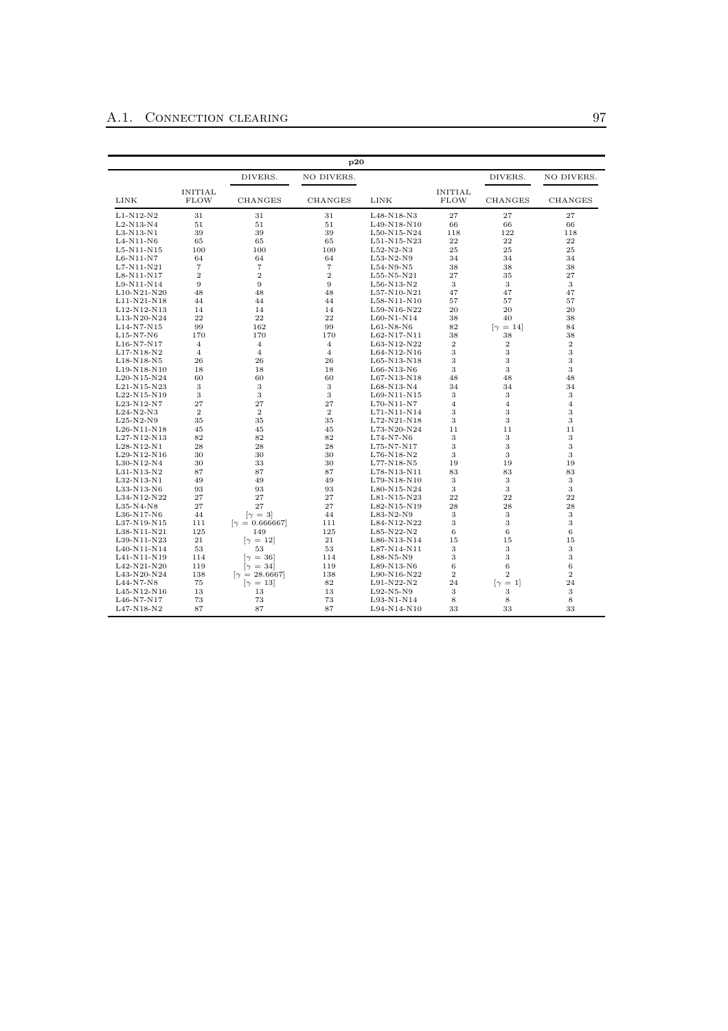| **p20** | | | | | | | |
|---|---|---|---|---|---|---|---|
| | | DIVERS. | NO DIVERS. | | | DIVERS. | NO DIVERS. |
| LINK | INITIAL FLOW | CHANGES | CHANGES | LINK | INITIAL FLOW | CHANGES | CHANGES |
| L1-N12-N2 | 31 | 31 | 31 | L48-N18-N3 | 27 | 27 | 27 |
| L2-N13-N4 | 51 | 51 | 51 | L49-N18-N10 | 66 | 66 | 66 |
| L3-N13-N1 | 39 | 39 | 39 | L50-N15-N24 | 118 | 122 | 118 |
| L4-N11-N6 | 65 | 65 | 65 | L51-N15-N23 | 22 | 22 | 22 |
| L5-N11-N15 | 100 | 100 | 100 | L52-N2-N3 | 25 | 25 | 25 |
| L6-N11-N7 | 64 | 64 | 64 | L53-N2-N9 | 34 | 34 | 34 |
| L7-N11-N21 | 7 | 7 | 7 | L54-N9-N5 | 38 | 38 | 38 |
| L8-N11-N17 | 2 | 2 | 2 | L55-N5-N21 | 27 | 35 | 27 |
| L9-N11-N14 | 9 | 9 | 9 | L56-N13-N2 | 3 | 3 | 3 |
| L10-N21-N20 | 48 | 48 | 48 | L57-N10-N21 | 47 | 47 | 47 |
| L11-N21-N18 | 44 | 44 | 44 | L58-N11-N10 | 57 | 57 | 57 |
| L12-N12-N13 | 14 | 14 | 14 | L59-N16-N22 | 20 | 20 | 20 |
| L13-N20-N24 | 22 | 22 | 22 | L60-N1-N14 | 38 | 40 | 38 |
| L14-N7-N15 | 99 | 162 | 99 | L61-N8-N6 | 82 | [$\gamma = 14$] | 84 |
| L15-N7-N6 | 170 | 170 | 170 | L62-N17-N11 | 38 | 38 | 38 |
| L16-N7-N17 | 4 | 4 | 4 | L63-N12-N22 | 2 | 2 | 2 |
| L17-N18-N2 | 4 | 4 | 4 | L64-N12-N16 | 3 | 3 | 3 |
| L18-N18-N5 | 26 | 26 | 26 | L65-N13-N18 | 3 | 3 | 3 |
| L19-N18-N10 | 18 | 18 | 18 | L66-N13-N6 | 3 | 3 | 3 |
| L20-N15-N24 | 60 | 60 | 60 | L67-N13-N18 | 48 | 48 | 48 |
| L21-N15-N23 | 3 | 3 | 3 | L68-N13-N4 | 34 | 34 | 34 |
| L22-N15-N19 | 3 | 3 | 3 | L69-N11-N15 | 3 | 3 | 3 |
| L23-N12-N7 | 27 | 27 | 27 | L70-N11-N7 | 4 | 4 | 4 |
| L24-N2-N3 | 2 | 2 | 2 | L71-N11-N14 | 3 | 3 | 3 |
| L25-N2-N9 | 35 | 35 | 35 | L72-N21-N18 | 3 | 3 | 3 |
| L26-N11-N18 | 45 | 45 | 45 | L73-N20-N24 | 11 | 11 | 11 |
| L27-N12-N13 | 82 | 82 | 82 | L74-N7-N6 | 3 | 3 | 3 |
| L28-N12-N1 | 28 | 28 | 28 | L75-N7-N17 | 3 | 3 | 3 |
| L29-N12-N16 | 30 | 30 | 30 | L76-N18-N2 | 3 | 3 | 3 |
| L30-N12-N4 | 30 | 33 | 30 | L77-N18-N5 | 19 | 19 | 19 |
| L31-N13-N2 | 87 | 87 | 87 | L78-N13-N11 | 83 | 83 | 83 |
| L32-N13-N1 | 49 | 49 | 49 | L79-N18-N10 | 3 | 3 | 3 |
| L33-N13-N6 | 93 | 93 | 93 | L80-N15-N24 | 3 | 3 | 3 |
| L34-N12-N22 | 27 | 27 | 27 | L81-N15-N23 | 22 | 22 | 22 |
| L35-N4-N8 | 27 | 27 | 27 | L82-N15-N19 | 28 | 28 | 28 |
| L36-N17-N6 | 44 | [$\gamma = 3$] | 44 | L83-N2-N9 | 3 | 3 | 3 |
| L37-N19-N15 | 111 | [$\gamma = 0.666667$] | 111 | L84-N12-N22 | 3 | 3 | 3 |
| L38-N11-N21 | 125 | 149 | 125 | L85-N22-N2 | 6 | 6 | 6 |
| L39-N11-N23 | 21 | [$\gamma = 12$] | 21 | L86-N13-N14 | 15 | 15 | 15 |
| L40-N11-N14 | 53 | 53 | 53 | L87-N14-N11 | 3 | 3 | 3 |
| L41-N11-N19 | 114 | [$\gamma = 36$] | 114 | L88-N5-N9 | 3 | 3 | 3 |
| L42-N21-N20 | 119 | [$\gamma = 34$] | 119 | L89-N13-N6 | 6 | 6 | 6 |
| L43-N20-N24 | 138 | [$\gamma = 28.6667$] | 138 | L90-N16-N22 | 2 | 2 | 2 |
| L44-N7-N8 | 75 | [$\gamma = 13$] | 82 | L91-N22-N2 | 24 | [$\gamma = 1$] | 24 |
| L45-N12-N16 | 13 | 13 | 13 | L92-N5-N9 | 3 | 3 | 3 |
| L46-N7-N17 | 73 | 73 | 73 | L93-N1-N14 | 8 | 8 | 8 |
| L47-N18-N2 | 87 | 87 | 87 | L94-N14-N10 | 33 | 33 | 33 |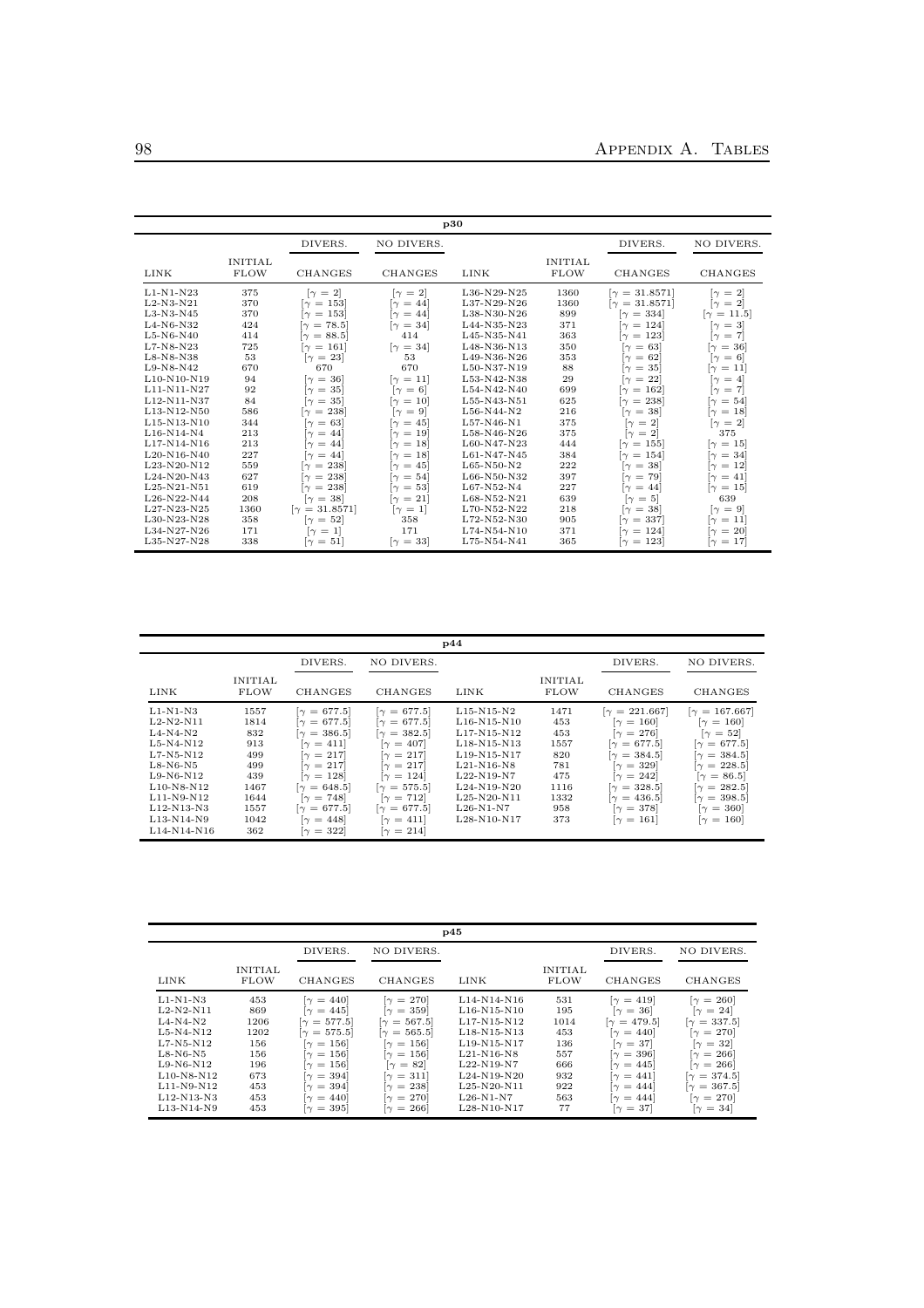| **p30** | | | | | | | |
|---|---|---|---|---|---|---|---|
| | | DIVERS. | NO DIVERS. | | | DIVERS. | NO DIVERS. |
| LINK | INITIAL FLOW | CHANGES | CHANGES | LINK | INITIAL FLOW | CHANGES | CHANGES |
| L1-N1-N23 | 375 | $[\gamma = 2]$ | $[\gamma = 2]$ | L36-N29-N25 | 1360 | $[\gamma = 31.8571]$ | $[\gamma = 2]$ |
| L2-N3-N21 | 370 | $[\gamma = 153]$ | $[\gamma = 44]$ | L37-N29-N26 | 1360 | $[\gamma = 31.8571]$ | $[\gamma = 2]$ |
| L3-N3-N45 | 370 | $[\gamma = 153]$ | $[\gamma = 44]$ | L38-N30-N26 | 899 | $[\gamma = 334]$ | $[\gamma = 11.5]$ |
| L4-N6-N32 | 424 | $[\gamma = 78.5]$ | $[\gamma = 34]$ | L44-N35-N23 | 371 | $[\gamma = 124]$ | $[\gamma = 3]$ |
| L5-N6-N40 | 414 | $[\gamma = 88.5]$ | 414 | L45-N35-N41 | 363 | $[\gamma = 123]$ | $[\gamma = 7]$ |
| L7-N8-N23 | 725 | $[\gamma = 161]$ | $[\gamma = 34]$ | L48-N36-N13 | 350 | $[\gamma = 63]$ | $[\gamma = 36]$ |
| L8-N8-N38 | 53 | $[\gamma = 23]$ | 53 | L49-N36-N26 | 353 | $[\gamma = 62]$ | $[\gamma = 6]$ |
| L9-N8-N42 | 670 | 670 | 670 | L50-N37-N19 | 88 | $[\gamma = 35]$ | $[\gamma = 11]$ |
| L10-N10-N19 | 94 | $[\gamma = 36]$ | $[\gamma = 11]$ | L53-N42-N38 | 29 | $[\gamma = 22]$ | $[\gamma = 4]$ |
| L11-N11-N27 | 92 | $[\gamma = 35]$ | $[\gamma = 6]$ | L54-N42-N40 | 699 | $[\gamma = 162]$ | $[\gamma = 7]$ |
| L12-N11-N37 | 84 | $[\gamma = 35]$ | $[\gamma = 10]$ | L55-N43-N51 | 625 | $[\gamma = 238]$ | $[\gamma = 54]$ |
| L13-N12-N50 | 586 | $[\gamma = 238]$ | $[\gamma = 9]$ | L56-N44-N2 | 216 | $[\gamma = 38]$ | $[\gamma = 18]$ |
| L15-N13-N10 | 344 | $[\gamma = 63]$ | $[\gamma = 45]$ | L57-N46-N1 | 375 | $[\gamma = 2]$ | $[\gamma = 2]$ |
| L16-N14-N4 | 213 | $[\gamma = 44]$ | $[\gamma = 19]$ | L58-N46-N26 | 375 | $[\gamma = 2]$ | 375 |
| L17-N14-N16 | 213 | $[\gamma = 44]$ | $[\gamma = 18]$ | L60-N47-N23 | 444 | $[\gamma = 155]$ | $[\gamma = 15]$ |
| L20-N16-N40 | 227 | $[\gamma = 44]$ | $[\gamma = 18]$ | L61-N47-N45 | 384 | $[\gamma = 154]$ | $[\gamma = 34]$ |
| L23-N20-N12 | 559 | $[\gamma = 238]$ | $[\gamma = 45]$ | L65-N50-N2 | 222 | $[\gamma = 38]$ | $[\gamma = 12]$ |
| L24-N20-N43 | 627 | $[\gamma = 238]$ | $[\gamma = 54]$ | L66-N50-N32 | 397 | $[\gamma = 79]$ | $[\gamma = 41]$ |
| L25-N21-N51 | 619 | $[\gamma = 238]$ | $[\gamma = 53]$ | L67-N52-N4 | 227 | $[\gamma = 44]$ | $[\gamma = 15]$ |
| L26-N22-N44 | 208 | $[\gamma = 38]$ | $[\gamma = 21]$ | L68-N52-N21 | 639 | $[\gamma = 5]$ | 639 |
| L27-N23-N25 | 1360 | $[\gamma = 31.8571]$ | $[\gamma = 1]$ | L70-N52-N22 | 218 | $[\gamma = 38]$ | $[\gamma = 9]$ |
| L30-N23-N28 | 358 | $[\gamma = 52]$ | 358 | L72-N52-N30 | 905 | $[\gamma = 337]$ | $[\gamma = 11]$ |
| L34-N27-N26 | 171 | $[\gamma = 1]$ | 171 | L74-N54-N10 | 371 | $[\gamma = 124]$ | $[\gamma = 20]$ |
| L35-N27-N28 | 338 | $[\gamma = 51]$ | $[\gamma = 33]$ | L75-N54-N41 | 365 | $[\gamma = 123]$ | $[\gamma = 17]$ |

| **p44** | | | | | | | |
|---|---|---|---|---|---|---|---|
| | | DIVERS. | NO DIVERS. | | | DIVERS. | NO DIVERS. |
| LINK | INITIAL FLOW | CHANGES | CHANGES | LINK | INITIAL FLOW | CHANGES | CHANGES |
| L1-N1-N3 | 1557 | $[\gamma = 677.5]$ | $[\gamma = 677.5]$ | L15-N15-N2 | 1471 | $[\gamma = 221.667]$ | $[\gamma = 167.667]$ |
| L2-N2-N11 | 1814 | $[\gamma = 677.5]$ | $[\gamma = 677.5]$ | L16-N15-N10 | 453 | $[\gamma = 160]$ | $[\gamma = 160]$ |
| L4-N4-N2 | 832 | $[\gamma = 386.5]$ | $[\gamma = 382.5]$ | L17-N15-N12 | 453 | $[\gamma = 276]$ | $[\gamma = 52]$ |
| L5-N4-N12 | 913 | $[\gamma = 411]$ | $[\gamma = 407]$ | L18-N15-N13 | 1557 | $[\gamma = 677.5]$ | $[\gamma = 677.5]$ |
| L7-N5-N12 | 499 | $[\gamma = 217]$ | $[\gamma = 217]$ | L19-N15-N17 | 820 | $[\gamma = 384.5]$ | $[\gamma = 384.5]$ |
| L8-N6-N5 | 499 | $[\gamma = 217]$ | $[\gamma = 217]$ | L21-N16-N8 | 781 | $[\gamma = 329]$ | $[\gamma = 228.5]$ |
| L9-N6-N12 | 439 | $[\gamma = 128]$ | $[\gamma = 124]$ | L22-N19-N7 | 475 | $[\gamma = 242]$ | $[\gamma = 86.5]$ |
| L10-N8-N12 | 1467 | $[\gamma = 648.5]$ | $[\gamma = 575.5]$ | L24-N19-N20 | 1116 | $[\gamma = 328.5]$ | $[\gamma = 282.5]$ |
| L11-N9-N12 | 1644 | $[\gamma = 748]$ | $[\gamma = 712]$ | L25-N20-N11 | 1332 | $[\gamma = 436.5]$ | $[\gamma = 398.5]$ |
| L12-N13-N3 | 1557 | $[\gamma = 677.5]$ | $[\gamma = 677.5]$ | L26-N1-N7 | 958 | $[\gamma = 378]$ | $[\gamma = 360]$ |
| L13-N14-N9 | 1042 | $[\gamma = 448]$ | $[\gamma = 411]$ | L28-N10-N17 | 373 | $[\gamma = 161]$ | $[\gamma = 160]$ |
| L14-N14-N16 | 362 | $[\gamma = 322]$ | $[\gamma = 214]$ | | | | |

| **p45** | | | | | | | |
|---|---|---|---|---|---|---|---|
| | | DIVERS. | NO DIVERS. | | | DIVERS. | NO DIVERS. |
| LINK | INITIAL FLOW | CHANGES | CHANGES | LINK | INITIAL FLOW | CHANGES | CHANGES |
| L1-N1-N3 | 453 | $[\gamma = 440]$ | $[\gamma = 270]$ | L14-N14-N16 | 531 | $[\gamma = 419]$ | $[\gamma = 260]$ |
| L2-N2-N11 | 869 | $[\gamma = 445]$ | $[\gamma = 359]$ | L16-N15-N10 | 195 | $[\gamma = 36]$ | $[\gamma = 24]$ |
| L4-N4-N2 | 1206 | $[\gamma = 577.5]$ | $[\gamma = 567.5]$ | L17-N15-N12 | 1014 | $[\gamma = 479.5]$ | $[\gamma = 337.5]$ |
| L5-N4-N12 | 1202 | $[\gamma = 575.5]$ | $[\gamma = 565.5]$ | L18-N15-N13 | 453 | $[\gamma = 440]$ | $[\gamma = 270]$ |
| L7-N5-N12 | 156 | $[\gamma = 156]$ | $[\gamma = 156]$ | L19-N15-N17 | 136 | $[\gamma = 37]$ | $[\gamma = 32]$ |
| L8-N6-N5 | 156 | $[\gamma = 156]$ | $[\gamma = 156]$ | L21-N16-N8 | 557 | $[\gamma = 396]$ | $[\gamma = 266]$ |
| L9-N6-N12 | 196 | $[\gamma = 156]$ | $[\gamma = 82]$ | L22-N19-N7 | 666 | $[\gamma = 445]$ | $[\gamma = 266]$ |
| L10-N8-N12 | 673 | $[\gamma = 394]$ | $[\gamma = 311]$ | L24-N19-N20 | 932 | $[\gamma = 441]$ | $[\gamma = 374.5]$ |
| L11-N9-N12 | 453 | $[\gamma = 394]$ | $[\gamma = 238]$ | L25-N20-N11 | 922 | $[\gamma = 444]$ | $[\gamma = 367.5]$ |
| L12-N13-N3 | 453 | $[\gamma = 440]$ | $[\gamma = 270]$ | L26-N1-N7 | 563 | $[\gamma = 444]$ | $[\gamma = 270]$ |
| L13-N14-N9 | 453 | $[\gamma = 395]$ | $[\gamma = 266]$ | L28-N10-N17 | 77 | $[\gamma = 37]$ | $[\gamma = 34]$ |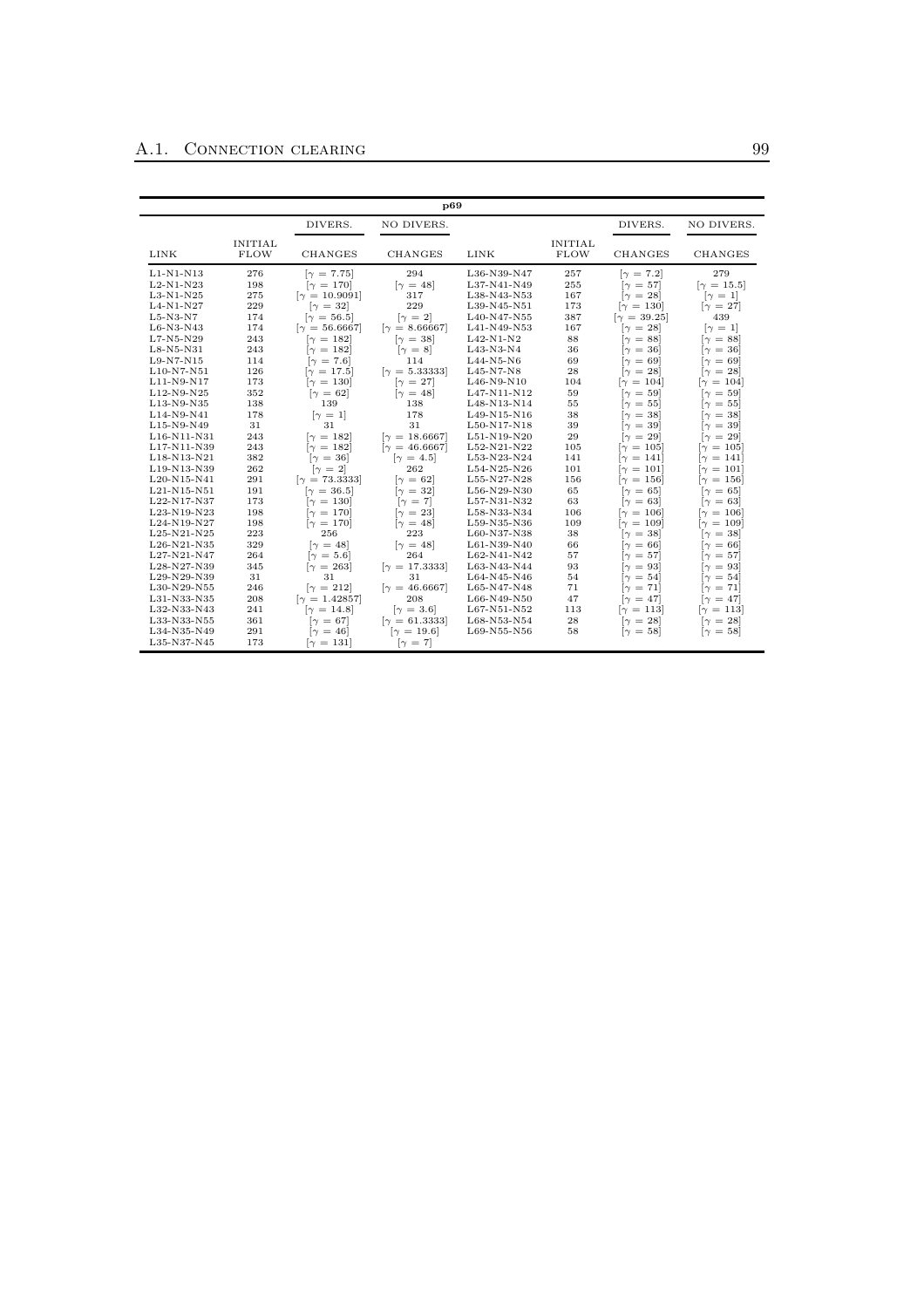| p69 | | | | | | | |
|---|---|---|---|---|---|---|---|
| | | DIVERS. | NO DIVERS. | | | DIVERS. | NO DIVERS. |
| LINK | INITIAL FLOW | CHANGES | CHANGES | LINK | INITIAL FLOW | CHANGES | CHANGES |
| L1-N1-N13 | 276 | [$\gamma = 7.75$] | 294 | L36-N39-N47 | 257 | [$\gamma = 7.2$] | 279 |
| L2-N1-N23 | 198 | [$\gamma = 170$] | [$\gamma = 48$] | L37-N41-N49 | 255 | [$\gamma = 57$] | [$\gamma = 15.5$] |
| L3-N1-N25 | 275 | [$\gamma = 10.9091$] | 317 | L38-N43-N53 | 167 | [$\gamma = 28$] | [$\gamma = 1$] |
| L4-N1-N27 | 229 | [$\gamma = 32$] | 229 | L39-N45-N51 | 173 | [$\gamma = 130$] | [$\gamma = 27$] |
| L5-N3-N7 | 174 | [$\gamma = 56.5$] | [$\gamma = 2$] | L40-N47-N55 | 387 | [$\gamma = 39.25$] | 439 |
| L6-N3-N43 | 174 | [$\gamma = 56.6667$] | [$\gamma = 8.66667$] | L41-N49-N53 | 167 | [$\gamma = 28$] | [$\gamma = 1$] |
| L7-N5-N29 | 243 | [$\gamma = 182$] | [$\gamma = 38$] | L42-N1-N2 | 88 | [$\gamma = 88$] | [$\gamma = 88$] |
| L8-N5-N31 | 243 | [$\gamma = 182$] | [$\gamma = 8$] | L43-N3-N4 | 36 | [$\gamma = 36$] | [$\gamma = 36$] |
| L9-N7-N15 | 114 | [$\gamma = 7.6$] | 114 | L44-N5-N6 | 69 | [$\gamma = 69$] | [$\gamma = 69$] |
| L10-N7-N51 | 126 | [$\gamma = 17.5$] | [$\gamma = 5.33333$] | L45-N7-N8 | 28 | [$\gamma = 28$] | [$\gamma = 28$] |
| L11-N9-N17 | 173 | [$\gamma = 130$] | [$\gamma = 27$] | L46-N9-N10 | 104 | [$\gamma = 104$] | [$\gamma = 104$] |
| L12-N9-N25 | 352 | [$\gamma = 62$] | [$\gamma = 48$] | L47-N11-N12 | 59 | [$\gamma = 59$] | [$\gamma = 59$] |
| L13-N9-N35 | 138 | 139 | 138 | L48-N13-N14 | 55 | [$\gamma = 55$] | [$\gamma = 55$] |
| L14-N9-N41 | 178 | [$\gamma = 1$] | 178 | L49-N15-N16 | 38 | [$\gamma = 38$] | [$\gamma = 38$] |
| L15-N9-N49 | 31 | 31 | 31 | L50-N17-N18 | 39 | [$\gamma = 39$] | [$\gamma = 39$] |
| L16-N11-N31 | 243 | [$\gamma = 182$] | [$\gamma = 18.6667$] | L51-N19-N20 | 29 | [$\gamma = 29$] | [$\gamma = 29$] |
| L17-N11-N39 | 243 | [$\gamma = 182$] | [$\gamma = 46.6667$] | L52-N21-N22 | 105 | [$\gamma = 105$] | [$\gamma = 105$] |
| L18-N13-N21 | 382 | [$\gamma = 36$] | [$\gamma = 4.5$] | L53-N23-N24 | 141 | [$\gamma = 141$] | [$\gamma = 141$] |
| L19-N13-N39 | 262 | [$\gamma = 2$] | 262 | L54-N25-N26 | 101 | [$\gamma = 101$] | [$\gamma = 101$] |
| L20-N15-N41 | 291 | [$\gamma = 73.3333$] | [$\gamma = 62$] | L55-N27-N28 | 156 | [$\gamma = 156$] | [$\gamma = 156$] |
| L21-N15-N51 | 191 | [$\gamma = 36.5$] | [$\gamma = 32$] | L56-N29-N30 | 65 | [$\gamma = 65$] | [$\gamma = 65$] |
| L22-N17-N37 | 173 | [$\gamma = 130$] | [$\gamma = 7$] | L57-N31-N32 | 63 | [$\gamma = 63$] | [$\gamma = 63$] |
| L23-N19-N23 | 198 | [$\gamma = 170$] | [$\gamma = 23$] | L58-N33-N34 | 106 | [$\gamma = 106$] | [$\gamma = 106$] |
| L24-N19-N27 | 198 | [$\gamma = 170$] | [$\gamma = 48$] | L59-N35-N36 | 109 | [$\gamma = 109$] | [$\gamma = 109$] |
| L25-N21-N25 | 223 | 256 | 223 | L60-N37-N38 | 38 | [$\gamma = 38$] | [$\gamma = 38$] |
| L26-N21-N35 | 329 | [$\gamma = 48$] | [$\gamma = 48$] | L61-N39-N40 | 66 | [$\gamma = 66$] | [$\gamma = 66$] |
| L27-N21-N47 | 264 | [$\gamma = 5.6$] | 264 | L62-N41-N42 | 57 | [$\gamma = 57$] | [$\gamma = 57$] |
| L28-N27-N39 | 345 | [$\gamma = 263$] | [$\gamma = 17.3333$] | L63-N43-N44 | 93 | [$\gamma = 93$] | [$\gamma = 93$] |
| L29-N29-N39 | 31 | 31 | 31 | L64-N45-N46 | 54 | [$\gamma = 54$] | [$\gamma = 54$] |
| L30-N29-N55 | 246 | [$\gamma = 212$] | [$\gamma = 46.6667$] | L65-N47-N48 | 71 | [$\gamma = 71$] | [$\gamma = 71$] |
| L31-N33-N35 | 208 | [$\gamma = 1.42857$] | 208 | L66-N49-N50 | 47 | [$\gamma = 47$] | [$\gamma = 47$] |
| L32-N33-N43 | 241 | [$\gamma = 14.8$] | [$\gamma = 3.6$] | L67-N51-N52 | 113 | [$\gamma = 113$] | [$\gamma = 113$] |
| L33-N33-N55 | 361 | [$\gamma = 67$] | [$\gamma = 61.3333$] | L68-N53-N54 | 28 | [$\gamma = 28$] | [$\gamma = 28$] |
| L34-N35-N49 | 291 | [$\gamma = 46$] | [$\gamma = 19.6$] | L69-N55-N56 | 58 | [$\gamma = 58$] | [$\gamma = 58$] |
| L35-N37-N45 | 173 | [$\gamma = 131$] | [$\gamma = 7$] | | | | |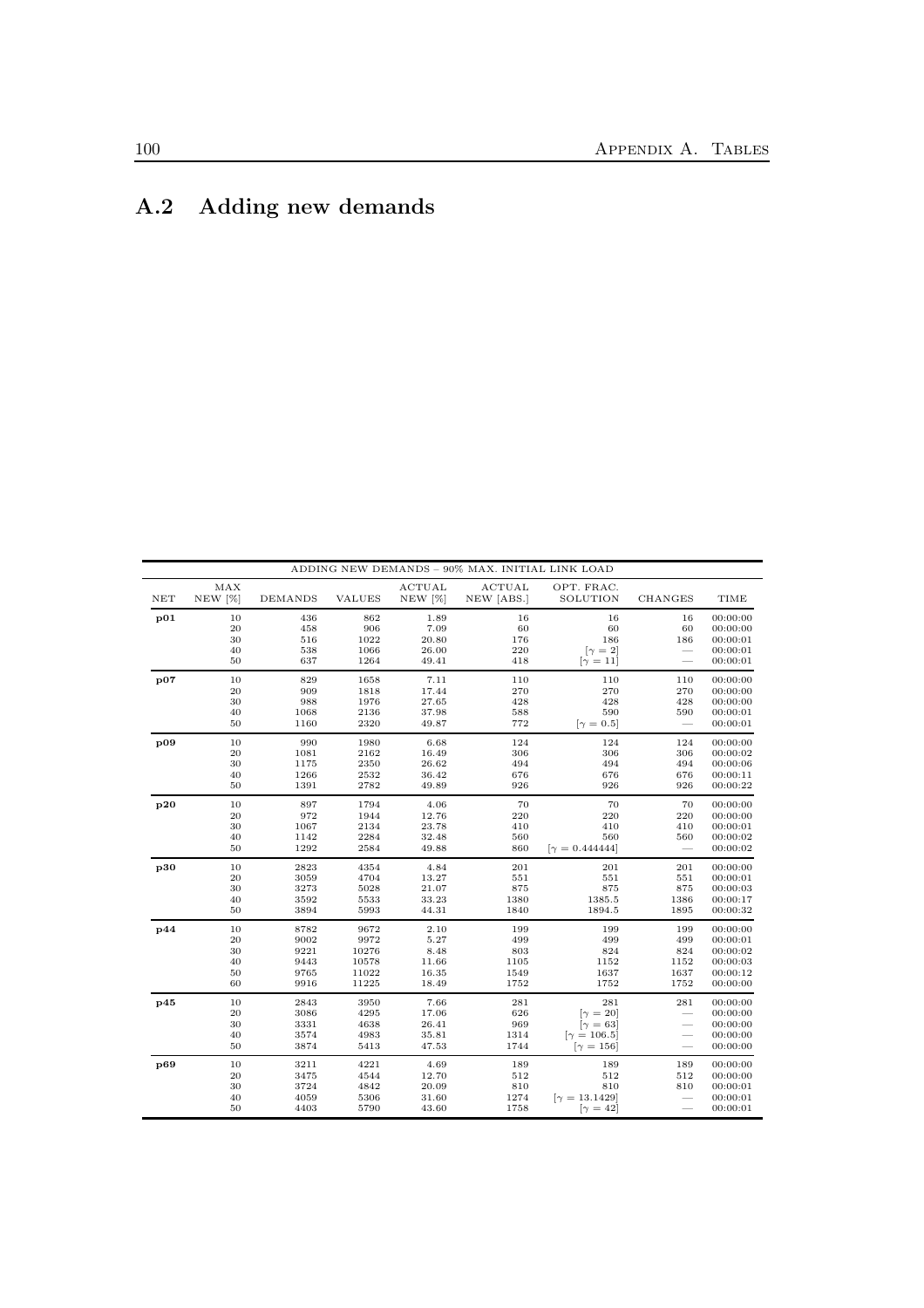## A.2 Adding new demands

| ADDING NEW DEMANDS – 90% MAX. INITIAL LINK LOAD | | | | | | | | |
|---|---|---|---|---|---|---|---|---|
| NET | MAX NEW [%] | DEMANDS | VALUES | ACTUAL NEW [%] | ACTUAL NEW [ABS.] | OPT. FRAC. SOLUTION | CHANGES | TIME |
| **p01** | 10 | 436 | 862 | 1.89 | 16 | 16 | 16 | 00:00:00 |
| | 20 | 458 | 906 | 7.09 | 60 | 60 | 60 | 00:00:00 |
| | 30 | 516 | 1022 | 20.80 | 176 | 186 | 186 | 00:00:01 |
| | 40 | 538 | 1066 | 26.00 | 220 | $[\gamma = 2]$ | — | 00:00:01 |
| | 50 | 637 | 1264 | 49.41 | 418 | $[\gamma = 11]$ | — | 00:00:01 |
| **p07** | 10 | 829 | 1658 | 7.11 | 110 | 110 | 110 | 00:00:00 |
| | 20 | 909 | 1818 | 17.44 | 270 | 270 | 270 | 00:00:00 |
| | 30 | 988 | 1976 | 27.65 | 428 | 428 | 428 | 00:00:00 |
| | 40 | 1068 | 2136 | 37.98 | 588 | 590 | 590 | 00:00:01 |
| | 50 | 1160 | 2320 | 49.87 | 772 | $[\gamma = 0.5]$ | — | 00:00:01 |
| **p09** | 10 | 990 | 1980 | 6.68 | 124 | 124 | 124 | 00:00:00 |
| | 20 | 1081 | 2162 | 16.49 | 306 | 306 | 306 | 00:00:02 |
| | 30 | 1175 | 2350 | 26.62 | 494 | 494 | 494 | 00:00:06 |
| | 40 | 1266 | 2532 | 36.42 | 676 | 676 | 676 | 00:00:11 |
| | 50 | 1391 | 2782 | 49.89 | 926 | 926 | 926 | 00:00:22 |
| **p20** | 10 | 897 | 1794 | 4.06 | 70 | 70 | 70 | 00:00:00 |
| | 20 | 972 | 1944 | 12.76 | 220 | 220 | 220 | 00:00:00 |
| | 30 | 1067 | 2134 | 23.78 | 410 | 410 | 410 | 00:00:01 |
| | 40 | 1142 | 2284 | 32.48 | 560 | 560 | 560 | 00:00:02 |
| | 50 | 1292 | 2584 | 49.88 | 860 | $[\gamma = 0.444444]$ | — | 00:00:02 |
| **p30** | 10 | 2823 | 4354 | 4.84 | 201 | 201 | 201 | 00:00:00 |
| | 20 | 3059 | 4704 | 13.27 | 551 | 551 | 551 | 00:00:01 |
| | 30 | 3273 | 5028 | 21.07 | 875 | 875 | 875 | 00:00:03 |
| | 40 | 3592 | 5533 | 33.23 | 1380 | 1385.5 | 1386 | 00:00:17 |
| | 50 | 3894 | 5993 | 44.31 | 1840 | 1894.5 | 1895 | 00:00:32 |
| **p44** | 10 | 8782 | 9672 | 2.10 | 199 | 199 | 199 | 00:00:00 |
| | 20 | 9002 | 9972 | 5.27 | 499 | 499 | 499 | 00:00:01 |
| | 30 | 9221 | 10276 | 8.48 | 803 | 824 | 824 | 00:00:02 |
| | 40 | 9443 | 10578 | 11.66 | 1105 | 1152 | 1152 | 00:00:03 |
| | 50 | 9765 | 11022 | 16.35 | 1549 | 1637 | 1637 | 00:00:12 |
| | 60 | 9916 | 11225 | 18.49 | 1752 | 1752 | 1752 | 00:00:00 |
| **p45** | 10 | 2843 | 3950 | 7.66 | 281 | 281 | 281 | 00:00:00 |
| | 20 | 3086 | 4295 | 17.06 | 626 | $[\gamma = 20]$ | — | 00:00:00 |
| | 30 | 3331 | 4638 | 26.41 | 969 | $[\gamma = 63]$ | — | 00:00:00 |
| | 40 | 3574 | 4983 | 35.81 | 1314 | $[\gamma = 106.5]$ | — | 00:00:00 |
| | 50 | 3874 | 5413 | 47.53 | 1744 | $[\gamma = 156]$ | — | 00:00:00 |
| **p69** | 10 | 3211 | 4221 | 4.69 | 189 | 189 | 189 | 00:00:00 |
| | 20 | 3475 | 4544 | 12.70 | 512 | 512 | 512 | 00:00:00 |
| | 30 | 3724 | 4842 | 20.09 | 810 | 810 | 810 | 00:00:01 |
| | 40 | 4059 | 5306 | 31.60 | 1274 | $[\gamma = 13.1429]$ | — | 00:00:01 |
| | 50 | 4403 | 5790 | 43.60 | 1758 | $[\gamma = 42]$ | — | 00:00:01 |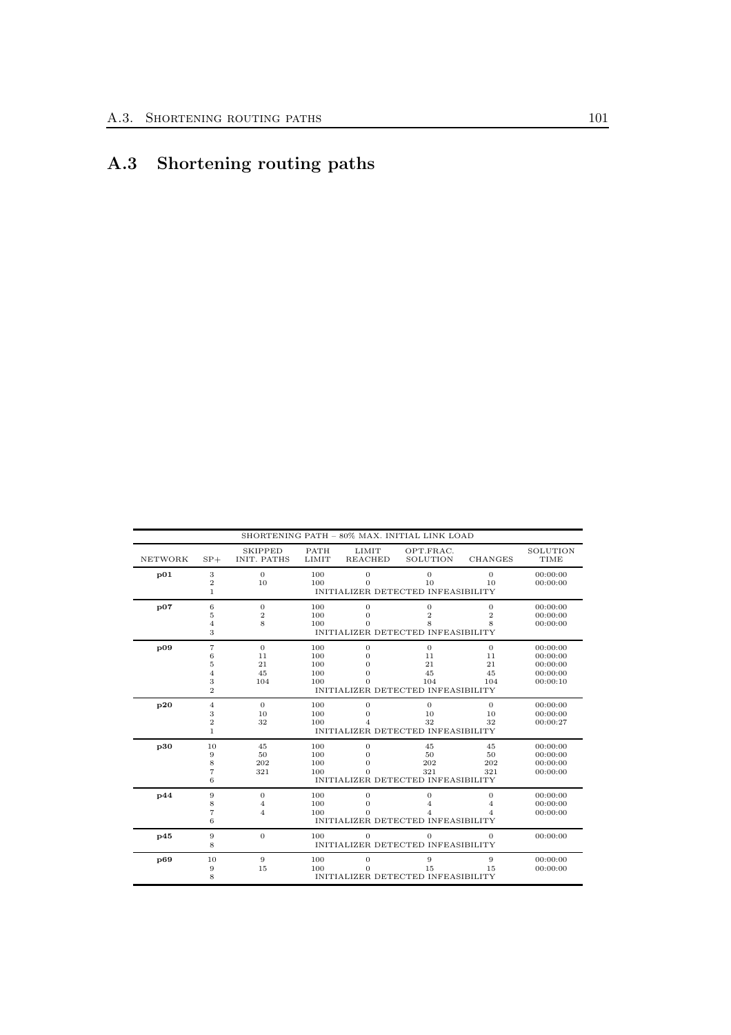## A.3 Shortening routing paths

| SHORTENING PATH – 80% MAX. INITIAL LINK LOAD | | | | | | | |
|---|---|---|---|---|---|---|---|
| NETWORK | SP+ | SKIPPED INIT. PATHS | PATH LIMIT | LIMIT REACHED | OPT.FRAC. SOLUTION | CHANGES | SOLUTION TIME |
| **p01** | 3 | 0 | 100 | 0 | 0 | 0 | 00:00:00 |
| | 2 | 10 | 100 | 0 | 10 | 10 | 00:00:00 |
| | 1 | INITIALIZER DETECTED INFEASIBILITY | | | | | |
| **p07** | 6 | 0 | 100 | 0 | 0 | 0 | 00:00:00 |
| | 5 | 2 | 100 | 0 | 2 | 2 | 00:00:00 |
| | 4 | 8 | 100 | 0 | 8 | 8 | 00:00:00 |
| | 3 | INITIALIZER DETECTED INFEASIBILITY | | | | | |
| **p09** | 7 | 0 | 100 | 0 | 0 | 0 | 00:00:00 |
| | 6 | 11 | 100 | 0 | 11 | 11 | 00:00:00 |
| | 5 | 21 | 100 | 0 | 21 | 21 | 00:00:00 |
| | 4 | 45 | 100 | 0 | 45 | 45 | 00:00:00 |
| | 3 | 104 | 100 | 0 | 104 | 104 | 00:00:10 |
| | 2 | INITIALIZER DETECTED INFEASIBILITY | | | | | |
| **p20** | 4 | 0 | 100 | 0 | 0 | 0 | 00:00:00 |
| | 3 | 10 | 100 | 0 | 10 | 10 | 00:00:00 |
| | 2 | 32 | 100 | 4 | 32 | 32 | 00:00:27 |
| | 1 | INITIALIZER DETECTED INFEASIBILITY | | | | | |
| **p30** | 10 | 45 | 100 | 0 | 45 | 45 | 00:00:00 |
| | 9 | 50 | 100 | 0 | 50 | 50 | 00:00:00 |
| | 8 | 202 | 100 | 0 | 202 | 202 | 00:00:00 |
| | 7 | 321 | 100 | 0 | 321 | 321 | 00:00:00 |
| | 6 | INITIALIZER DETECTED INFEASIBILITY | | | | | |
| **p44** | 9 | 0 | 100 | 0 | 0 | 0 | 00:00:00 |
| | 8 | 4 | 100 | 0 | 4 | 4 | 00:00:00 |
| | 7 | 4 | 100 | 0 | 4 | 4 | 00:00:00 |
| | 6 | INITIALIZER DETECTED INFEASIBILITY | | | | | |
| **p45** | 9 | 0 | 100 | 0 | 0 | 0 | 00:00:00 |
| | 8 | INITIALIZER DETECTED INFEASIBILITY | | | | | |
| **p69** | 10 | 9 | 100 | 0 | 9 | 9 | 00:00:00 |
| | 9 | 15 | 100 | 0 | 15 | 15 | 00:00:00 |
| | 8 | INITIALIZER DETECTED INFEASIBILITY | | | | | |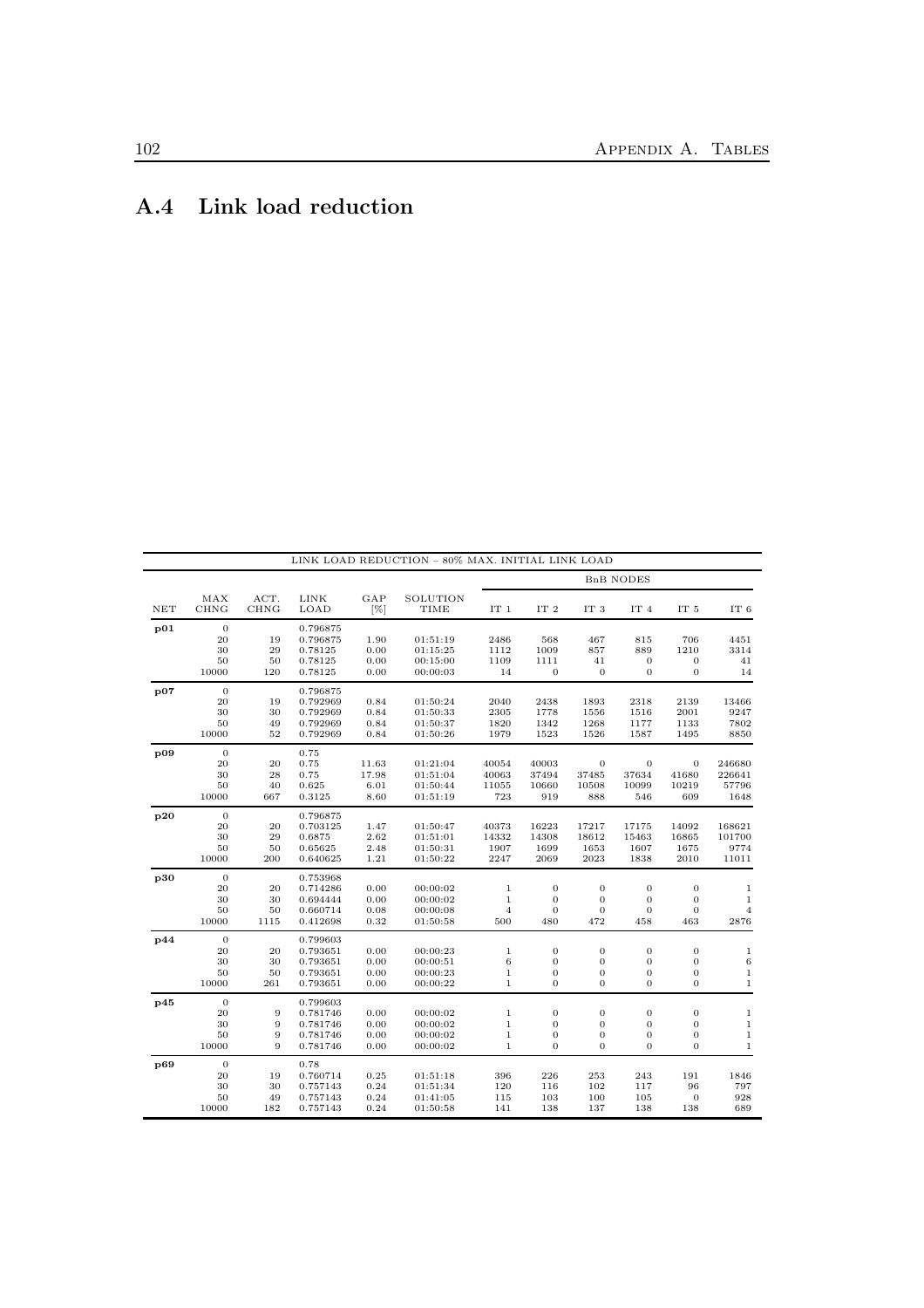## A.4 Link load reduction

| LINK LOAD REDUCTION – 80% MAX. INITIAL LINK LOAD | | | | | | | | | | | |
|---|---|---|---|---|---|---|---|---|---|---|---|
| | | | | | | BnB NODES | | | | | |
| NET | MAX CHNG | ACT. CHNG | LINK LOAD | GAP [%] | SOLUTION TIME | IT 1 | IT 2 | IT 3 | IT 4 | IT 5 | IT 6 |
| **p01** | 0 | | 0.796875 | | | | | | | | |
| | 20 | 19 | 0.796875 | 1.90 | 01:51:19 | 2486 | 568 | 467 | 815 | 706 | 4451 |
| | 30 | 29 | 0.78125 | 0.00 | 01:15:25 | 1112 | 1009 | 857 | 889 | 1210 | 3314 |
| | 50 | 50 | 0.78125 | 0.00 | 00:15:00 | 1109 | 1111 | 41 | 0 | 0 | 41 |
| | 10000 | 120 | 0.78125 | 0.00 | 00:00:03 | 14 | 0 | 0 | 0 | 0 | 14 |
| **p07** | 0 | | 0.796875 | | | | | | | | |
| | 20 | 19 | 0.792969 | 0.84 | 01:50:24 | 2040 | 2438 | 1893 | 2318 | 2139 | 13466 |
| | 30 | 30 | 0.792969 | 0.84 | 01:50:33 | 2305 | 1778 | 1556 | 1516 | 2001 | 9247 |
| | 50 | 49 | 0.792969 | 0.84 | 01:50:37 | 1820 | 1342 | 1268 | 1177 | 1133 | 7802 |
| | 10000 | 52 | 0.792969 | 0.84 | 01:50:26 | 1979 | 1523 | 1526 | 1587 | 1495 | 8850 |
| **p09** | 0 | | 0.75 | | | | | | | | |
| | 20 | 20 | 0.75 | 11.63 | 01:21:04 | 40054 | 40003 | 0 | 0 | 0 | 246680 |
| | 30 | 28 | 0.75 | 17.98 | 01:51:04 | 40063 | 37494 | 37485 | 37634 | 41680 | 226641 |
| | 50 | 40 | 0.625 | 6.01 | 01:50:44 | 11055 | 10660 | 10508 | 10099 | 10219 | 57796 |
| | 10000 | 667 | 0.3125 | 8.60 | 01:51:19 | 723 | 919 | 888 | 546 | 609 | 1648 |
| **p20** | 0 | | 0.796875 | | | | | | | | |
| | 20 | 20 | 0.703125 | 1.47 | 01:50:47 | 40373 | 16223 | 17217 | 17175 | 14092 | 168621 |
| | 30 | 29 | 0.6875 | 2.62 | 01:51:01 | 14332 | 14308 | 18612 | 15463 | 16865 | 101700 |
| | 50 | 50 | 0.65625 | 2.48 | 01:50:31 | 1907 | 1699 | 1653 | 1607 | 1675 | 9774 |
| | 10000 | 200 | 0.640625 | 1.21 | 01:50:22 | 2247 | 2069 | 2023 | 1838 | 2010 | 11011 |
| **p30** | 0 | | 0.753968 | | | | | | | | |
| | 20 | 20 | 0.714286 | 0.00 | 00:00:02 | 1 | 0 | 0 | 0 | 0 | 1 |
| | 30 | 30 | 0.694444 | 0.00 | 00:00:02 | 1 | 0 | 0 | 0 | 0 | 1 |
| | 50 | 50 | 0.660714 | 0.08 | 00:00:08 | 4 | 0 | 0 | 0 | 0 | 4 |
| | 10000 | 1115 | 0.412698 | 0.32 | 01:50:58 | 500 | 480 | 472 | 458 | 463 | 2876 |
| **p44** | 0 | | 0.799603 | | | | | | | | |
| | 20 | 20 | 0.793651 | 0.00 | 00:00:23 | 1 | 0 | 0 | 0 | 0 | 1 |
| | 30 | 30 | 0.793651 | 0.00 | 00:00:51 | 6 | 0 | 0 | 0 | 0 | 6 |
| | 50 | 50 | 0.793651 | 0.00 | 00:00:23 | 1 | 0 | 0 | 0 | 0 | 1 |
| | 10000 | 261 | 0.793651 | 0.00 | 00:00:22 | 1 | 0 | 0 | 0 | 0 | 1 |
| **p45** | 0 | | 0.799603 | | | | | | | | |
| | 20 | 9 | 0.781746 | 0.00 | 00:00:02 | 1 | 0 | 0 | 0 | 0 | 1 |
| | 30 | 9 | 0.781746 | 0.00 | 00:00:02 | 1 | 0 | 0 | 0 | 0 | 1 |
| | 50 | 9 | 0.781746 | 0.00 | 00:00:02 | 1 | 0 | 0 | 0 | 0 | 1 |
| | 10000 | 9 | 0.781746 | 0.00 | 00:00:02 | 1 | 0 | 0 | 0 | 0 | 1 |
| **p69** | 0 | | 0.78 | | | | | | | | |
| | 20 | 19 | 0.760714 | 0.25 | 01:51:18 | 396 | 226 | 253 | 243 | 191 | 1846 |
| | 30 | 30 | 0.757143 | 0.24 | 01:51:34 | 120 | 116 | 102 | 117 | 96 | 797 |
| | 50 | 49 | 0.757143 | 0.24 | 01:41:05 | 115 | 103 | 100 | 105 | 0 | 928 |
| | 10000 | 182 | 0.757143 | 0.24 | 01:50:58 | 141 | 138 | 137 | 138 | 138 | 689 |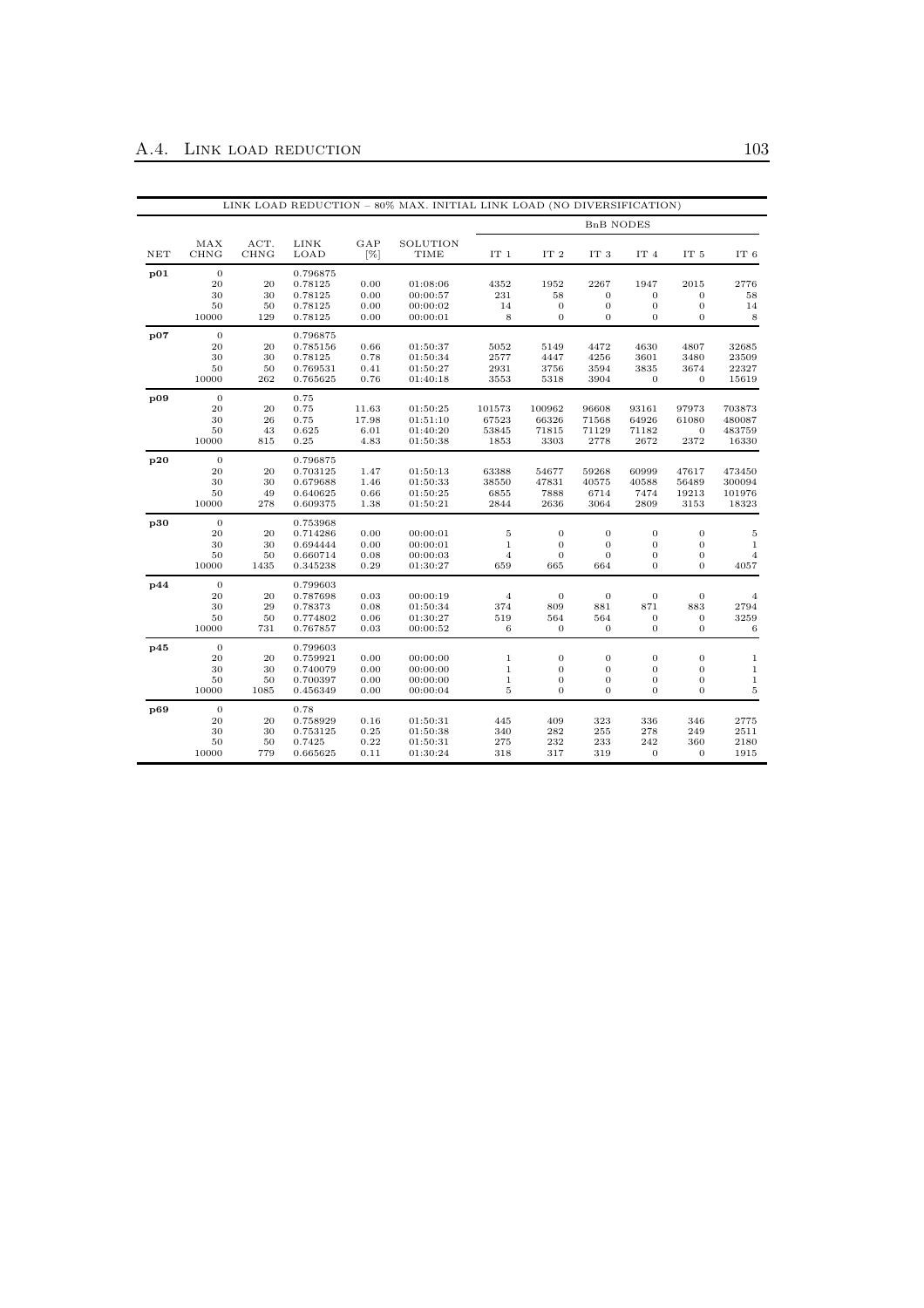| LINK LOAD REDUCTION – 80% MAX. INITIAL LINK LOAD (NO DIVERSIFICATION) | | | | | | | | | | | |
|---|---|---|---|---|---|---|---|---|---|---|---|
| | | | | | | BnB NODES | | | | | |
| NET | MAX CHNG | ACT. CHNG | LINK LOAD | GAP [%] | SOLUTION TIME | IT 1 | IT 2 | IT 3 | IT 4 | IT 5 | IT 6 |
| **p01** | 0 | | 0.796875 | | | | | | | | |
| | 20 | 20 | 0.78125 | 0.00 | 01:08:06 | 4352 | 1952 | 2267 | 1947 | 2015 | 2776 |
| | 30 | 30 | 0.78125 | 0.00 | 00:00:57 | 231 | 58 | 0 | 0 | 0 | 58 |
| | 50 | 50 | 0.78125 | 0.00 | 00:00:02 | 14 | 0 | 0 | 0 | 0 | 14 |
| | 10000 | 129 | 0.78125 | 0.00 | 00:00:01 | 8 | 0 | 0 | 0 | 0 | 8 |
| **p07** | 0 | | 0.796875 | | | | | | | | |
| | 20 | 20 | 0.785156 | 0.66 | 01:50:37 | 5052 | 5149 | 4472 | 4630 | 4807 | 32685 |
| | 30 | 30 | 0.78125 | 0.78 | 01:50:34 | 2577 | 4447 | 4256 | 3601 | 3480 | 23509 |
| | 50 | 50 | 0.769531 | 0.41 | 01:50:27 | 2931 | 3756 | 3594 | 3835 | 3674 | 22327 |
| | 10000 | 262 | 0.765625 | 0.76 | 01:40:18 | 3553 | 5318 | 3904 | 0 | 0 | 15619 |
| **p09** | 0 | | 0.75 | | | | | | | | |
| | 20 | 20 | 0.75 | 11.63 | 01:50:25 | 101573 | 100962 | 96608 | 93161 | 97973 | 703873 |
| | 30 | 26 | 0.75 | 17.98 | 01:51:10 | 67523 | 66326 | 71568 | 64926 | 61080 | 480087 |
| | 50 | 43 | 0.625 | 6.01 | 01:40:20 | 53845 | 71815 | 71129 | 71182 | 0 | 483759 |
| | 10000 | 815 | 0.25 | 4.83 | 01:50:38 | 1853 | 3303 | 2778 | 2672 | 2372 | 16330 |
| **p20** | 0 | | 0.796875 | | | | | | | | |
| | 20 | 20 | 0.703125 | 1.47 | 01:50:13 | 63388 | 54677 | 59268 | 60999 | 47617 | 473450 |
| | 30 | 30 | 0.679688 | 1.46 | 01:50:33 | 38550 | 47831 | 40575 | 40588 | 56489 | 300094 |
| | 50 | 49 | 0.640625 | 0.66 | 01:50:25 | 6855 | 7888 | 6714 | 7474 | 19213 | 101976 |
| | 10000 | 278 | 0.609375 | 1.38 | 01:50:21 | 2844 | 2636 | 3064 | 2809 | 3153 | 18323 |
| **p30** | 0 | | 0.753968 | | | | | | | | |
| | 20 | 20 | 0.714286 | 0.00 | 00:00:01 | 5 | 0 | 0 | 0 | 0 | 5 |
| | 30 | 30 | 0.694444 | 0.00 | 00:00:01 | 1 | 0 | 0 | 0 | 0 | 1 |
| | 50 | 50 | 0.660714 | 0.08 | 00:00:03 | 4 | 0 | 0 | 0 | 0 | 4 |
| | 10000 | 1435 | 0.345238 | 0.29 | 01:30:27 | 659 | 665 | 664 | 0 | 0 | 4057 |
| **p44** | 0 | | 0.799603 | | | | | | | | |
| | 20 | 20 | 0.787698 | 0.03 | 00:00:19 | 4 | 0 | 0 | 0 | 0 | 4 |
| | 30 | 29 | 0.78373 | 0.08 | 01:50:34 | 374 | 809 | 881 | 871 | 883 | 2794 |
| | 50 | 50 | 0.774802 | 0.06 | 01:30:27 | 519 | 564 | 564 | 0 | 0 | 3259 |
| | 10000 | 731 | 0.767857 | 0.03 | 00:00:52 | 6 | 0 | 0 | 0 | 0 | 6 |
| **p45** | 0 | | 0.799603 | | | | | | | | |
| | 20 | 20 | 0.759921 | 0.00 | 00:00:00 | 1 | 0 | 0 | 0 | 0 | 1 |
| | 30 | 30 | 0.740079 | 0.00 | 00:00:00 | 1 | 0 | 0 | 0 | 0 | 1 |
| | 50 | 50 | 0.700397 | 0.00 | 00:00:00 | 1 | 0 | 0 | 0 | 0 | 1 |
| | 10000 | 1085 | 0.456349 | 0.00 | 00:00:04 | 5 | 0 | 0 | 0 | 0 | 5 |
| **p69** | 0 | | 0.78 | | | | | | | | |
| | 20 | 20 | 0.758929 | 0.16 | 01:50:31 | 445 | 409 | 323 | 336 | 346 | 2775 |
| | 30 | 30 | 0.753125 | 0.25 | 01:50:38 | 340 | 282 | 255 | 278 | 249 | 2511 |
| | 50 | 50 | 0.7425 | 0.22 | 01:50:31 | 275 | 232 | 233 | 242 | 360 | 2180 |
| | 10000 | 779 | 0.665625 | 0.11 | 01:30:24 | 318 | 317 | 319 | 0 | 0 | 1915 |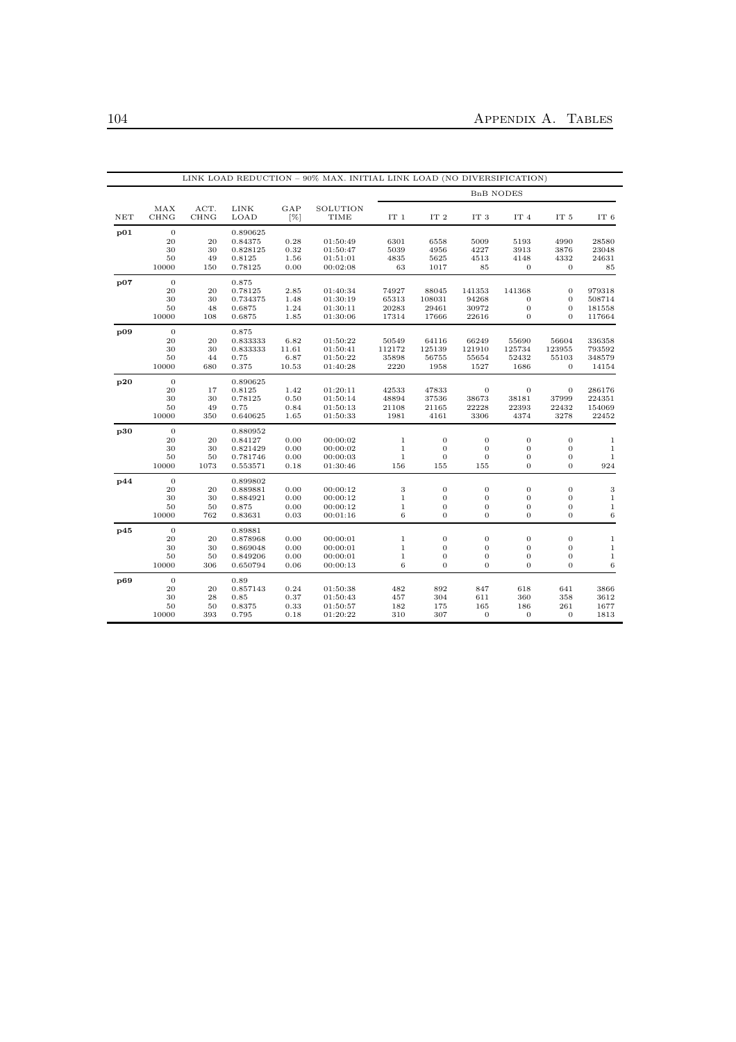| LINK LOAD REDUCTION – 90% MAX. INITIAL LINK LOAD (NO DIVERSIFICATION) | | | | | | | | | | | |
|---|---|---|---|---|---|---|---|---|---|---|---|
| | | | | | | BnB NODES | | | | | |
| NET | MAX CHNG | ACT. CHNG | LINK LOAD | GAP [%] | SOLUTION TIME | IT 1 | IT 2 | IT 3 | IT 4 | IT 5 | IT 6 |
| **p01** | 0 | | 0.890625 | | | | | | | | |
| | 20 | 20 | 0.84375 | 0.28 | 01:50:49 | 6301 | 6558 | 5009 | 5193 | 4990 | 28580 |
| | 30 | 30 | 0.828125 | 0.32 | 01:50:47 | 5039 | 4956 | 4227 | 3913 | 3876 | 23048 |
| | 50 | 49 | 0.8125 | 1.56 | 01:51:01 | 4835 | 5625 | 4513 | 4148 | 4332 | 24631 |
| | 10000 | 150 | 0.78125 | 0.00 | 00:02:08 | 63 | 1017 | 85 | 0 | 0 | 85 |
| **p07** | 0 | | 0.875 | | | | | | | | |
| | 20 | 20 | 0.78125 | 2.85 | 01:40:34 | 74927 | 88045 | 141353 | 141368 | 0 | 979318 |
| | 30 | 30 | 0.734375 | 1.48 | 01:30:19 | 65313 | 108031 | 94268 | 0 | 0 | 508714 |
| | 50 | 48 | 0.6875 | 1.24 | 01:30:11 | 20283 | 29461 | 30972 | 0 | 0 | 181558 |
| | 10000 | 108 | 0.6875 | 1.85 | 01:30:06 | 17314 | 17666 | 22616 | 0 | 0 | 117664 |
| **p09** | 0 | | 0.875 | | | | | | | | |
| | 20 | 20 | 0.833333 | 6.82 | 01:50:22 | 50549 | 64116 | 66249 | 55690 | 56604 | 336358 |
| | 30 | 30 | 0.833333 | 11.61 | 01:50:41 | 112172 | 125139 | 121910 | 125734 | 123955 | 793592 |
| | 50 | 44 | 0.75 | 6.87 | 01:50:22 | 35898 | 56755 | 55654 | 52432 | 55103 | 348579 |
| | 10000 | 680 | 0.375 | 10.53 | 01:40:28 | 2220 | 1958 | 1527 | 1686 | 0 | 14154 |
| **p20** | 0 | | 0.890625 | | | | | | | | |
| | 20 | 17 | 0.8125 | 1.42 | 01:20:11 | 42533 | 47833 | 0 | 0 | 0 | 286176 |
| | 30 | 30 | 0.78125 | 0.50 | 01:50:14 | 48894 | 37536 | 38673 | 38181 | 37999 | 224351 |
| | 50 | 49 | 0.75 | 0.84 | 01:50:13 | 21108 | 21165 | 22228 | 22393 | 22432 | 154069 |
| | 10000 | 350 | 0.640625 | 1.65 | 01:50:33 | 1981 | 4161 | 3306 | 4374 | 3278 | 22452 |
| **p30** | 0 | | 0.880952 | | | | | | | | |
| | 20 | 20 | 0.84127 | 0.00 | 00:00:02 | 1 | 0 | 0 | 0 | 0 | 1 |
| | 30 | 30 | 0.821429 | 0.00 | 00:00:02 | 1 | 0 | 0 | 0 | 0 | 1 |
| | 50 | 50 | 0.781746 | 0.00 | 00:00:03 | 1 | 0 | 0 | 0 | 0 | 1 |
| | 10000 | 1073 | 0.553571 | 0.18 | 01:30:46 | 156 | 155 | 155 | 0 | 0 | 924 |
| **p44** | 0 | | 0.899802 | | | | | | | | |
| | 20 | 20 | 0.889881 | 0.00 | 00:00:12 | 3 | 0 | 0 | 0 | 0 | 3 |
| | 30 | 30 | 0.884921 | 0.00 | 00:00:12 | 1 | 0 | 0 | 0 | 0 | 1 |
| | 50 | 50 | 0.875 | 0.00 | 00:00:12 | 1 | 0 | 0 | 0 | 0 | 1 |
| | 10000 | 762 | 0.83631 | 0.03 | 00:01:16 | 6 | 0 | 0 | 0 | 0 | 6 |
| **p45** | 0 | | 0.89881 | | | | | | | | |
| | 20 | 20 | 0.878968 | 0.00 | 00:00:01 | 1 | 0 | 0 | 0 | 0 | 1 |
| | 30 | 30 | 0.869048 | 0.00 | 00:00:01 | 1 | 0 | 0 | 0 | 0 | 1 |
| | 50 | 50 | 0.849206 | 0.00 | 00:00:01 | 1 | 0 | 0 | 0 | 0 | 1 |
| | 10000 | 306 | 0.650794 | 0.06 | 00:00:13 | 6 | 0 | 0 | 0 | 0 | 6 |
| **p69** | 0 | | 0.89 | | | | | | | | |
| | 20 | 20 | 0.857143 | 0.24 | 01:50:38 | 482 | 892 | 847 | 618 | 641 | 3866 |
| | 30 | 28 | 0.85 | 0.37 | 01:50:43 | 457 | 304 | 611 | 360 | 358 | 3612 |
| | 50 | 50 | 0.8375 | 0.33 | 01:50:57 | 182 | 175 | 165 | 186 | 261 | 1677 |
| | 10000 | 393 | 0.795 | 0.18 | 01:20:22 | 310 | 307 | 0 | 0 | 0 | 1813 |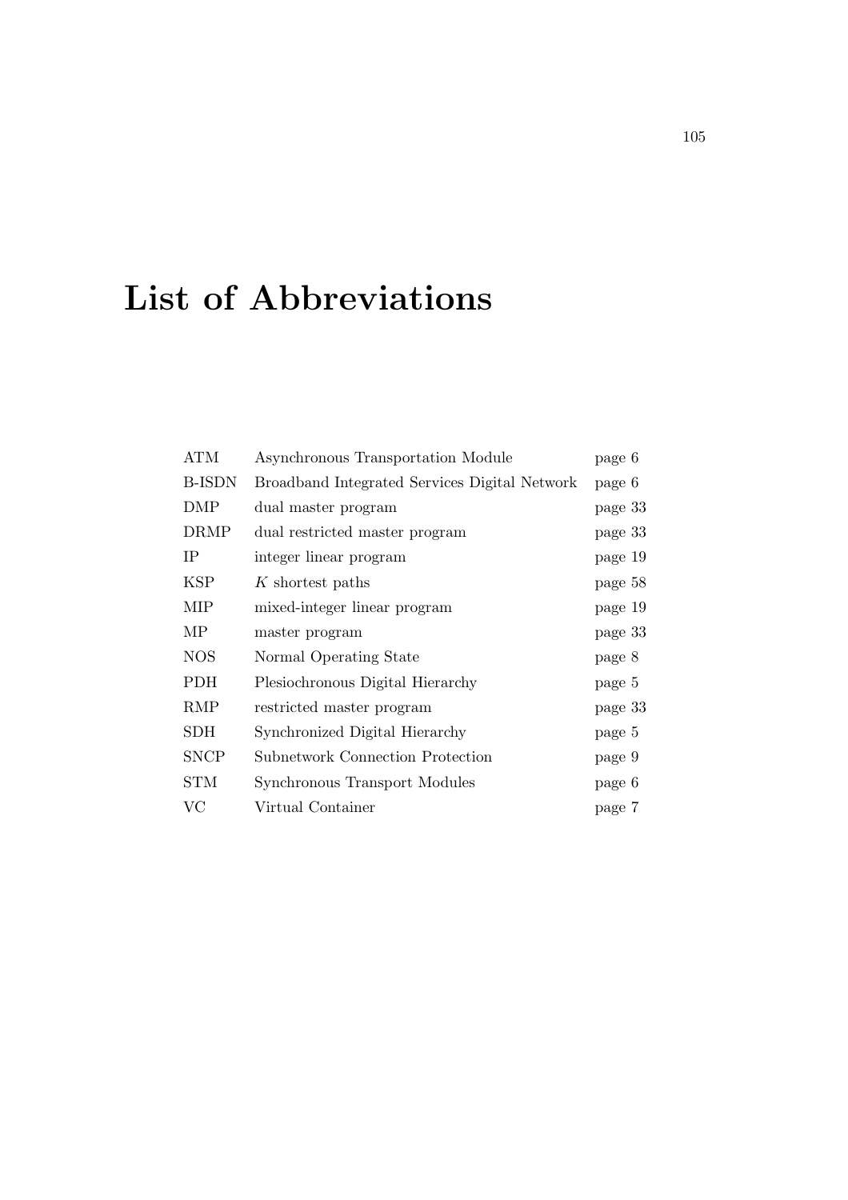# List of Abbreviations

| | | |
|---|---|---|
| ATM | Asynchronous Transportation Module | page 6 |
| B-ISDN | Broadband Integrated Services Digital Network | page 6 |
| DMP | dual master program | page 33 |
| DRMP | dual restricted master program | page 33 |
| IP | integer linear program | page 19 |
| KSP | $K$ shortest paths | page 58 |
| MIP | mixed-integer linear program | page 19 |
| MP | master program | page 33 |
| NOS | Normal Operating State | page 8 |
| PDH | Plesiochronous Digital Hierarchy | page 5 |
| RMP | restricted master program | page 33 |
| SDH | Synchronized Digital Hierarchy | page 5 |
| SNCP | Subnetwork Connection Protection | page 9 |
| STM | Synchronous Transport Modules | page 6 |
| VC | Virtual Container | page 7 |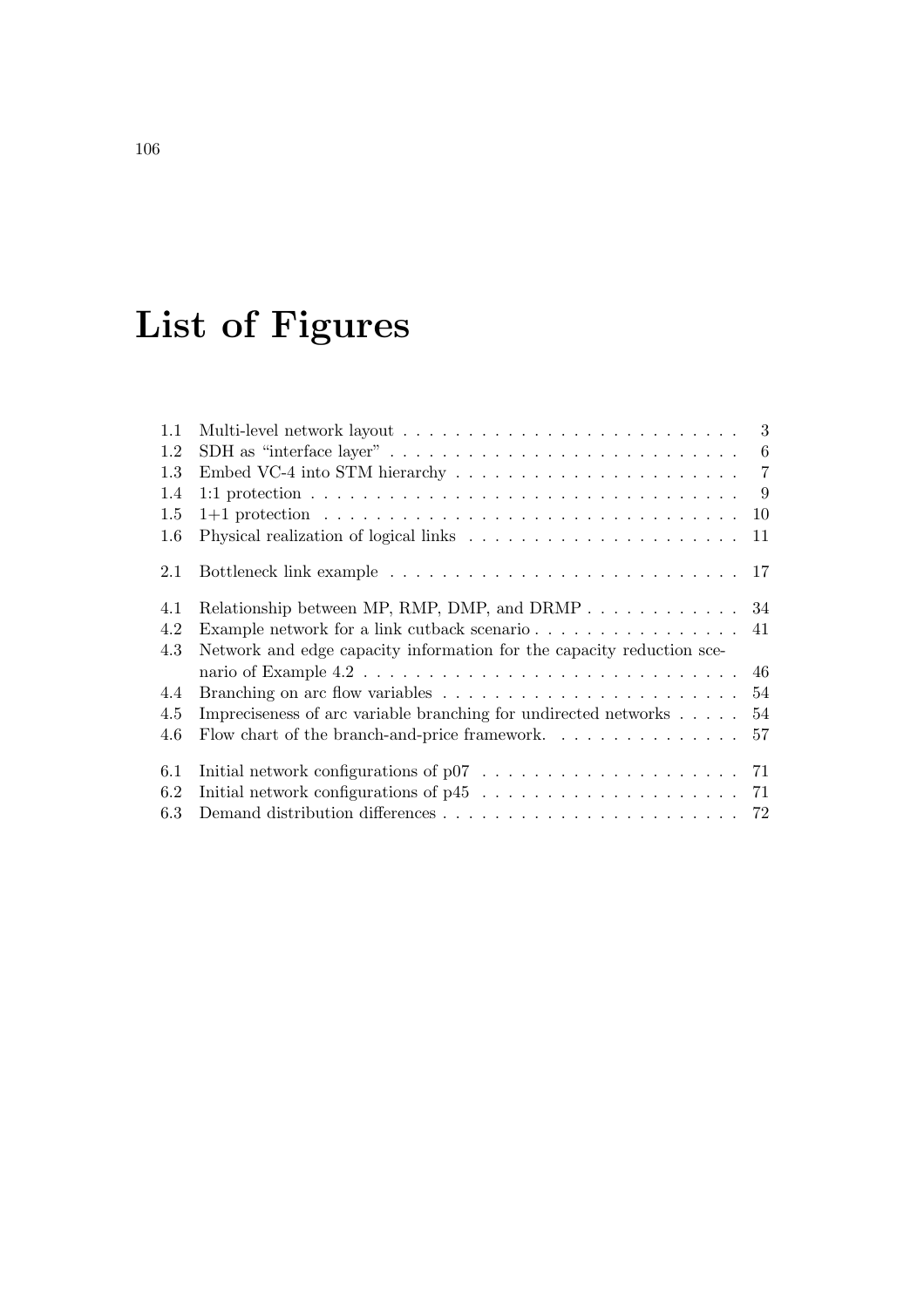# List of Figures

| | | |
|---|---|---|
| 1.1 | Multi-level network layout | 3 |
| 1.2 | SDH as "interface layer" | 6 |
| 1.3 | Embed VC-4 into STM hierarchy | 7 |
| 1.4 | 1:1 protection | 9 |
| 1.5 | 1+1 protection | 10 |
| 1.6 | Physical realization of logical links | 11 |
| 2.1 | Bottleneck link example | 17 |
| 4.1 | Relationship between MP, RMP, DMP, and DRMP | 34 |
| 4.2 | Example network for a link cutback scenario | 41 |
| 4.3 | Network and edge capacity information for the capacity reduction scenario of Example 4.2 | 46 |
| 4.4 | Branching on arc flow variables | 54 |
| 4.5 | Impreciseness of arc variable branching for undirected networks | 54 |
| 4.6 | Flow chart of the branch-and-price framework. | 57 |
| 6.1 | Initial network configurations of p07 | 71 |
| 6.2 | Initial network configurations of p45 | 71 |
| 6.3 | Demand distribution differences | 72 |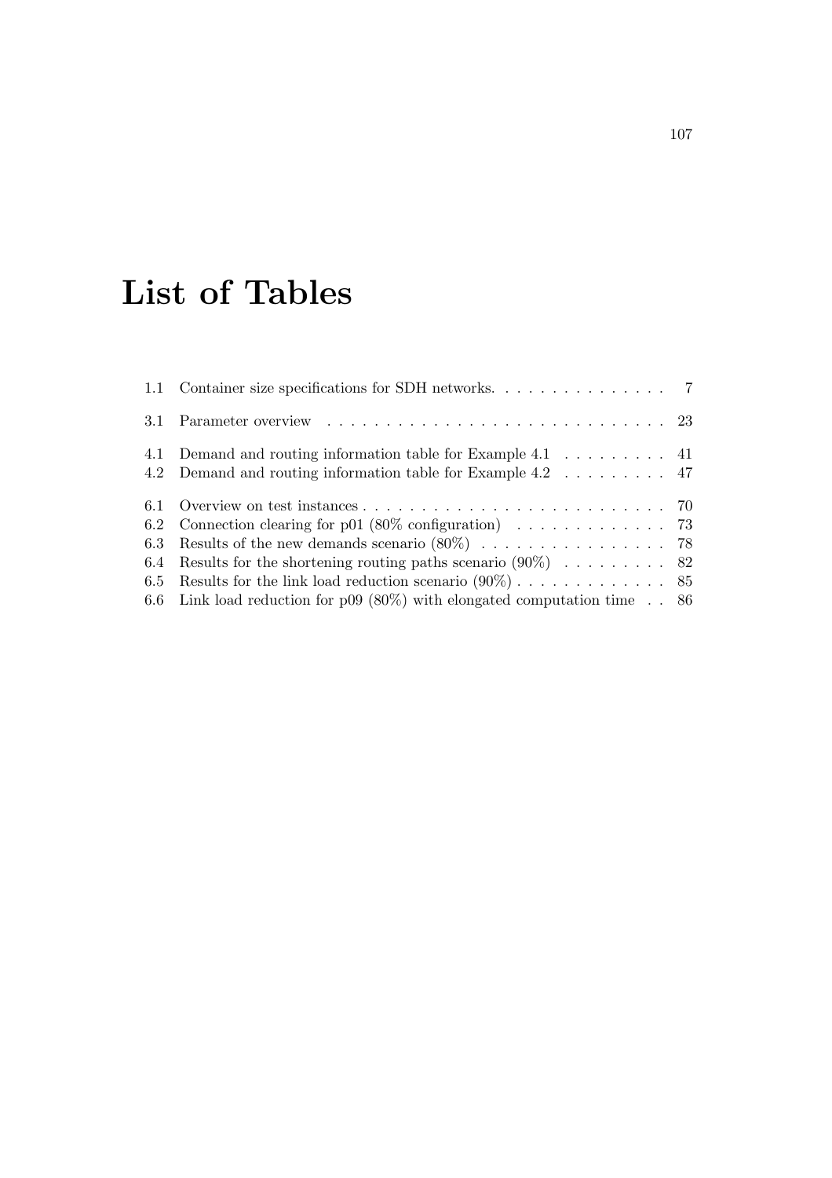# List of Tables

1.1 Container size specifications for SDH networks. . . . . . . . . . . . . . . 7

3.1 Parameter overview . . . . . . . . . . . . . . . . . . . . . . . . . . . . 23

4.1 Demand and routing information table for Example 4.1 . . . . . . . . . 41
4.2 Demand and routing information table for Example 4.2 . . . . . . . . . 47

6.1 Overview on test instances . . . . . . . . . . . . . . . . . . . . . . . . . 70
6.2 Connection clearing for p01 (80% configuration) . . . . . . . . . . . . . 73
6.3 Results of the new demands scenario (80%) . . . . . . . . . . . . . . . . 78
6.4 Results for the shortening routing paths scenario (90%) . . . . . . . . . 82
6.5 Results for the link load reduction scenario (90%) . . . . . . . . . . . . 85
6.6 Link load reduction for p09 (80%) with elongated computation time . . 86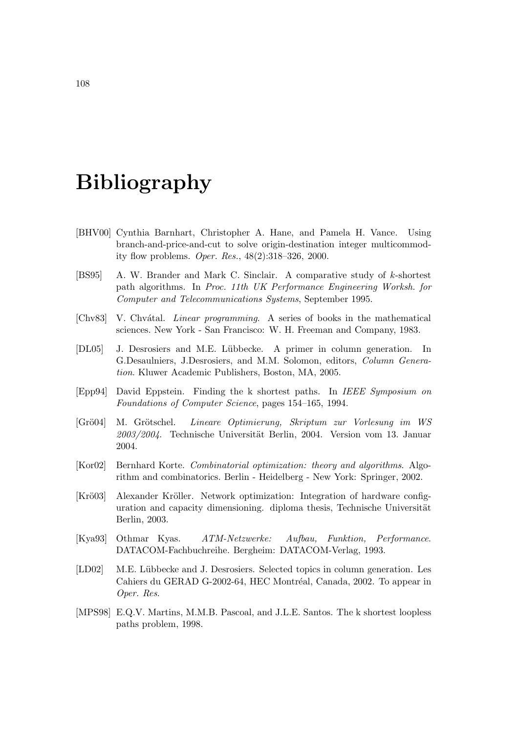# Bibliography

[BHV00] Cynthia Barnhart, Christopher A. Hane, and Pamela H. Vance. Using branch-and-price-and-cut to solve origin-destination integer multicommodity flow problems. *Oper. Res.*, 48(2):318–326, 2000.

[BS95] A. W. Brander and Mark C. Sinclair. A comparative study of $k$-shortest path algorithms. In *Proc. 11th UK Performance Engineering Worksh. for Computer and Telecommunications Systems*, September 1995.

[Chv83] V. Chvátal. *Linear programming*. A series of books in the mathematical sciences. New York - San Francisco: W. H. Freeman and Company, 1983.

[DL05] J. Desrosiers and M.E. Lübbecke. A primer in column generation. In G.Desaulniers, J.Desrosiers, and M.M. Solomon, editors, *Column Generation*. Kluwer Academic Publishers, Boston, MA, 2005.

[Epp94] David Eppstein. Finding the k shortest paths. In *IEEE Symposium on Foundations of Computer Science*, pages 154–165, 1994.

[Grö04] M. Grötschel. *Lineare Optimierung, Skriptum zur Vorlesung im WS 2003/2004*. Technische Universität Berlin, 2004. Version vom 13. Januar 2004.

[Kor02] Bernhard Korte. *Combinatorial optimization: theory and algorithms*. Algorithm and combinatorics. Berlin - Heidelberg - New York: Springer, 2002.

[Krö03] Alexander Kröller. Network optimization: Integration of hardware configuration and capacity dimensioning. diploma thesis, Technische Universität Berlin, 2003.

[Kya93] Othmar Kyas. *ATM-Netzwerke: Aufbau, Funktion, Performance*. DATACOM-Fachbuchreihe. Bergheim: DATACOM-Verlag, 1993.

[LD02] M.E. Lübbecke and J. Desrosiers. Selected topics in column generation. Les Cahiers du GERAD G-2002-64, HEC Montréal, Canada, 2002. To appear in *Oper. Res.*

[MPS98] E.Q.V. Martins, M.M.B. Pascoal, and J.L.E. Santos. The k shortest loopless paths problem, 1998.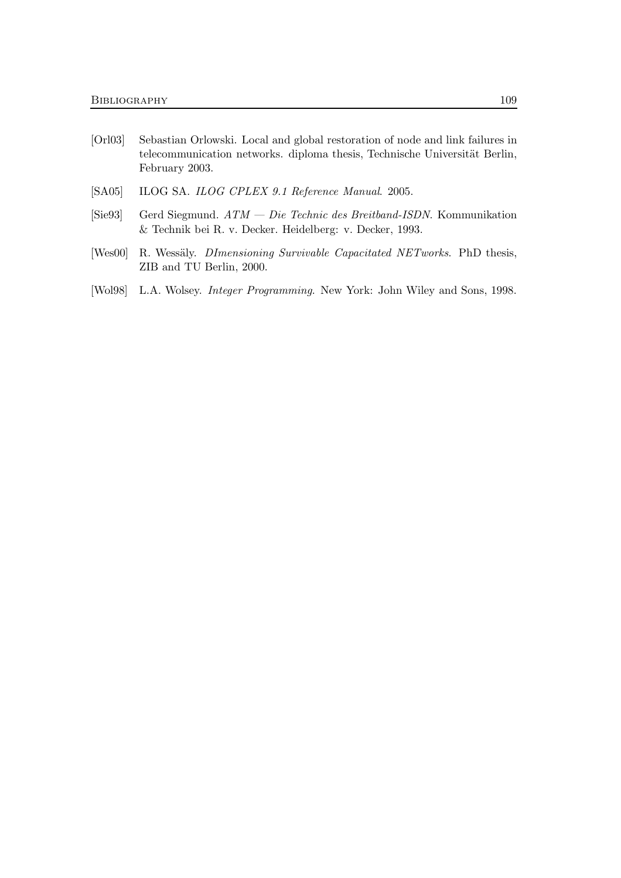[Orl03] Sebastian Orlowski. Local and global restoration of node and link failures in telecommunication networks. diploma thesis, Technische Universität Berlin, February 2003.

[SA05] ILOG SA. *ILOG CPLEX 9.1 Reference Manual*. 2005.

[Sie93] Gerd Siegmund. *ATM — Die Technic des Breitband-ISDN*. Kommunikation & Technik bei R. v. Decker. Heidelberg: v. Decker, 1993.

[Wes00] R. Wessäly. *DImensioning Survivable Capacitated NETworks*. PhD thesis, ZIB and TU Berlin, 2000.

[Wol98] L.A. Wolsey. *Integer Programming*. New York: John Wiley and Sons, 1998.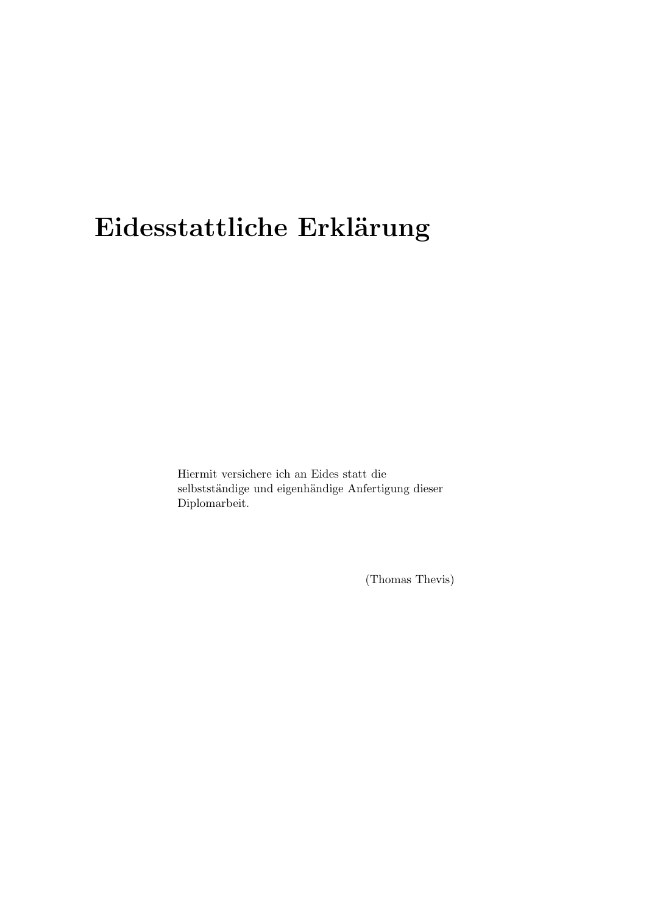# Eidesstattliche Erklärung

Hiermit versichere ich an Eides statt die selbstständige und eigenhändige Anfertigung dieser Diplomarbeit.

(Thomas Thevis)